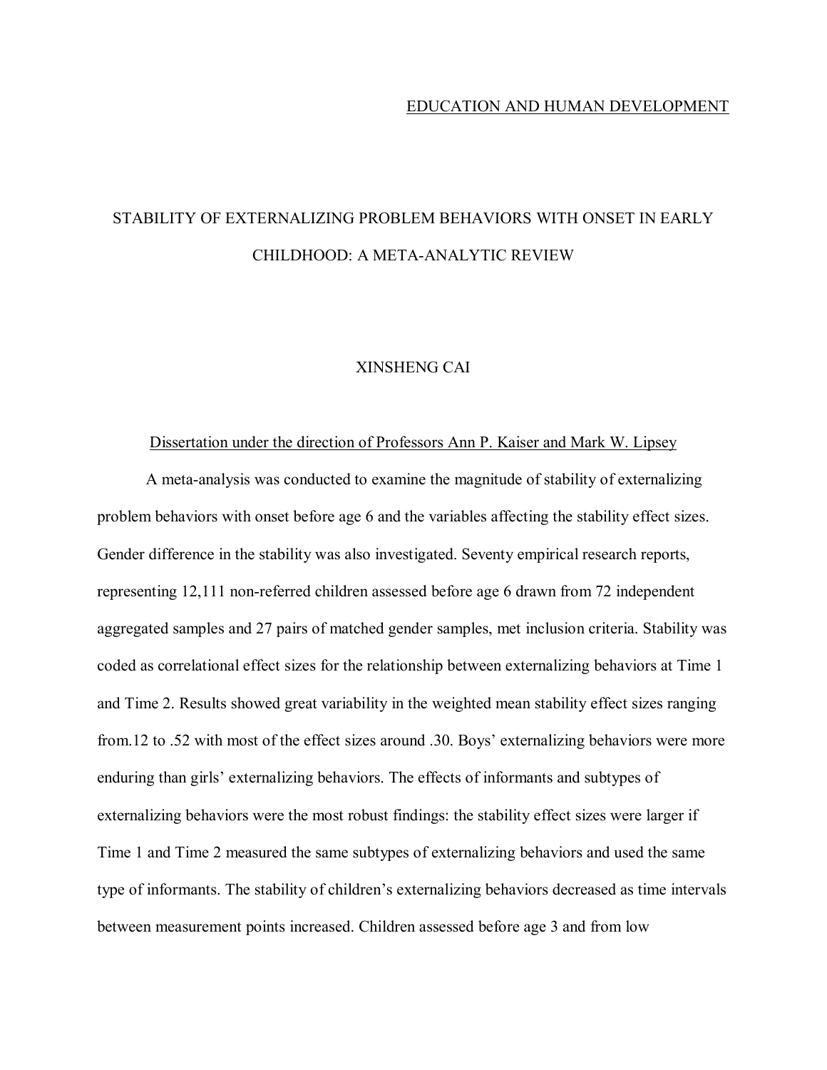EDUCATION AND HUMAN DEVELOPMENT

# STABILITY OF EXTERNALIZING PROBLEM BEHAVIORS WITH ONSET IN EARLY CHILDHOOD: A META-ANALYTIC REVIEW

XINSHENG CAI

Dissertation under the direction of Professors Ann P. Kaiser and Mark W. Lipsey

A meta-analysis was conducted to examine the magnitude of stability of externalizing problem behaviors with onset before age 6 and the variables affecting the stability effect sizes. Gender difference in the stability was also investigated. Seventy empirical research reports, representing 12,111 non-referred children assessed before age 6 drawn from 72 independent aggregated samples and 27 pairs of matched gender samples, met inclusion criteria. Stability was coded as correlational effect sizes for the relationship between externalizing behaviors at Time 1 and Time 2. Results showed great variability in the weighted mean stability effect sizes ranging from.12 to .52 with most of the effect sizes around .30. Boys' externalizing behaviors were more enduring than girls' externalizing behaviors. The effects of informants and subtypes of externalizing behaviors were the most robust findings: the stability effect sizes were larger if Time 1 and Time 2 measured the same subtypes of externalizing behaviors and used the same type of informants. The stability of children's externalizing behaviors decreased as time intervals between measurement points increased. Children assessed before age 3 and from low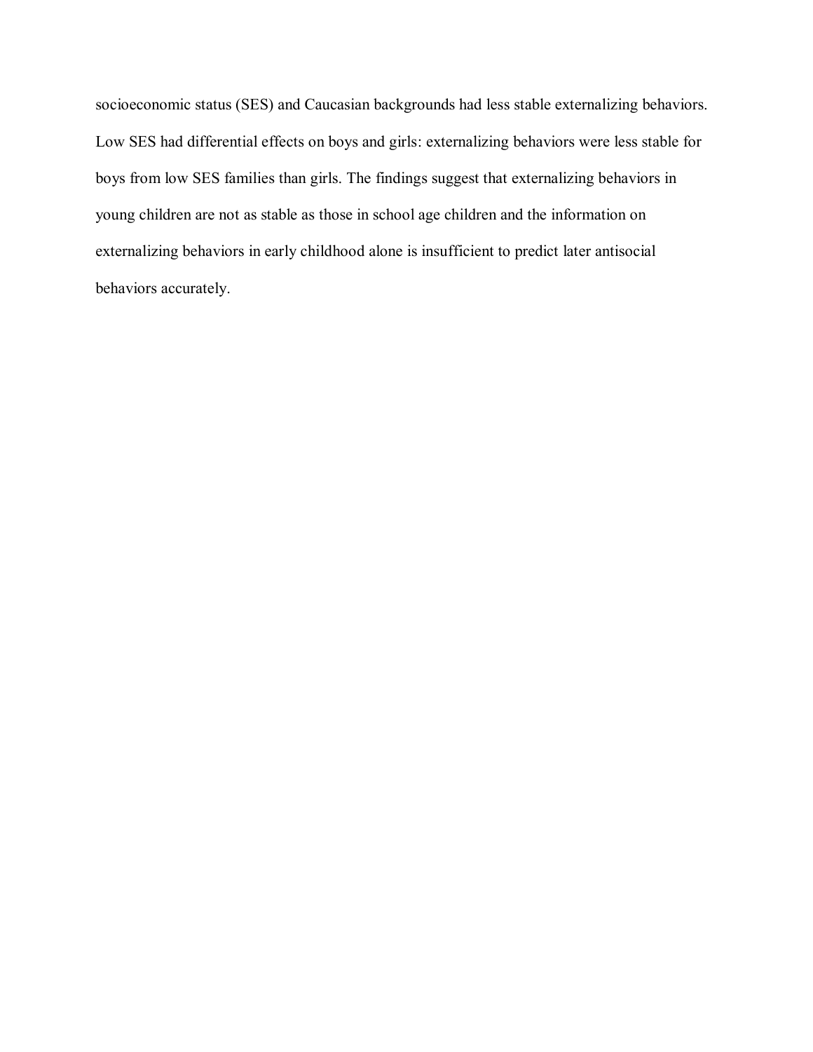socioeconomic status (SES) and Caucasian backgrounds had less stable externalizing behaviors. Low SES had differential effects on boys and girls: externalizing behaviors were less stable for boys from low SES families than girls. The findings suggest that externalizing behaviors in young children are not as stable as those in school age children and the information on externalizing behaviors in early childhood alone is insufficient to predict later antisocial behaviors accurately.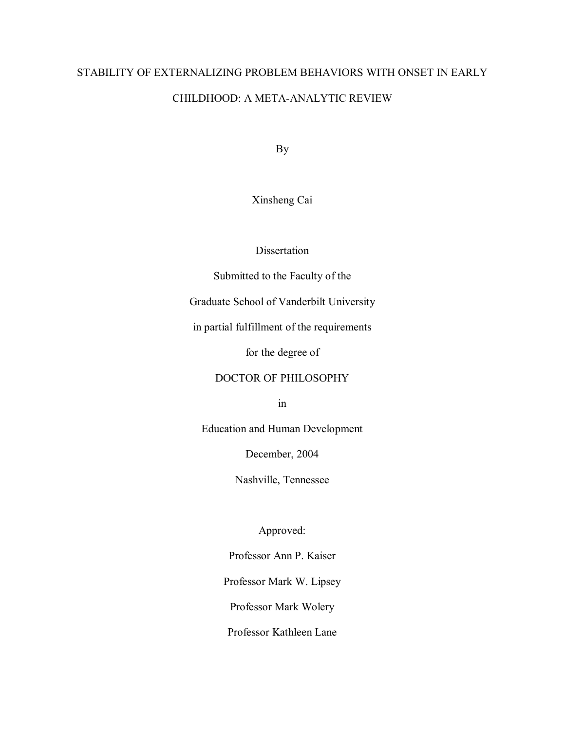# STABILITY OF EXTERNALIZING PROBLEM BEHAVIORS WITH ONSET IN EARLY CHILDHOOD: A META-ANALYTIC REVIEW

By

Xinsheng Cai

Dissertation

Submitted to the Faculty of the

Graduate School of Vanderbilt University

in partial fulfillment of the requirements

for the degree of

DOCTOR OF PHILOSOPHY

in

Education and Human Development

December, 2004

Nashville, Tennessee

Approved:

Professor Ann P. Kaiser

Professor Mark W. Lipsey

Professor Mark Wolery

Professor Kathleen Lane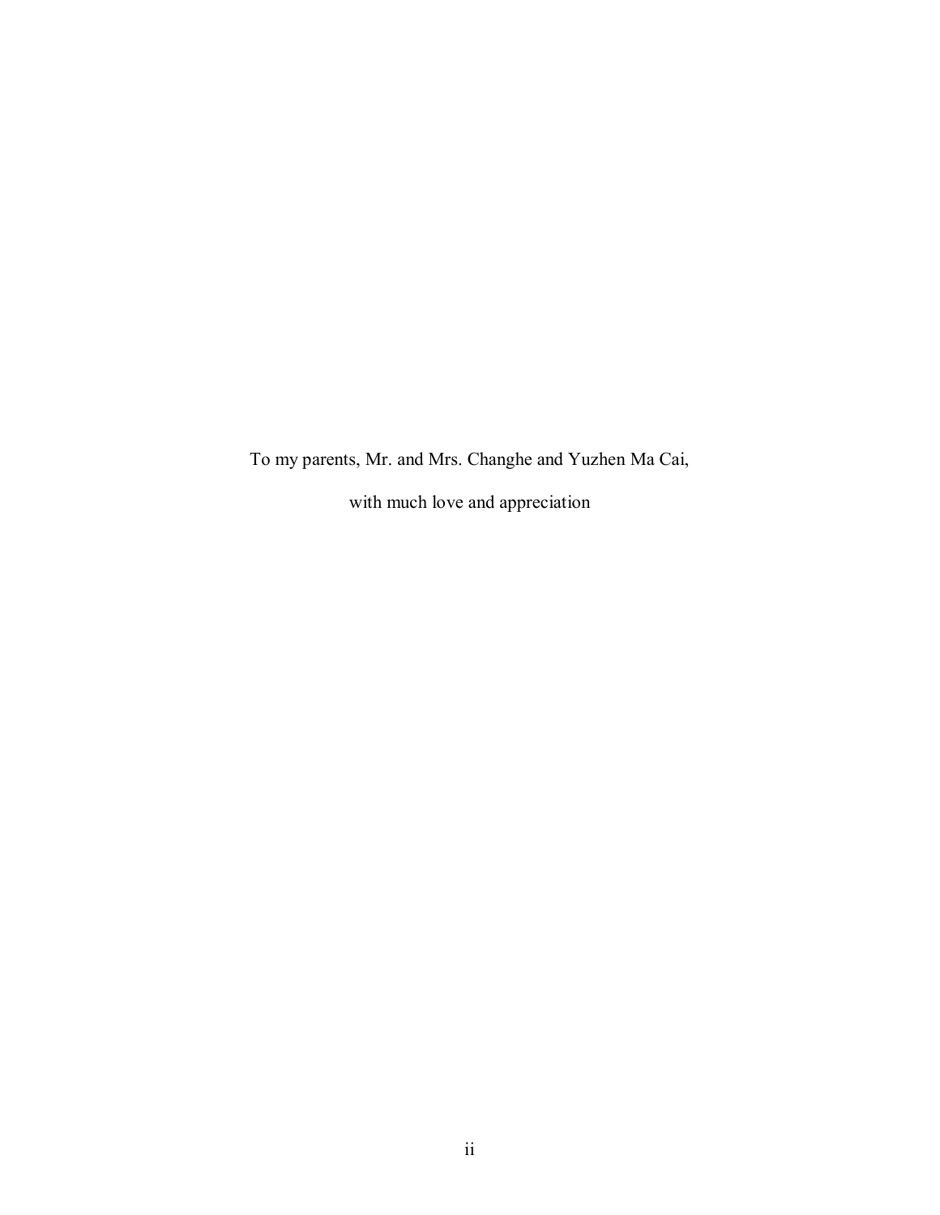To my parents, Mr. and Mrs. Changhe and Yuzhen Ma Cai,

with much love and appreciation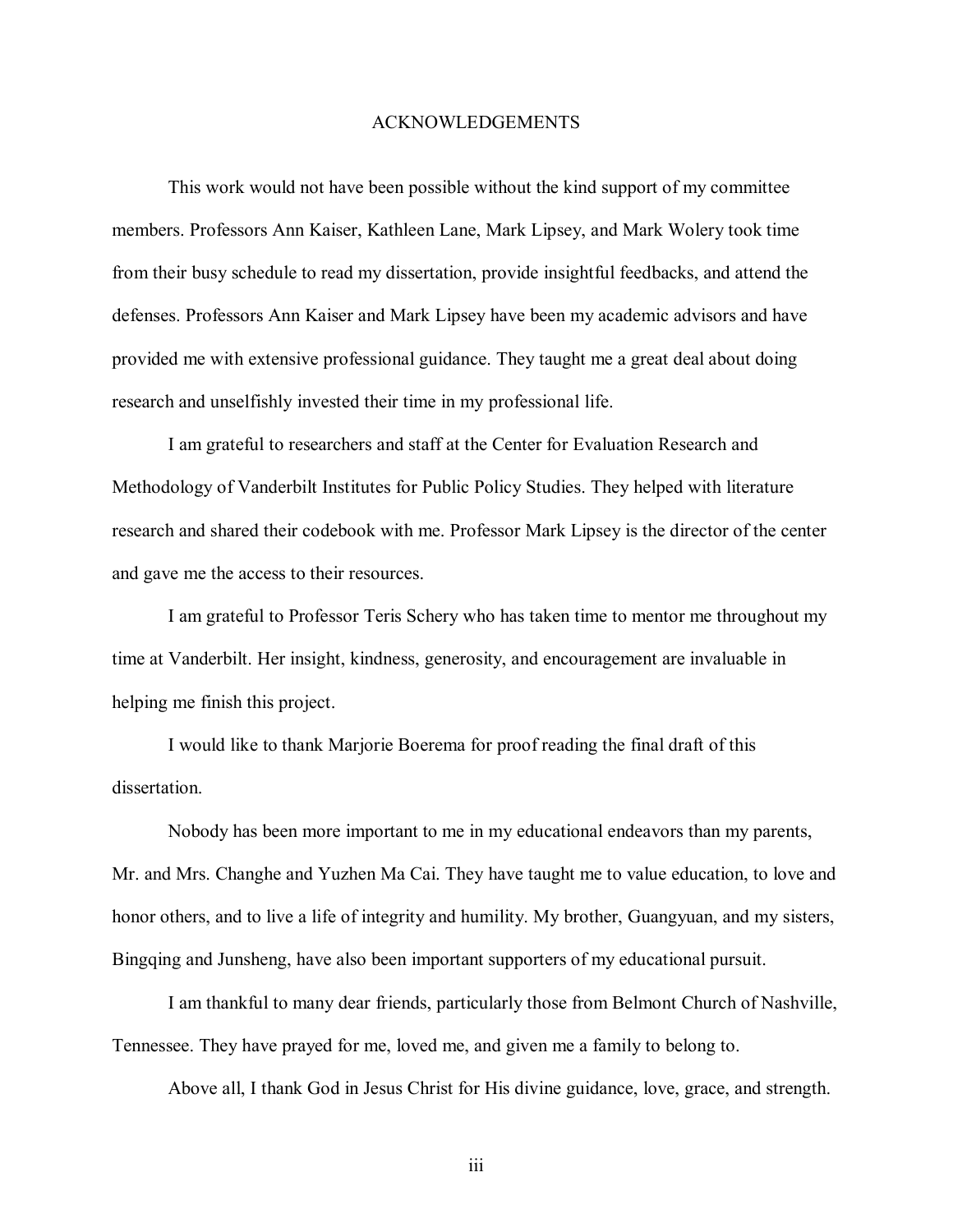# ACKNOWLEDGEMENTS

This work would not have been possible without the kind support of my committee members. Professors Ann Kaiser, Kathleen Lane, Mark Lipsey, and Mark Wolery took time from their busy schedule to read my dissertation, provide insightful feedbacks, and attend the defenses. Professors Ann Kaiser and Mark Lipsey have been my academic advisors and have provided me with extensive professional guidance. They taught me a great deal about doing research and unselfishly invested their time in my professional life.

I am grateful to researchers and staff at the Center for Evaluation Research and Methodology of Vanderbilt Institutes for Public Policy Studies. They helped with literature research and shared their codebook with me. Professor Mark Lipsey is the director of the center and gave me the access to their resources.

I am grateful to Professor Teris Schery who has taken time to mentor me throughout my time at Vanderbilt. Her insight, kindness, generosity, and encouragement are invaluable in helping me finish this project.

I would like to thank Marjorie Boerema for proof reading the final draft of this dissertation.

Nobody has been more important to me in my educational endeavors than my parents, Mr. and Mrs. Changhe and Yuzhen Ma Cai. They have taught me to value education, to love and honor others, and to live a life of integrity and humility. My brother, Guangyuan, and my sisters, Bingqing and Junsheng, have also been important supporters of my educational pursuit.

I am thankful to many dear friends, particularly those from Belmont Church of Nashville, Tennessee. They have prayed for me, loved me, and given me a family to belong to.

Above all, I thank God in Jesus Christ for His divine guidance, love, grace, and strength.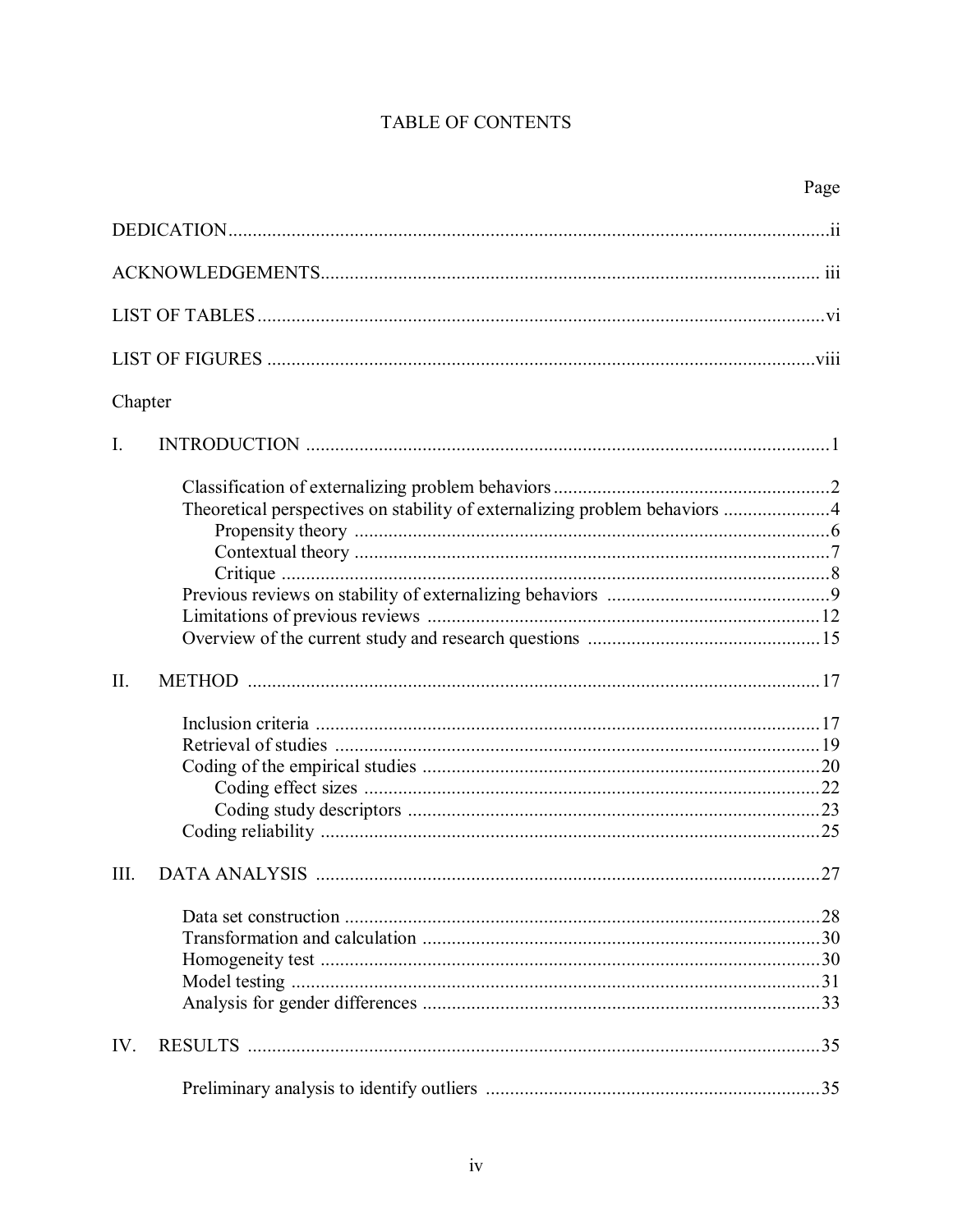# TABLE OF CONTENTS

| | Page |
|---|---|
| DEDICATION | ii |
| ACKNOWLEDGEMENTS | iii |
| LIST OF TABLES | vi |
| LIST OF FIGURES | viii |

Chapter

| | | Page |
|---|---|---|
| I. | INTRODUCTION | 1 |
| | Classification of externalizing problem behaviors | 2 |
| | Theoretical perspectives on stability of externalizing problem behaviors | 4 |
| | Propensity theory | 6 |
| | Contextual theory | 7 |
| | Critique | 8 |
| | Previous reviews on stability of externalizing behaviors | 9 |
| | Limitations of previous reviews | 12 |
| | Overview of the current study and research questions | 15 |
| II. | METHOD | 17 |
| | Inclusion criteria | 17 |
| | Retrieval of studies | 19 |
| | Coding of the empirical studies | 20 |
| | Coding effect sizes | 22 |
| | Coding study descriptors | 23 |
| | Coding reliability | 25 |
| III. | DATA ANALYSIS | 27 |
| | Data set construction | 28 |
| | Transformation and calculation | 30 |
| | Homogeneity test | 30 |
| | Model testing | 31 |
| | Analysis for gender differences | 33 |
| IV. | RESULTS | 35 |
| | Preliminary analysis to identify outliers | 35 |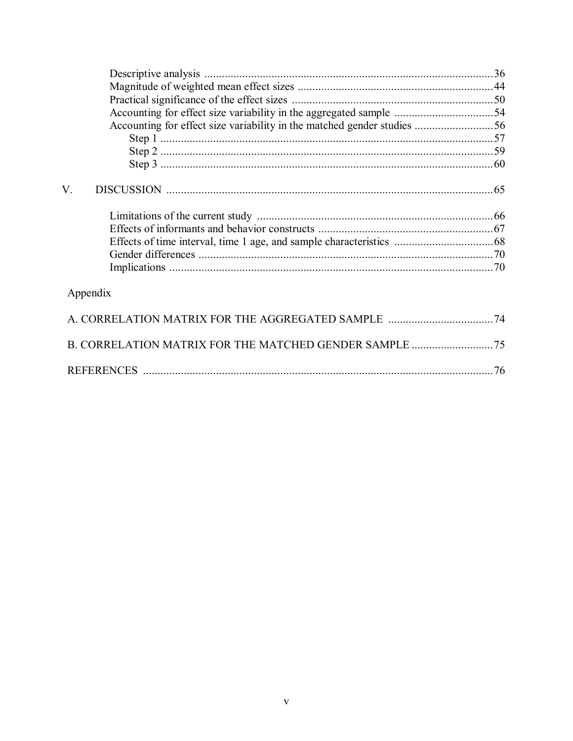Descriptive analysis ..................................................................................................36
Magnitude of weighted mean effect sizes ..................................................................44
Practical significance of the effect sizes ....................................................................50
Accounting for effect size variability in the aggregated sample ..................................54
Accounting for effect size variability in the matched gender studies ...........................56
Step 1 .................................................................................................................57
Step 2 .................................................................................................................59
Step 3 .................................................................................................................60

V. DISCUSSION ...............................................................................................................65

Limitations of the current study ................................................................................66
Effects of informants and behavior constructs ...........................................................67
Effects of time interval, time 1 age, and sample characteristics ..................................68
Gender differences ....................................................................................................70
Implications ..............................................................................................................70

Appendix

A. CORRELATION MATRIX FOR THE AGGREGATED SAMPLE ...................................74

B. CORRELATION MATRIX FOR THE MATCHED GENDER SAMPLE ............................75

REFERENCES ........................................................................................................................76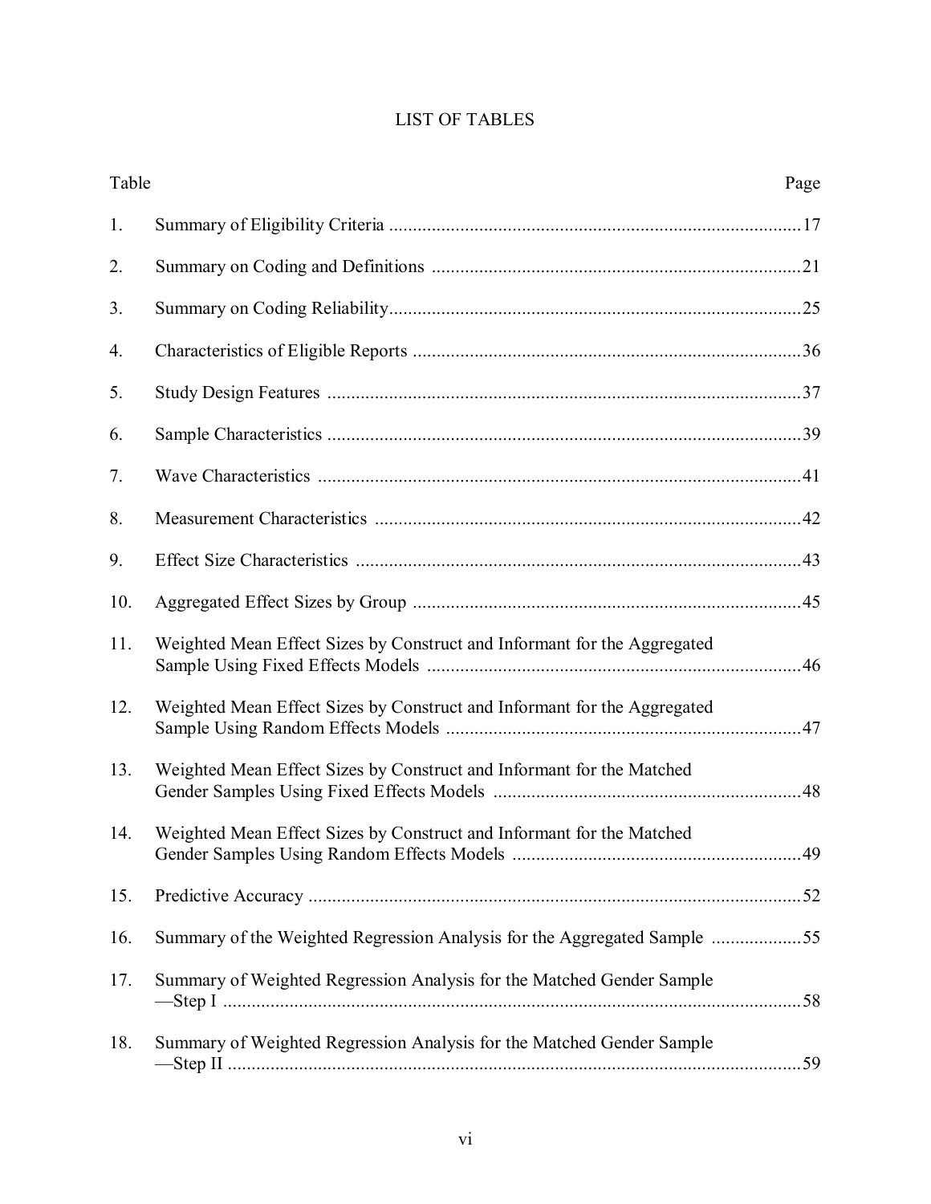# LIST OF TABLES

| Table | | Page |
|---|---|---|
| 1. | Summary of Eligibility Criteria | 17 |
| 2. | Summary on Coding and Definitions | 21 |
| 3. | Summary on Coding Reliability | 25 |
| 4. | Characteristics of Eligible Reports | 36 |
| 5. | Study Design Features | 37 |
| 6. | Sample Characteristics | 39 |
| 7. | Wave Characteristics | 41 |
| 8. | Measurement Characteristics | 42 |
| 9. | Effect Size Characteristics | 43 |
| 10. | Aggregated Effect Sizes by Group | 45 |
| 11. | Weighted Mean Effect Sizes by Construct and Informant for the Aggregated Sample Using Fixed Effects Models | 46 |
| 12. | Weighted Mean Effect Sizes by Construct and Informant for the Aggregated Sample Using Random Effects Models | 47 |
| 13. | Weighted Mean Effect Sizes by Construct and Informant for the Matched Gender Samples Using Fixed Effects Models | 48 |
| 14. | Weighted Mean Effect Sizes by Construct and Informant for the Matched Gender Samples Using Random Effects Models | 49 |
| 15. | Predictive Accuracy | 52 |
| 16. | Summary of the Weighted Regression Analysis for the Aggregated Sample | 55 |
| 17. | Summary of Weighted Regression Analysis for the Matched Gender Sample —Step I | 58 |
| 18. | Summary of Weighted Regression Analysis for the Matched Gender Sample —Step II | 59 |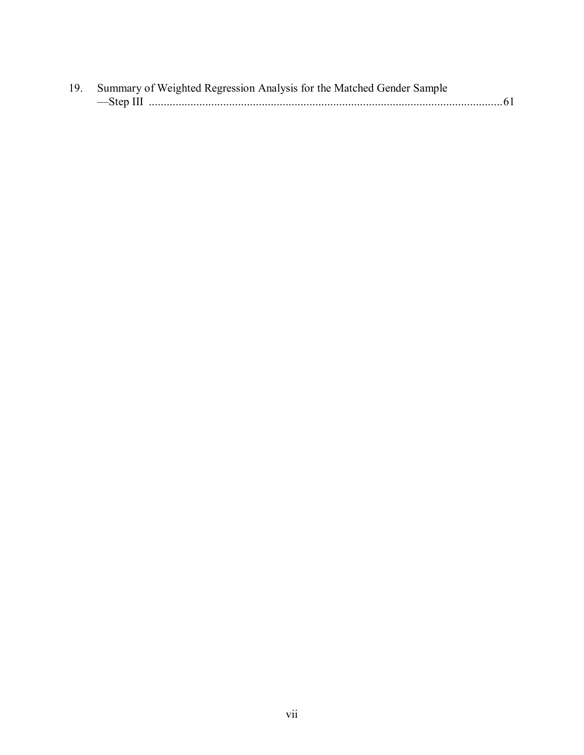19. Summary of Weighted Regression Analysis for the Matched Gender Sample —Step III ........................................................................................................................61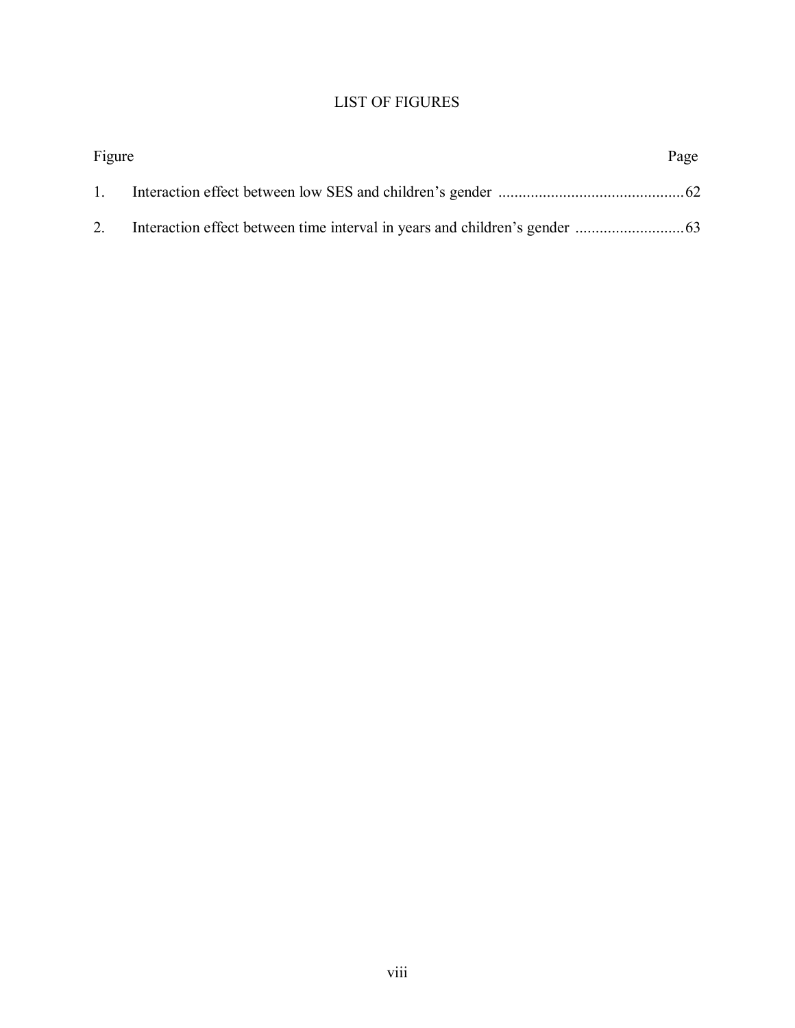# LIST OF FIGURES

| Figure | | Page |
|---|---|---|
| 1. | Interaction effect between low SES and children's gender | 62 |
| 2. | Interaction effect between time interval in years and children's gender | 63 |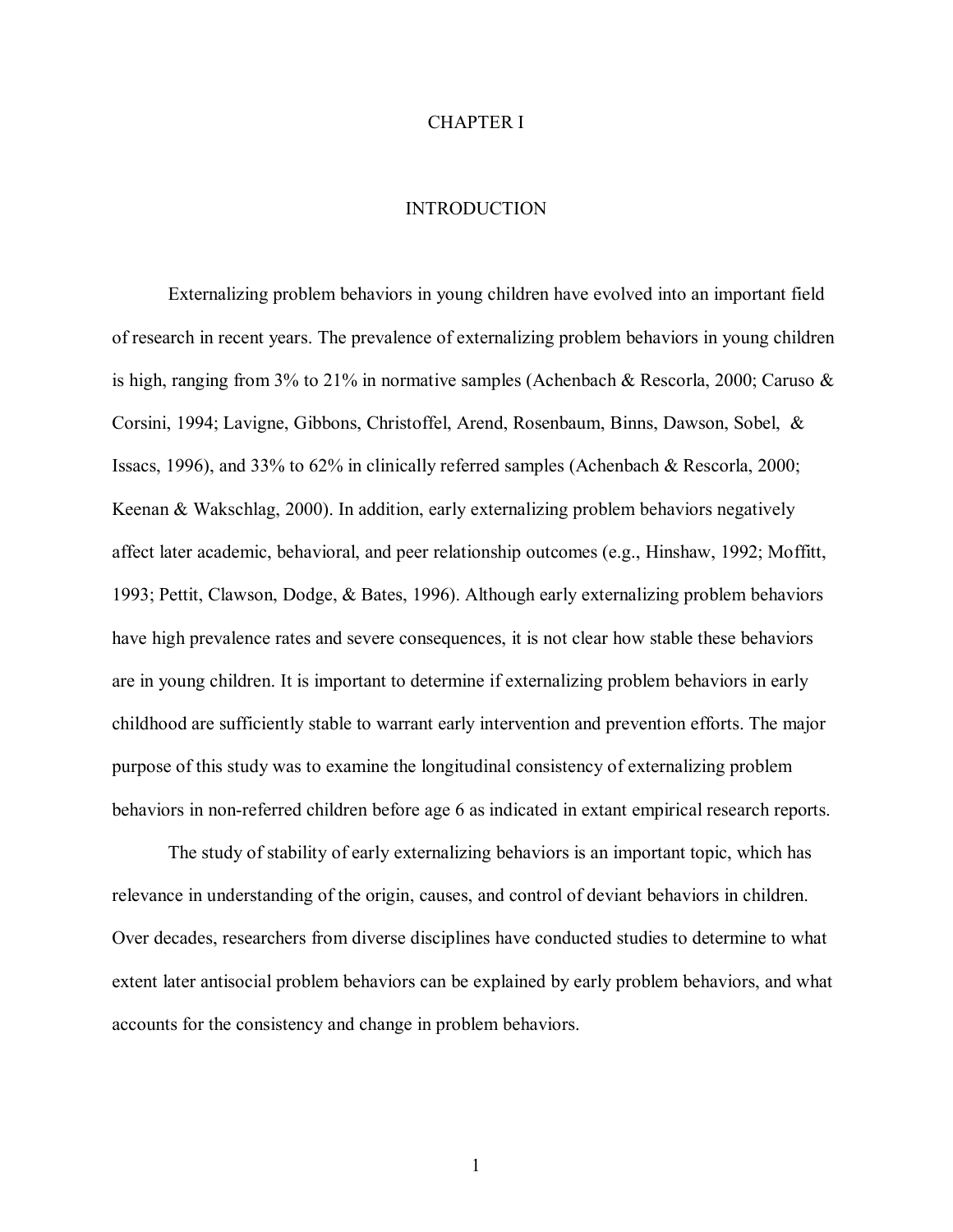# CHAPTER I

## INTRODUCTION

Externalizing problem behaviors in young children have evolved into an important field of research in recent years. The prevalence of externalizing problem behaviors in young children is high, ranging from 3% to 21% in normative samples (Achenbach & Rescorla, 2000; Caruso & Corsini, 1994; Lavigne, Gibbons, Christoffel, Arend, Rosenbaum, Binns, Dawson, Sobel, & Issacs, 1996), and 33% to 62% in clinically referred samples (Achenbach & Rescorla, 2000; Keenan & Wakschlag, 2000). In addition, early externalizing problem behaviors negatively affect later academic, behavioral, and peer relationship outcomes (e.g., Hinshaw, 1992; Moffitt, 1993; Pettit, Clawson, Dodge, & Bates, 1996). Although early externalizing problem behaviors have high prevalence rates and severe consequences, it is not clear how stable these behaviors are in young children. It is important to determine if externalizing problem behaviors in early childhood are sufficiently stable to warrant early intervention and prevention efforts. The major purpose of this study was to examine the longitudinal consistency of externalizing problem behaviors in non-referred children before age 6 as indicated in extant empirical research reports.

The study of stability of early externalizing behaviors is an important topic, which has relevance in understanding of the origin, causes, and control of deviant behaviors in children. Over decades, researchers from diverse disciplines have conducted studies to determine to what extent later antisocial problem behaviors can be explained by early problem behaviors, and what accounts for the consistency and change in problem behaviors.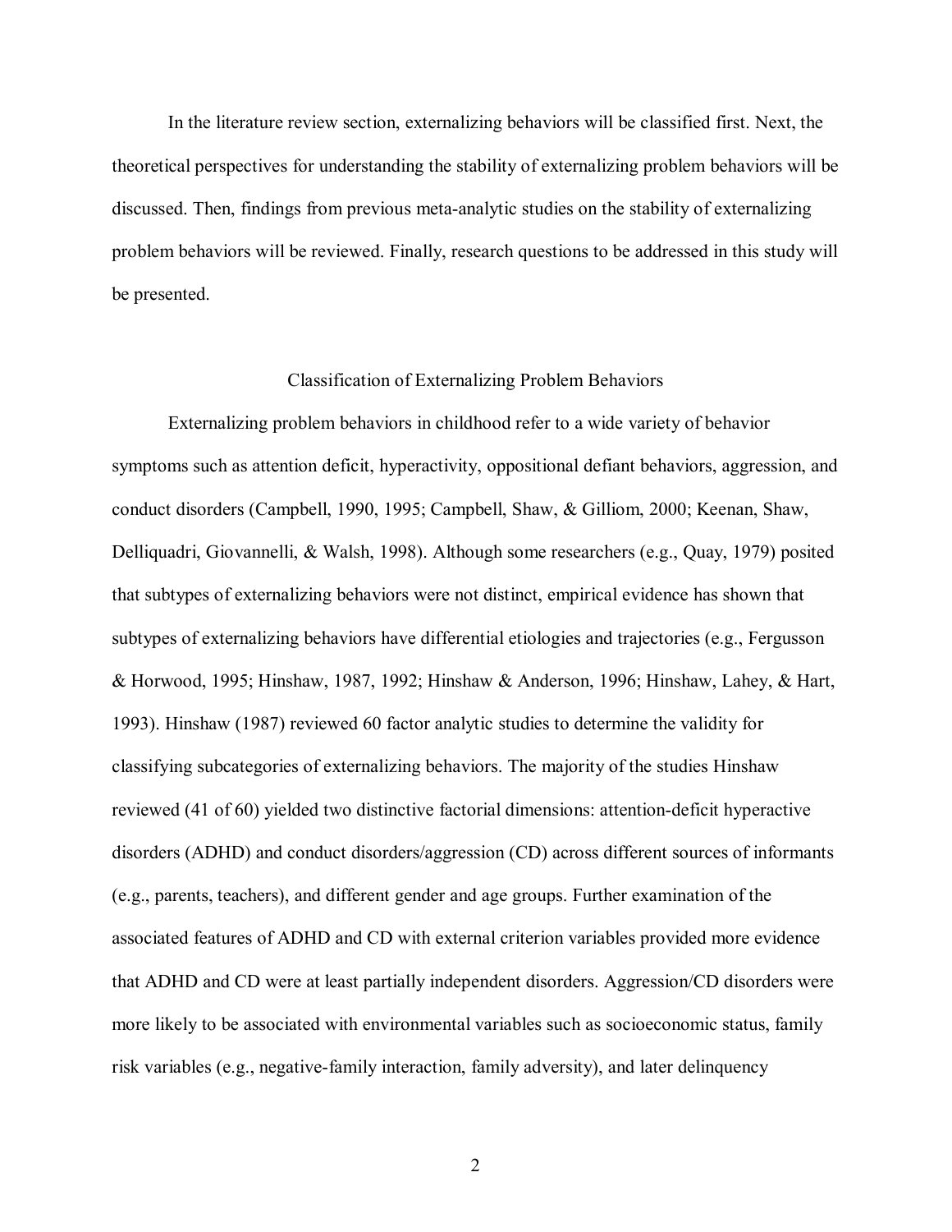In the literature review section, externalizing behaviors will be classified first. Next, the theoretical perspectives for understanding the stability of externalizing problem behaviors will be discussed. Then, findings from previous meta-analytic studies on the stability of externalizing problem behaviors will be reviewed. Finally, research questions to be addressed in this study will be presented.

## Classification of Externalizing Problem Behaviors

Externalizing problem behaviors in childhood refer to a wide variety of behavior symptoms such as attention deficit, hyperactivity, oppositional defiant behaviors, aggression, and conduct disorders (Campbell, 1990, 1995; Campbell, Shaw, & Gilliom, 2000; Keenan, Shaw, Delliquadri, Giovannelli, & Walsh, 1998). Although some researchers (e.g., Quay, 1979) posited that subtypes of externalizing behaviors were not distinct, empirical evidence has shown that subtypes of externalizing behaviors have differential etiologies and trajectories (e.g., Fergusson & Horwood, 1995; Hinshaw, 1987, 1992; Hinshaw & Anderson, 1996; Hinshaw, Lahey, & Hart, 1993). Hinshaw (1987) reviewed 60 factor analytic studies to determine the validity for classifying subcategories of externalizing behaviors. The majority of the studies Hinshaw reviewed (41 of 60) yielded two distinctive factorial dimensions: attention-deficit hyperactive disorders (ADHD) and conduct disorders/aggression (CD) across different sources of informants (e.g., parents, teachers), and different gender and age groups. Further examination of the associated features of ADHD and CD with external criterion variables provided more evidence that ADHD and CD were at least partially independent disorders. Aggression/CD disorders were more likely to be associated with environmental variables such as socioeconomic status, family risk variables (e.g., negative-family interaction, family adversity), and later delinquency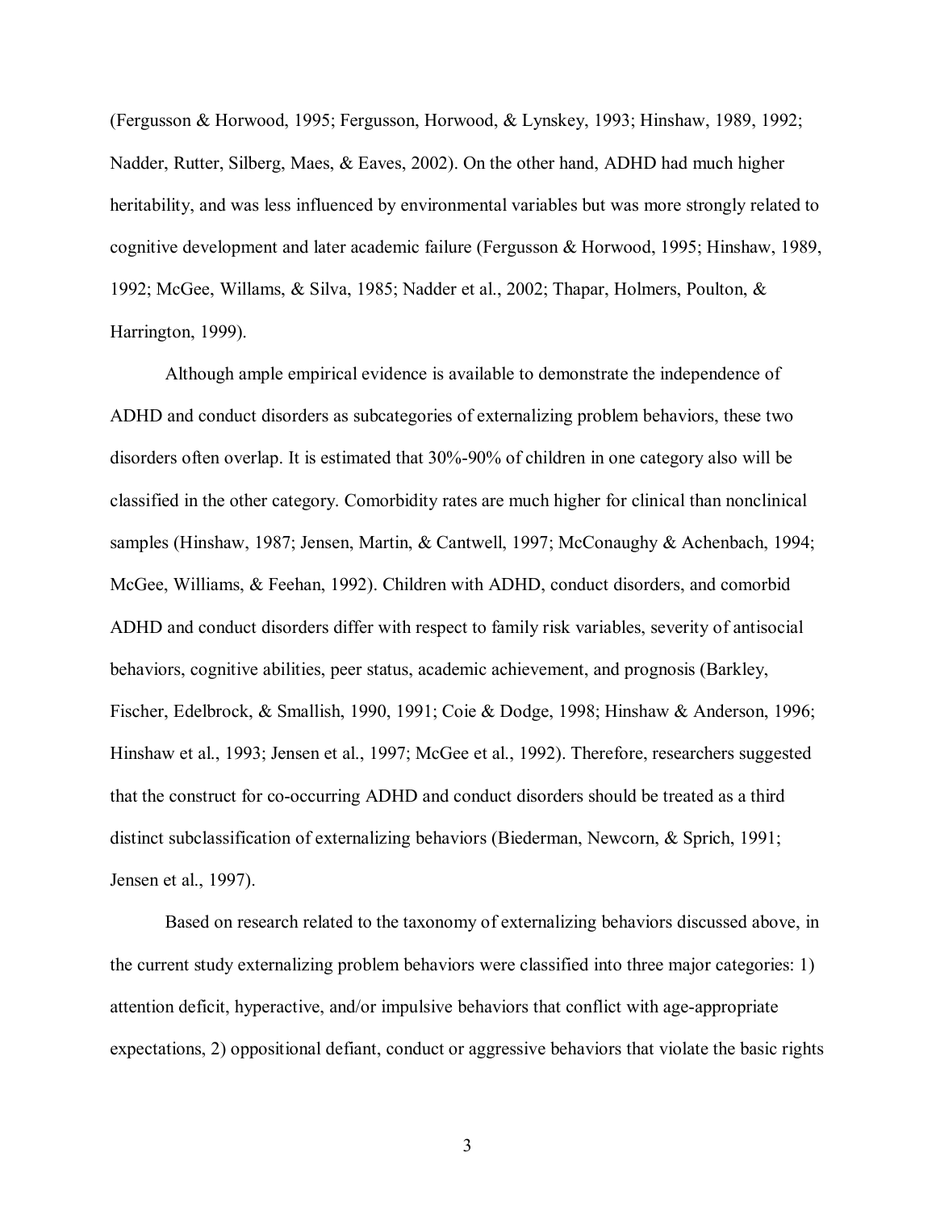(Fergusson & Horwood, 1995; Fergusson, Horwood, & Lynskey, 1993; Hinshaw, 1989, 1992; Nadder, Rutter, Silberg, Maes, & Eaves, 2002). On the other hand, ADHD had much higher heritability, and was less influenced by environmental variables but was more strongly related to cognitive development and later academic failure (Fergusson & Horwood, 1995; Hinshaw, 1989, 1992; McGee, Willams, & Silva, 1985; Nadder et al., 2002; Thapar, Holmers, Poulton, & Harrington, 1999).

Although ample empirical evidence is available to demonstrate the independence of ADHD and conduct disorders as subcategories of externalizing problem behaviors, these two disorders often overlap. It is estimated that 30%-90% of children in one category also will be classified in the other category. Comorbidity rates are much higher for clinical than nonclinical samples (Hinshaw, 1987; Jensen, Martin, & Cantwell, 1997; McConaughy & Achenbach, 1994; McGee, Williams, & Feehan, 1992). Children with ADHD, conduct disorders, and comorbid ADHD and conduct disorders differ with respect to family risk variables, severity of antisocial behaviors, cognitive abilities, peer status, academic achievement, and prognosis (Barkley, Fischer, Edelbrock, & Smallish, 1990, 1991; Coie & Dodge, 1998; Hinshaw & Anderson, 1996; Hinshaw et al., 1993; Jensen et al., 1997; McGee et al., 1992). Therefore, researchers suggested that the construct for co-occurring ADHD and conduct disorders should be treated as a third distinct subclassification of externalizing behaviors (Biederman, Newcorn, & Sprich, 1991; Jensen et al., 1997).

Based on research related to the taxonomy of externalizing behaviors discussed above, in the current study externalizing problem behaviors were classified into three major categories: 1) attention deficit, hyperactive, and/or impulsive behaviors that conflict with age-appropriate expectations, 2) oppositional defiant, conduct or aggressive behaviors that violate the basic rights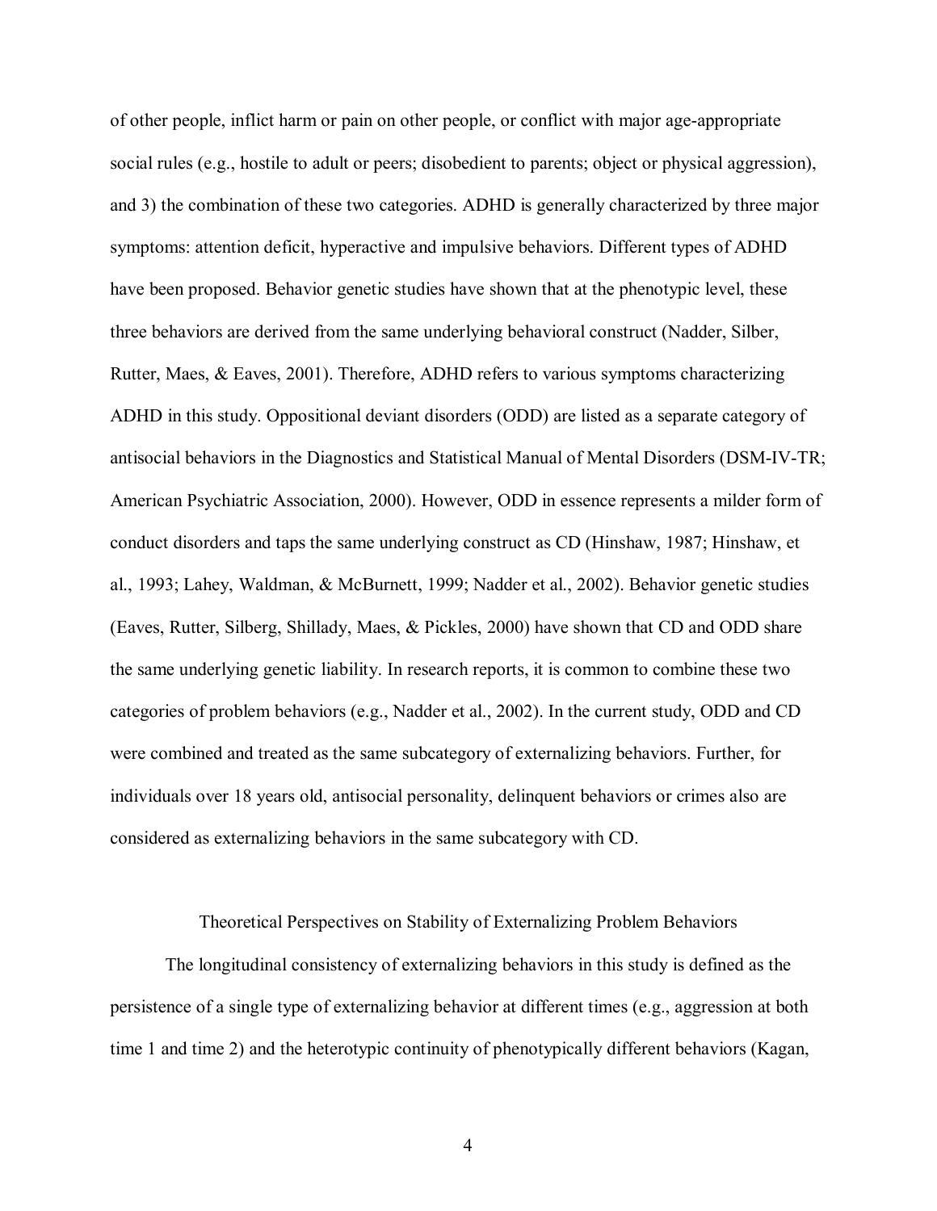of other people, inflict harm or pain on other people, or conflict with major age-appropriate social rules (e.g., hostile to adult or peers; disobedient to parents; object or physical aggression), and 3) the combination of these two categories. ADHD is generally characterized by three major symptoms: attention deficit, hyperactive and impulsive behaviors. Different types of ADHD have been proposed. Behavior genetic studies have shown that at the phenotypic level, these three behaviors are derived from the same underlying behavioral construct (Nadder, Silber, Rutter, Maes, & Eaves, 2001). Therefore, ADHD refers to various symptoms characterizing ADHD in this study. Oppositional deviant disorders (ODD) are listed as a separate category of antisocial behaviors in the Diagnostics and Statistical Manual of Mental Disorders (DSM-IV-TR; American Psychiatric Association, 2000). However, ODD in essence represents a milder form of conduct disorders and taps the same underlying construct as CD (Hinshaw, 1987; Hinshaw, et al., 1993; Lahey, Waldman, & McBurnett, 1999; Nadder et al., 2002). Behavior genetic studies (Eaves, Rutter, Silberg, Shillady, Maes, & Pickles, 2000) have shown that CD and ODD share the same underlying genetic liability. In research reports, it is common to combine these two categories of problem behaviors (e.g., Nadder et al., 2002). In the current study, ODD and CD were combined and treated as the same subcategory of externalizing behaviors. Further, for individuals over 18 years old, antisocial personality, delinquent behaviors or crimes also are considered as externalizing behaviors in the same subcategory with CD.

## Theoretical Perspectives on Stability of Externalizing Problem Behaviors

The longitudinal consistency of externalizing behaviors in this study is defined as the persistence of a single type of externalizing behavior at different times (e.g., aggression at both time 1 and time 2) and the heterotypic continuity of phenotypically different behaviors (Kagan,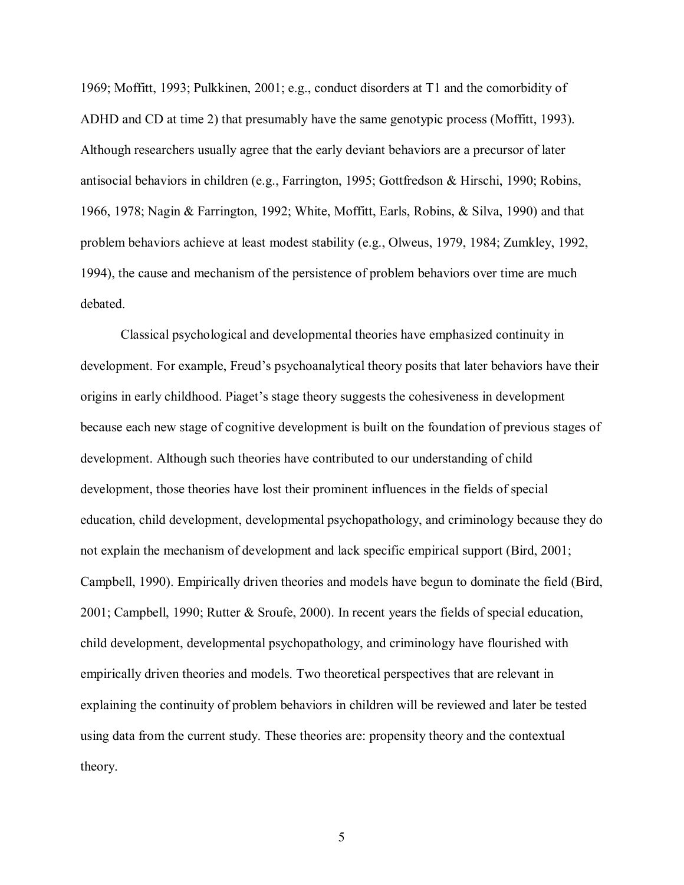1969; Moffitt, 1993; Pulkkinen, 2001; e.g., conduct disorders at T1 and the comorbidity of ADHD and CD at time 2) that presumably have the same genotypic process (Moffitt, 1993). Although researchers usually agree that the early deviant behaviors are a precursor of later antisocial behaviors in children (e.g., Farrington, 1995; Gottfredson & Hirschi, 1990; Robins, 1966, 1978; Nagin & Farrington, 1992; White, Moffitt, Earls, Robins, & Silva, 1990) and that problem behaviors achieve at least modest stability (e.g., Olweus, 1979, 1984; Zumkley, 1992, 1994), the cause and mechanism of the persistence of problem behaviors over time are much debated.

Classical psychological and developmental theories have emphasized continuity in development. For example, Freud's psychoanalytical theory posits that later behaviors have their origins in early childhood. Piaget's stage theory suggests the cohesiveness in development because each new stage of cognitive development is built on the foundation of previous stages of development. Although such theories have contributed to our understanding of child development, those theories have lost their prominent influences in the fields of special education, child development, developmental psychopathology, and criminology because they do not explain the mechanism of development and lack specific empirical support (Bird, 2001; Campbell, 1990). Empirically driven theories and models have begun to dominate the field (Bird, 2001; Campbell, 1990; Rutter & Sroufe, 2000). In recent years the fields of special education, child development, developmental psychopathology, and criminology have flourished with empirically driven theories and models. Two theoretical perspectives that are relevant in explaining the continuity of problem behaviors in children will be reviewed and later be tested using data from the current study. These theories are: propensity theory and the contextual theory.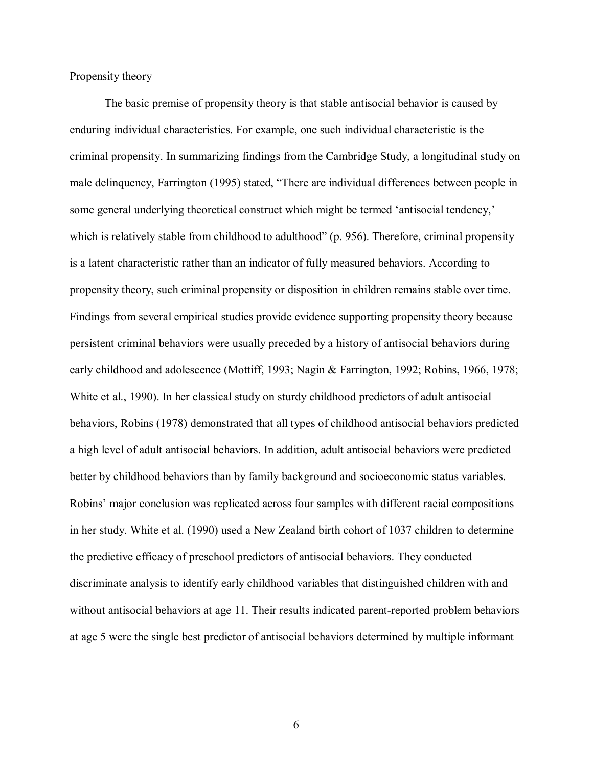Propensity theory

The basic premise of propensity theory is that stable antisocial behavior is caused by enduring individual characteristics. For example, one such individual characteristic is the criminal propensity. In summarizing findings from the Cambridge Study, a longitudinal study on male delinquency, Farrington (1995) stated, "There are individual differences between people in some general underlying theoretical construct which might be termed 'antisocial tendency,' which is relatively stable from childhood to adulthood" (p. 956). Therefore, criminal propensity is a latent characteristic rather than an indicator of fully measured behaviors. According to propensity theory, such criminal propensity or disposition in children remains stable over time. Findings from several empirical studies provide evidence supporting propensity theory because persistent criminal behaviors were usually preceded by a history of antisocial behaviors during early childhood and adolescence (Mottiff, 1993; Nagin & Farrington, 1992; Robins, 1966, 1978; White et al., 1990). In her classical study on sturdy childhood predictors of adult antisocial behaviors, Robins (1978) demonstrated that all types of childhood antisocial behaviors predicted a high level of adult antisocial behaviors. In addition, adult antisocial behaviors were predicted better by childhood behaviors than by family background and socioeconomic status variables. Robins' major conclusion was replicated across four samples with different racial compositions in her study. White et al. (1990) used a New Zealand birth cohort of 1037 children to determine the predictive efficacy of preschool predictors of antisocial behaviors. They conducted discriminate analysis to identify early childhood variables that distinguished children with and without antisocial behaviors at age 11. Their results indicated parent-reported problem behaviors at age 5 were the single best predictor of antisocial behaviors determined by multiple informant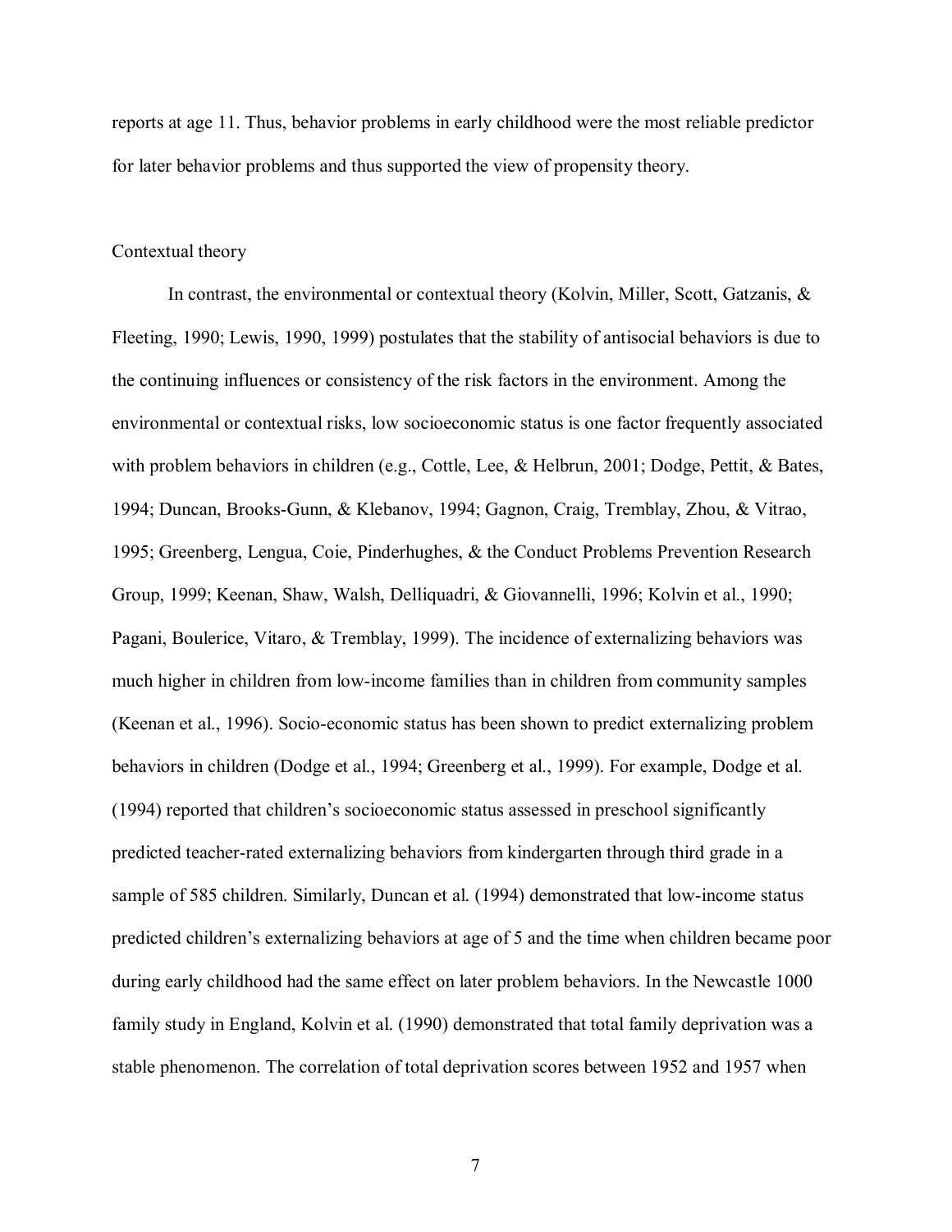reports at age 11. Thus, behavior problems in early childhood were the most reliable predictor for later behavior problems and thus supported the view of propensity theory.

### Contextual theory

In contrast, the environmental or contextual theory (Kolvin, Miller, Scott, Gatzanis, & Fleeting, 1990; Lewis, 1990, 1999) postulates that the stability of antisocial behaviors is due to the continuing influences or consistency of the risk factors in the environment. Among the environmental or contextual risks, low socioeconomic status is one factor frequently associated with problem behaviors in children (e.g., Cottle, Lee, & Helbrun, 2001; Dodge, Pettit, & Bates, 1994; Duncan, Brooks-Gunn, & Klebanov, 1994; Gagnon, Craig, Tremblay, Zhou, & Vitrao, 1995; Greenberg, Lengua, Coie, Pinderhughes, & the Conduct Problems Prevention Research Group, 1999; Keenan, Shaw, Walsh, Delliquadri, & Giovannelli, 1996; Kolvin et al., 1990; Pagani, Boulerice, Vitaro, & Tremblay, 1999). The incidence of externalizing behaviors was much higher in children from low-income families than in children from community samples (Keenan et al., 1996). Socio-economic status has been shown to predict externalizing problem behaviors in children (Dodge et al., 1994; Greenberg et al., 1999). For example, Dodge et al. (1994) reported that children's socioeconomic status assessed in preschool significantly predicted teacher-rated externalizing behaviors from kindergarten through third grade in a sample of 585 children. Similarly, Duncan et al. (1994) demonstrated that low-income status predicted children's externalizing behaviors at age of 5 and the time when children became poor during early childhood had the same effect on later problem behaviors. In the Newcastle 1000 family study in England, Kolvin et al. (1990) demonstrated that total family deprivation was a stable phenomenon. The correlation of total deprivation scores between 1952 and 1957 when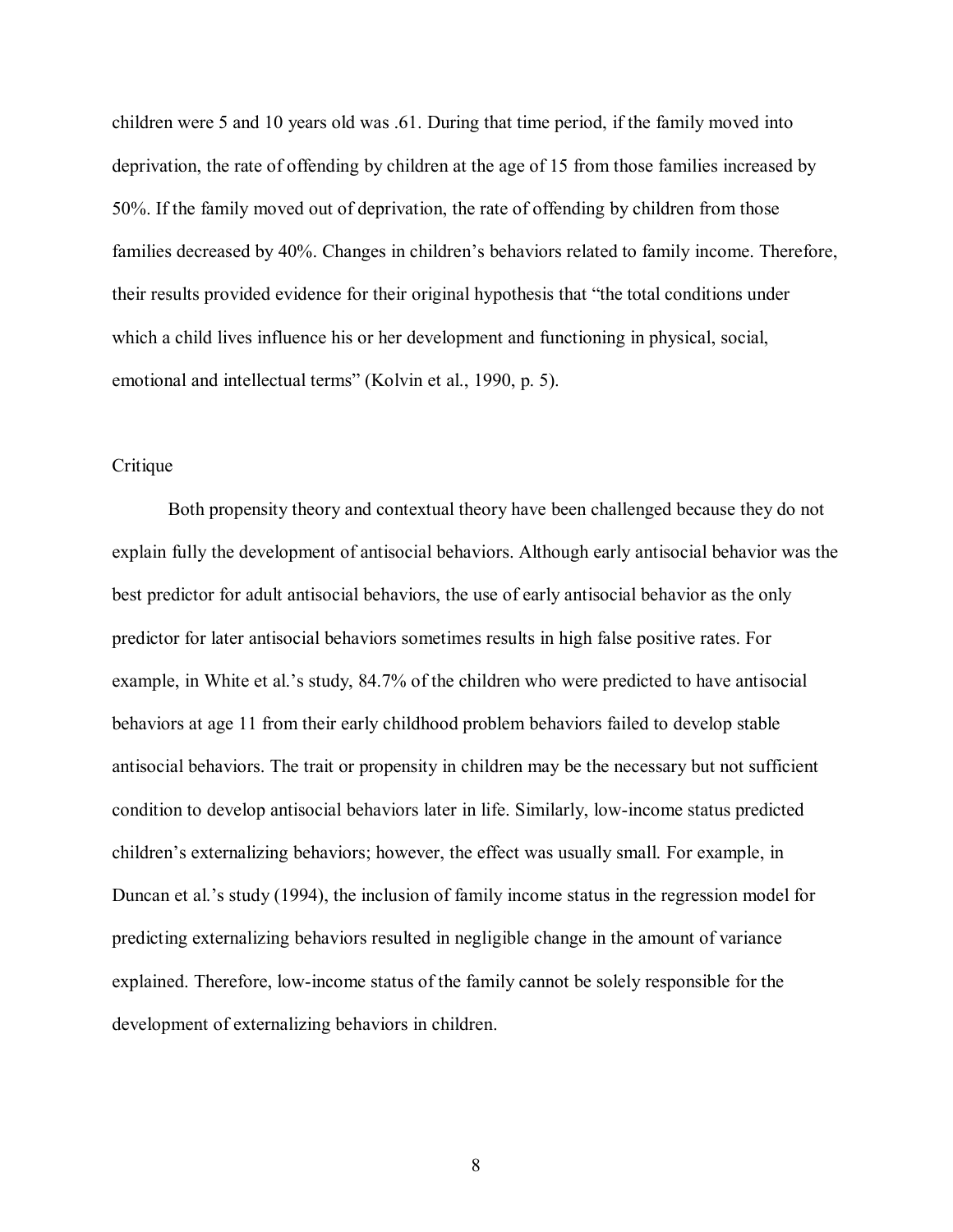children were 5 and 10 years old was .61. During that time period, if the family moved into deprivation, the rate of offending by children at the age of 15 from those families increased by 50%. If the family moved out of deprivation, the rate of offending by children from those families decreased by 40%. Changes in children's behaviors related to family income. Therefore, their results provided evidence for their original hypothesis that "the total conditions under which a child lives influence his or her development and functioning in physical, social, emotional and intellectual terms" (Kolvin et al., 1990, p. 5).

### Critique

Both propensity theory and contextual theory have been challenged because they do not explain fully the development of antisocial behaviors. Although early antisocial behavior was the best predictor for adult antisocial behaviors, the use of early antisocial behavior as the only predictor for later antisocial behaviors sometimes results in high false positive rates. For example, in White et al.'s study, 84.7% of the children who were predicted to have antisocial behaviors at age 11 from their early childhood problem behaviors failed to develop stable antisocial behaviors. The trait or propensity in children may be the necessary but not sufficient condition to develop antisocial behaviors later in life. Similarly, low-income status predicted children's externalizing behaviors; however, the effect was usually small. For example, in Duncan et al.'s study (1994), the inclusion of family income status in the regression model for predicting externalizing behaviors resulted in negligible change in the amount of variance explained. Therefore, low-income status of the family cannot be solely responsible for the development of externalizing behaviors in children.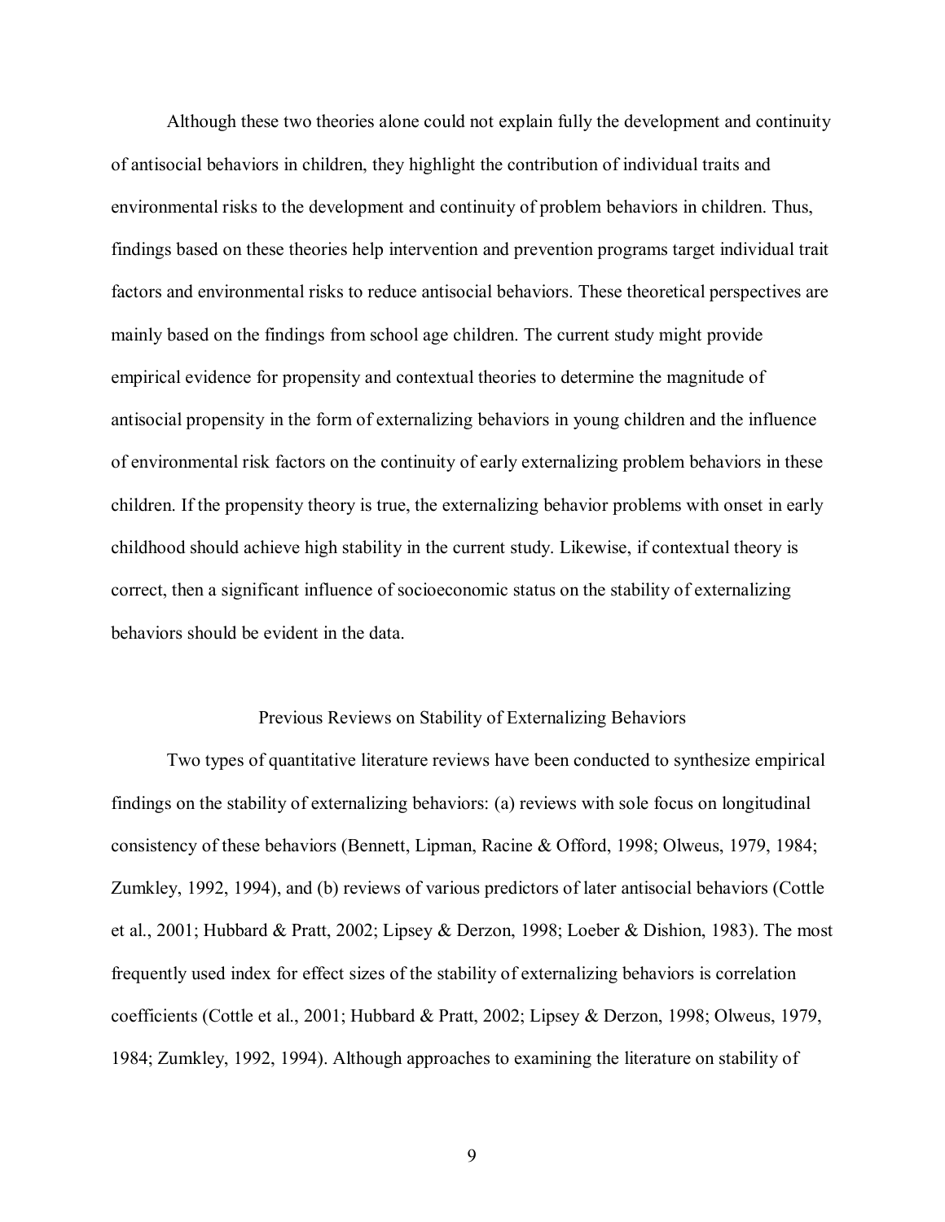Although these two theories alone could not explain fully the development and continuity of antisocial behaviors in children, they highlight the contribution of individual traits and environmental risks to the development and continuity of problem behaviors in children. Thus, findings based on these theories help intervention and prevention programs target individual trait factors and environmental risks to reduce antisocial behaviors. These theoretical perspectives are mainly based on the findings from school age children. The current study might provide empirical evidence for propensity and contextual theories to determine the magnitude of antisocial propensity in the form of externalizing behaviors in young children and the influence of environmental risk factors on the continuity of early externalizing problem behaviors in these children. If the propensity theory is true, the externalizing behavior problems with onset in early childhood should achieve high stability in the current study. Likewise, if contextual theory is correct, then a significant influence of socioeconomic status on the stability of externalizing behaviors should be evident in the data.

## Previous Reviews on Stability of Externalizing Behaviors

Two types of quantitative literature reviews have been conducted to synthesize empirical findings on the stability of externalizing behaviors: (a) reviews with sole focus on longitudinal consistency of these behaviors (Bennett, Lipman, Racine & Offord, 1998; Olweus, 1979, 1984; Zumkley, 1992, 1994), and (b) reviews of various predictors of later antisocial behaviors (Cottle et al., 2001; Hubbard & Pratt, 2002; Lipsey & Derzon, 1998; Loeber & Dishion, 1983). The most frequently used index for effect sizes of the stability of externalizing behaviors is correlation coefficients (Cottle et al., 2001; Hubbard & Pratt, 2002; Lipsey & Derzon, 1998; Olweus, 1979, 1984; Zumkley, 1992, 1994). Although approaches to examining the literature on stability of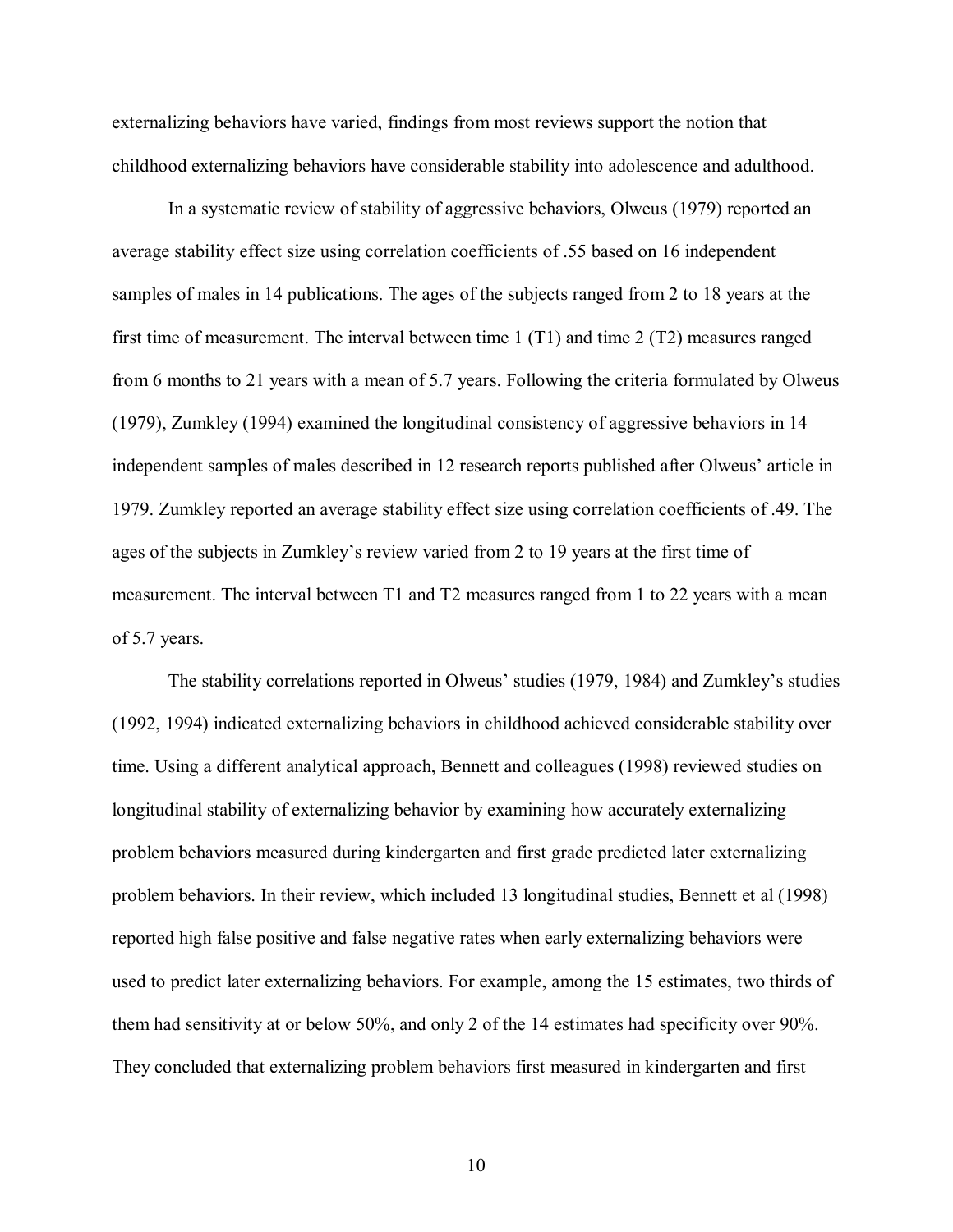externalizing behaviors have varied, findings from most reviews support the notion that childhood externalizing behaviors have considerable stability into adolescence and adulthood.

In a systematic review of stability of aggressive behaviors, Olweus (1979) reported an average stability effect size using correlation coefficients of .55 based on 16 independent samples of males in 14 publications. The ages of the subjects ranged from 2 to 18 years at the first time of measurement. The interval between time 1 (T1) and time 2 (T2) measures ranged from 6 months to 21 years with a mean of 5.7 years. Following the criteria formulated by Olweus (1979), Zumkley (1994) examined the longitudinal consistency of aggressive behaviors in 14 independent samples of males described in 12 research reports published after Olweus' article in 1979. Zumkley reported an average stability effect size using correlation coefficients of .49. The ages of the subjects in Zumkley's review varied from 2 to 19 years at the first time of measurement. The interval between T1 and T2 measures ranged from 1 to 22 years with a mean of 5.7 years.

The stability correlations reported in Olweus' studies (1979, 1984) and Zumkley's studies (1992, 1994) indicated externalizing behaviors in childhood achieved considerable stability over time. Using a different analytical approach, Bennett and colleagues (1998) reviewed studies on longitudinal stability of externalizing behavior by examining how accurately externalizing problem behaviors measured during kindergarten and first grade predicted later externalizing problem behaviors. In their review, which included 13 longitudinal studies, Bennett et al (1998) reported high false positive and false negative rates when early externalizing behaviors were used to predict later externalizing behaviors. For example, among the 15 estimates, two thirds of them had sensitivity at or below 50%, and only 2 of the 14 estimates had specificity over 90%. They concluded that externalizing problem behaviors first measured in kindergarten and first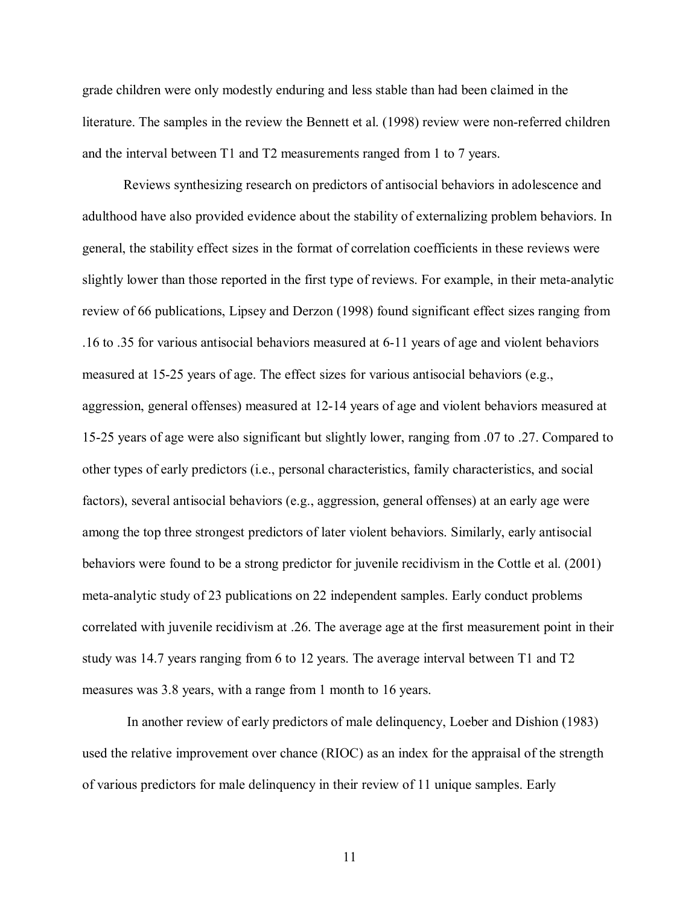grade children were only modestly enduring and less stable than had been claimed in the literature. The samples in the review the Bennett et al. (1998) review were non-referred children and the interval between T1 and T2 measurements ranged from 1 to 7 years.

Reviews synthesizing research on predictors of antisocial behaviors in adolescence and adulthood have also provided evidence about the stability of externalizing problem behaviors. In general, the stability effect sizes in the format of correlation coefficients in these reviews were slightly lower than those reported in the first type of reviews. For example, in their meta-analytic review of 66 publications, Lipsey and Derzon (1998) found significant effect sizes ranging from .16 to .35 for various antisocial behaviors measured at 6-11 years of age and violent behaviors measured at 15-25 years of age. The effect sizes for various antisocial behaviors (e.g., aggression, general offenses) measured at 12-14 years of age and violent behaviors measured at 15-25 years of age were also significant but slightly lower, ranging from .07 to .27. Compared to other types of early predictors (i.e., personal characteristics, family characteristics, and social factors), several antisocial behaviors (e.g., aggression, general offenses) at an early age were among the top three strongest predictors of later violent behaviors. Similarly, early antisocial behaviors were found to be a strong predictor for juvenile recidivism in the Cottle et al. (2001) meta-analytic study of 23 publications on 22 independent samples. Early conduct problems correlated with juvenile recidivism at .26. The average age at the first measurement point in their study was 14.7 years ranging from 6 to 12 years. The average interval between T1 and T2 measures was 3.8 years, with a range from 1 month to 16 years.

In another review of early predictors of male delinquency, Loeber and Dishion (1983) used the relative improvement over chance (RIOC) as an index for the appraisal of the strength of various predictors for male delinquency in their review of 11 unique samples. Early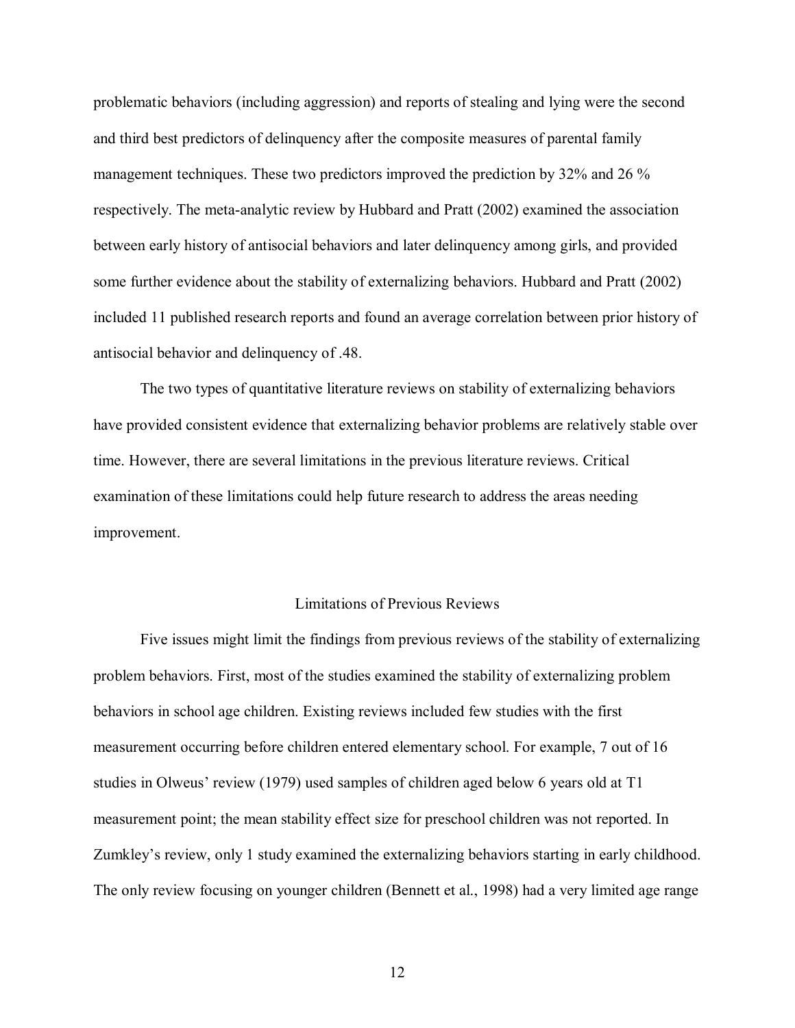problematic behaviors (including aggression) and reports of stealing and lying were the second and third best predictors of delinquency after the composite measures of parental family management techniques. These two predictors improved the prediction by 32% and 26 % respectively. The meta-analytic review by Hubbard and Pratt (2002) examined the association between early history of antisocial behaviors and later delinquency among girls, and provided some further evidence about the stability of externalizing behaviors. Hubbard and Pratt (2002) included 11 published research reports and found an average correlation between prior history of antisocial behavior and delinquency of .48.

The two types of quantitative literature reviews on stability of externalizing behaviors have provided consistent evidence that externalizing behavior problems are relatively stable over time. However, there are several limitations in the previous literature reviews. Critical examination of these limitations could help future research to address the areas needing improvement.

## Limitations of Previous Reviews

Five issues might limit the findings from previous reviews of the stability of externalizing problem behaviors. First, most of the studies examined the stability of externalizing problem behaviors in school age children. Existing reviews included few studies with the first measurement occurring before children entered elementary school. For example, 7 out of 16 studies in Olweus' review (1979) used samples of children aged below 6 years old at T1 measurement point; the mean stability effect size for preschool children was not reported. In Zumkley's review, only 1 study examined the externalizing behaviors starting in early childhood. The only review focusing on younger children (Bennett et al., 1998) had a very limited age range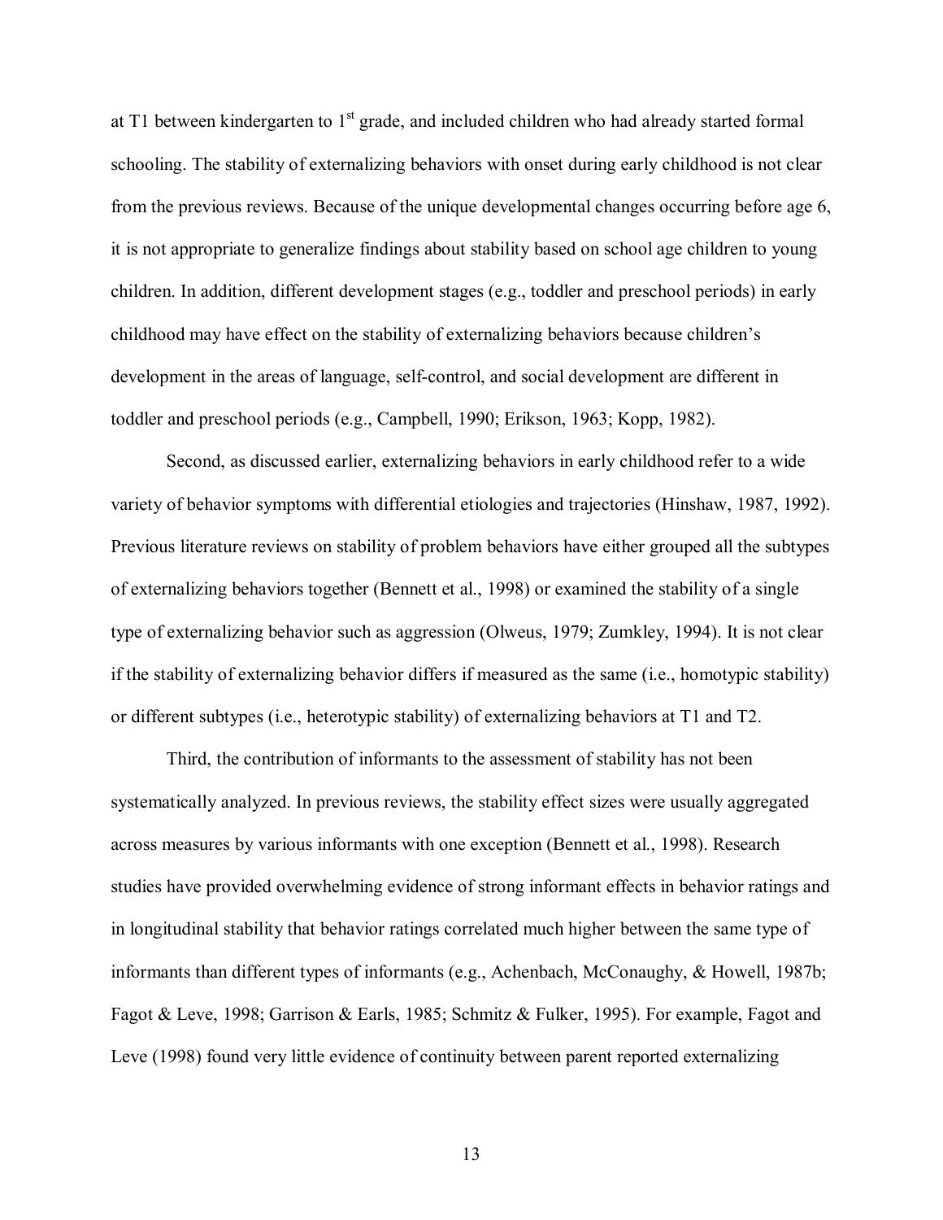at T1 between kindergarten to 1st grade, and included children who had already started formal schooling. The stability of externalizing behaviors with onset during early childhood is not clear from the previous reviews. Because of the unique developmental changes occurring before age 6, it is not appropriate to generalize findings about stability based on school age children to young children. In addition, different development stages (e.g., toddler and preschool periods) in early childhood may have effect on the stability of externalizing behaviors because children's development in the areas of language, self-control, and social development are different in toddler and preschool periods (e.g., Campbell, 1990; Erikson, 1963; Kopp, 1982).

Second, as discussed earlier, externalizing behaviors in early childhood refer to a wide variety of behavior symptoms with differential etiologies and trajectories (Hinshaw, 1987, 1992). Previous literature reviews on stability of problem behaviors have either grouped all the subtypes of externalizing behaviors together (Bennett et al., 1998) or examined the stability of a single type of externalizing behavior such as aggression (Olweus, 1979; Zumkley, 1994). It is not clear if the stability of externalizing behavior differs if measured as the same (i.e., homotypic stability) or different subtypes (i.e., heterotypic stability) of externalizing behaviors at T1 and T2.

Third, the contribution of informants to the assessment of stability has not been systematically analyzed. In previous reviews, the stability effect sizes were usually aggregated across measures by various informants with one exception (Bennett et al., 1998). Research studies have provided overwhelming evidence of strong informant effects in behavior ratings and in longitudinal stability that behavior ratings correlated much higher between the same type of informants than different types of informants (e.g., Achenbach, McConaughy, & Howell, 1987b; Fagot & Leve, 1998; Garrison & Earls, 1985; Schmitz & Fulker, 1995). For example, Fagot and Leve (1998) found very little evidence of continuity between parent reported externalizing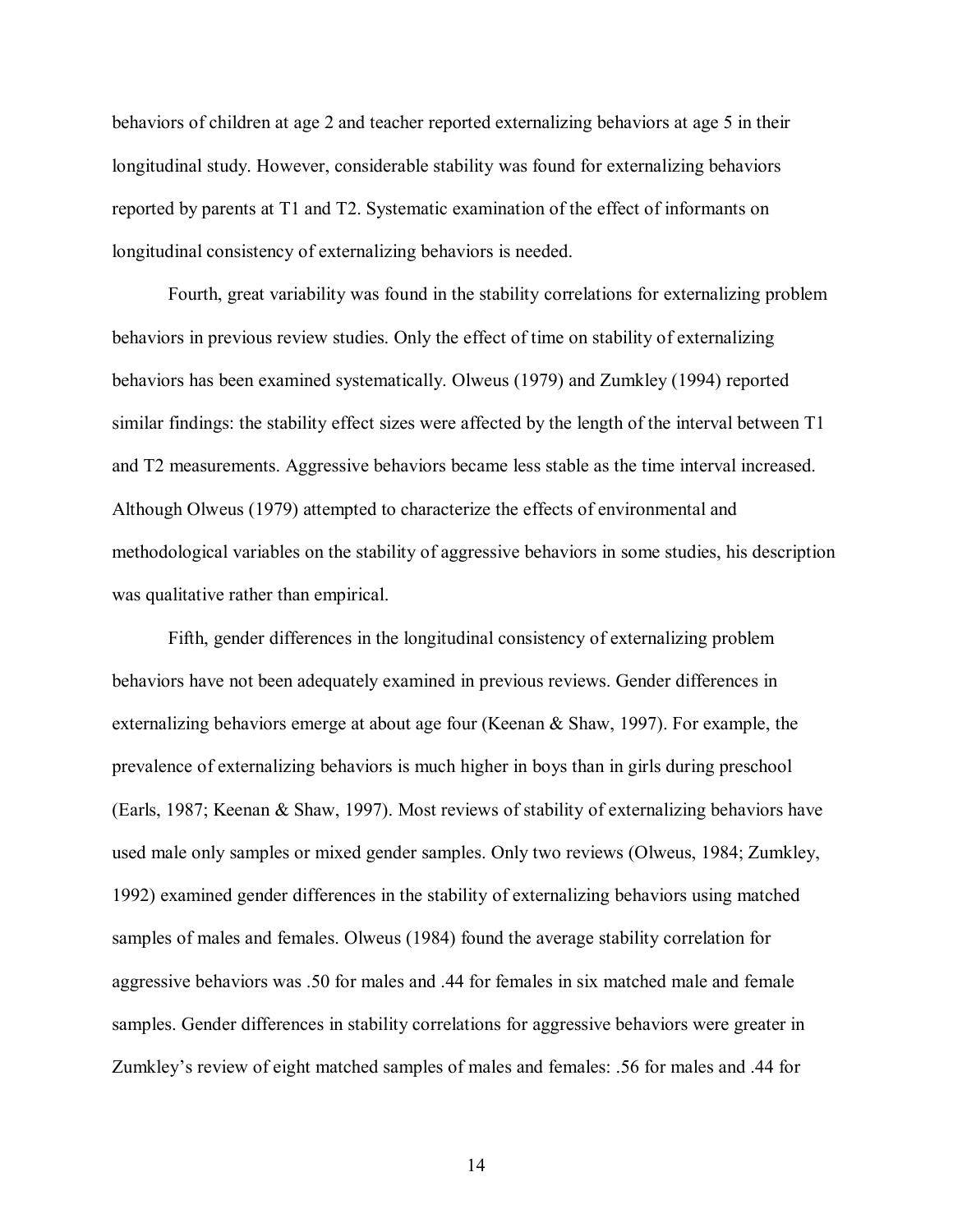behaviors of children at age 2 and teacher reported externalizing behaviors at age 5 in their longitudinal study. However, considerable stability was found for externalizing behaviors reported by parents at T1 and T2. Systematic examination of the effect of informants on longitudinal consistency of externalizing behaviors is needed.

Fourth, great variability was found in the stability correlations for externalizing problem behaviors in previous review studies. Only the effect of time on stability of externalizing behaviors has been examined systematically. Olweus (1979) and Zumkley (1994) reported similar findings: the stability effect sizes were affected by the length of the interval between T1 and T2 measurements. Aggressive behaviors became less stable as the time interval increased. Although Olweus (1979) attempted to characterize the effects of environmental and methodological variables on the stability of aggressive behaviors in some studies, his description was qualitative rather than empirical.

Fifth, gender differences in the longitudinal consistency of externalizing problem behaviors have not been adequately examined in previous reviews. Gender differences in externalizing behaviors emerge at about age four (Keenan & Shaw, 1997). For example, the prevalence of externalizing behaviors is much higher in boys than in girls during preschool (Earls, 1987; Keenan & Shaw, 1997). Most reviews of stability of externalizing behaviors have used male only samples or mixed gender samples. Only two reviews (Olweus, 1984; Zumkley, 1992) examined gender differences in the stability of externalizing behaviors using matched samples of males and females. Olweus (1984) found the average stability correlation for aggressive behaviors was .50 for males and .44 for females in six matched male and female samples. Gender differences in stability correlations for aggressive behaviors were greater in Zumkley's review of eight matched samples of males and females: .56 for males and .44 for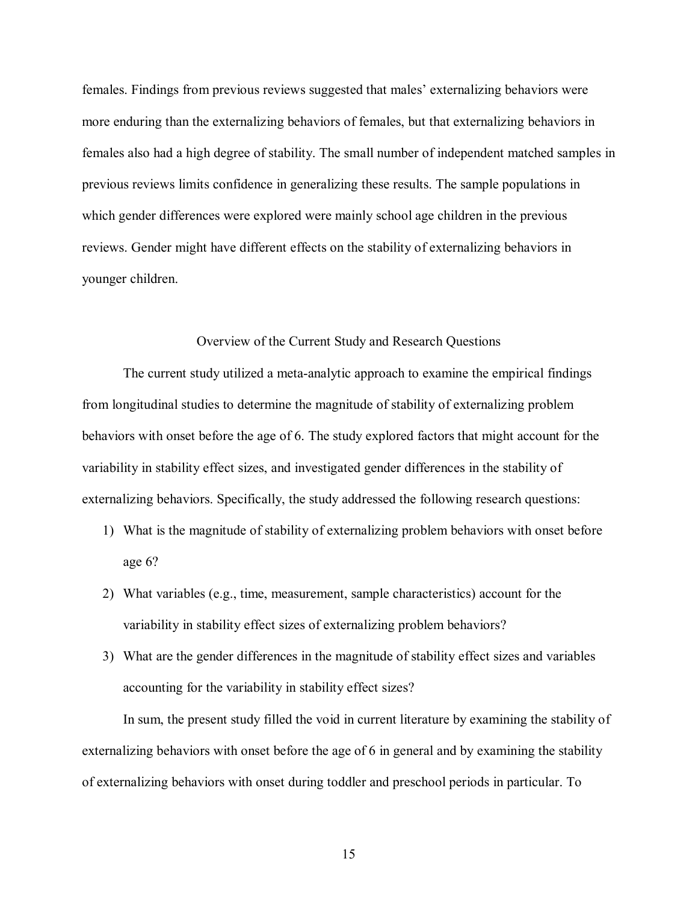females. Findings from previous reviews suggested that males' externalizing behaviors were more enduring than the externalizing behaviors of females, but that externalizing behaviors in females also had a high degree of stability. The small number of independent matched samples in previous reviews limits confidence in generalizing these results. The sample populations in which gender differences were explored were mainly school age children in the previous reviews. Gender might have different effects on the stability of externalizing behaviors in younger children.

## Overview of the Current Study and Research Questions

The current study utilized a meta-analytic approach to examine the empirical findings from longitudinal studies to determine the magnitude of stability of externalizing problem behaviors with onset before the age of 6. The study explored factors that might account for the variability in stability effect sizes, and investigated gender differences in the stability of externalizing behaviors. Specifically, the study addressed the following research questions:

1) What is the magnitude of stability of externalizing problem behaviors with onset before age 6?
2) What variables (e.g., time, measurement, sample characteristics) account for the variability in stability effect sizes of externalizing problem behaviors?
3) What are the gender differences in the magnitude of stability effect sizes and variables accounting for the variability in stability effect sizes?

In sum, the present study filled the void in current literature by examining the stability of externalizing behaviors with onset before the age of 6 in general and by examining the stability of externalizing behaviors with onset during toddler and preschool periods in particular. To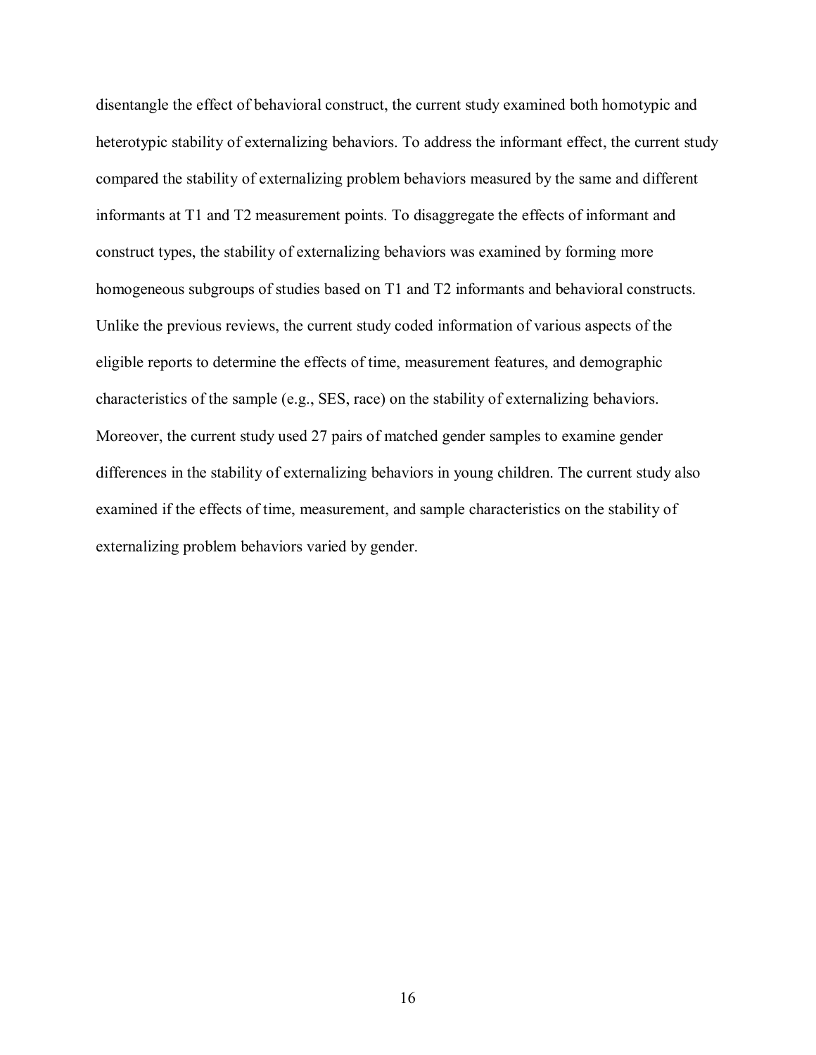disentangle the effect of behavioral construct, the current study examined both homotypic and heterotypic stability of externalizing behaviors. To address the informant effect, the current study compared the stability of externalizing problem behaviors measured by the same and different informants at T1 and T2 measurement points. To disaggregate the effects of informant and construct types, the stability of externalizing behaviors was examined by forming more homogeneous subgroups of studies based on T1 and T2 informants and behavioral constructs. Unlike the previous reviews, the current study coded information of various aspects of the eligible reports to determine the effects of time, measurement features, and demographic characteristics of the sample (e.g., SES, race) on the stability of externalizing behaviors. Moreover, the current study used 27 pairs of matched gender samples to examine gender differences in the stability of externalizing behaviors in young children. The current study also examined if the effects of time, measurement, and sample characteristics on the stability of externalizing problem behaviors varied by gender.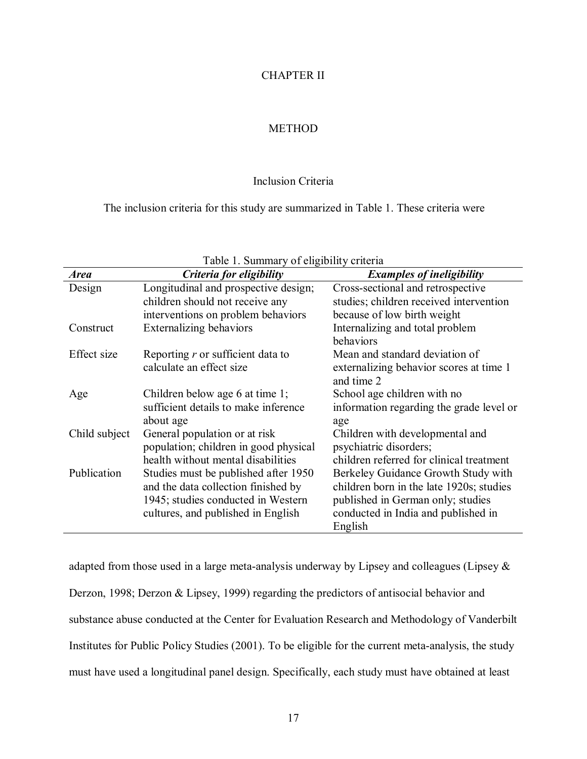# CHAPTER II

# METHOD

## Inclusion Criteria

The inclusion criteria for this study are summarized in Table 1. These criteria were

Table 1. Summary of eligibility criteria

| ***Area*** | ***Criteria for eligibility*** | ***Examples of ineligibility*** |
|---|---|---|
| Design | Longitudinal and prospective design; children should not receive any interventions on problem behaviors | Cross-sectional and retrospective studies; children received intervention because of low birth weight |
| Construct | Externalizing behaviors | Internalizing and total problem behaviors |
| Effect size | Reporting *r* or sufficient data to calculate an effect size | Mean and standard deviation of externalizing behavior scores at time 1 and time 2 |
| Age | Children below age 6 at time 1; sufficient details to make inference about age | School age children with no information regarding the grade level or age |
| Child subject | General population or at risk population; children in good physical health without mental disabilities | Children with developmental and psychiatric disorders; children referred for clinical treatment |
| Publication | Studies must be published after 1950 and the data collection finished by 1945; studies conducted in Western cultures, and published in English | Berkeley Guidance Growth Study with children born in the late 1920s; studies published in German only; studies conducted in India and published in English |

adapted from those used in a large meta-analysis underway by Lipsey and colleagues (Lipsey & Derzon, 1998; Derzon & Lipsey, 1999) regarding the predictors of antisocial behavior and substance abuse conducted at the Center for Evaluation Research and Methodology of Vanderbilt Institutes for Public Policy Studies (2001). To be eligible for the current meta-analysis, the study must have used a longitudinal panel design. Specifically, each study must have obtained at least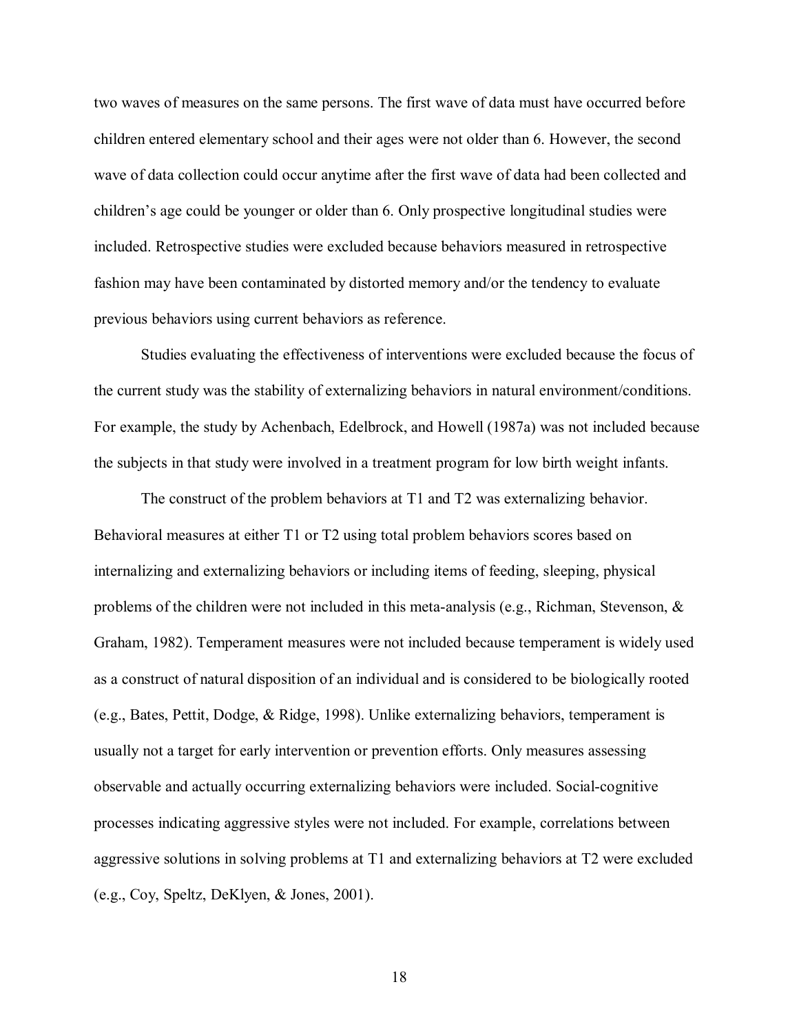two waves of measures on the same persons. The first wave of data must have occurred before children entered elementary school and their ages were not older than 6. However, the second wave of data collection could occur anytime after the first wave of data had been collected and children's age could be younger or older than 6. Only prospective longitudinal studies were included. Retrospective studies were excluded because behaviors measured in retrospective fashion may have been contaminated by distorted memory and/or the tendency to evaluate previous behaviors using current behaviors as reference.

Studies evaluating the effectiveness of interventions were excluded because the focus of the current study was the stability of externalizing behaviors in natural environment/conditions. For example, the study by Achenbach, Edelbrock, and Howell (1987a) was not included because the subjects in that study were involved in a treatment program for low birth weight infants.

The construct of the problem behaviors at T1 and T2 was externalizing behavior. Behavioral measures at either T1 or T2 using total problem behaviors scores based on internalizing and externalizing behaviors or including items of feeding, sleeping, physical problems of the children were not included in this meta-analysis (e.g., Richman, Stevenson, & Graham, 1982). Temperament measures were not included because temperament is widely used as a construct of natural disposition of an individual and is considered to be biologically rooted (e.g., Bates, Pettit, Dodge, & Ridge, 1998). Unlike externalizing behaviors, temperament is usually not a target for early intervention or prevention efforts. Only measures assessing observable and actually occurring externalizing behaviors were included. Social-cognitive processes indicating aggressive styles were not included. For example, correlations between aggressive solutions in solving problems at T1 and externalizing behaviors at T2 were excluded (e.g., Coy, Speltz, DeKlyen, & Jones, 2001).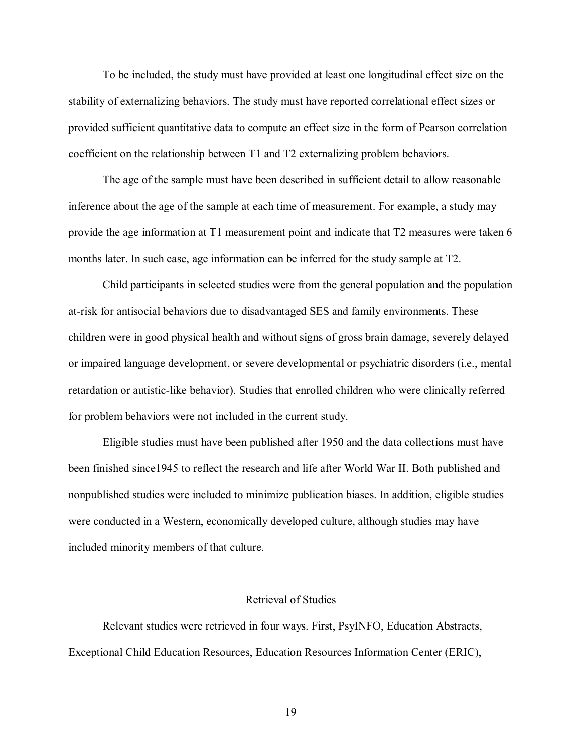To be included, the study must have provided at least one longitudinal effect size on the stability of externalizing behaviors. The study must have reported correlational effect sizes or provided sufficient quantitative data to compute an effect size in the form of Pearson correlation coefficient on the relationship between T1 and T2 externalizing problem behaviors.

The age of the sample must have been described in sufficient detail to allow reasonable inference about the age of the sample at each time of measurement. For example, a study may provide the age information at T1 measurement point and indicate that T2 measures were taken 6 months later. In such case, age information can be inferred for the study sample at T2.

Child participants in selected studies were from the general population and the population at-risk for antisocial behaviors due to disadvantaged SES and family environments. These children were in good physical health and without signs of gross brain damage, severely delayed or impaired language development, or severe developmental or psychiatric disorders (i.e., mental retardation or autistic-like behavior). Studies that enrolled children who were clinically referred for problem behaviors were not included in the current study.

Eligible studies must have been published after 1950 and the data collections must have been finished since1945 to reflect the research and life after World War II. Both published and nonpublished studies were included to minimize publication biases. In addition, eligible studies were conducted in a Western, economically developed culture, although studies may have included minority members of that culture.

## Retrieval of Studies

Relevant studies were retrieved in four ways. First, PsyINFO, Education Abstracts, Exceptional Child Education Resources, Education Resources Information Center (ERIC),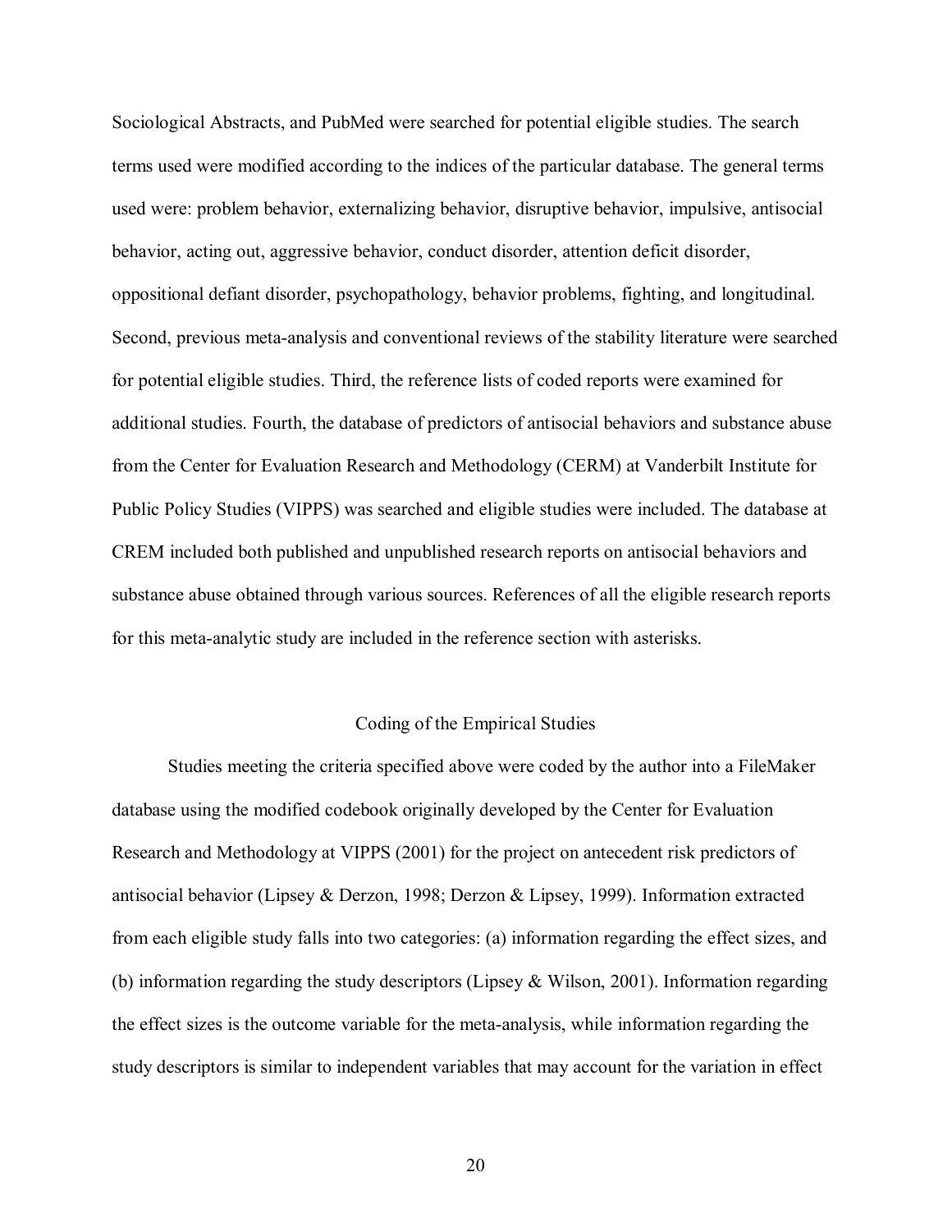Sociological Abstracts, and PubMed were searched for potential eligible studies. The search terms used were modified according to the indices of the particular database. The general terms used were: problem behavior, externalizing behavior, disruptive behavior, impulsive, antisocial behavior, acting out, aggressive behavior, conduct disorder, attention deficit disorder, oppositional defiant disorder, psychopathology, behavior problems, fighting, and longitudinal. Second, previous meta-analysis and conventional reviews of the stability literature were searched for potential eligible studies. Third, the reference lists of coded reports were examined for additional studies. Fourth, the database of predictors of antisocial behaviors and substance abuse from the Center for Evaluation Research and Methodology (CERM) at Vanderbilt Institute for Public Policy Studies (VIPPS) was searched and eligible studies were included. The database at CREM included both published and unpublished research reports on antisocial behaviors and substance abuse obtained through various sources. References of all the eligible research reports for this meta-analytic study are included in the reference section with asterisks.

## Coding of the Empirical Studies

Studies meeting the criteria specified above were coded by the author into a FileMaker database using the modified codebook originally developed by the Center for Evaluation Research and Methodology at VIPPS (2001) for the project on antecedent risk predictors of antisocial behavior (Lipsey & Derzon, 1998; Derzon & Lipsey, 1999). Information extracted from each eligible study falls into two categories: (a) information regarding the effect sizes, and (b) information regarding the study descriptors (Lipsey & Wilson, 2001). Information regarding the effect sizes is the outcome variable for the meta-analysis, while information regarding the study descriptors is similar to independent variables that may account for the variation in effect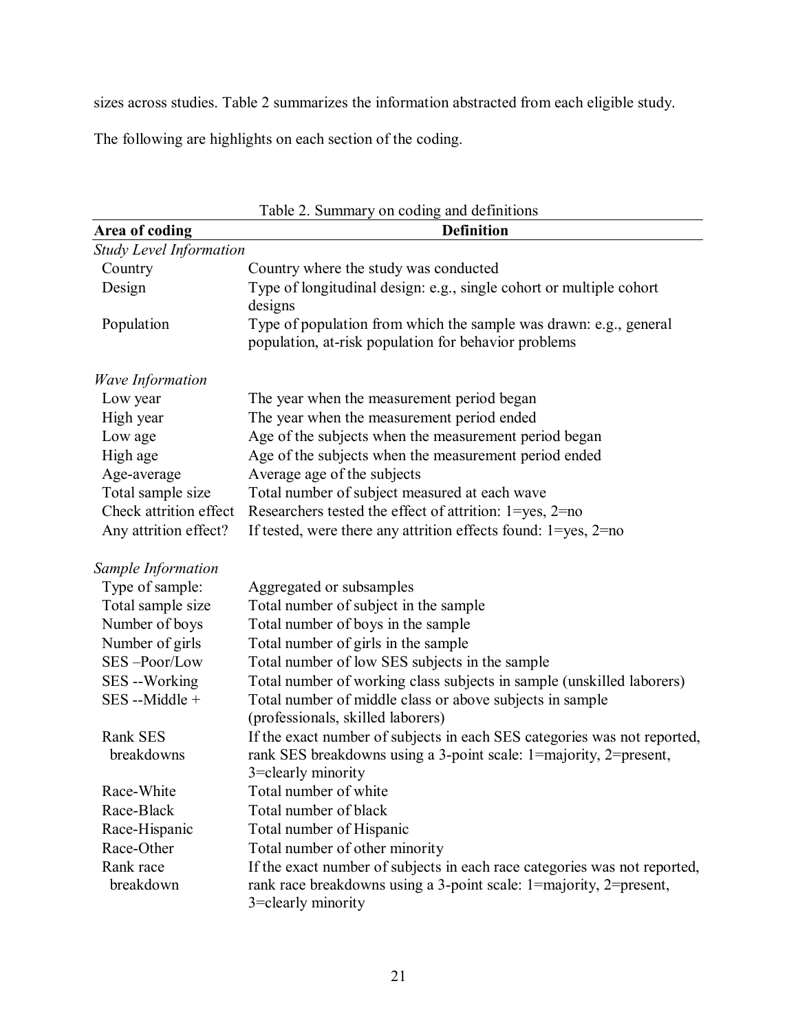sizes across studies. Table 2 summarizes the information abstracted from each eligible study.

The following are highlights on each section of the coding.

Table 2. Summary on coding and definitions

| Area of coding | Definition |
|---|---|
| *Study Level Information* | |
| Country | Country where the study was conducted |
| Design | Type of longitudinal design: e.g., single cohort or multiple cohort designs |
| Population | Type of population from which the sample was drawn: e.g., general population, at-risk population for behavior problems |
| *Wave Information* | |
| Low year | The year when the measurement period began |
| High year | The year when the measurement period ended |
| Low age | Age of the subjects when the measurement period began |
| High age | Age of the subjects when the measurement period ended |
| Age-average | Average age of the subjects |
| Total sample size | Total number of subject measured at each wave |
| Check attrition effect | Researchers tested the effect of attrition: 1=yes, 2=no |
| Any attrition effect? | If tested, were there any attrition effects found: 1=yes, 2=no |
| *Sample Information* | |
| Type of sample: | Aggregated or subsamples |
| Total sample size | Total number of subject in the sample |
| Number of boys | Total number of boys in the sample |
| Number of girls | Total number of girls in the sample |
| SES –Poor/Low | Total number of low SES subjects in the sample |
| SES --Working | Total number of working class subjects in sample (unskilled laborers) |
| SES --Middle + | Total number of middle class or above subjects in sample (professionals, skilled laborers) |
| Rank SES breakdowns | If the exact number of subjects in each SES categories was not reported, rank SES breakdowns using a 3-point scale: 1=majority, 2=present, 3=clearly minority |
| Race-White | Total number of white |
| Race-Black | Total number of black |
| Race-Hispanic | Total number of Hispanic |
| Race-Other | Total number of other minority |
| Rank race breakdown | If the exact number of subjects in each race categories was not reported, rank race breakdowns using a 3-point scale: 1=majority, 2=present, 3=clearly minority |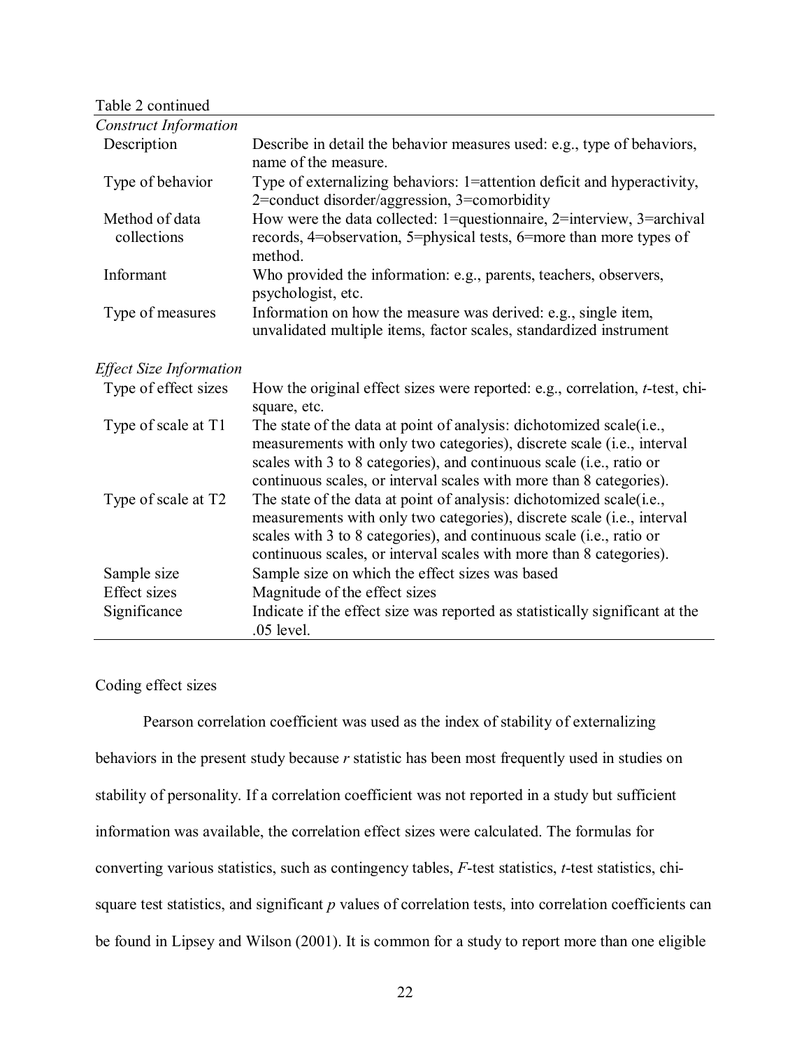Table 2 continued

| | |
|---|---|
| *Construct Information* | |
| Description | Describe in detail the behavior measures used: e.g., type of behaviors, name of the measure. |
| Type of behavior | Type of externalizing behaviors: 1=attention deficit and hyperactivity, 2=conduct disorder/aggression, 3=comorbidity |
| Method of data collections | How were the data collected: 1=questionnaire, 2=interview, 3=archival records, 4=observation, 5=physical tests, 6=more than more types of method. |
| Informant | Who provided the information: e.g., parents, teachers, observers, psychologist, etc. |
| Type of measures | Information on how the measure was derived: e.g., single item, unvalidated multiple items, factor scales, standardized instrument |
| *Effect Size Information* | |
| Type of effect sizes | How the original effect sizes were reported: e.g., correlation, *t*-test, chi-square, etc. |
| Type of scale at T1 | The state of the data at point of analysis: dichotomized scale(i.e., measurements with only two categories), discrete scale (i.e., interval scales with 3 to 8 categories), and continuous scale (i.e., ratio or continuous scales, or interval scales with more than 8 categories). |
| Type of scale at T2 | The state of the data at point of analysis: dichotomized scale(i.e., measurements with only two categories), discrete scale (i.e., interval scales with 3 to 8 categories), and continuous scale (i.e., ratio or continuous scales, or interval scales with more than 8 categories). |
| Sample size | Sample size on which the effect sizes was based |
| Effect sizes | Magnitude of the effect sizes |
| Significance | Indicate if the effect size was reported as statistically significant at the .05 level. |

Coding effect sizes

Pearson correlation coefficient was used as the index of stability of externalizing behaviors in the present study because *r* statistic has been most frequently used in studies on stability of personality. If a correlation coefficient was not reported in a study but sufficient information was available, the correlation effect sizes were calculated. The formulas for converting various statistics, such as contingency tables, *F*-test statistics, *t*-test statistics, chi-square test statistics, and significant *p* values of correlation tests, into correlation coefficients can be found in Lipsey and Wilson (2001). It is common for a study to report more than one eligible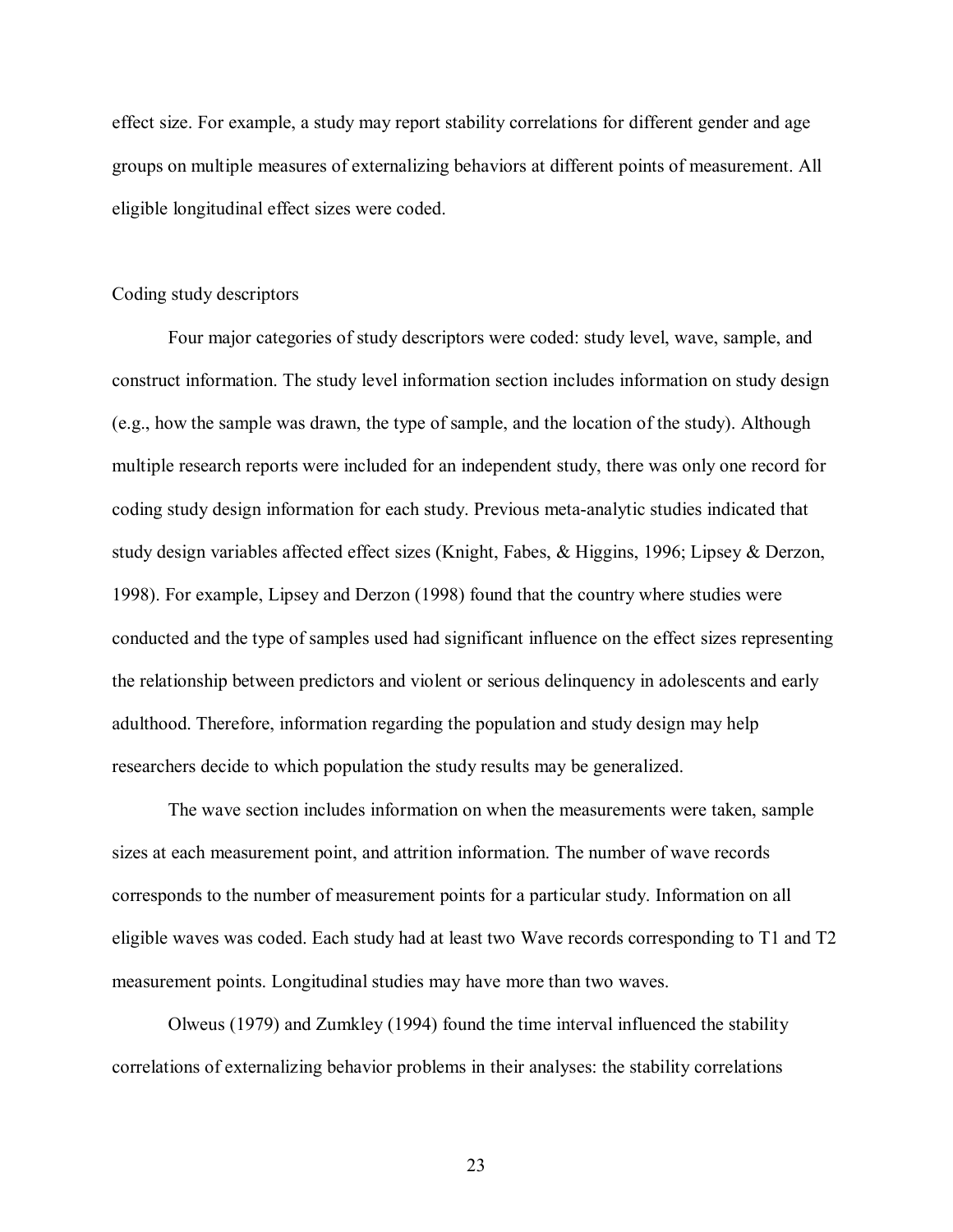effect size. For example, a study may report stability correlations for different gender and age groups on multiple measures of externalizing behaviors at different points of measurement. All eligible longitudinal effect sizes were coded.

### Coding study descriptors

Four major categories of study descriptors were coded: study level, wave, sample, and construct information. The study level information section includes information on study design (e.g., how the sample was drawn, the type of sample, and the location of the study). Although multiple research reports were included for an independent study, there was only one record for coding study design information for each study. Previous meta-analytic studies indicated that study design variables affected effect sizes (Knight, Fabes, & Higgins, 1996; Lipsey & Derzon, 1998). For example, Lipsey and Derzon (1998) found that the country where studies were conducted and the type of samples used had significant influence on the effect sizes representing the relationship between predictors and violent or serious delinquency in adolescents and early adulthood. Therefore, information regarding the population and study design may help researchers decide to which population the study results may be generalized.

The wave section includes information on when the measurements were taken, sample sizes at each measurement point, and attrition information. The number of wave records corresponds to the number of measurement points for a particular study. Information on all eligible waves was coded. Each study had at least two Wave records corresponding to T1 and T2 measurement points. Longitudinal studies may have more than two waves.

Olweus (1979) and Zumkley (1994) found the time interval influenced the stability correlations of externalizing behavior problems in their analyses: the stability correlations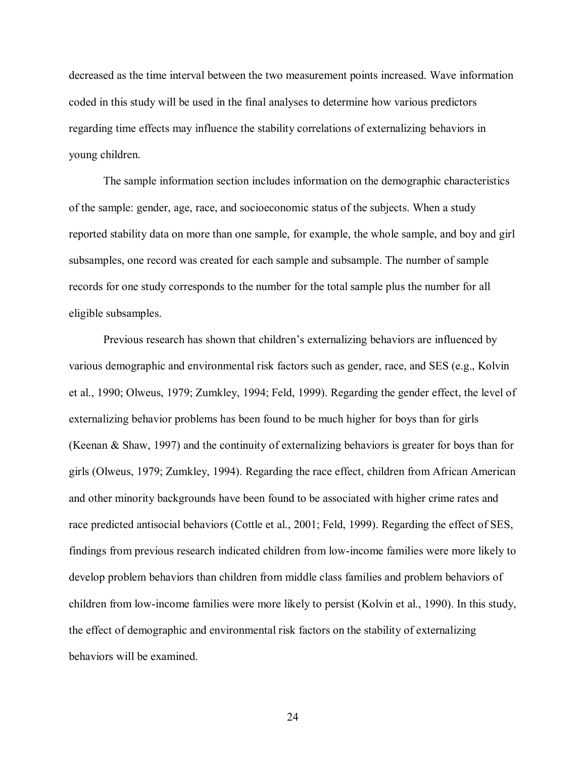decreased as the time interval between the two measurement points increased. Wave information coded in this study will be used in the final analyses to determine how various predictors regarding time effects may influence the stability correlations of externalizing behaviors in young children.

The sample information section includes information on the demographic characteristics of the sample: gender, age, race, and socioeconomic status of the subjects. When a study reported stability data on more than one sample, for example, the whole sample, and boy and girl subsamples, one record was created for each sample and subsample. The number of sample records for one study corresponds to the number for the total sample plus the number for all eligible subsamples.

Previous research has shown that children's externalizing behaviors are influenced by various demographic and environmental risk factors such as gender, race, and SES (e.g., Kolvin et al., 1990; Olweus, 1979; Zumkley, 1994; Feld, 1999). Regarding the gender effect, the level of externalizing behavior problems has been found to be much higher for boys than for girls (Keenan & Shaw, 1997) and the continuity of externalizing behaviors is greater for boys than for girls (Olweus, 1979; Zumkley, 1994). Regarding the race effect, children from African American and other minority backgrounds have been found to be associated with higher crime rates and race predicted antisocial behaviors (Cottle et al., 2001; Feld, 1999). Regarding the effect of SES, findings from previous research indicated children from low-income families were more likely to develop problem behaviors than children from middle class families and problem behaviors of children from low-income families were more likely to persist (Kolvin et al., 1990). In this study, the effect of demographic and environmental risk factors on the stability of externalizing behaviors will be examined.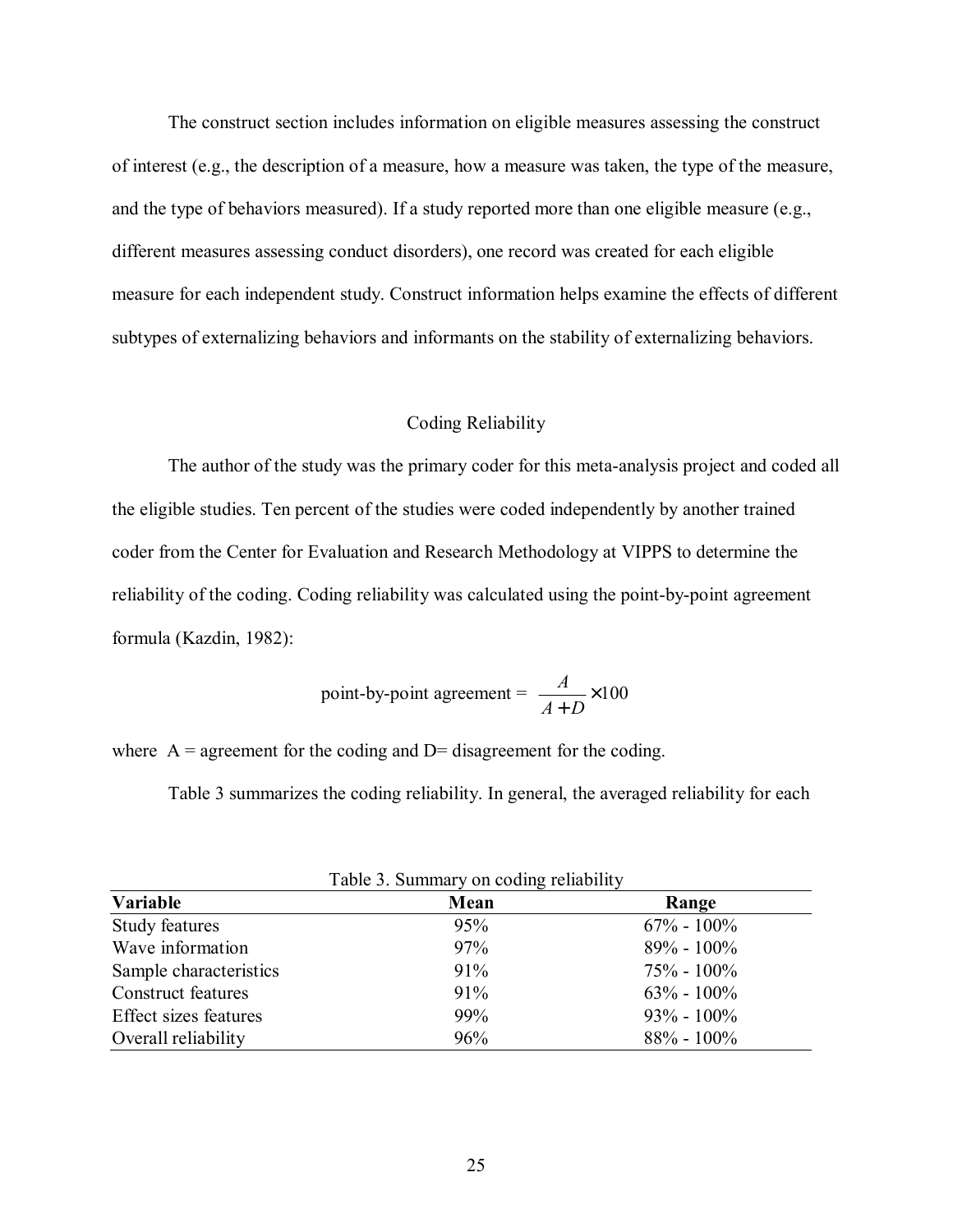The construct section includes information on eligible measures assessing the construct of interest (e.g., the description of a measure, how a measure was taken, the type of the measure, and the type of behaviors measured). If a study reported more than one eligible measure (e.g., different measures assessing conduct disorders), one record was created for each eligible measure for each independent study. Construct information helps examine the effects of different subtypes of externalizing behaviors and informants on the stability of externalizing behaviors.

## Coding Reliability

The author of the study was the primary coder for this meta-analysis project and coded all the eligible studies. Ten percent of the studies were coded independently by another trained coder from the Center for Evaluation and Research Methodology at VIPPS to determine the reliability of the coding. Coding reliability was calculated using the point-by-point agreement formula (Kazdin, 1982):

$$\text{point-by-point agreement} = \frac{A}{A+D} \times 100$$

where A = agreement for the coding and D= disagreement for the coding.

Table 3 summarizes the coding reliability. In general, the averaged reliability for each

Table 3. Summary on coding reliability

| **Variable** | **Mean** | **Range** |
|---|---|---|
| Study features | 95% | 67% - 100% |
| Wave information | 97% | 89% - 100% |
| Sample characteristics | 91% | 75% - 100% |
| Construct features | 91% | 63% - 100% |
| Effect sizes features | 99% | 93% - 100% |
| Overall reliability | 96% | 88% - 100% |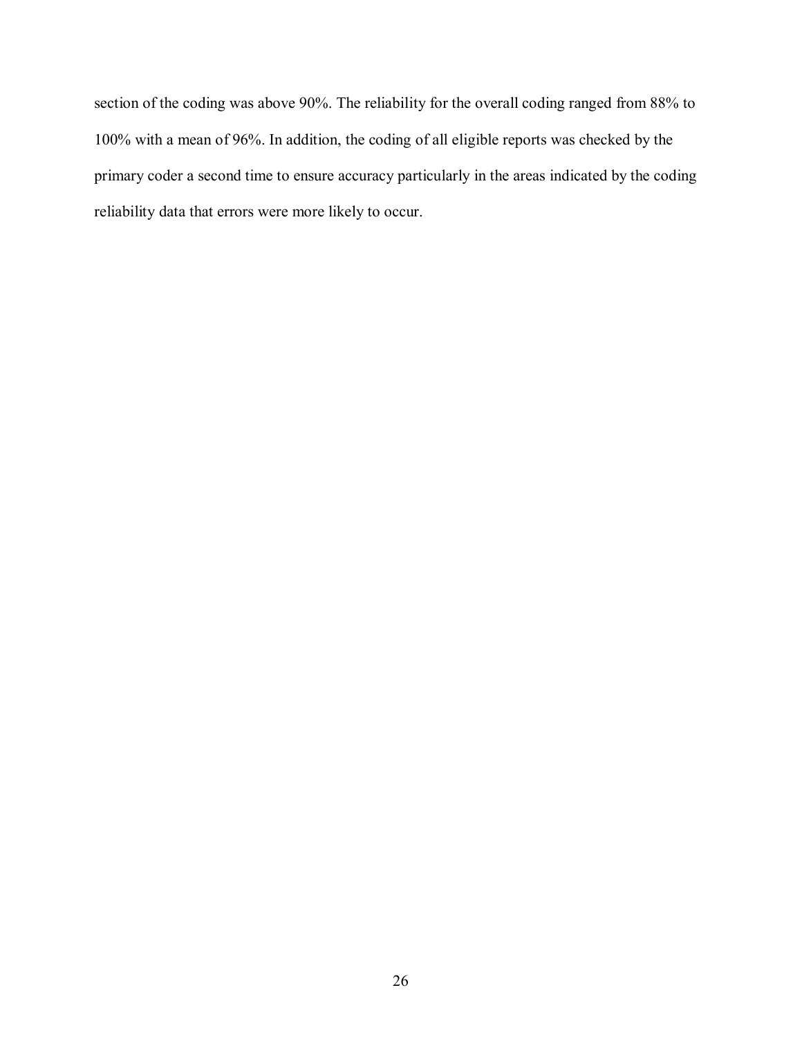section of the coding was above 90%. The reliability for the overall coding ranged from 88% to 100% with a mean of 96%. In addition, the coding of all eligible reports was checked by the primary coder a second time to ensure accuracy particularly in the areas indicated by the coding reliability data that errors were more likely to occur.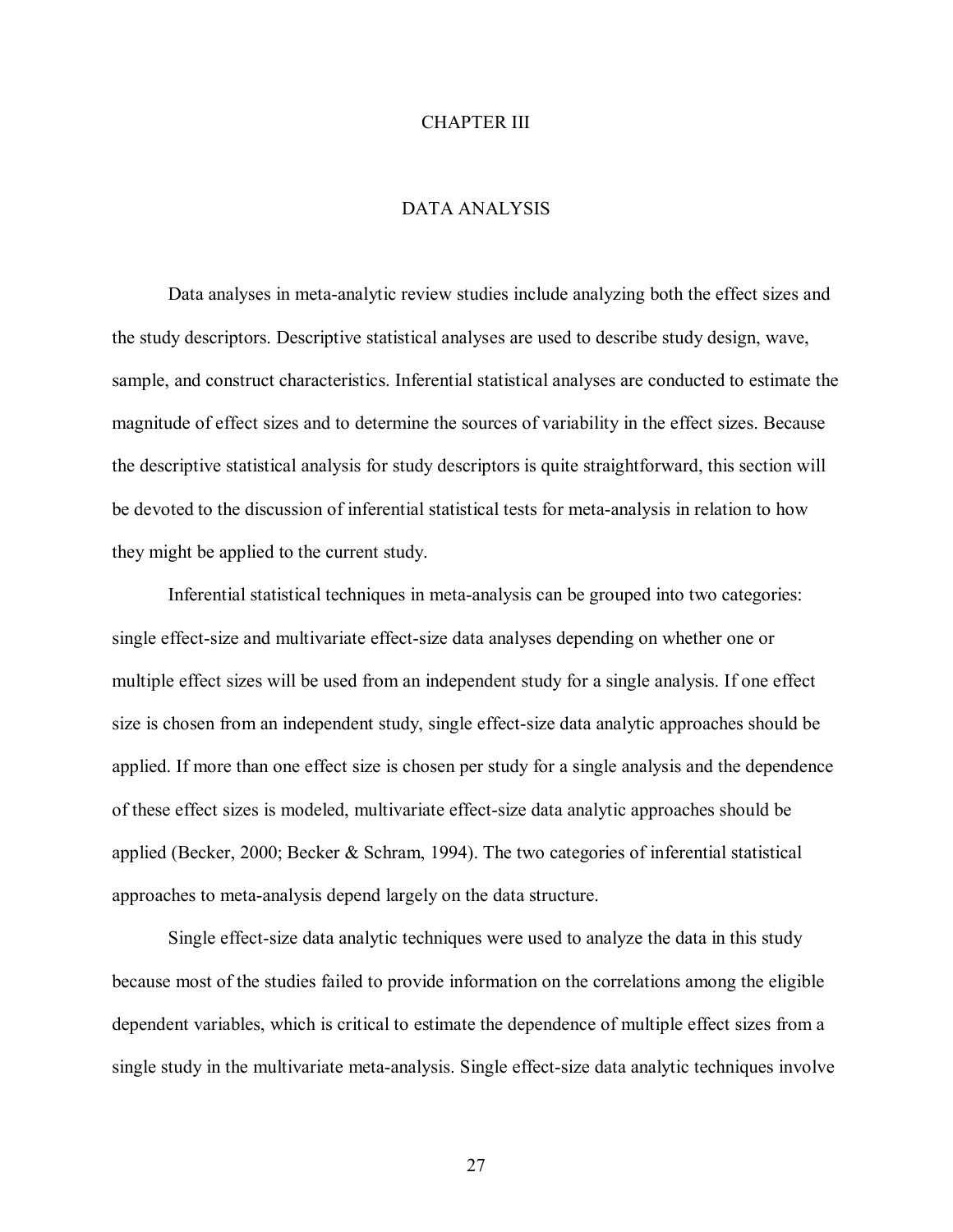# CHAPTER III

## DATA ANALYSIS

Data analyses in meta-analytic review studies include analyzing both the effect sizes and the study descriptors. Descriptive statistical analyses are used to describe study design, wave, sample, and construct characteristics. Inferential statistical analyses are conducted to estimate the magnitude of effect sizes and to determine the sources of variability in the effect sizes. Because the descriptive statistical analysis for study descriptors is quite straightforward, this section will be devoted to the discussion of inferential statistical tests for meta-analysis in relation to how they might be applied to the current study.

Inferential statistical techniques in meta-analysis can be grouped into two categories: single effect-size and multivariate effect-size data analyses depending on whether one or multiple effect sizes will be used from an independent study for a single analysis. If one effect size is chosen from an independent study, single effect-size data analytic approaches should be applied. If more than one effect size is chosen per study for a single analysis and the dependence of these effect sizes is modeled, multivariate effect-size data analytic approaches should be applied (Becker, 2000; Becker & Schram, 1994). The two categories of inferential statistical approaches to meta-analysis depend largely on the data structure.

Single effect-size data analytic techniques were used to analyze the data in this study because most of the studies failed to provide information on the correlations among the eligible dependent variables, which is critical to estimate the dependence of multiple effect sizes from a single study in the multivariate meta-analysis. Single effect-size data analytic techniques involve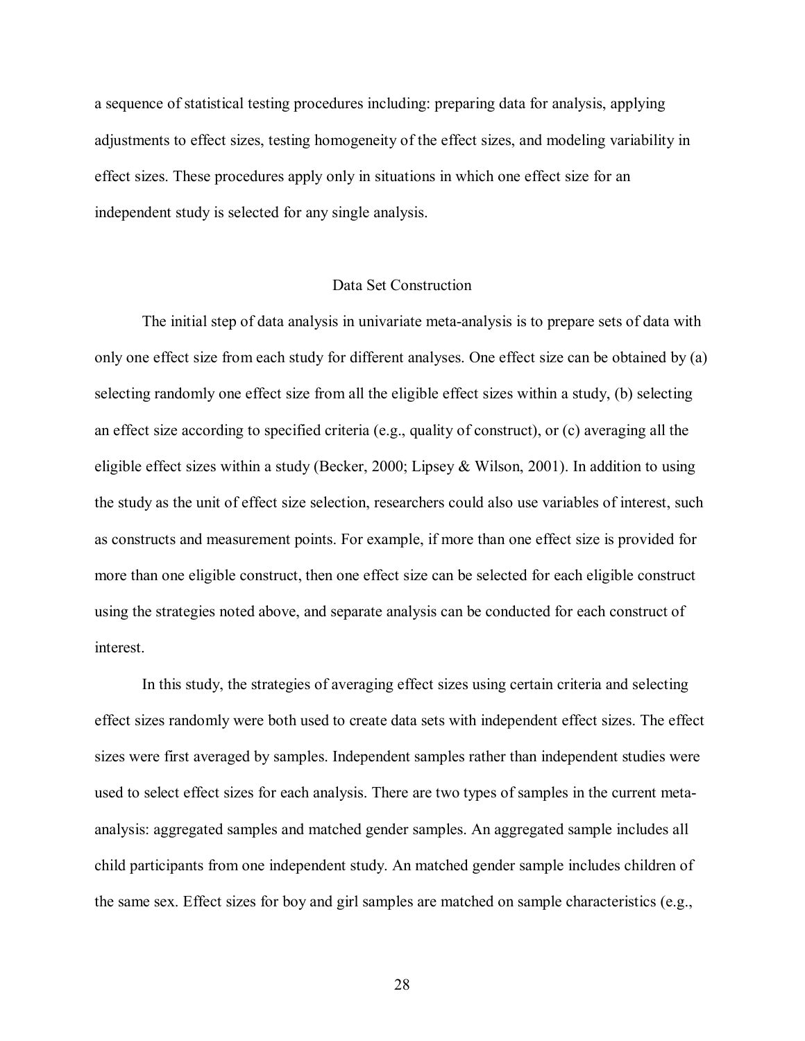a sequence of statistical testing procedures including: preparing data for analysis, applying adjustments to effect sizes, testing homogeneity of the effect sizes, and modeling variability in effect sizes. These procedures apply only in situations in which one effect size for an independent study is selected for any single analysis.

## Data Set Construction

The initial step of data analysis in univariate meta-analysis is to prepare sets of data with only one effect size from each study for different analyses. One effect size can be obtained by (a) selecting randomly one effect size from all the eligible effect sizes within a study, (b) selecting an effect size according to specified criteria (e.g., quality of construct), or (c) averaging all the eligible effect sizes within a study (Becker, 2000; Lipsey & Wilson, 2001). In addition to using the study as the unit of effect size selection, researchers could also use variables of interest, such as constructs and measurement points. For example, if more than one effect size is provided for more than one eligible construct, then one effect size can be selected for each eligible construct using the strategies noted above, and separate analysis can be conducted for each construct of interest.

In this study, the strategies of averaging effect sizes using certain criteria and selecting effect sizes randomly were both used to create data sets with independent effect sizes. The effect sizes were first averaged by samples. Independent samples rather than independent studies were used to select effect sizes for each analysis. There are two types of samples in the current meta-analysis: aggregated samples and matched gender samples. An aggregated sample includes all child participants from one independent study. An matched gender sample includes children of the same sex. Effect sizes for boy and girl samples are matched on sample characteristics (e.g.,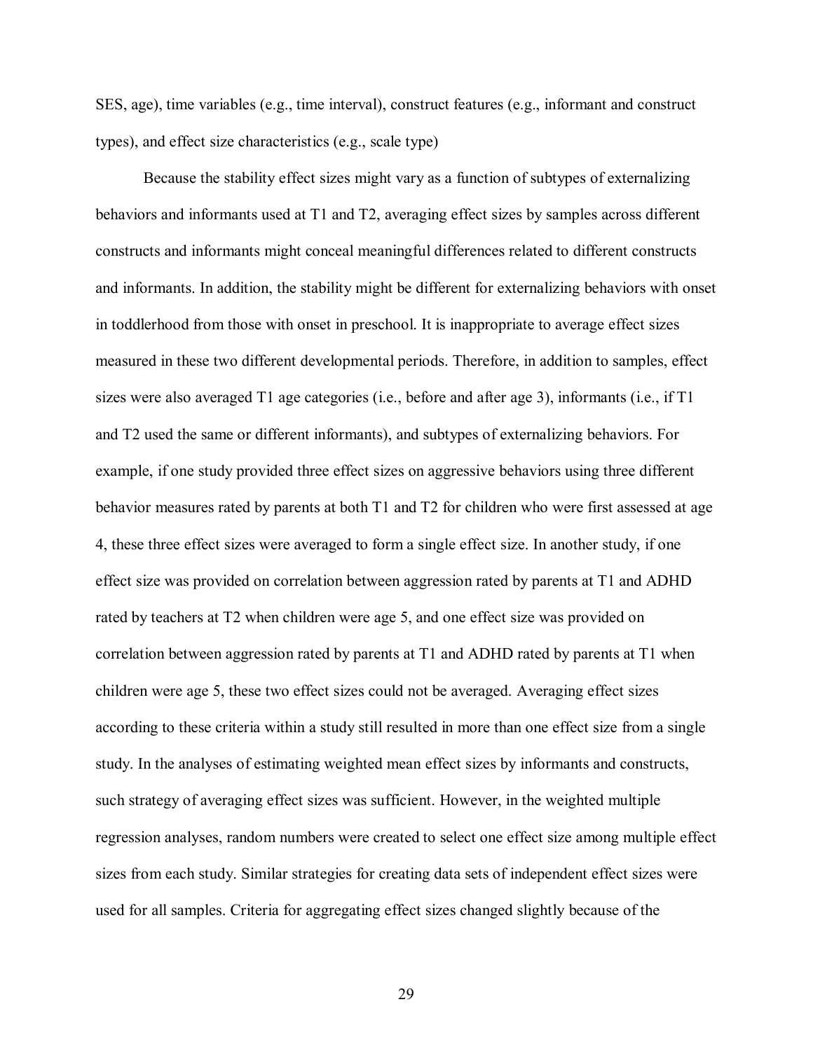SES, age), time variables (e.g., time interval), construct features (e.g., informant and construct types), and effect size characteristics (e.g., scale type)

Because the stability effect sizes might vary as a function of subtypes of externalizing behaviors and informants used at T1 and T2, averaging effect sizes by samples across different constructs and informants might conceal meaningful differences related to different constructs and informants. In addition, the stability might be different for externalizing behaviors with onset in toddlerhood from those with onset in preschool. It is inappropriate to average effect sizes measured in these two different developmental periods. Therefore, in addition to samples, effect sizes were also averaged T1 age categories (i.e., before and after age 3), informants (i.e., if T1 and T2 used the same or different informants), and subtypes of externalizing behaviors. For example, if one study provided three effect sizes on aggressive behaviors using three different behavior measures rated by parents at both T1 and T2 for children who were first assessed at age 4, these three effect sizes were averaged to form a single effect size. In another study, if one effect size was provided on correlation between aggression rated by parents at T1 and ADHD rated by teachers at T2 when children were age 5, and one effect size was provided on correlation between aggression rated by parents at T1 and ADHD rated by parents at T1 when children were age 5, these two effect sizes could not be averaged. Averaging effect sizes according to these criteria within a study still resulted in more than one effect size from a single study. In the analyses of estimating weighted mean effect sizes by informants and constructs, such strategy of averaging effect sizes was sufficient. However, in the weighted multiple regression analyses, random numbers were created to select one effect size among multiple effect sizes from each study. Similar strategies for creating data sets of independent effect sizes were used for all samples. Criteria for aggregating effect sizes changed slightly because of the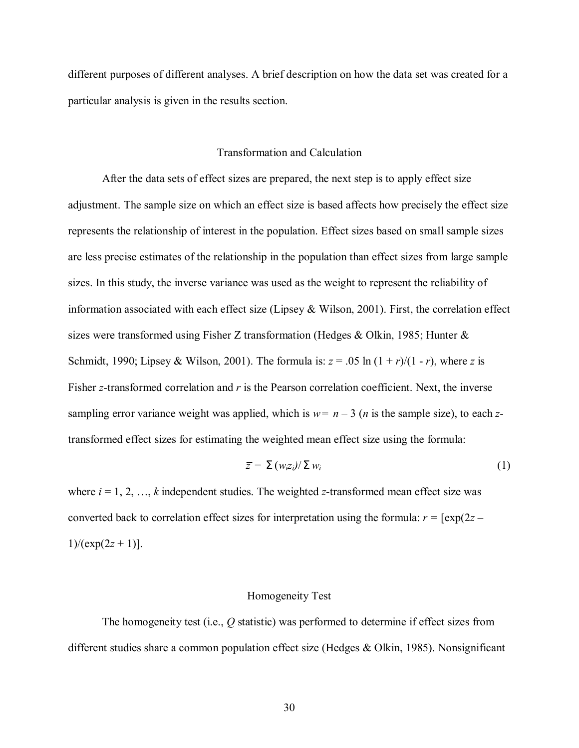different purposes of different analyses. A brief description on how the data set was created for a particular analysis is given in the results section.

## Transformation and Calculation

After the data sets of effect sizes are prepared, the next step is to apply effect size adjustment. The sample size on which an effect size is based affects how precisely the effect size represents the relationship of interest in the population. Effect sizes based on small sample sizes are less precise estimates of the relationship in the population than effect sizes from large sample sizes. In this study, the inverse variance was used as the weight to represent the reliability of information associated with each effect size (Lipsey & Wilson, 2001). First, the correlation effect sizes were transformed using Fisher Z transformation (Hedges & Olkin, 1985; Hunter & Schmidt, 1990; Lipsey & Wilson, 2001). The formula is: $z = .05 \ln (1 + r)/(1 - r)$, where $z$ is Fisher $z$-transformed correlation and $r$ is the Pearson correlation coefficient. Next, the inverse sampling error variance weight was applied, which is $w = n - 3$ ($n$ is the sample size), to each $z$-transformed effect sizes for estimating the weighted mean effect size using the formula:

$$\bar{z} = \Sigma (w_i z_i) / \Sigma w_i \tag{1}$$

where $i = 1, 2, \ldots, k$ independent studies. The weighted $z$-transformed mean effect size was converted back to correlation effect sizes for interpretation using the formula: $r = [\exp(2z - 1)/(\exp(2z + 1)]$.

## Homogeneity Test

The homogeneity test (i.e., $Q$ statistic) was performed to determine if effect sizes from different studies share a common population effect size (Hedges & Olkin, 1985). Nonsignificant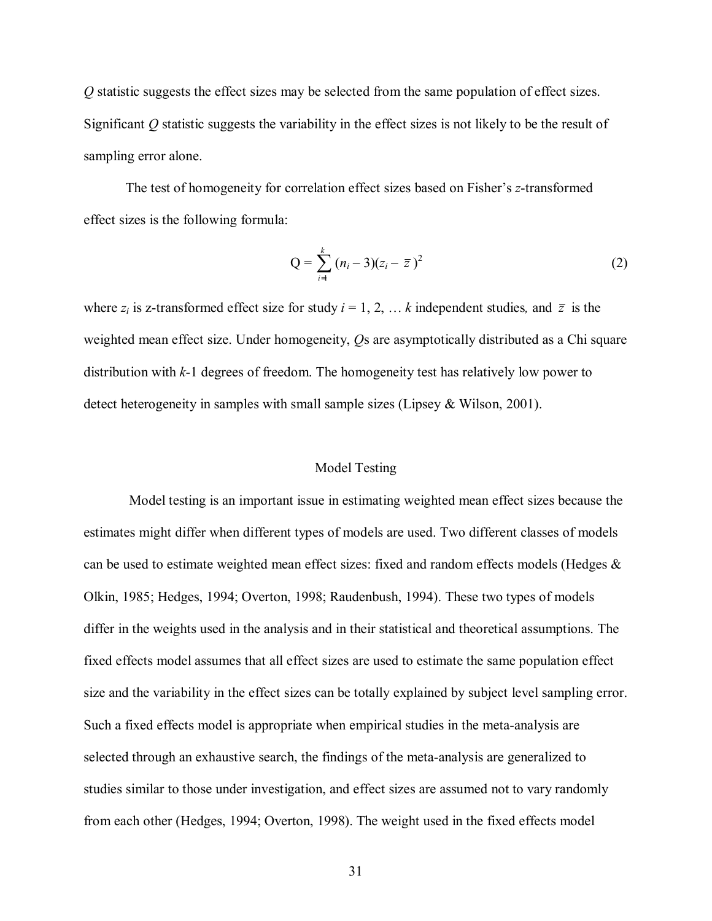$Q$ statistic suggests the effect sizes may be selected from the same population of effect sizes. Significant $Q$ statistic suggests the variability in the effect sizes is not likely to be the result of sampling error alone.

The test of homogeneity for correlation effect sizes based on Fisher's *z*-transformed effect sizes is the following formula:

$$\text{Q} = \sum_{i=1}^{k} (n_i - 3)(z_i - \bar{z})^2 \tag{2}$$

where $z_i$ is z-transformed effect size for study $i = 1, 2, \ldots k$ independent studies, and $\bar{z}$ is the weighted mean effect size. Under homogeneity, $Q$s are asymptotically distributed as a Chi square distribution with $k$-1 degrees of freedom. The homogeneity test has relatively low power to detect heterogeneity in samples with small sample sizes (Lipsey & Wilson, 2001).

## Model Testing

Model testing is an important issue in estimating weighted mean effect sizes because the estimates might differ when different types of models are used. Two different classes of models can be used to estimate weighted mean effect sizes: fixed and random effects models (Hedges & Olkin, 1985; Hedges, 1994; Overton, 1998; Raudenbush, 1994). These two types of models differ in the weights used in the analysis and in their statistical and theoretical assumptions. The fixed effects model assumes that all effect sizes are used to estimate the same population effect size and the variability in the effect sizes can be totally explained by subject level sampling error. Such a fixed effects model is appropriate when empirical studies in the meta-analysis are selected through an exhaustive search, the findings of the meta-analysis are generalized to studies similar to those under investigation, and effect sizes are assumed not to vary randomly from each other (Hedges, 1994; Overton, 1998). The weight used in the fixed effects model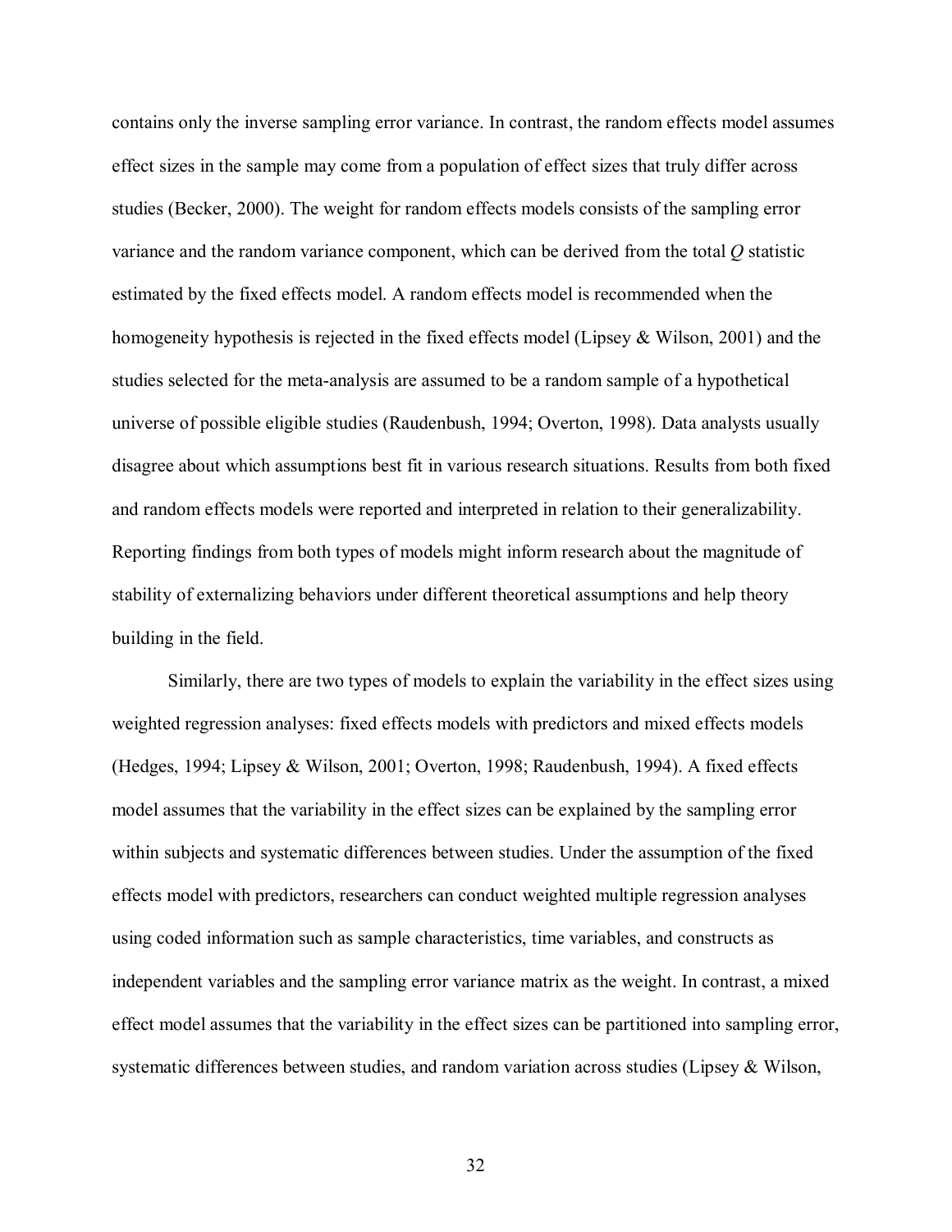contains only the inverse sampling error variance. In contrast, the random effects model assumes effect sizes in the sample may come from a population of effect sizes that truly differ across studies (Becker, 2000). The weight for random effects models consists of the sampling error variance and the random variance component, which can be derived from the total *Q* statistic estimated by the fixed effects model. A random effects model is recommended when the homogeneity hypothesis is rejected in the fixed effects model (Lipsey & Wilson, 2001) and the studies selected for the meta-analysis are assumed to be a random sample of a hypothetical universe of possible eligible studies (Raudenbush, 1994; Overton, 1998). Data analysts usually disagree about which assumptions best fit in various research situations. Results from both fixed and random effects models were reported and interpreted in relation to their generalizability. Reporting findings from both types of models might inform research about the magnitude of stability of externalizing behaviors under different theoretical assumptions and help theory building in the field.

Similarly, there are two types of models to explain the variability in the effect sizes using weighted regression analyses: fixed effects models with predictors and mixed effects models (Hedges, 1994; Lipsey & Wilson, 2001; Overton, 1998; Raudenbush, 1994). A fixed effects model assumes that the variability in the effect sizes can be explained by the sampling error within subjects and systematic differences between studies. Under the assumption of the fixed effects model with predictors, researchers can conduct weighted multiple regression analyses using coded information such as sample characteristics, time variables, and constructs as independent variables and the sampling error variance matrix as the weight. In contrast, a mixed effect model assumes that the variability in the effect sizes can be partitioned into sampling error, systematic differences between studies, and random variation across studies (Lipsey & Wilson,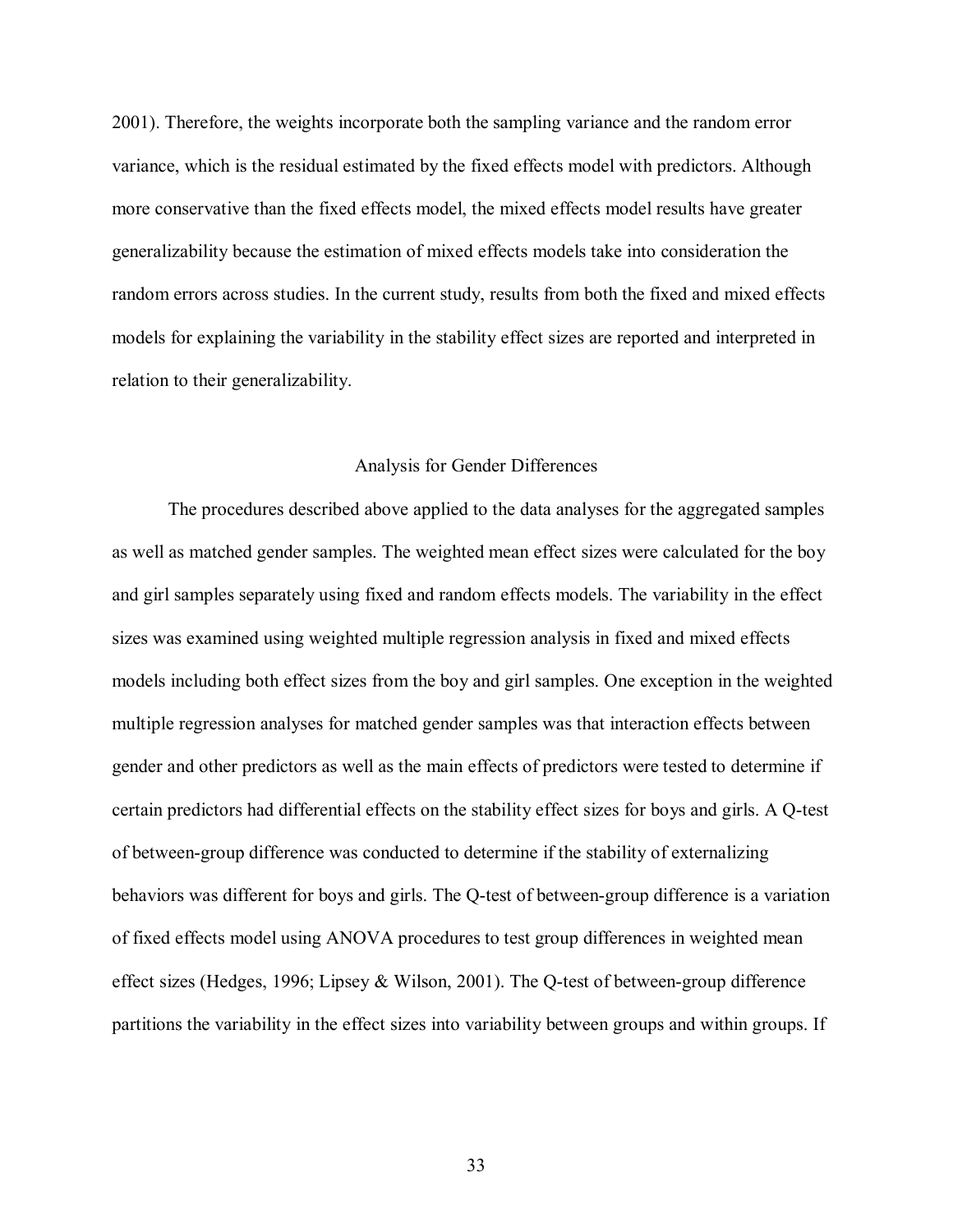2001). Therefore, the weights incorporate both the sampling variance and the random error variance, which is the residual estimated by the fixed effects model with predictors. Although more conservative than the fixed effects model, the mixed effects model results have greater generalizability because the estimation of mixed effects models take into consideration the random errors across studies. In the current study, results from both the fixed and mixed effects models for explaining the variability in the stability effect sizes are reported and interpreted in relation to their generalizability.

## Analysis for Gender Differences

The procedures described above applied to the data analyses for the aggregated samples as well as matched gender samples. The weighted mean effect sizes were calculated for the boy and girl samples separately using fixed and random effects models. The variability in the effect sizes was examined using weighted multiple regression analysis in fixed and mixed effects models including both effect sizes from the boy and girl samples. One exception in the weighted multiple regression analyses for matched gender samples was that interaction effects between gender and other predictors as well as the main effects of predictors were tested to determine if certain predictors had differential effects on the stability effect sizes for boys and girls. A Q-test of between-group difference was conducted to determine if the stability of externalizing behaviors was different for boys and girls. The Q-test of between-group difference is a variation of fixed effects model using ANOVA procedures to test group differences in weighted mean effect sizes (Hedges, 1996; Lipsey & Wilson, 2001). The Q-test of between-group difference partitions the variability in the effect sizes into variability between groups and within groups. If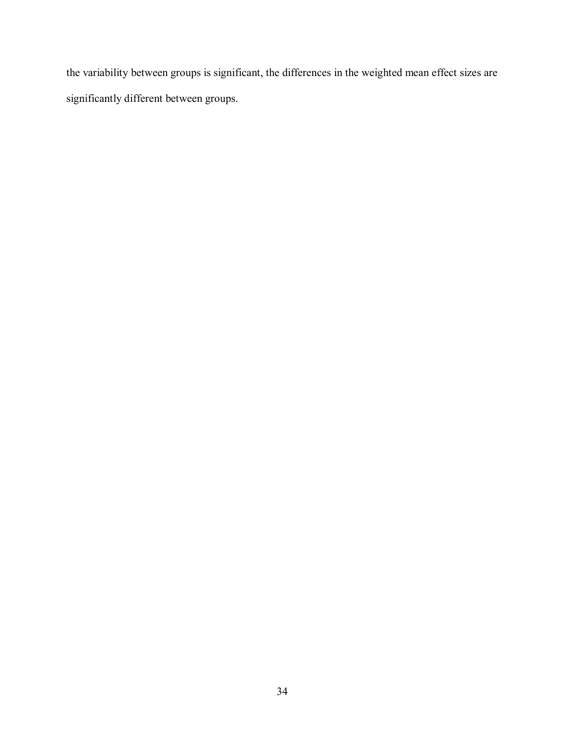the variability between groups is significant, the differences in the weighted mean effect sizes are significantly different between groups.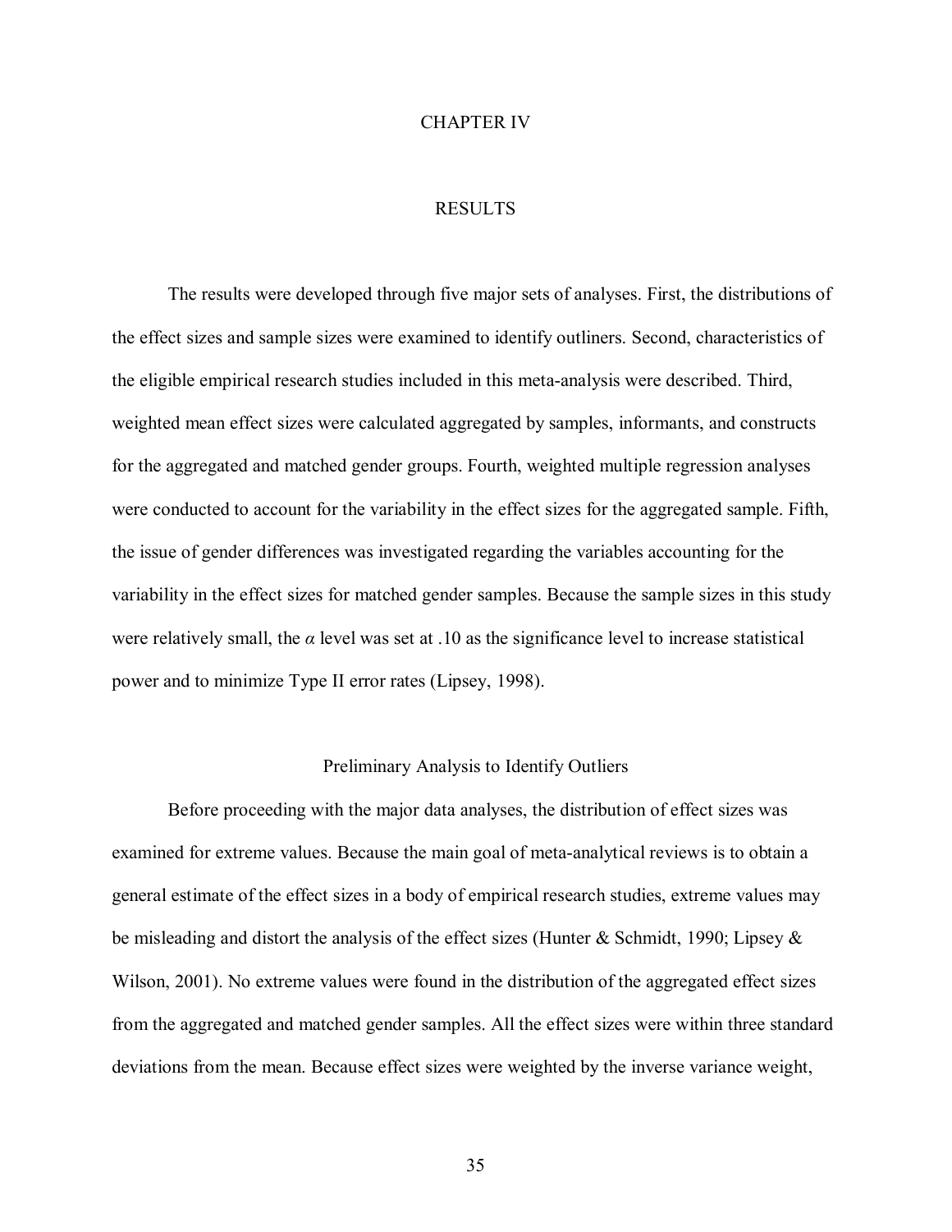# CHAPTER IV

# RESULTS

The results were developed through five major sets of analyses. First, the distributions of the effect sizes and sample sizes were examined to identify outliners. Second, characteristics of the eligible empirical research studies included in this meta-analysis were described. Third, weighted mean effect sizes were calculated aggregated by samples, informants, and constructs for the aggregated and matched gender groups. Fourth, weighted multiple regression analyses were conducted to account for the variability in the effect sizes for the aggregated sample. Fifth, the issue of gender differences was investigated regarding the variables accounting for the variability in the effect sizes for matched gender samples. Because the sample sizes in this study were relatively small, the $\alpha$ level was set at .10 as the significance level to increase statistical power and to minimize Type II error rates (Lipsey, 1998).

## Preliminary Analysis to Identify Outliers

Before proceeding with the major data analyses, the distribution of effect sizes was examined for extreme values. Because the main goal of meta-analytical reviews is to obtain a general estimate of the effect sizes in a body of empirical research studies, extreme values may be misleading and distort the analysis of the effect sizes (Hunter & Schmidt, 1990; Lipsey & Wilson, 2001). No extreme values were found in the distribution of the aggregated effect sizes from the aggregated and matched gender samples. All the effect sizes were within three standard deviations from the mean. Because effect sizes were weighted by the inverse variance weight,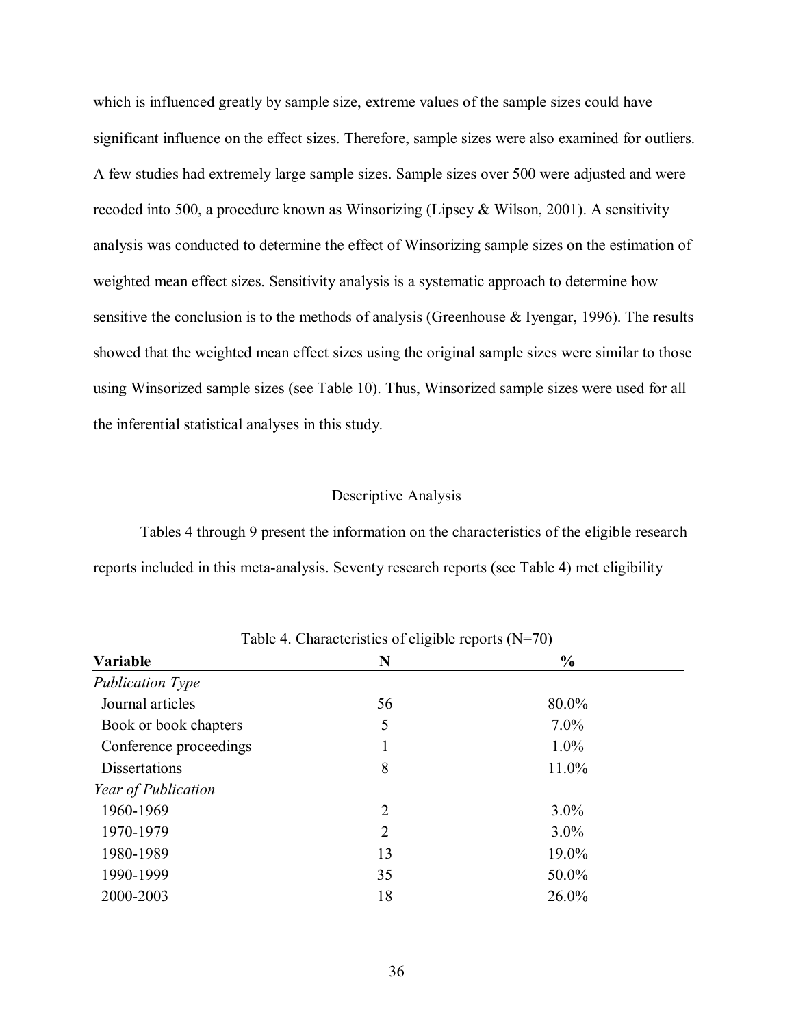which is influenced greatly by sample size, extreme values of the sample sizes could have significant influence on the effect sizes. Therefore, sample sizes were also examined for outliers. A few studies had extremely large sample sizes. Sample sizes over 500 were adjusted and were recoded into 500, a procedure known as Winsorizing (Lipsey & Wilson, 2001). A sensitivity analysis was conducted to determine the effect of Winsorizing sample sizes on the estimation of weighted mean effect sizes. Sensitivity analysis is a systematic approach to determine how sensitive the conclusion is to the methods of analysis (Greenhouse & Iyengar, 1996). The results showed that the weighted mean effect sizes using the original sample sizes were similar to those using Winsorized sample sizes (see Table 10). Thus, Winsorized sample sizes were used for all the inferential statistical analyses in this study.

## Descriptive Analysis

Tables 4 through 9 present the information on the characteristics of the eligible research reports included in this meta-analysis. Seventy research reports (see Table 4) met eligibility

Table 4. Characteristics of eligible reports (N=70)

| **Variable** | **N** | **%** |
|---|---|---|
| *Publication Type* | | |
| Journal articles | 56 | 80.0% |
| Book or book chapters | 5 | 7.0% |
| Conference proceedings | 1 | 1.0% |
| Dissertations | 8 | 11.0% |
| *Year of Publication* | | |
| 1960-1969 | 2 | 3.0% |
| 1970-1979 | 2 | 3.0% |
| 1980-1989 | 13 | 19.0% |
| 1990-1999 | 35 | 50.0% |
| 2000-2003 | 18 | 26.0% |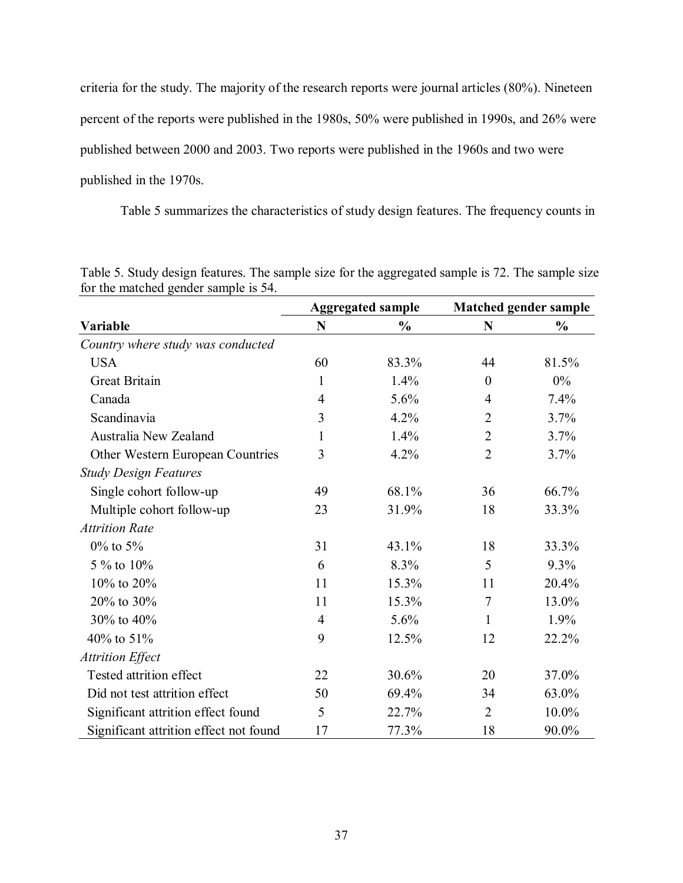criteria for the study. The majority of the research reports were journal articles (80%). Nineteen percent of the reports were published in the 1980s, 50% were published in 1990s, and 26% were published between 2000 and 2003. Two reports were published in the 1960s and two were published in the 1970s.

Table 5 summarizes the characteristics of study design features. The frequency counts in

Table 5. Study design features. The sample size for the aggregated sample is 72. The sample size for the matched gender sample is 54.

| | Aggregated sample | | Matched gender sample | |
|---|---|---|---|---|
| **Variable** | **N** | **%** | **N** | **%** |
| *Country where study was conducted* | | | | |
| USA | 60 | 83.3% | 44 | 81.5% |
| Great Britain | 1 | 1.4% | 0 | 0% |
| Canada | 4 | 5.6% | 4 | 7.4% |
| Scandinavia | 3 | 4.2% | 2 | 3.7% |
| Australia New Zealand | 1 | 1.4% | 2 | 3.7% |
| Other Western European Countries | 3 | 4.2% | 2 | 3.7% |
| *Study Design Features* | | | | |
| Single cohort follow-up | 49 | 68.1% | 36 | 66.7% |
| Multiple cohort follow-up | 23 | 31.9% | 18 | 33.3% |
| *Attrition Rate* | | | | |
| 0% to 5% | 31 | 43.1% | 18 | 33.3% |
| 5 % to 10% | 6 | 8.3% | 5 | 9.3% |
| 10% to 20% | 11 | 15.3% | 11 | 20.4% |
| 20% to 30% | 11 | 15.3% | 7 | 13.0% |
| 30% to 40% | 4 | 5.6% | 1 | 1.9% |
| 40% to 51% | 9 | 12.5% | 12 | 22.2% |
| *Attrition Effect* | | | | |
| Tested attrition effect | 22 | 30.6% | 20 | 37.0% |
| Did not test attrition effect | 50 | 69.4% | 34 | 63.0% |
| Significant attrition effect found | 5 | 22.7% | 2 | 10.0% |
| Significant attrition effect not found | 17 | 77.3% | 18 | 90.0% |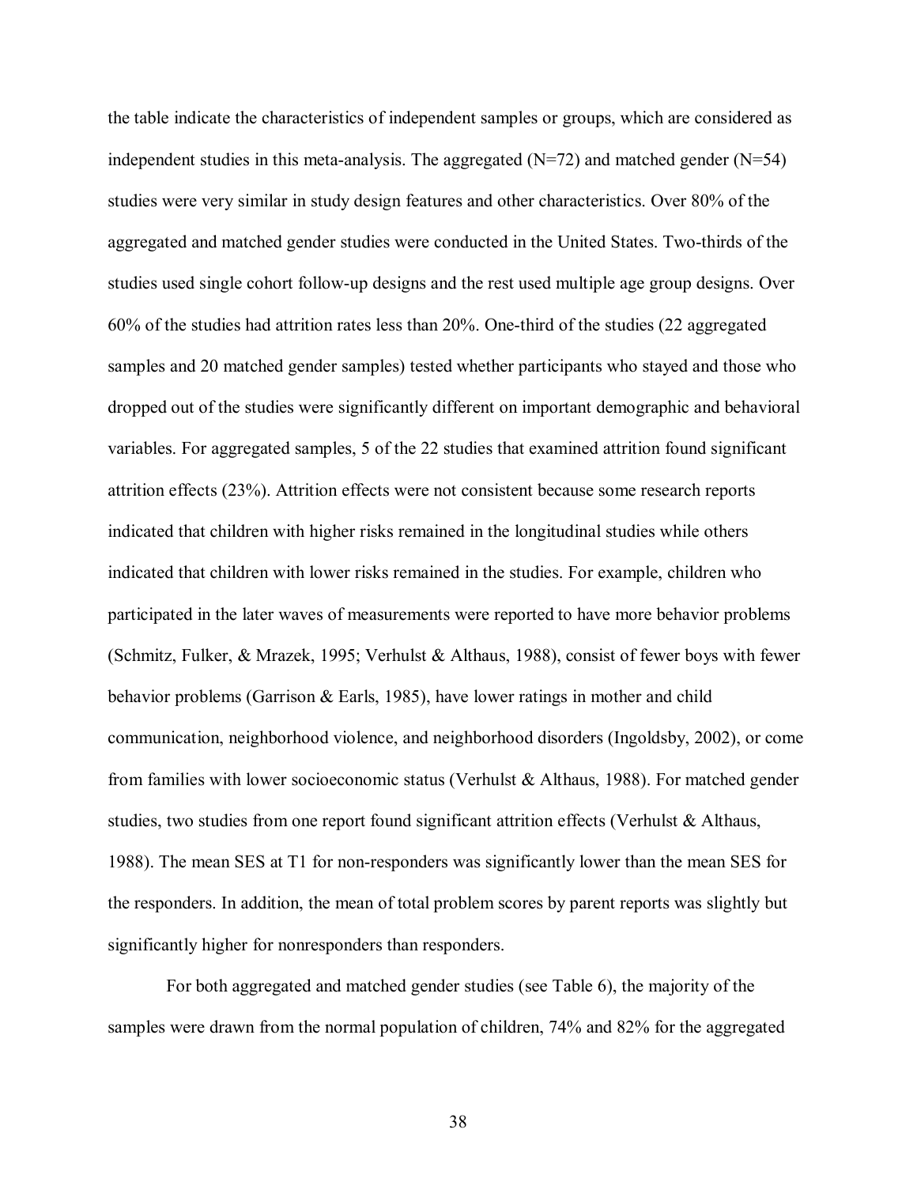the table indicate the characteristics of independent samples or groups, which are considered as independent studies in this meta-analysis. The aggregated (N=72) and matched gender (N=54) studies were very similar in study design features and other characteristics. Over 80% of the aggregated and matched gender studies were conducted in the United States. Two-thirds of the studies used single cohort follow-up designs and the rest used multiple age group designs. Over 60% of the studies had attrition rates less than 20%. One-third of the studies (22 aggregated samples and 20 matched gender samples) tested whether participants who stayed and those who dropped out of the studies were significantly different on important demographic and behavioral variables. For aggregated samples, 5 of the 22 studies that examined attrition found significant attrition effects (23%). Attrition effects were not consistent because some research reports indicated that children with higher risks remained in the longitudinal studies while others indicated that children with lower risks remained in the studies. For example, children who participated in the later waves of measurements were reported to have more behavior problems (Schmitz, Fulker, & Mrazek, 1995; Verhulst & Althaus, 1988), consist of fewer boys with fewer behavior problems (Garrison & Earls, 1985), have lower ratings in mother and child communication, neighborhood violence, and neighborhood disorders (Ingoldsby, 2002), or come from families with lower socioeconomic status (Verhulst & Althaus, 1988). For matched gender studies, two studies from one report found significant attrition effects (Verhulst & Althaus, 1988). The mean SES at T1 for non-responders was significantly lower than the mean SES for the responders. In addition, the mean of total problem scores by parent reports was slightly but significantly higher for nonresponders than responders.

For both aggregated and matched gender studies (see Table 6), the majority of the samples were drawn from the normal population of children, 74% and 82% for the aggregated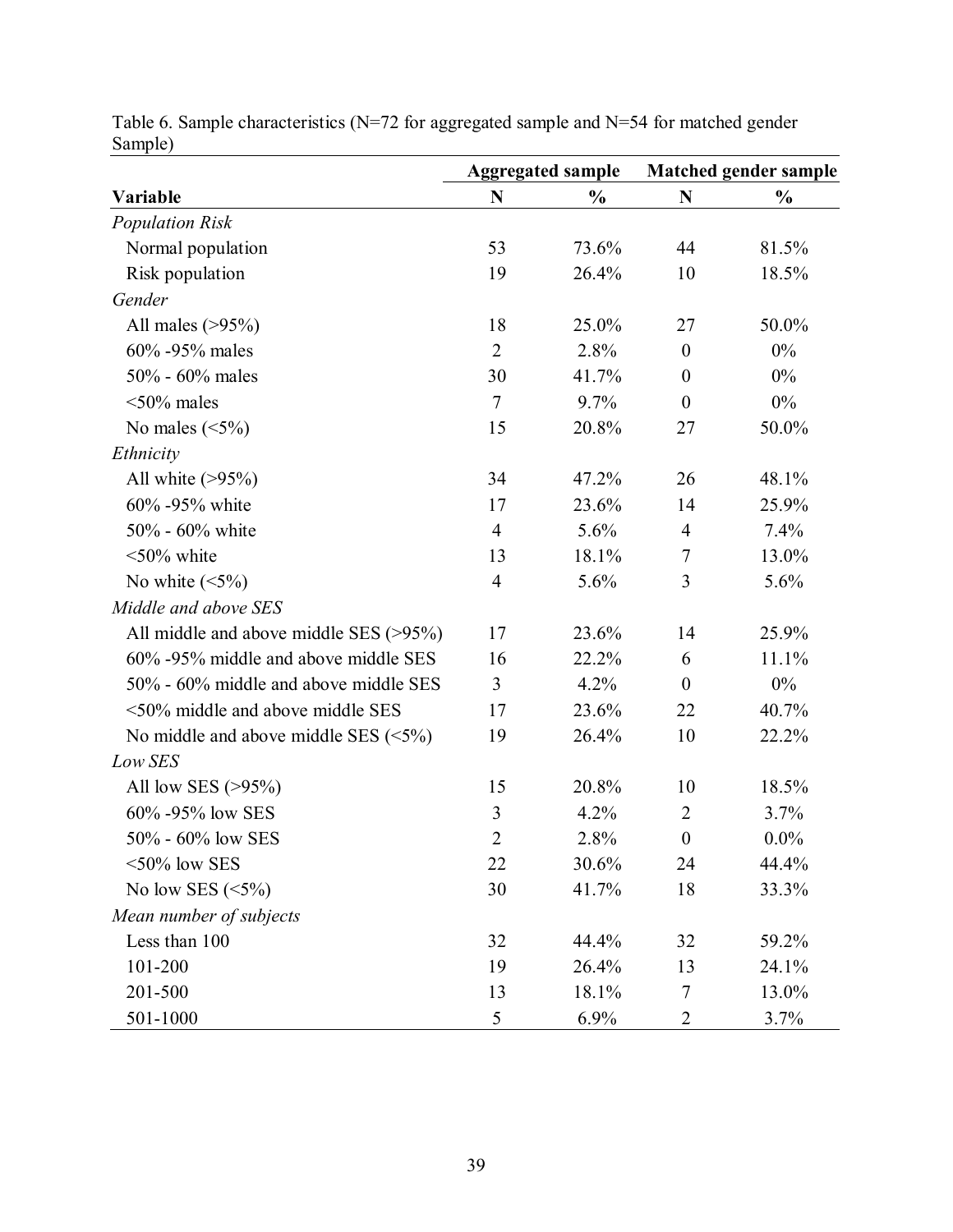Table 6. Sample characteristics (N=72 for aggregated sample and N=54 for matched gender Sample)

| | Aggregated sample | | Matched gender sample | |
|---|---|---|---|---|
| **Variable** | **N** | **%** | **N** | **%** |
| *Population Risk* | | | | |
| Normal population | 53 | 73.6% | 44 | 81.5% |
| Risk population | 19 | 26.4% | 10 | 18.5% |
| *Gender* | | | | |
| All males (>95%) | 18 | 25.0% | 27 | 50.0% |
| 60% -95% males | 2 | 2.8% | 0 | 0% |
| 50% - 60% males | 30 | 41.7% | 0 | 0% |
| <50% males | 7 | 9.7% | 0 | 0% |
| No males (<5%) | 15 | 20.8% | 27 | 50.0% |
| *Ethnicity* | | | | |
| All white (>95%) | 34 | 47.2% | 26 | 48.1% |
| 60% -95% white | 17 | 23.6% | 14 | 25.9% |
| 50% - 60% white | 4 | 5.6% | 4 | 7.4% |
| <50% white | 13 | 18.1% | 7 | 13.0% |
| No white (<5%) | 4 | 5.6% | 3 | 5.6% |
| *Middle and above SES* | | | | |
| All middle and above middle SES (>95%) | 17 | 23.6% | 14 | 25.9% |
| 60% -95% middle and above middle SES | 16 | 22.2% | 6 | 11.1% |
| 50% - 60% middle and above middle SES | 3 | 4.2% | 0 | 0% |
| <50% middle and above middle SES | 17 | 23.6% | 22 | 40.7% |
| No middle and above middle SES (<5%) | 19 | 26.4% | 10 | 22.2% |
| *Low SES* | | | | |
| All low SES (>95%) | 15 | 20.8% | 10 | 18.5% |
| 60% -95% low SES | 3 | 4.2% | 2 | 3.7% |
| 50% - 60% low SES | 2 | 2.8% | 0 | 0.0% |
| <50% low SES | 22 | 30.6% | 24 | 44.4% |
| No low SES (<5%) | 30 | 41.7% | 18 | 33.3% |
| *Mean number of subjects* | | | | |
| Less than 100 | 32 | 44.4% | 32 | 59.2% |
| 101-200 | 19 | 26.4% | 13 | 24.1% |
| 201-500 | 13 | 18.1% | 7 | 13.0% |
| 501-1000 | 5 | 6.9% | 2 | 3.7% |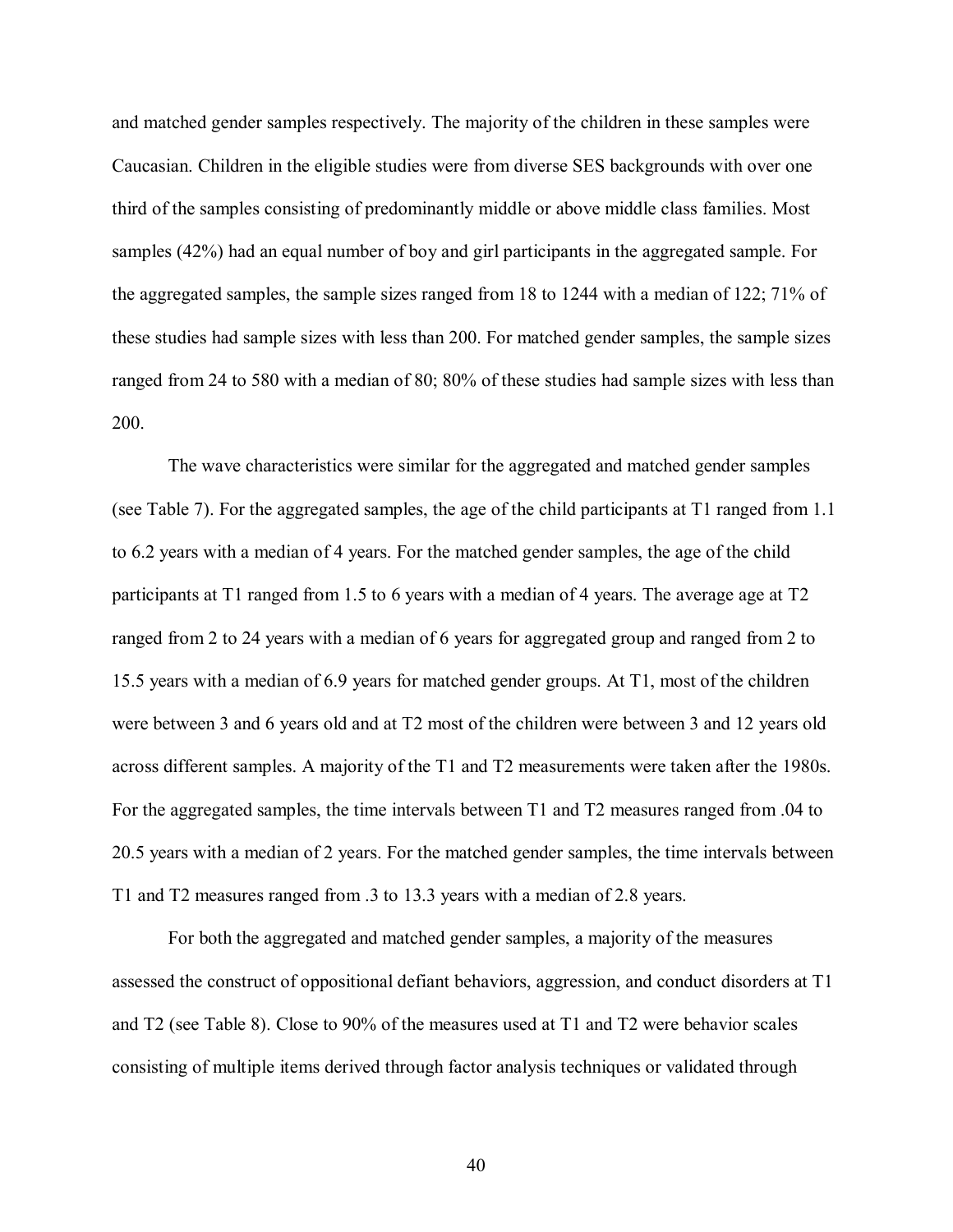and matched gender samples respectively. The majority of the children in these samples were Caucasian. Children in the eligible studies were from diverse SES backgrounds with over one third of the samples consisting of predominantly middle or above middle class families. Most samples (42%) had an equal number of boy and girl participants in the aggregated sample. For the aggregated samples, the sample sizes ranged from 18 to 1244 with a median of 122; 71% of these studies had sample sizes with less than 200. For matched gender samples, the sample sizes ranged from 24 to 580 with a median of 80; 80% of these studies had sample sizes with less than 200.

The wave characteristics were similar for the aggregated and matched gender samples (see Table 7). For the aggregated samples, the age of the child participants at T1 ranged from 1.1 to 6.2 years with a median of 4 years. For the matched gender samples, the age of the child participants at T1 ranged from 1.5 to 6 years with a median of 4 years. The average age at T2 ranged from 2 to 24 years with a median of 6 years for aggregated group and ranged from 2 to 15.5 years with a median of 6.9 years for matched gender groups. At T1, most of the children were between 3 and 6 years old and at T2 most of the children were between 3 and 12 years old across different samples. A majority of the T1 and T2 measurements were taken after the 1980s. For the aggregated samples, the time intervals between T1 and T2 measures ranged from .04 to 20.5 years with a median of 2 years. For the matched gender samples, the time intervals between T1 and T2 measures ranged from .3 to 13.3 years with a median of 2.8 years.

For both the aggregated and matched gender samples, a majority of the measures assessed the construct of oppositional defiant behaviors, aggression, and conduct disorders at T1 and T2 (see Table 8). Close to 90% of the measures used at T1 and T2 were behavior scales consisting of multiple items derived through factor analysis techniques or validated through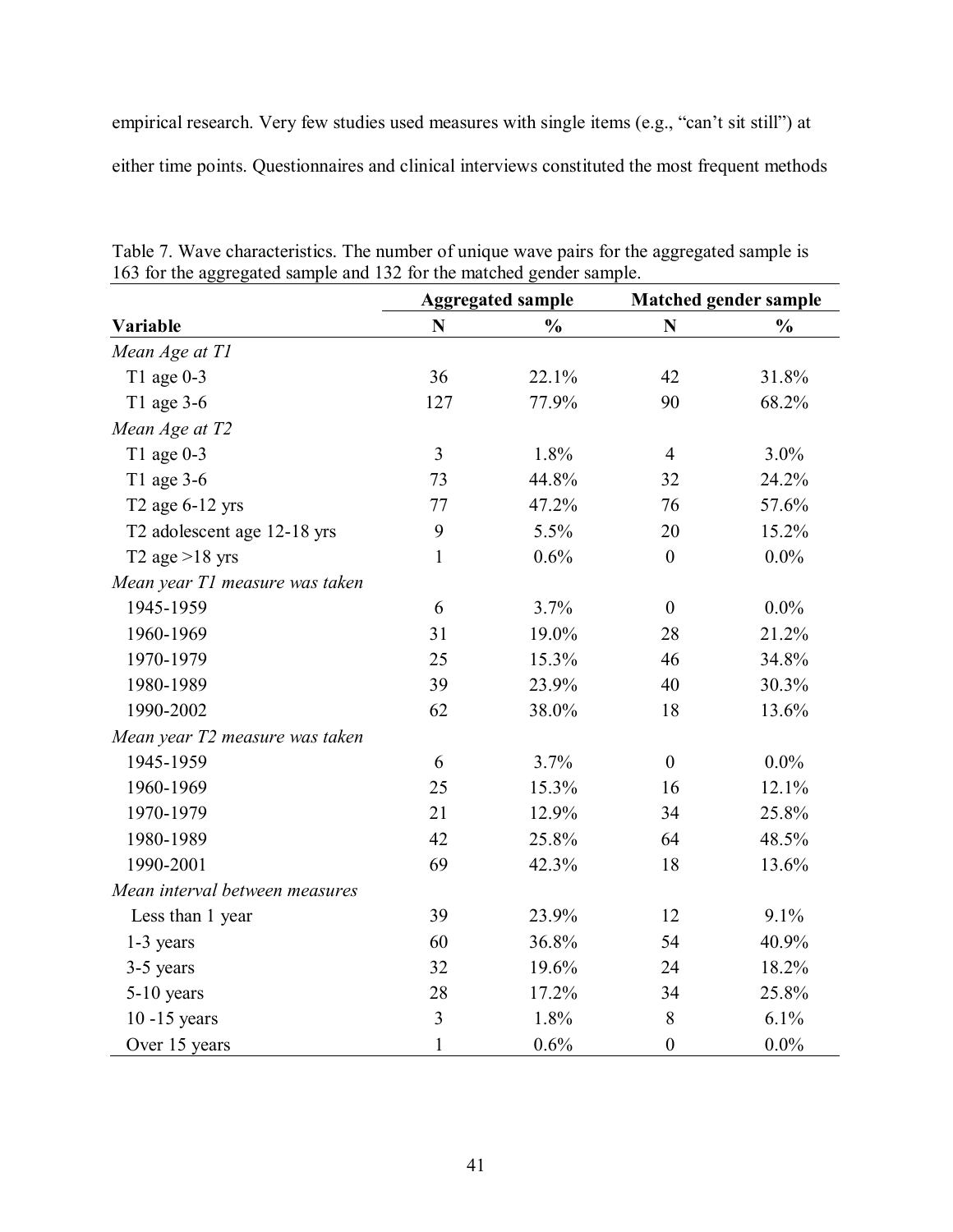empirical research. Very few studies used measures with single items (e.g., "can't sit still") at either time points. Questionnaires and clinical interviews constituted the most frequent methods

Table 7. Wave characteristics. The number of unique wave pairs for the aggregated sample is 163 for the aggregated sample and 132 for the matched gender sample.

| | Aggregated sample | | Matched gender sample | |
|---|---|---|---|---|
| **Variable** | **N** | **%** | **N** | **%** |
| *Mean Age at T1* | | | | |
| T1 age 0-3 | 36 | 22.1% | 42 | 31.8% |
| T1 age 3-6 | 127 | 77.9% | 90 | 68.2% |
| *Mean Age at T2* | | | | |
| T1 age 0-3 | 3 | 1.8% | 4 | 3.0% |
| T1 age 3-6 | 73 | 44.8% | 32 | 24.2% |
| T2 age 6-12 yrs | 77 | 47.2% | 76 | 57.6% |
| T2 adolescent age 12-18 yrs | 9 | 5.5% | 20 | 15.2% |
| T2 age >18 yrs | 1 | 0.6% | 0 | 0.0% |
| *Mean year T1 measure was taken* | | | | |
| 1945-1959 | 6 | 3.7% | 0 | 0.0% |
| 1960-1969 | 31 | 19.0% | 28 | 21.2% |
| 1970-1979 | 25 | 15.3% | 46 | 34.8% |
| 1980-1989 | 39 | 23.9% | 40 | 30.3% |
| 1990-2002 | 62 | 38.0% | 18 | 13.6% |
| *Mean year T2 measure was taken* | | | | |
| 1945-1959 | 6 | 3.7% | 0 | 0.0% |
| 1960-1969 | 25 | 15.3% | 16 | 12.1% |
| 1970-1979 | 21 | 12.9% | 34 | 25.8% |
| 1980-1989 | 42 | 25.8% | 64 | 48.5% |
| 1990-2001 | 69 | 42.3% | 18 | 13.6% |
| *Mean interval between measures* | | | | |
| Less than 1 year | 39 | 23.9% | 12 | 9.1% |
| 1-3 years | 60 | 36.8% | 54 | 40.9% |
| 3-5 years | 32 | 19.6% | 24 | 18.2% |
| 5-10 years | 28 | 17.2% | 34 | 25.8% |
| 10 -15 years | 3 | 1.8% | 8 | 6.1% |
| Over 15 years | 1 | 0.6% | 0 | 0.0% |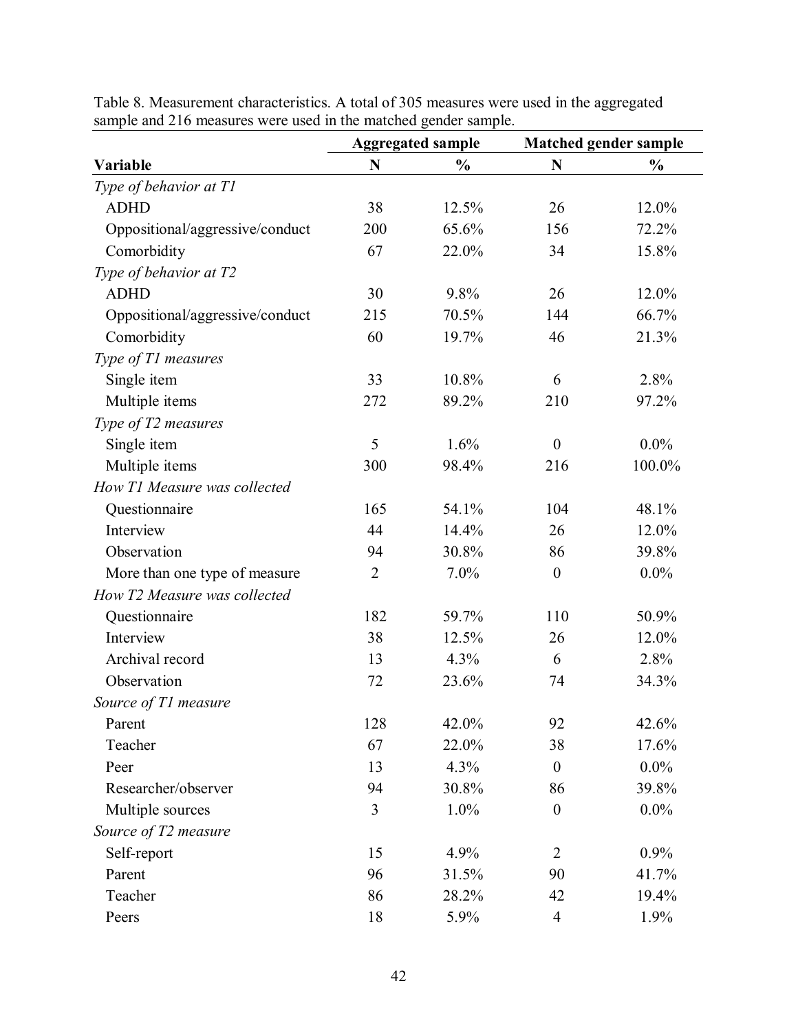Table 8. Measurement characteristics. A total of 305 measures were used in the aggregated sample and 216 measures were used in the matched gender sample.

| | Aggregated sample | | Matched gender sample | |
|---|---|---|---|---|
| **Variable** | **N** | **%** | **N** | **%** |
| *Type of behavior at T1* | | | | |
| ADHD | 38 | 12.5% | 26 | 12.0% |
| Oppositional/aggressive/conduct | 200 | 65.6% | 156 | 72.2% |
| Comorbidity | 67 | 22.0% | 34 | 15.8% |
| *Type of behavior at T2* | | | | |
| ADHD | 30 | 9.8% | 26 | 12.0% |
| Oppositional/aggressive/conduct | 215 | 70.5% | 144 | 66.7% |
| Comorbidity | 60 | 19.7% | 46 | 21.3% |
| *Type of T1 measures* | | | | |
| Single item | 33 | 10.8% | 6 | 2.8% |
| Multiple items | 272 | 89.2% | 210 | 97.2% |
| *Type of T2 measures* | | | | |
| Single item | 5 | 1.6% | 0 | 0.0% |
| Multiple items | 300 | 98.4% | 216 | 100.0% |
| *How T1 Measure was collected* | | | | |
| Questionnaire | 165 | 54.1% | 104 | 48.1% |
| Interview | 44 | 14.4% | 26 | 12.0% |
| Observation | 94 | 30.8% | 86 | 39.8% |
| More than one type of measure | 2 | 7.0% | 0 | 0.0% |
| *How T2 Measure was collected* | | | | |
| Questionnaire | 182 | 59.7% | 110 | 50.9% |
| Interview | 38 | 12.5% | 26 | 12.0% |
| Archival record | 13 | 4.3% | 6 | 2.8% |
| Observation | 72 | 23.6% | 74 | 34.3% |
| *Source of T1 measure* | | | | |
| Parent | 128 | 42.0% | 92 | 42.6% |
| Teacher | 67 | 22.0% | 38 | 17.6% |
| Peer | 13 | 4.3% | 0 | 0.0% |
| Researcher/observer | 94 | 30.8% | 86 | 39.8% |
| Multiple sources | 3 | 1.0% | 0 | 0.0% |
| *Source of T2 measure* | | | | |
| Self-report | 15 | 4.9% | 2 | 0.9% |
| Parent | 96 | 31.5% | 90 | 41.7% |
| Teacher | 86 | 28.2% | 42 | 19.4% |
| Peers | 18 | 5.9% | 4 | 1.9% |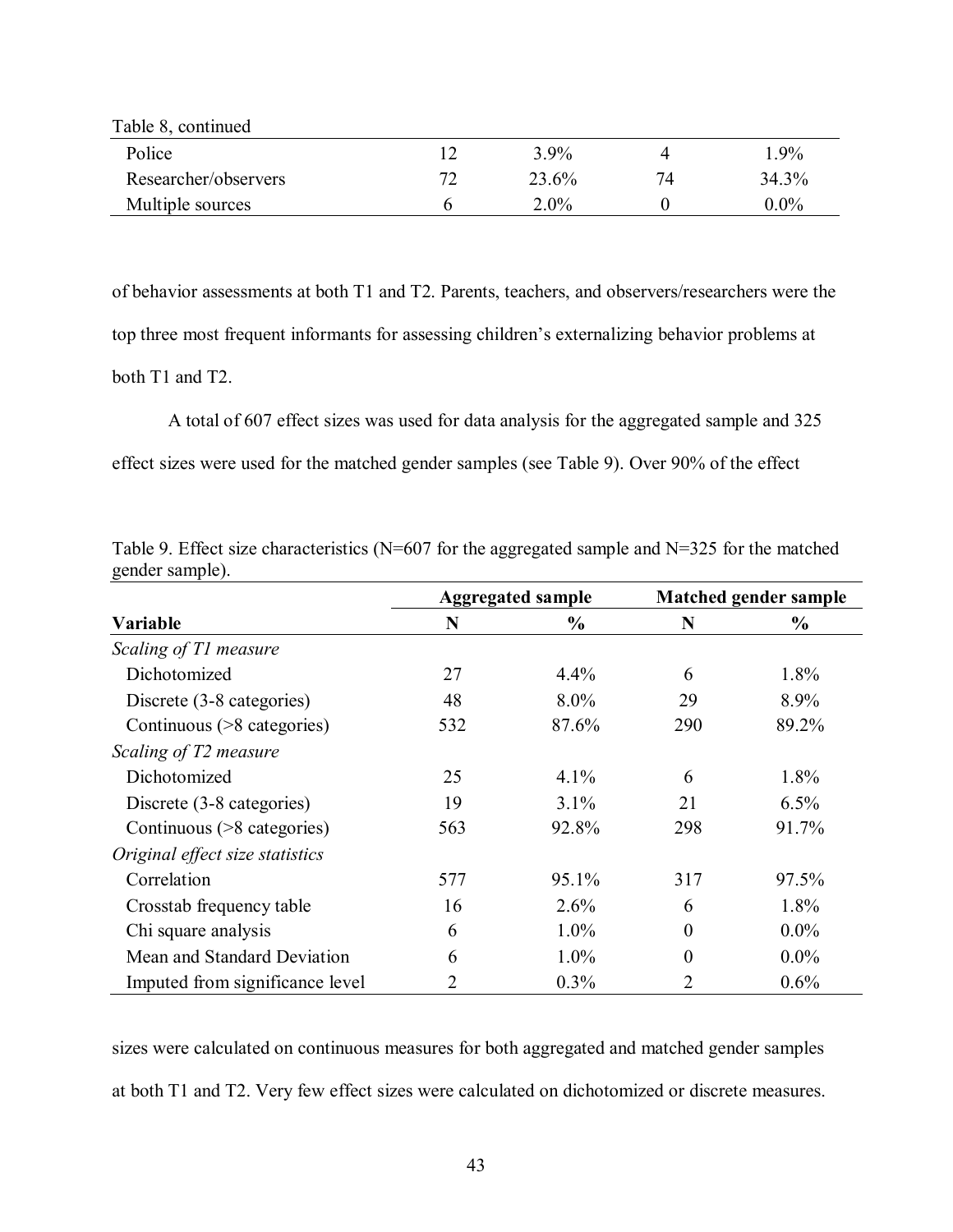Table 8, continued

| | | | | |
|---|---|---|---|---|
| Police | 12 | 3.9% | 4 | 1.9% |
| Researcher/observers | 72 | 23.6% | 74 | 34.3% |
| Multiple sources | 6 | 2.0% | 0 | 0.0% |

of behavior assessments at both T1 and T2. Parents, teachers, and observers/researchers were the top three most frequent informants for assessing children's externalizing behavior problems at both T1 and T2.

A total of 607 effect sizes was used for data analysis for the aggregated sample and 325 effect sizes were used for the matched gender samples (see Table 9). Over 90% of the effect sizes were calculated on continuous measures for both aggregated and matched gender samples at both T1 and T2. Very few effect sizes were calculated on dichotomized or discrete measures.

Table 9. Effect size characteristics (N=607 for the aggregated sample and N=325 for the matched gender sample).

| | Aggregated sample | | Matched gender sample | |
|---|---|---|---|---|
| **Variable** | **N** | **%** | **N** | **%** |
| *Scaling of T1 measure* | | | | |
| Dichotomized | 27 | 4.4% | 6 | 1.8% |
| Discrete (3-8 categories) | 48 | 8.0% | 29 | 8.9% |
| Continuous (>8 categories) | 532 | 87.6% | 290 | 89.2% |
| *Scaling of T2 measure* | | | | |
| Dichotomized | 25 | 4.1% | 6 | 1.8% |
| Discrete (3-8 categories) | 19 | 3.1% | 21 | 6.5% |
| Continuous (>8 categories) | 563 | 92.8% | 298 | 91.7% |
| *Original effect size statistics* | | | | |
| Correlation | 577 | 95.1% | 317 | 97.5% |
| Crosstab frequency table | 16 | 2.6% | 6 | 1.8% |
| Chi square analysis | 6 | 1.0% | 0 | 0.0% |
| Mean and Standard Deviation | 6 | 1.0% | 0 | 0.0% |
| Imputed from significance level | 2 | 0.3% | 2 | 0.6% |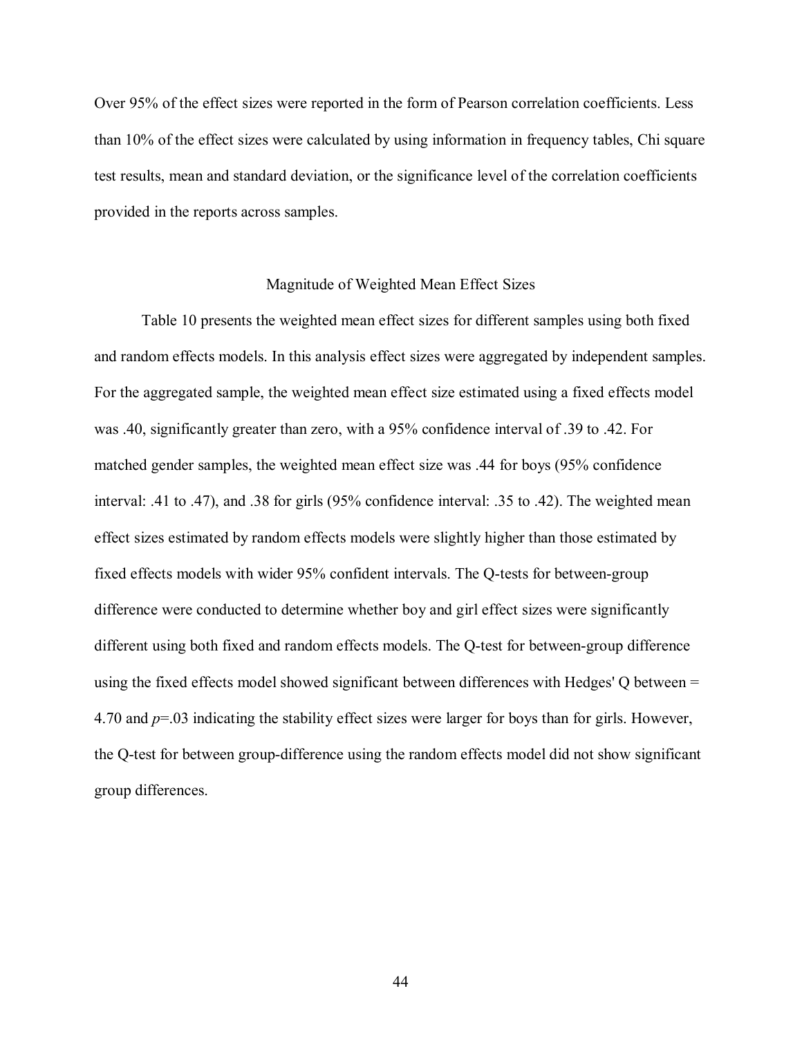Over 95% of the effect sizes were reported in the form of Pearson correlation coefficients. Less than 10% of the effect sizes were calculated by using information in frequency tables, Chi square test results, mean and standard deviation, or the significance level of the correlation coefficients provided in the reports across samples.

## Magnitude of Weighted Mean Effect Sizes

Table 10 presents the weighted mean effect sizes for different samples using both fixed and random effects models. In this analysis effect sizes were aggregated by independent samples. For the aggregated sample, the weighted mean effect size estimated using a fixed effects model was .40, significantly greater than zero, with a 95% confidence interval of .39 to .42. For matched gender samples, the weighted mean effect size was .44 for boys (95% confidence interval: .41 to .47), and .38 for girls (95% confidence interval: .35 to .42). The weighted mean effect sizes estimated by random effects models were slightly higher than those estimated by fixed effects models with wider 95% confident intervals. The Q-tests for between-group difference were conducted to determine whether boy and girl effect sizes were significantly different using both fixed and random effects models. The Q-test for between-group difference using the fixed effects model showed significant between differences with Hedges' Q between = 4.70 and $p$=.03 indicating the stability effect sizes were larger for boys than for girls. However, the Q-test for between group-difference using the random effects model did not show significant group differences.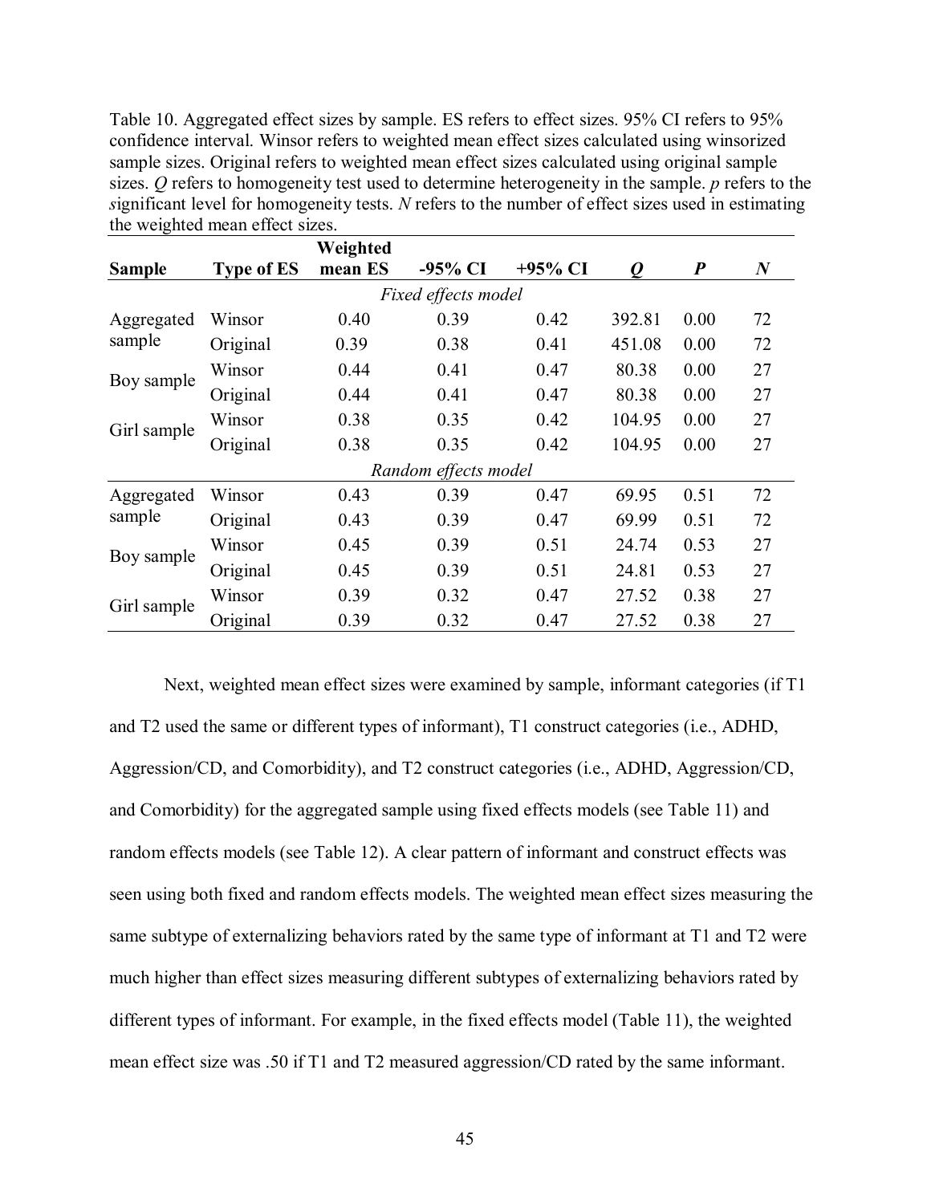Table 10. Aggregated effect sizes by sample. ES refers to effect sizes. 95% CI refers to 95% confidence interval. Winsor refers to weighted mean effect sizes calculated using winsorized sample sizes. Original refers to weighted mean effect sizes calculated using original sample sizes. *Q* refers to homogeneity test used to determine heterogeneity in the sample. *p* refers to the significant level for homogeneity tests. *N* refers to the number of effect sizes used in estimating the weighted mean effect sizes.

| Sample | Type of ES | Weighted mean ES | -95% CI | +95% CI | *Q* | *P* | *N* |
|---|---|---|---|---|---|---|---|
| | | | *Fixed effects model* | | | | |
| Aggregated sample | Winsor | 0.40 | 0.39 | 0.42 | 392.81 | 0.00 | 72 |
| | Original | 0.39 | 0.38 | 0.41 | 451.08 | 0.00 | 72 |
| Boy sample | Winsor | 0.44 | 0.41 | 0.47 | 80.38 | 0.00 | 27 |
| | Original | 0.44 | 0.41 | 0.47 | 80.38 | 0.00 | 27 |
| Girl sample | Winsor | 0.38 | 0.35 | 0.42 | 104.95 | 0.00 | 27 |
| | Original | 0.38 | 0.35 | 0.42 | 104.95 | 0.00 | 27 |
| | | | *Random effects model* | | | | |
| Aggregated sample | Winsor | 0.43 | 0.39 | 0.47 | 69.95 | 0.51 | 72 |
| | Original | 0.43 | 0.39 | 0.47 | 69.99 | 0.51 | 72 |
| Boy sample | Winsor | 0.45 | 0.39 | 0.51 | 24.74 | 0.53 | 27 |
| | Original | 0.45 | 0.39 | 0.51 | 24.81 | 0.53 | 27 |
| Girl sample | Winsor | 0.39 | 0.32 | 0.47 | 27.52 | 0.38 | 27 |
| | Original | 0.39 | 0.32 | 0.47 | 27.52 | 0.38 | 27 |

Next, weighted mean effect sizes were examined by sample, informant categories (if T1 and T2 used the same or different types of informant), T1 construct categories (i.e., ADHD, Aggression/CD, and Comorbidity), and T2 construct categories (i.e., ADHD, Aggression/CD, and Comorbidity) for the aggregated sample using fixed effects models (see Table 11) and random effects models (see Table 12). A clear pattern of informant and construct effects was seen using both fixed and random effects models. The weighted mean effect sizes measuring the same subtype of externalizing behaviors rated by the same type of informant at T1 and T2 were much higher than effect sizes measuring different subtypes of externalizing behaviors rated by different types of informant. For example, in the fixed effects model (Table 11), the weighted mean effect size was .50 if T1 and T2 measured aggression/CD rated by the same informant.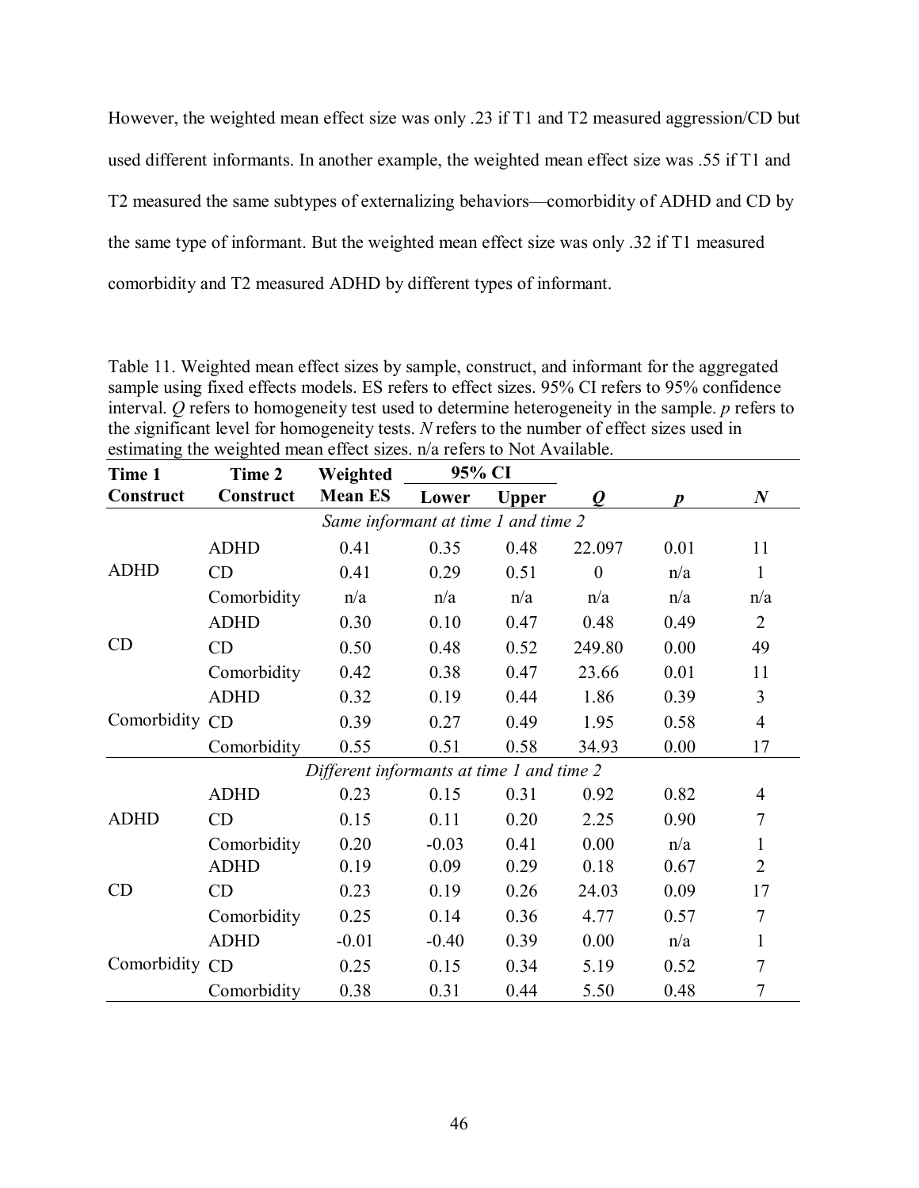However, the weighted mean effect size was only .23 if T1 and T2 measured aggression/CD but used different informants. In another example, the weighted mean effect size was .55 if T1 and T2 measured the same subtypes of externalizing behaviors—comorbidity of ADHD and CD by the same type of informant. But the weighted mean effect size was only .32 if T1 measured comorbidity and T2 measured ADHD by different types of informant.

Table 11. Weighted mean effect sizes by sample, construct, and informant for the aggregated sample using fixed effects models. ES refers to effect sizes. 95% CI refers to 95% confidence interval. *Q* refers to homogeneity test used to determine heterogeneity in the sample. *p* refers to the *s*ignificant level for homogeneity tests. *N* refers to the number of effect sizes used in estimating the weighted mean effect sizes. n/a refers to Not Available.

| Time 1 Construct | Time 2 Construct | Weighted Mean ES | 95% CI Lower | 95% CI Upper | *Q* | *p* | *N* |
|---|---|---|---|---|---|---|---|
| *Same informant at time 1 and time 2* | | | | | | | |
| ADHD | ADHD | 0.41 | 0.35 | 0.48 | 22.097 | 0.01 | 11 |
| | CD | 0.41 | 0.29 | 0.51 | 0 | n/a | 1 |
| | Comorbidity | n/a | n/a | n/a | n/a | n/a | n/a |
| CD | ADHD | 0.30 | 0.10 | 0.47 | 0.48 | 0.49 | 2 |
| | CD | 0.50 | 0.48 | 0.52 | 249.80 | 0.00 | 49 |
| | Comorbidity | 0.42 | 0.38 | 0.47 | 23.66 | 0.01 | 11 |
| Comorbidity | ADHD | 0.32 | 0.19 | 0.44 | 1.86 | 0.39 | 3 |
| | CD | 0.39 | 0.27 | 0.49 | 1.95 | 0.58 | 4 |
| | Comorbidity | 0.55 | 0.51 | 0.58 | 34.93 | 0.00 | 17 |
| *Different informants at time 1 and time 2* | | | | | | | |
| ADHD | ADHD | 0.23 | 0.15 | 0.31 | 0.92 | 0.82 | 4 |
| | CD | 0.15 | 0.11 | 0.20 | 2.25 | 0.90 | 7 |
| | Comorbidity | 0.20 | -0.03 | 0.41 | 0.00 | n/a | 1 |
| CD | ADHD | 0.19 | 0.09 | 0.29 | 0.18 | 0.67 | 2 |
| | CD | 0.23 | 0.19 | 0.26 | 24.03 | 0.09 | 17 |
| | Comorbidity | 0.25 | 0.14 | 0.36 | 4.77 | 0.57 | 7 |
| Comorbidity | ADHD | -0.01 | -0.40 | 0.39 | 0.00 | n/a | 1 |
| | CD | 0.25 | 0.15 | 0.34 | 5.19 | 0.52 | 7 |
| | Comorbidity | 0.38 | 0.31 | 0.44 | 5.50 | 0.48 | 7 |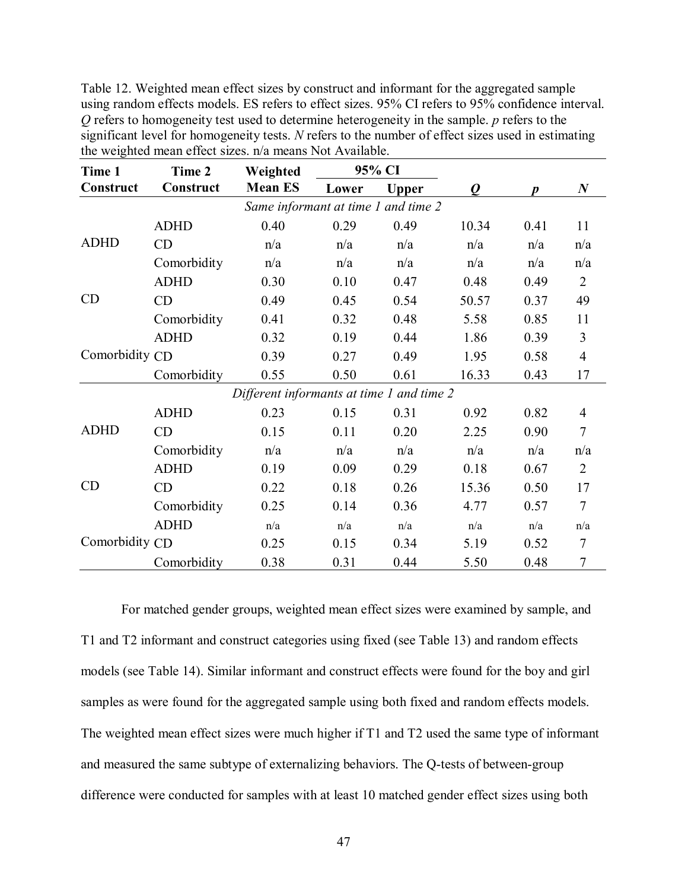Table 12. Weighted mean effect sizes by construct and informant for the aggregated sample using random effects models. ES refers to effect sizes. 95% CI refers to 95% confidence interval. *Q* refers to homogeneity test used to determine heterogeneity in the sample. *p* refers to the significant level for homogeneity tests. *N* refers to the number of effect sizes used in estimating the weighted mean effect sizes. n/a means Not Available.

| Time 1 Construct | Time 2 Construct | Weighted Mean ES | 95% CI | | *Q* | *p* | *N* |
|---|---|---|---|---|---|---|---|
| | | | Lower | Upper | | | |
| *Same informant at time 1 and time 2* | | | | | | | |
| ADHD | ADHD | 0.40 | 0.29 | 0.49 | 10.34 | 0.41 | 11 |
| | CD | n/a | n/a | n/a | n/a | n/a | n/a |
| | Comorbidity | n/a | n/a | n/a | n/a | n/a | n/a |
| CD | ADHD | 0.30 | 0.10 | 0.47 | 0.48 | 0.49 | 2 |
| | CD | 0.49 | 0.45 | 0.54 | 50.57 | 0.37 | 49 |
| | Comorbidity | 0.41 | 0.32 | 0.48 | 5.58 | 0.85 | 11 |
| Comorbidity | ADHD | 0.32 | 0.19 | 0.44 | 1.86 | 0.39 | 3 |
| | CD | 0.39 | 0.27 | 0.49 | 1.95 | 0.58 | 4 |
| | Comorbidity | 0.55 | 0.50 | 0.61 | 16.33 | 0.43 | 17 |
| *Different informants at time 1 and time 2* | | | | | | | |
| ADHD | ADHD | 0.23 | 0.15 | 0.31 | 0.92 | 0.82 | 4 |
| | CD | 0.15 | 0.11 | 0.20 | 2.25 | 0.90 | 7 |
| | Comorbidity | n/a | n/a | n/a | n/a | n/a | n/a |
| CD | ADHD | 0.19 | 0.09 | 0.29 | 0.18 | 0.67 | 2 |
| | CD | 0.22 | 0.18 | 0.26 | 15.36 | 0.50 | 17 |
| | Comorbidity | 0.25 | 0.14 | 0.36 | 4.77 | 0.57 | 7 |
| Comorbidity | ADHD | n/a | n/a | n/a | n/a | n/a | n/a |
| | CD | 0.25 | 0.15 | 0.34 | 5.19 | 0.52 | 7 |
| | Comorbidity | 0.38 | 0.31 | 0.44 | 5.50 | 0.48 | 7 |

For matched gender groups, weighted mean effect sizes were examined by sample, and T1 and T2 informant and construct categories using fixed (see Table 13) and random effects models (see Table 14). Similar informant and construct effects were found for the boy and girl samples as were found for the aggregated sample using both fixed and random effects models. The weighted mean effect sizes were much higher if T1 and T2 used the same type of informant and measured the same subtype of externalizing behaviors. The Q-tests of between-group difference were conducted for samples with at least 10 matched gender effect sizes using both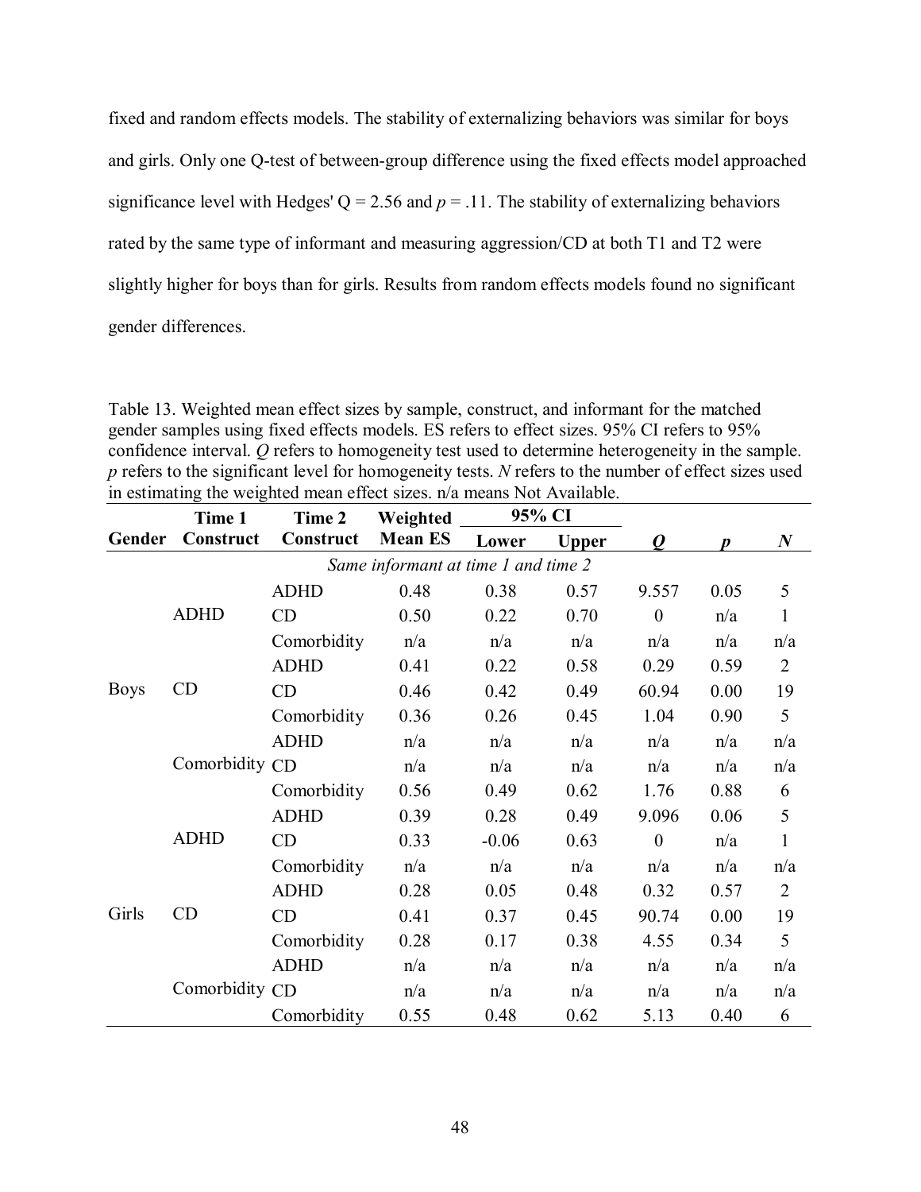fixed and random effects models. The stability of externalizing behaviors was similar for boys and girls. Only one Q-test of between-group difference using the fixed effects model approached significance level with Hedges' Q = 2.56 and $p = .11$. The stability of externalizing behaviors rated by the same type of informant and measuring aggression/CD at both T1 and T2 were slightly higher for boys than for girls. Results from random effects models found no significant gender differences.

Table 13. Weighted mean effect sizes by sample, construct, and informant for the matched gender samples using fixed effects models. ES refers to effect sizes. 95% CI refers to 95% confidence interval. *Q* refers to homogeneity test used to determine heterogeneity in the sample. *p* refers to the significant level for homogeneity tests. *N* refers to the number of effect sizes used in estimating the weighted mean effect sizes. n/a means Not Available.

| Gender | Time 1 Construct | Time 2 Construct | Weighted Mean ES | 95% CI | | *Q* | *p* | *N* |
|---|---|---|---|---|---|---|---|---|
| | | | | Lower | Upper | | | |
| | | | *Same informant at time 1 and time 2* | | | | | |
| Boys | ADHD | ADHD | 0.48 | 0.38 | 0.57 | 9.557 | 0.05 | 5 |
| | | CD | 0.50 | 0.22 | 0.70 | 0 | n/a | 1 |
| | | Comorbidity | n/a | n/a | n/a | n/a | n/a | n/a |
| | CD | ADHD | 0.41 | 0.22 | 0.58 | 0.29 | 0.59 | 2 |
| | | CD | 0.46 | 0.42 | 0.49 | 60.94 | 0.00 | 19 |
| | | Comorbidity | 0.36 | 0.26 | 0.45 | 1.04 | 0.90 | 5 |
| | Comorbidity | ADHD | n/a | n/a | n/a | n/a | n/a | n/a |
| | | CD | n/a | n/a | n/a | n/a | n/a | n/a |
| | | Comorbidity | 0.56 | 0.49 | 0.62 | 1.76 | 0.88 | 6 |
| Girls | ADHD | ADHD | 0.39 | 0.28 | 0.49 | 9.096 | 0.06 | 5 |
| | | CD | 0.33 | -0.06 | 0.63 | 0 | n/a | 1 |
| | | Comorbidity | n/a | n/a | n/a | n/a | n/a | n/a |
| | CD | ADHD | 0.28 | 0.05 | 0.48 | 0.32 | 0.57 | 2 |
| | | CD | 0.41 | 0.37 | 0.45 | 90.74 | 0.00 | 19 |
| | | Comorbidity | 0.28 | 0.17 | 0.38 | 4.55 | 0.34 | 5 |
| | Comorbidity | ADHD | n/a | n/a | n/a | n/a | n/a | n/a |
| | | CD | n/a | n/a | n/a | n/a | n/a | n/a |
| | | Comorbidity | 0.55 | 0.48 | 0.62 | 5.13 | 0.40 | 6 |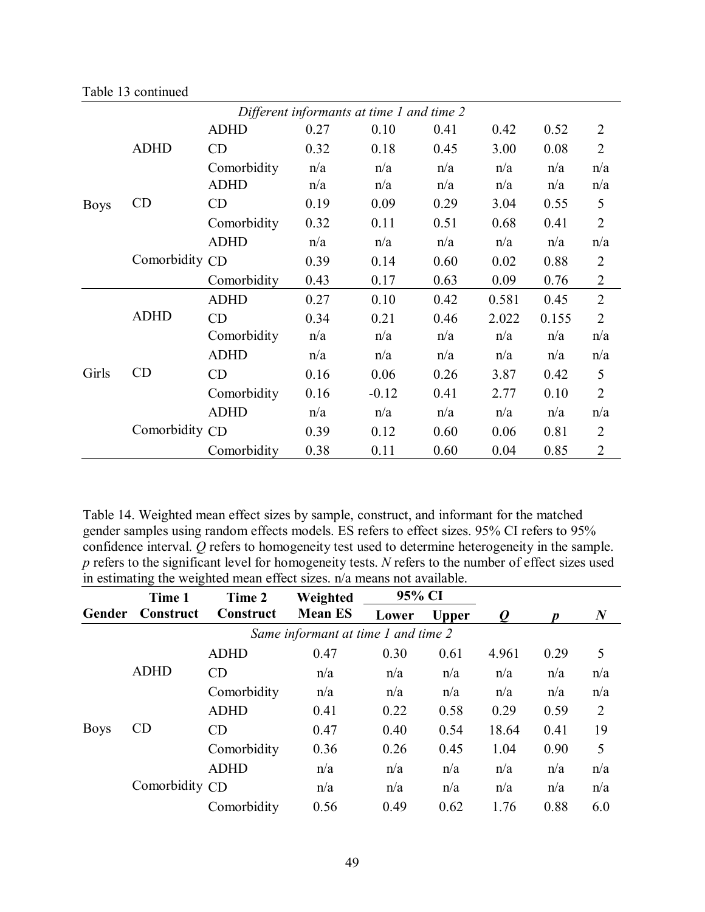Table 13 continued

| | | | | | | | | |
|---|---|---|---|---|---|---|---|---|
| *Different informants at time 1 and time 2* | | | | | | | | |
| Boys | ADHD | ADHD | 0.27 | 0.10 | 0.41 | 0.42 | 0.52 | 2 |
| | | CD | 0.32 | 0.18 | 0.45 | 3.00 | 0.08 | 2 |
| | | Comorbidity | n/a | n/a | n/a | n/a | n/a | n/a |
| | CD | ADHD | n/a | n/a | n/a | n/a | n/a | n/a |
| | | CD | 0.19 | 0.09 | 0.29 | 3.04 | 0.55 | 5 |
| | | Comorbidity | 0.32 | 0.11 | 0.51 | 0.68 | 0.41 | 2 |
| | Comorbidity | ADHD | n/a | n/a | n/a | n/a | n/a | n/a |
| | | CD | 0.39 | 0.14 | 0.60 | 0.02 | 0.88 | 2 |
| | | Comorbidity | 0.43 | 0.17 | 0.63 | 0.09 | 0.76 | 2 |
| Girls | ADHD | ADHD | 0.27 | 0.10 | 0.42 | 0.581 | 0.45 | 2 |
| | | CD | 0.34 | 0.21 | 0.46 | 2.022 | 0.155 | 2 |
| | | Comorbidity | n/a | n/a | n/a | n/a | n/a | n/a |
| | CD | ADHD | n/a | n/a | n/a | n/a | n/a | n/a |
| | | CD | 0.16 | 0.06 | 0.26 | 3.87 | 0.42 | 5 |
| | | Comorbidity | 0.16 | -0.12 | 0.41 | 2.77 | 0.10 | 2 |
| | Comorbidity | ADHD | n/a | n/a | n/a | n/a | n/a | n/a |
| | | CD | 0.39 | 0.12 | 0.60 | 0.06 | 0.81 | 2 |
| | | Comorbidity | 0.38 | 0.11 | 0.60 | 0.04 | 0.85 | 2 |

Table 14. Weighted mean effect sizes by sample, construct, and informant for the matched gender samples using random effects models. ES refers to effect sizes. 95% CI refers to 95% confidence interval. *Q* refers to homogeneity test used to determine heterogeneity in the sample. *p* refers to the significant level for homogeneity tests. *N* refers to the number of effect sizes used in estimating the weighted mean effect sizes. n/a means not available.

| Gender | Time 1 Construct | Time 2 Construct | Weighted Mean ES | 95% CI | | *Q* | *p* | *N* |
|---|---|---|---|---|---|---|---|---|
| | | | | Lower | Upper | | | |
| *Same informant at time 1 and time 2* | | | | | | | | |
| Boys | ADHD | ADHD | 0.47 | 0.30 | 0.61 | 4.961 | 0.29 | 5 |
| | | CD | n/a | n/a | n/a | n/a | n/a | n/a |
| | | Comorbidity | n/a | n/a | n/a | n/a | n/a | n/a |
| | CD | ADHD | 0.41 | 0.22 | 0.58 | 0.29 | 0.59 | 2 |
| | | CD | 0.47 | 0.40 | 0.54 | 18.64 | 0.41 | 19 |
| | | Comorbidity | 0.36 | 0.26 | 0.45 | 1.04 | 0.90 | 5 |
| | Comorbidity | ADHD | n/a | n/a | n/a | n/a | n/a | n/a |
| | | CD | n/a | n/a | n/a | n/a | n/a | n/a |
| | | Comorbidity | 0.56 | 0.49 | 0.62 | 1.76 | 0.88 | 6.0 |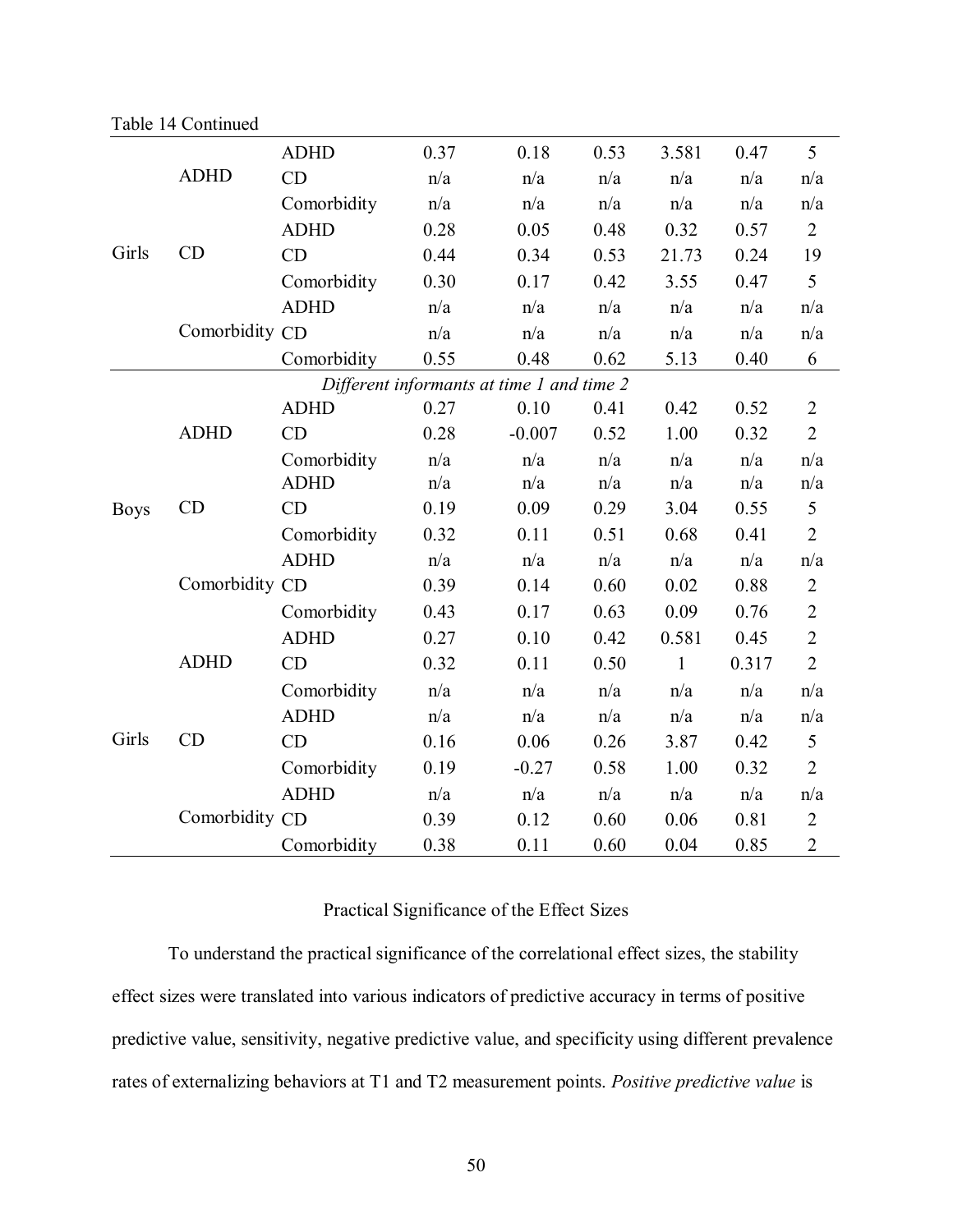Table 14 Continued

| | | | | | | | | |
|---|---|---|---|---|---|---|---|---|
| Girls | ADHD | ADHD | 0.37 | 0.18 | 0.53 | 3.581 | 0.47 | 5 |
| | | CD | n/a | n/a | n/a | n/a | n/a | n/a |
| | | Comorbidity | n/a | n/a | n/a | n/a | n/a | n/a |
| | CD | ADHD | 0.28 | 0.05 | 0.48 | 0.32 | 0.57 | 2 |
| | | CD | 0.44 | 0.34 | 0.53 | 21.73 | 0.24 | 19 |
| | | Comorbidity | 0.30 | 0.17 | 0.42 | 3.55 | 0.47 | 5 |
| | Comorbidity | ADHD | n/a | n/a | n/a | n/a | n/a | n/a |
| | | CD | n/a | n/a | n/a | n/a | n/a | n/a |
| | | Comorbidity | 0.55 | 0.48 | 0.62 | 5.13 | 0.40 | 6 |
| | | *Different informants at time 1 and time 2* | | | | | | |
| Boys | ADHD | ADHD | 0.27 | 0.10 | 0.41 | 0.42 | 0.52 | 2 |
| | | CD | 0.28 | -0.007 | 0.52 | 1.00 | 0.32 | 2 |
| | | Comorbidity | n/a | n/a | n/a | n/a | n/a | n/a |
| | CD | ADHD | n/a | n/a | n/a | n/a | n/a | n/a |
| | | CD | 0.19 | 0.09 | 0.29 | 3.04 | 0.55 | 5 |
| | | Comorbidity | 0.32 | 0.11 | 0.51 | 0.68 | 0.41 | 2 |
| | Comorbidity | ADHD | n/a | n/a | n/a | n/a | n/a | n/a |
| | | CD | 0.39 | 0.14 | 0.60 | 0.02 | 0.88 | 2 |
| | | Comorbidity | 0.43 | 0.17 | 0.63 | 0.09 | 0.76 | 2 |
| Girls | ADHD | ADHD | 0.27 | 0.10 | 0.42 | 0.581 | 0.45 | 2 |
| | | CD | 0.32 | 0.11 | 0.50 | 1 | 0.317 | 2 |
| | | Comorbidity | n/a | n/a | n/a | n/a | n/a | n/a |
| | CD | ADHD | n/a | n/a | n/a | n/a | n/a | n/a |
| | | CD | 0.16 | 0.06 | 0.26 | 3.87 | 0.42 | 5 |
| | | Comorbidity | 0.19 | -0.27 | 0.58 | 1.00 | 0.32 | 2 |
| | Comorbidity | ADHD | n/a | n/a | n/a | n/a | n/a | n/a |
| | | CD | 0.39 | 0.12 | 0.60 | 0.06 | 0.81 | 2 |
| | | Comorbidity | 0.38 | 0.11 | 0.60 | 0.04 | 0.85 | 2 |

## Practical Significance of the Effect Sizes

To understand the practical significance of the correlational effect sizes, the stability effect sizes were translated into various indicators of predictive accuracy in terms of positive predictive value, sensitivity, negative predictive value, and specificity using different prevalence rates of externalizing behaviors at T1 and T2 measurement points. *Positive predictive value* is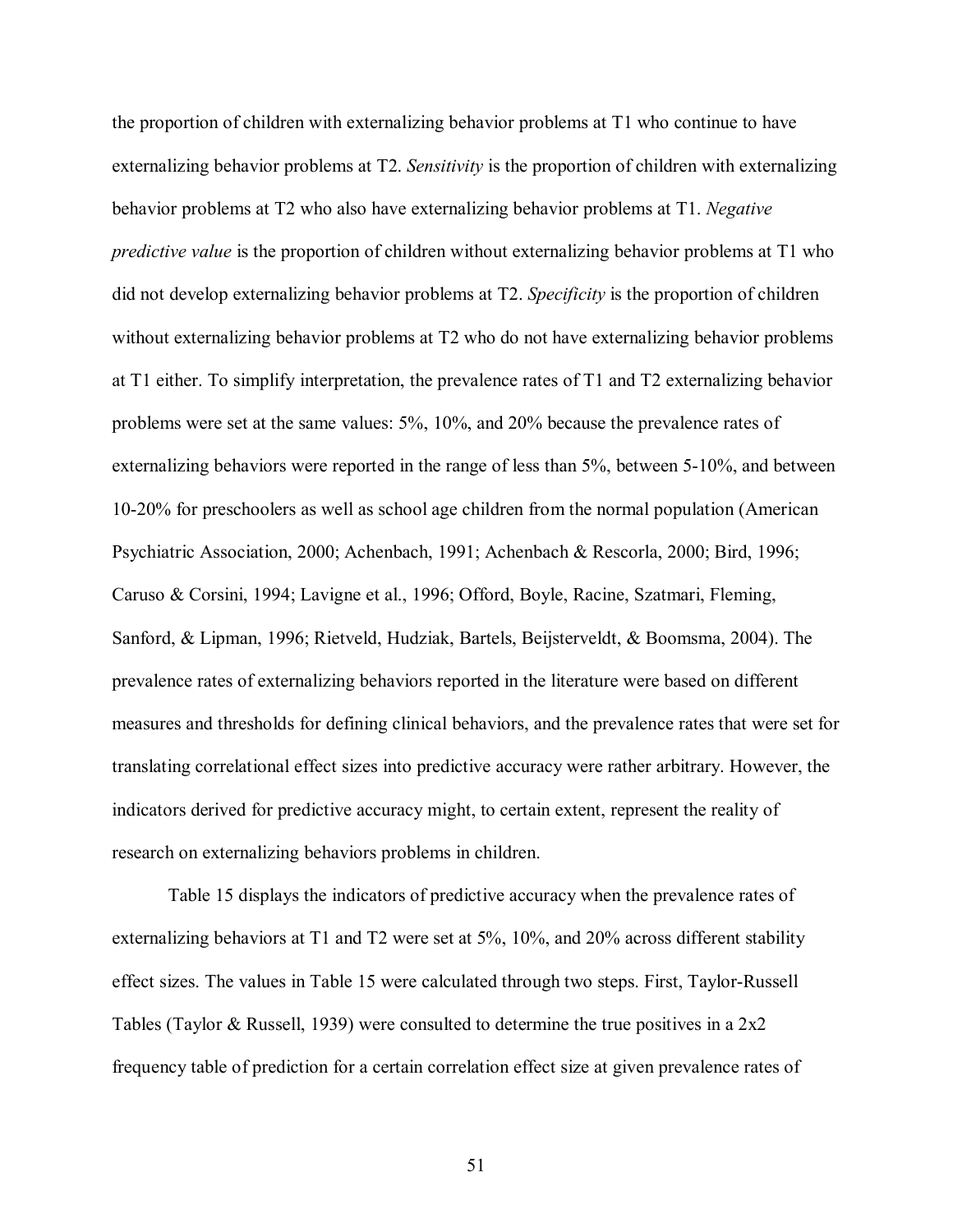the proportion of children with externalizing behavior problems at T1 who continue to have externalizing behavior problems at T2. *Sensitivity* is the proportion of children with externalizing behavior problems at T2 who also have externalizing behavior problems at T1. *Negative predictive value* is the proportion of children without externalizing behavior problems at T1 who did not develop externalizing behavior problems at T2. *Specificity* is the proportion of children without externalizing behavior problems at T2 who do not have externalizing behavior problems at T1 either. To simplify interpretation, the prevalence rates of T1 and T2 externalizing behavior problems were set at the same values: 5%, 10%, and 20% because the prevalence rates of externalizing behaviors were reported in the range of less than 5%, between 5-10%, and between 10-20% for preschoolers as well as school age children from the normal population (American Psychiatric Association, 2000; Achenbach, 1991; Achenbach & Rescorla, 2000; Bird, 1996; Caruso & Corsini, 1994; Lavigne et al., 1996; Offord, Boyle, Racine, Szatmari, Fleming, Sanford, & Lipman, 1996; Rietveld, Hudziak, Bartels, Beijsterveldt, & Boomsma, 2004). The prevalence rates of externalizing behaviors reported in the literature were based on different measures and thresholds for defining clinical behaviors, and the prevalence rates that were set for translating correlational effect sizes into predictive accuracy were rather arbitrary. However, the indicators derived for predictive accuracy might, to certain extent, represent the reality of research on externalizing behaviors problems in children.

Table 15 displays the indicators of predictive accuracy when the prevalence rates of externalizing behaviors at T1 and T2 were set at 5%, 10%, and 20% across different stability effect sizes. The values in Table 15 were calculated through two steps. First, Taylor-Russell Tables (Taylor & Russell, 1939) were consulted to determine the true positives in a 2x2 frequency table of prediction for a certain correlation effect size at given prevalence rates of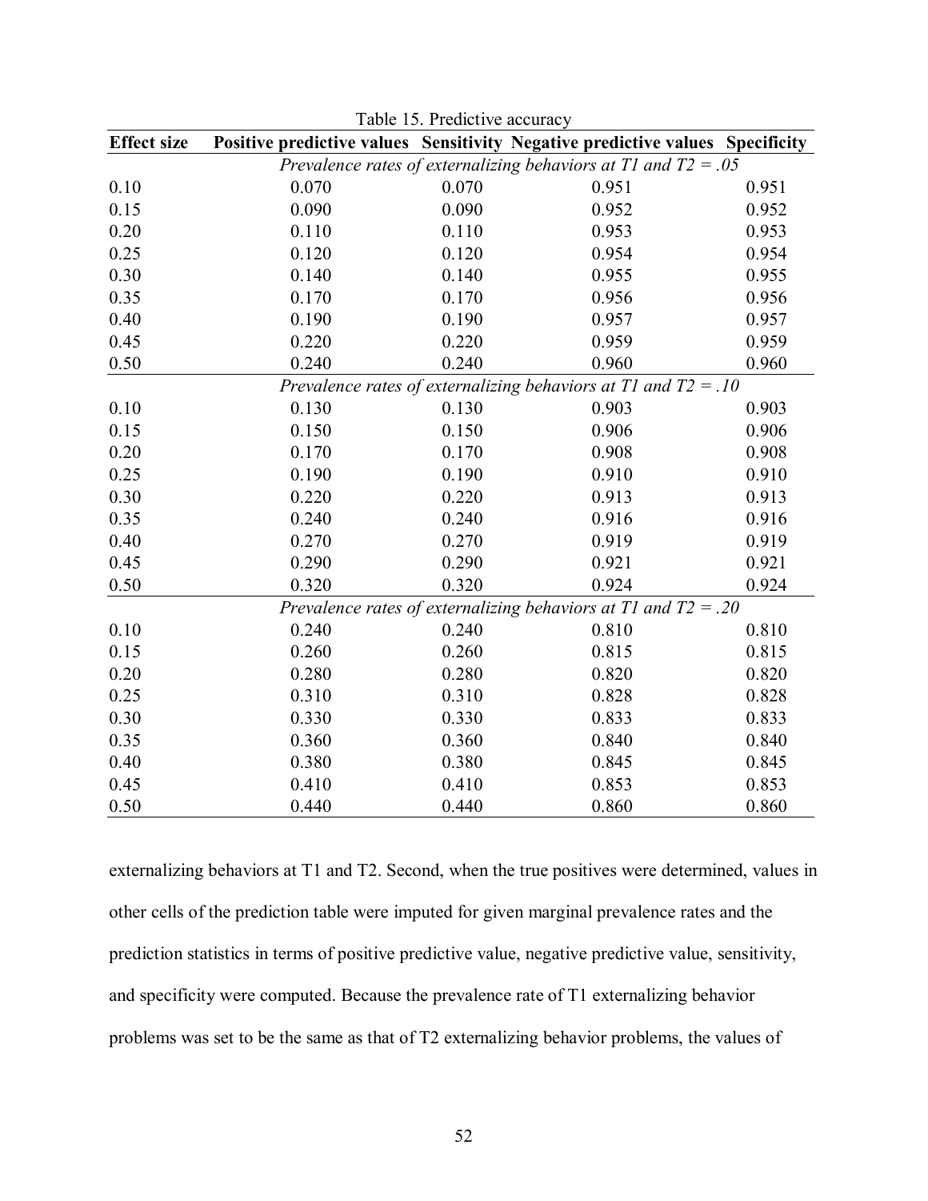Table 15. Predictive accuracy

| Effect size | Positive predictive values | Sensitivity | Negative predictive values | Specificity |
|---|---|---|---|---|
| | *Prevalence rates of externalizing behaviors at T1 and T2 = .05* | | | |
| 0.10 | 0.070 | 0.070 | 0.951 | 0.951 |
| 0.15 | 0.090 | 0.090 | 0.952 | 0.952 |
| 0.20 | 0.110 | 0.110 | 0.953 | 0.953 |
| 0.25 | 0.120 | 0.120 | 0.954 | 0.954 |
| 0.30 | 0.140 | 0.140 | 0.955 | 0.955 |
| 0.35 | 0.170 | 0.170 | 0.956 | 0.956 |
| 0.40 | 0.190 | 0.190 | 0.957 | 0.957 |
| 0.45 | 0.220 | 0.220 | 0.959 | 0.959 |
| 0.50 | 0.240 | 0.240 | 0.960 | 0.960 |
| | *Prevalence rates of externalizing behaviors at T1 and T2 = .10* | | | |
| 0.10 | 0.130 | 0.130 | 0.903 | 0.903 |
| 0.15 | 0.150 | 0.150 | 0.906 | 0.906 |
| 0.20 | 0.170 | 0.170 | 0.908 | 0.908 |
| 0.25 | 0.190 | 0.190 | 0.910 | 0.910 |
| 0.30 | 0.220 | 0.220 | 0.913 | 0.913 |
| 0.35 | 0.240 | 0.240 | 0.916 | 0.916 |
| 0.40 | 0.270 | 0.270 | 0.919 | 0.919 |
| 0.45 | 0.290 | 0.290 | 0.921 | 0.921 |
| 0.50 | 0.320 | 0.320 | 0.924 | 0.924 |
| | *Prevalence rates of externalizing behaviors at T1 and T2 = .20* | | | |
| 0.10 | 0.240 | 0.240 | 0.810 | 0.810 |
| 0.15 | 0.260 | 0.260 | 0.815 | 0.815 |
| 0.20 | 0.280 | 0.280 | 0.820 | 0.820 |
| 0.25 | 0.310 | 0.310 | 0.828 | 0.828 |
| 0.30 | 0.330 | 0.330 | 0.833 | 0.833 |
| 0.35 | 0.360 | 0.360 | 0.840 | 0.840 |
| 0.40 | 0.380 | 0.380 | 0.845 | 0.845 |
| 0.45 | 0.410 | 0.410 | 0.853 | 0.853 |
| 0.50 | 0.440 | 0.440 | 0.860 | 0.860 |

externalizing behaviors at T1 and T2. Second, when the true positives were determined, values in other cells of the prediction table were imputed for given marginal prevalence rates and the prediction statistics in terms of positive predictive value, negative predictive value, sensitivity, and specificity were computed. Because the prevalence rate of T1 externalizing behavior problems was set to be the same as that of T2 externalizing behavior problems, the values of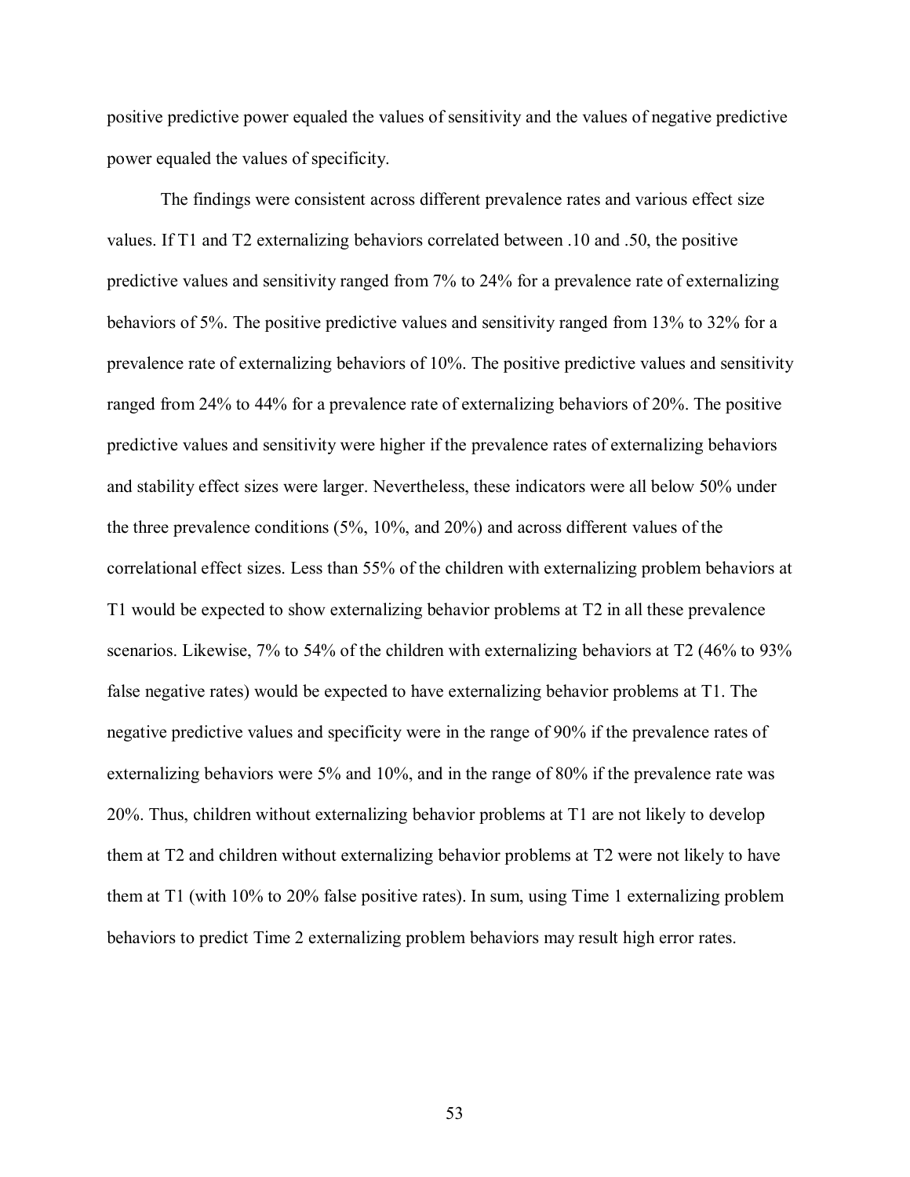positive predictive power equaled the values of sensitivity and the values of negative predictive power equaled the values of specificity.

The findings were consistent across different prevalence rates and various effect size values. If T1 and T2 externalizing behaviors correlated between .10 and .50, the positive predictive values and sensitivity ranged from 7% to 24% for a prevalence rate of externalizing behaviors of 5%. The positive predictive values and sensitivity ranged from 13% to 32% for a prevalence rate of externalizing behaviors of 10%. The positive predictive values and sensitivity ranged from 24% to 44% for a prevalence rate of externalizing behaviors of 20%. The positive predictive values and sensitivity were higher if the prevalence rates of externalizing behaviors and stability effect sizes were larger. Nevertheless, these indicators were all below 50% under the three prevalence conditions (5%, 10%, and 20%) and across different values of the correlational effect sizes. Less than 55% of the children with externalizing problem behaviors at T1 would be expected to show externalizing behavior problems at T2 in all these prevalence scenarios. Likewise, 7% to 54% of the children with externalizing behaviors at T2 (46% to 93% false negative rates) would be expected to have externalizing behavior problems at T1. The negative predictive values and specificity were in the range of 90% if the prevalence rates of externalizing behaviors were 5% and 10%, and in the range of 80% if the prevalence rate was 20%. Thus, children without externalizing behavior problems at T1 are not likely to develop them at T2 and children without externalizing behavior problems at T2 were not likely to have them at T1 (with 10% to 20% false positive rates). In sum, using Time 1 externalizing problem behaviors to predict Time 2 externalizing problem behaviors may result high error rates.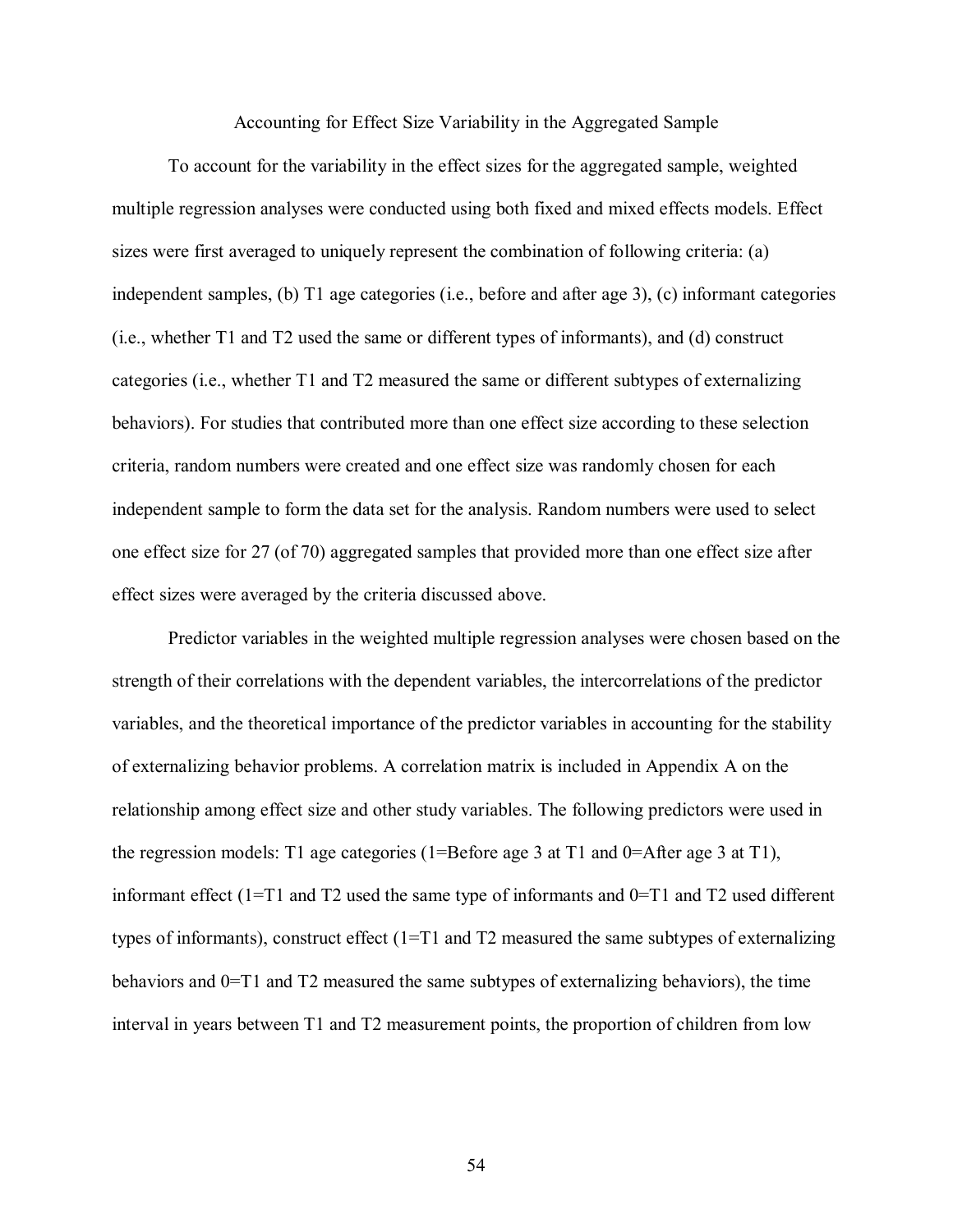## Accounting for Effect Size Variability in the Aggregated Sample

To account for the variability in the effect sizes for the aggregated sample, weighted multiple regression analyses were conducted using both fixed and mixed effects models. Effect sizes were first averaged to uniquely represent the combination of following criteria: (a) independent samples, (b) T1 age categories (i.e., before and after age 3), (c) informant categories (i.e., whether T1 and T2 used the same or different types of informants), and (d) construct categories (i.e., whether T1 and T2 measured the same or different subtypes of externalizing behaviors). For studies that contributed more than one effect size according to these selection criteria, random numbers were created and one effect size was randomly chosen for each independent sample to form the data set for the analysis. Random numbers were used to select one effect size for 27 (of 70) aggregated samples that provided more than one effect size after effect sizes were averaged by the criteria discussed above.

Predictor variables in the weighted multiple regression analyses were chosen based on the strength of their correlations with the dependent variables, the intercorrelations of the predictor variables, and the theoretical importance of the predictor variables in accounting for the stability of externalizing behavior problems. A correlation matrix is included in Appendix A on the relationship among effect size and other study variables. The following predictors were used in the regression models: T1 age categories (1=Before age 3 at T1 and 0=After age 3 at T1), informant effect (1=T1 and T2 used the same type of informants and 0=T1 and T2 used different types of informants), construct effect (1=T1 and T2 measured the same subtypes of externalizing behaviors and 0=T1 and T2 measured the same subtypes of externalizing behaviors), the time interval in years between T1 and T2 measurement points, the proportion of children from low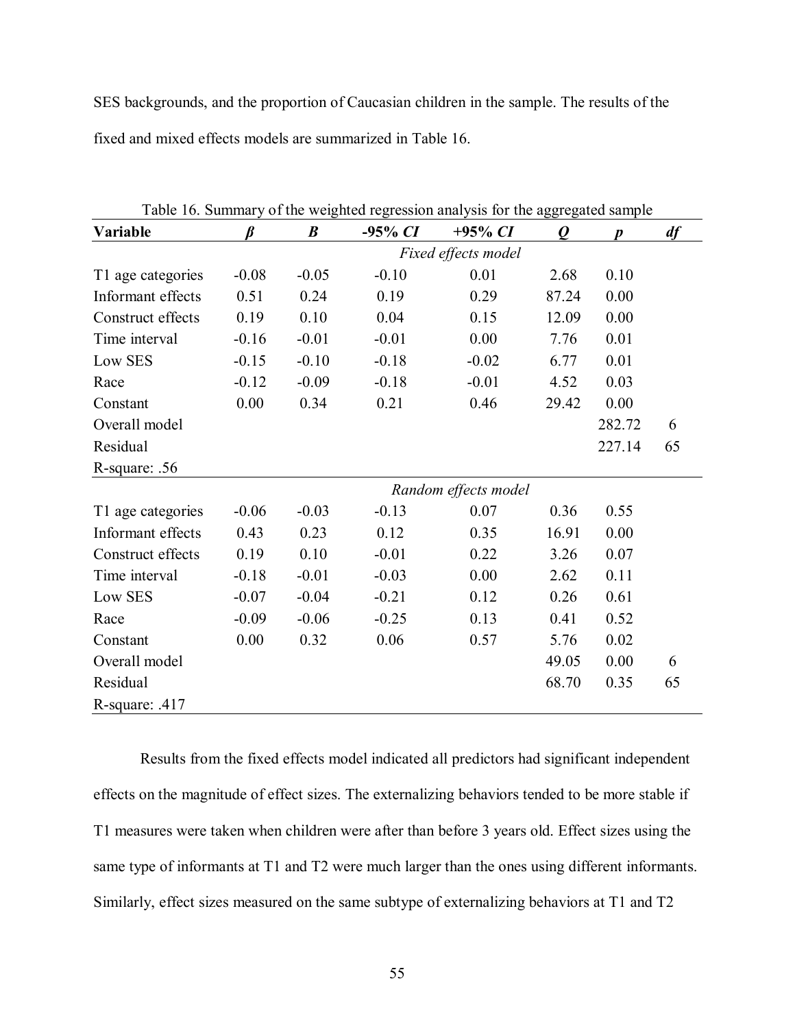SES backgrounds, and the proportion of Caucasian children in the sample. The results of the fixed and mixed effects models are summarized in Table 16.

Table 16. Summary of the weighted regression analysis for the aggregated sample

| Variable | *β* | *B* | -95% *CI* | +95% *CI* | *Q* | *p* | *df* |
|---|---|---|---|---|---|---|---|
| | | | | *Fixed effects model* | | | |
| T1 age categories | -0.08 | -0.05 | -0.10 | 0.01 | 2.68 | 0.10 | |
| Informant effects | 0.51 | 0.24 | 0.19 | 0.29 | 87.24 | 0.00 | |
| Construct effects | 0.19 | 0.10 | 0.04 | 0.15 | 12.09 | 0.00 | |
| Time interval | -0.16 | -0.01 | -0.01 | 0.00 | 7.76 | 0.01 | |
| Low SES | -0.15 | -0.10 | -0.18 | -0.02 | 6.77 | 0.01 | |
| Race | -0.12 | -0.09 | -0.18 | -0.01 | 4.52 | 0.03 | |
| Constant | 0.00 | 0.34 | 0.21 | 0.46 | 29.42 | 0.00 | |
| Overall model | | | | | | 282.72 | 6 |
| Residual | | | | | | 227.14 | 65 |
| R-square: .56 | | | | | | | |
| | | | | *Random effects model* | | | |
| T1 age categories | -0.06 | -0.03 | -0.13 | 0.07 | 0.36 | 0.55 | |
| Informant effects | 0.43 | 0.23 | 0.12 | 0.35 | 16.91 | 0.00 | |
| Construct effects | 0.19 | 0.10 | -0.01 | 0.22 | 3.26 | 0.07 | |
| Time interval | -0.18 | -0.01 | -0.03 | 0.00 | 2.62 | 0.11 | |
| Low SES | -0.07 | -0.04 | -0.21 | 0.12 | 0.26 | 0.61 | |
| Race | -0.09 | -0.06 | -0.25 | 0.13 | 0.41 | 0.52 | |
| Constant | 0.00 | 0.32 | 0.06 | 0.57 | 5.76 | 0.02 | |
| Overall model | | | | | 49.05 | 0.00 | 6 |
| Residual | | | | | 68.70 | 0.35 | 65 |
| R-square: .417 | | | | | | | |

Results from the fixed effects model indicated all predictors had significant independent effects on the magnitude of effect sizes. The externalizing behaviors tended to be more stable if T1 measures were taken when children were after than before 3 years old. Effect sizes using the same type of informants at T1 and T2 were much larger than the ones using different informants. Similarly, effect sizes measured on the same subtype of externalizing behaviors at T1 and T2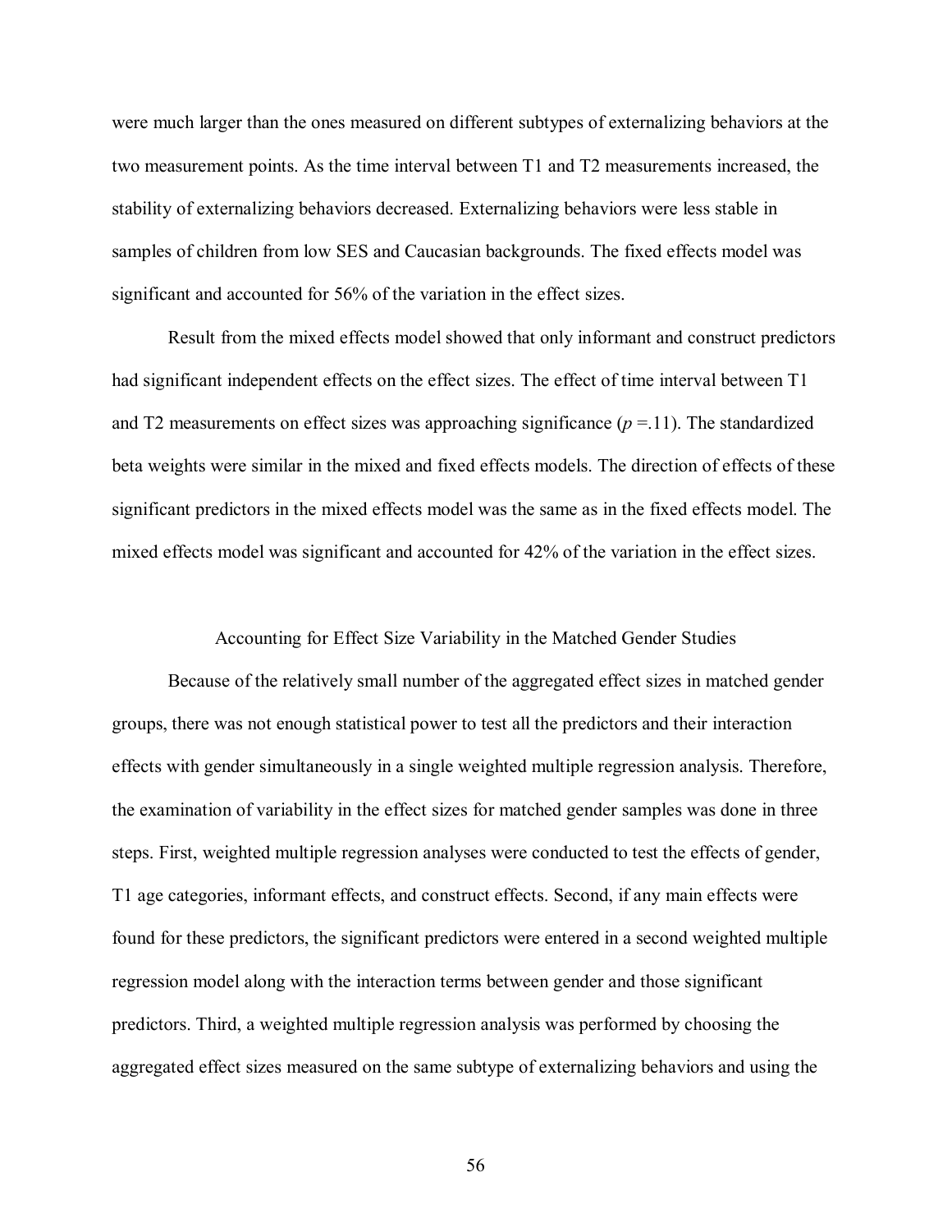were much larger than the ones measured on different subtypes of externalizing behaviors at the two measurement points. As the time interval between T1 and T2 measurements increased, the stability of externalizing behaviors decreased. Externalizing behaviors were less stable in samples of children from low SES and Caucasian backgrounds. The fixed effects model was significant and accounted for 56% of the variation in the effect sizes.

Result from the mixed effects model showed that only informant and construct predictors had significant independent effects on the effect sizes. The effect of time interval between T1 and T2 measurements on effect sizes was approaching significance ($p$ =.11). The standardized beta weights were similar in the mixed and fixed effects models. The direction of effects of these significant predictors in the mixed effects model was the same as in the fixed effects model. The mixed effects model was significant and accounted for 42% of the variation in the effect sizes.

## Accounting for Effect Size Variability in the Matched Gender Studies

Because of the relatively small number of the aggregated effect sizes in matched gender groups, there was not enough statistical power to test all the predictors and their interaction effects with gender simultaneously in a single weighted multiple regression analysis. Therefore, the examination of variability in the effect sizes for matched gender samples was done in three steps. First, weighted multiple regression analyses were conducted to test the effects of gender, T1 age categories, informant effects, and construct effects. Second, if any main effects were found for these predictors, the significant predictors were entered in a second weighted multiple regression model along with the interaction terms between gender and those significant predictors. Third, a weighted multiple regression analysis was performed by choosing the aggregated effect sizes measured on the same subtype of externalizing behaviors and using the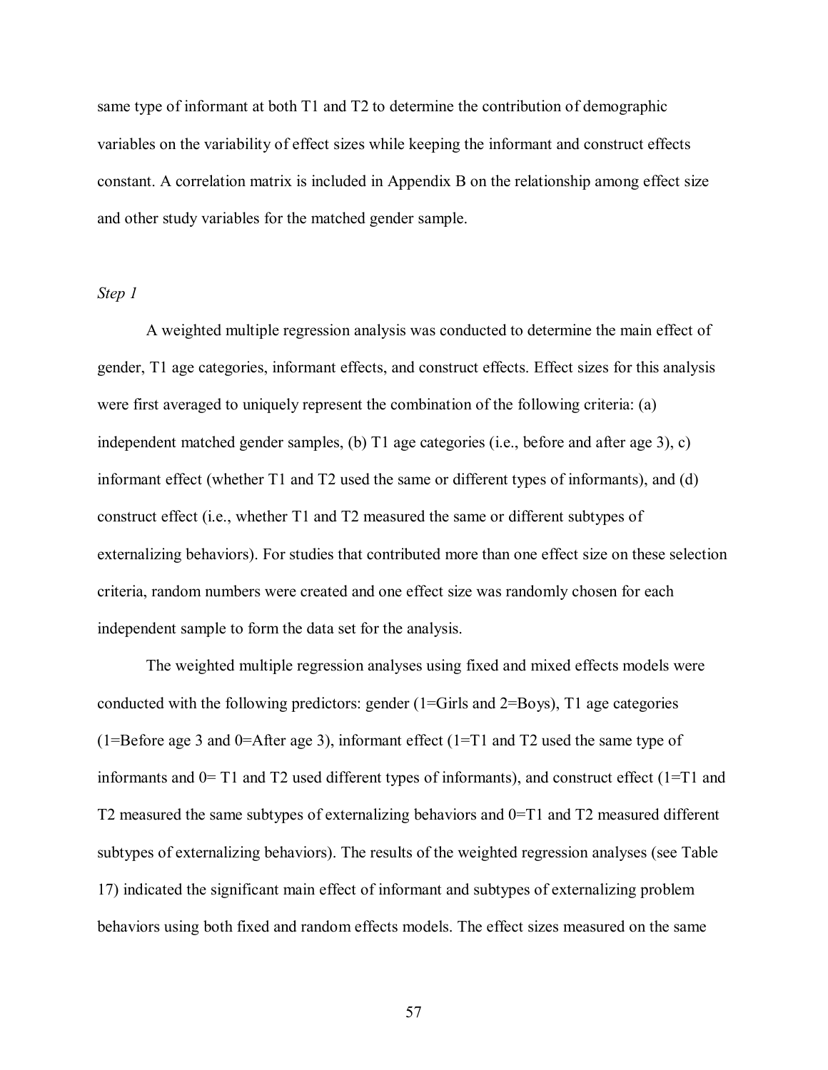same type of informant at both T1 and T2 to determine the contribution of demographic variables on the variability of effect sizes while keeping the informant and construct effects constant. A correlation matrix is included in Appendix B on the relationship among effect size and other study variables for the matched gender sample.

*Step 1*

A weighted multiple regression analysis was conducted to determine the main effect of gender, T1 age categories, informant effects, and construct effects. Effect sizes for this analysis were first averaged to uniquely represent the combination of the following criteria: (a) independent matched gender samples, (b) T1 age categories (i.e., before and after age 3), c) informant effect (whether T1 and T2 used the same or different types of informants), and (d) construct effect (i.e., whether T1 and T2 measured the same or different subtypes of externalizing behaviors). For studies that contributed more than one effect size on these selection criteria, random numbers were created and one effect size was randomly chosen for each independent sample to form the data set for the analysis.

The weighted multiple regression analyses using fixed and mixed effects models were conducted with the following predictors: gender (1=Girls and 2=Boys), T1 age categories (1=Before age 3 and 0=After age 3), informant effect (1=T1 and T2 used the same type of informants and 0= T1 and T2 used different types of informants), and construct effect (1=T1 and T2 measured the same subtypes of externalizing behaviors and 0=T1 and T2 measured different subtypes of externalizing behaviors). The results of the weighted regression analyses (see Table 17) indicated the significant main effect of informant and subtypes of externalizing problem behaviors using both fixed and random effects models. The effect sizes measured on the same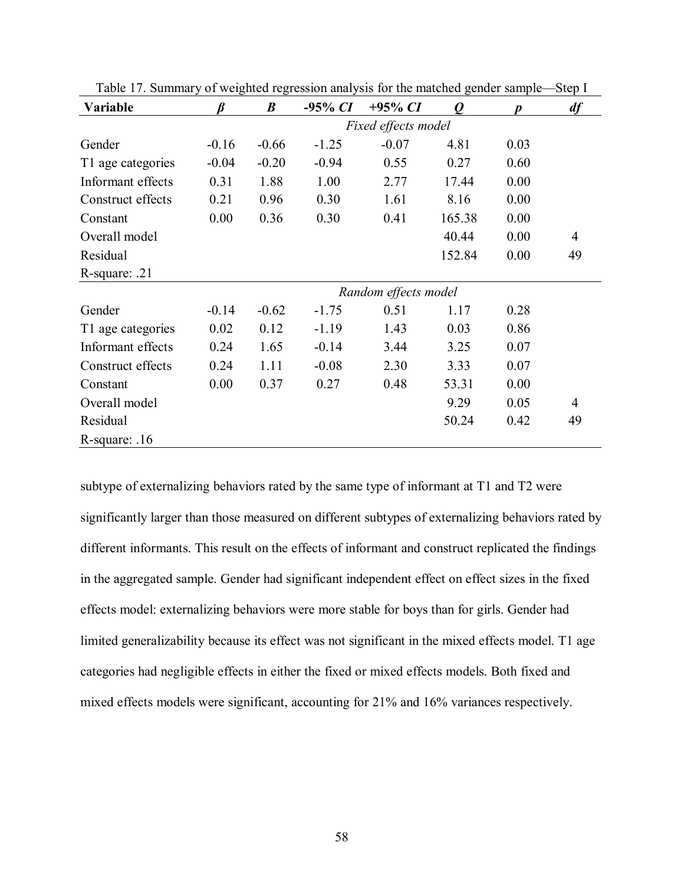Table 17. Summary of weighted regression analysis for the matched gender sample—Step I

| Variable | *β* | *B* | -95% *CI* | +95% *CI* | *Q* | *p* | *df* |
|---|---|---|---|---|---|---|---|
| | | | | *Fixed effects model* | | | |
| Gender | -0.16 | -0.66 | -1.25 | -0.07 | 4.81 | 0.03 | |
| T1 age categories | -0.04 | -0.20 | -0.94 | 0.55 | 0.27 | 0.60 | |
| Informant effects | 0.31 | 1.88 | 1.00 | 2.77 | 17.44 | 0.00 | |
| Construct effects | 0.21 | 0.96 | 0.30 | 1.61 | 8.16 | 0.00 | |
| Constant | 0.00 | 0.36 | 0.30 | 0.41 | 165.38 | 0.00 | |
| Overall model | | | | | 40.44 | 0.00 | 4 |
| Residual | | | | | 152.84 | 0.00 | 49 |
| R-square: .21 | | | | | | | |
| | | | | *Random effects model* | | | |
| Gender | -0.14 | -0.62 | -1.75 | 0.51 | 1.17 | 0.28 | |
| T1 age categories | 0.02 | 0.12 | -1.19 | 1.43 | 0.03 | 0.86 | |
| Informant effects | 0.24 | 1.65 | -0.14 | 3.44 | 3.25 | 0.07 | |
| Construct effects | 0.24 | 1.11 | -0.08 | 2.30 | 3.33 | 0.07 | |
| Constant | 0.00 | 0.37 | 0.27 | 0.48 | 53.31 | 0.00 | |
| Overall model | | | | | 9.29 | 0.05 | 4 |
| Residual | | | | | 50.24 | 0.42 | 49 |
| R-square: .16 | | | | | | | |

subtype of externalizing behaviors rated by the same type of informant at T1 and T2 were significantly larger than those measured on different subtypes of externalizing behaviors rated by different informants. This result on the effects of informant and construct replicated the findings in the aggregated sample. Gender had significant independent effect on effect sizes in the fixed effects model: externalizing behaviors were more stable for boys than for girls. Gender had limited generalizability because its effect was not significant in the mixed effects model. T1 age categories had negligible effects in either the fixed or mixed effects models. Both fixed and mixed effects models were significant, accounting for 21% and 16% variances respectively.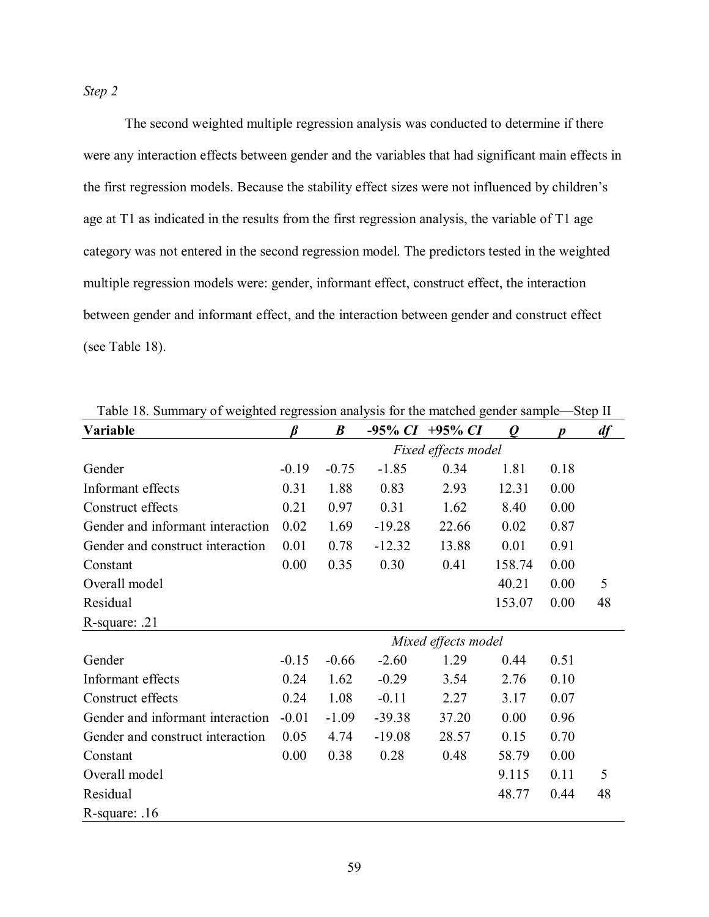*Step 2*

The second weighted multiple regression analysis was conducted to determine if there were any interaction effects between gender and the variables that had significant main effects in the first regression models. Because the stability effect sizes were not influenced by children's age at T1 as indicated in the results from the first regression analysis, the variable of T1 age category was not entered in the second regression model. The predictors tested in the weighted multiple regression models were: gender, informant effect, construct effect, the interaction between gender and informant effect, and the interaction between gender and construct effect (see Table 18).

Table 18. Summary of weighted regression analysis for the matched gender sample—Step II

| **Variable** | ***β*** | ***B*** | ***-95% CI*** | ***+95% CI*** | ***Q*** | ***p*** | ***df*** |
|---|---|---|---|---|---|---|---|
| | | | *Fixed effects model* | | | | |
| Gender | -0.19 | -0.75 | -1.85 | 0.34 | 1.81 | 0.18 | |
| Informant effects | 0.31 | 1.88 | 0.83 | 2.93 | 12.31 | 0.00 | |
| Construct effects | 0.21 | 0.97 | 0.31 | 1.62 | 8.40 | 0.00 | |
| Gender and informant interaction | 0.02 | 1.69 | -19.28 | 22.66 | 0.02 | 0.87 | |
| Gender and construct interaction | 0.01 | 0.78 | -12.32 | 13.88 | 0.01 | 0.91 | |
| Constant | 0.00 | 0.35 | 0.30 | 0.41 | 158.74 | 0.00 | |
| Overall model | | | | | 40.21 | 0.00 | 5 |
| Residual | | | | | 153.07 | 0.00 | 48 |
| R-square: .21 | | | | | | | |
| | | | *Mixed effects model* | | | | |
| Gender | -0.15 | -0.66 | -2.60 | 1.29 | 0.44 | 0.51 | |
| Informant effects | 0.24 | 1.62 | -0.29 | 3.54 | 2.76 | 0.10 | |
| Construct effects | 0.24 | 1.08 | -0.11 | 2.27 | 3.17 | 0.07 | |
| Gender and informant interaction | -0.01 | -1.09 | -39.38 | 37.20 | 0.00 | 0.96 | |
| Gender and construct interaction | 0.05 | 4.74 | -19.08 | 28.57 | 0.15 | 0.70 | |
| Constant | 0.00 | 0.38 | 0.28 | 0.48 | 58.79 | 0.00 | |
| Overall model | | | | | 9.115 | 0.11 | 5 |
| Residual | | | | | 48.77 | 0.44 | 48 |
| R-square: .16 | | | | | | | |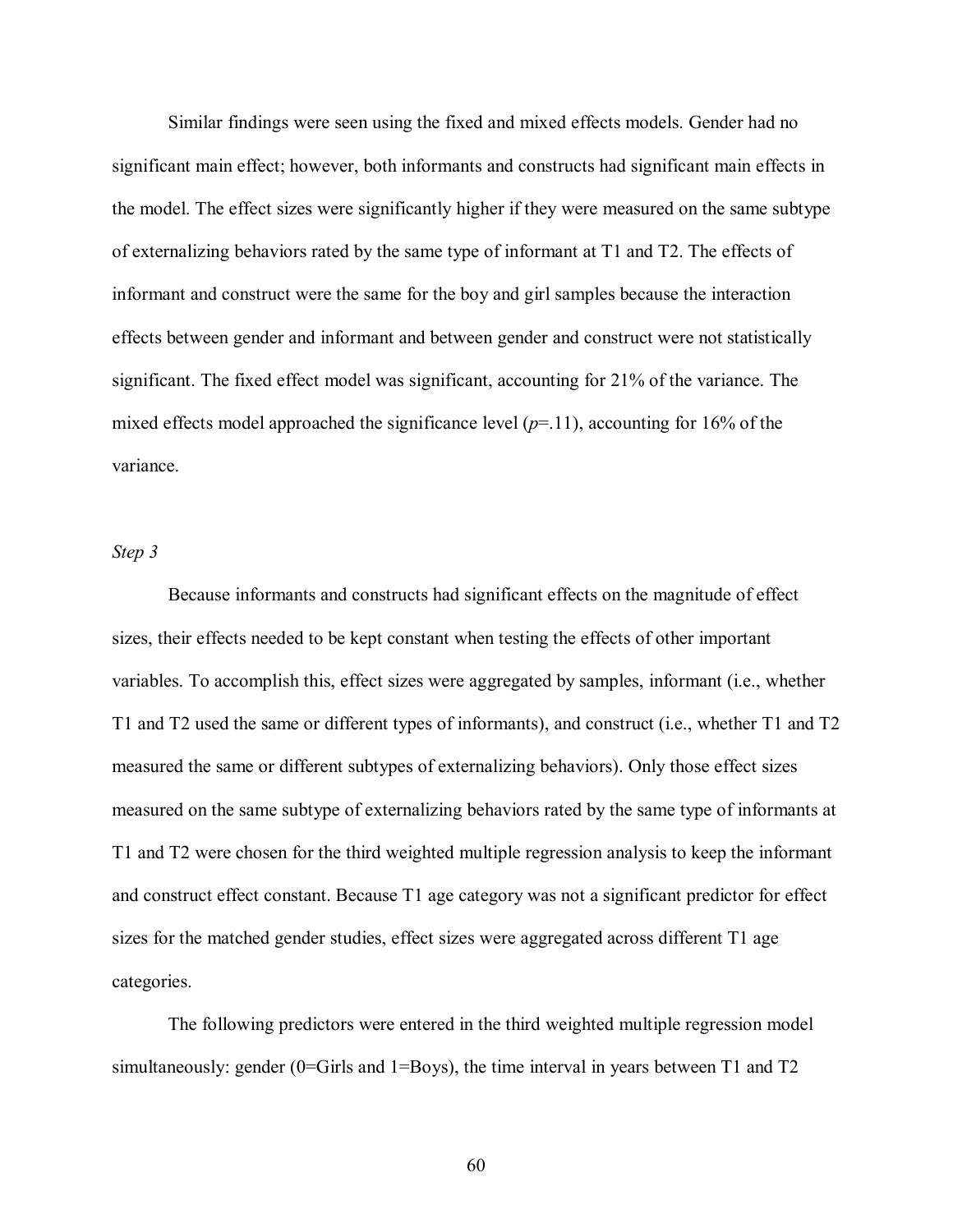Similar findings were seen using the fixed and mixed effects models. Gender had no significant main effect; however, both informants and constructs had significant main effects in the model. The effect sizes were significantly higher if they were measured on the same subtype of externalizing behaviors rated by the same type of informant at T1 and T2. The effects of informant and construct were the same for the boy and girl samples because the interaction effects between gender and informant and between gender and construct were not statistically significant. The fixed effect model was significant, accounting for 21% of the variance. The mixed effects model approached the significance level ($p$=.11), accounting for 16% of the variance.

### *Step 3*

Because informants and constructs had significant effects on the magnitude of effect sizes, their effects needed to be kept constant when testing the effects of other important variables. To accomplish this, effect sizes were aggregated by samples, informant (i.e., whether T1 and T2 used the same or different types of informants), and construct (i.e., whether T1 and T2 measured the same or different subtypes of externalizing behaviors). Only those effect sizes measured on the same subtype of externalizing behaviors rated by the same type of informants at T1 and T2 were chosen for the third weighted multiple regression analysis to keep the informant and construct effect constant. Because T1 age category was not a significant predictor for effect sizes for the matched gender studies, effect sizes were aggregated across different T1 age categories.

The following predictors were entered in the third weighted multiple regression model simultaneously: gender (0=Girls and 1=Boys), the time interval in years between T1 and T2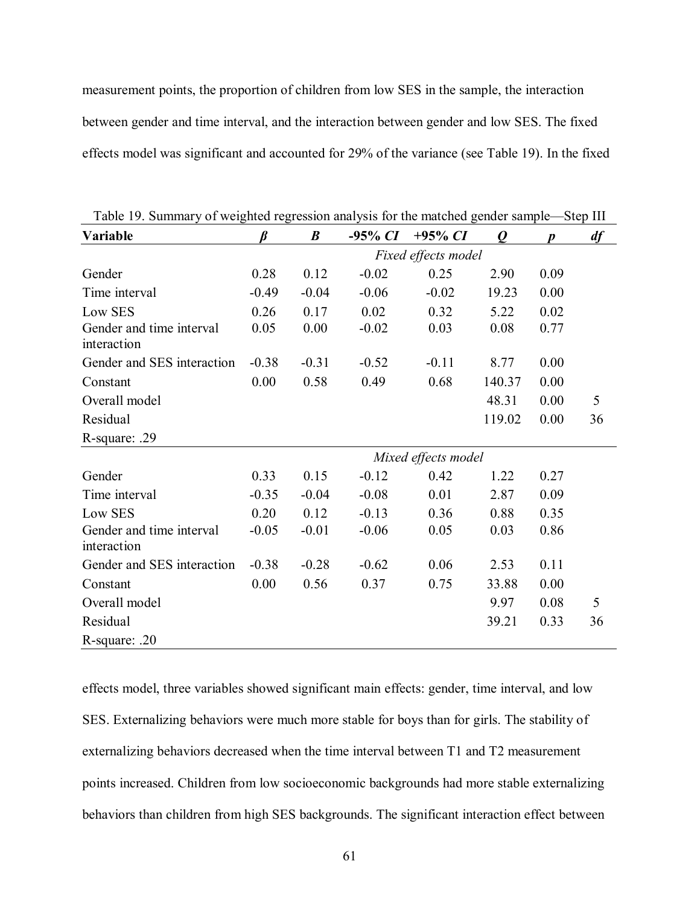measurement points, the proportion of children from low SES in the sample, the interaction between gender and time interval, and the interaction between gender and low SES. The fixed effects model was significant and accounted for 29% of the variance (see Table 19). In the fixed

Table 19. Summary of weighted regression analysis for the matched gender sample—Step III

| Variable | *β* | *B* | -95% *CI* | +95% *CI* | *Q* | *p* | *df* |
|---|---|---|---|---|---|---|---|
| | | | *Fixed effects model* | | | | |
| Gender | 0.28 | 0.12 | -0.02 | 0.25 | 2.90 | 0.09 | |
| Time interval | -0.49 | -0.04 | -0.06 | -0.02 | 19.23 | 0.00 | |
| Low SES | 0.26 | 0.17 | 0.02 | 0.32 | 5.22 | 0.02 | |
| Gender and time interval interaction | 0.05 | 0.00 | -0.02 | 0.03 | 0.08 | 0.77 | |
| Gender and SES interaction | -0.38 | -0.31 | -0.52 | -0.11 | 8.77 | 0.00 | |
| Constant | 0.00 | 0.58 | 0.49 | 0.68 | 140.37 | 0.00 | |
| Overall model | | | | | 48.31 | 0.00 | 5 |
| Residual | | | | | 119.02 | 0.00 | 36 |
| R-square: .29 | | | | | | | |
| | | | *Mixed effects model* | | | | |
| Gender | 0.33 | 0.15 | -0.12 | 0.42 | 1.22 | 0.27 | |
| Time interval | -0.35 | -0.04 | -0.08 | 0.01 | 2.87 | 0.09 | |
| Low SES | 0.20 | 0.12 | -0.13 | 0.36 | 0.88 | 0.35 | |
| Gender and time interval interaction | -0.05 | -0.01 | -0.06 | 0.05 | 0.03 | 0.86 | |
| Gender and SES interaction | -0.38 | -0.28 | -0.62 | 0.06 | 2.53 | 0.11 | |
| Constant | 0.00 | 0.56 | 0.37 | 0.75 | 33.88 | 0.00 | |
| Overall model | | | | | 9.97 | 0.08 | 5 |
| Residual | | | | | 39.21 | 0.33 | 36 |
| R-square: .20 | | | | | | | |

effects model, three variables showed significant main effects: gender, time interval, and low SES. Externalizing behaviors were much more stable for boys than for girls. The stability of externalizing behaviors decreased when the time interval between T1 and T2 measurement points increased. Children from low socioeconomic backgrounds had more stable externalizing behaviors than children from high SES backgrounds. The significant interaction effect between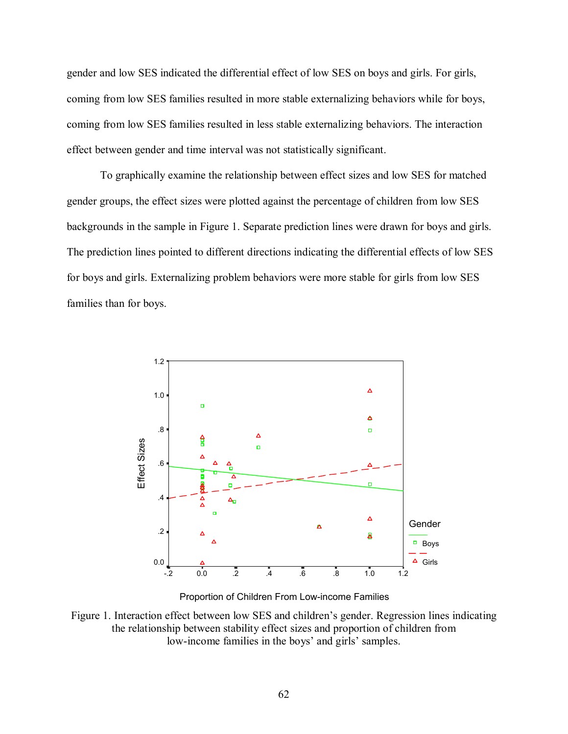gender and low SES indicated the differential effect of low SES on boys and girls. For girls, coming from low SES families resulted in more stable externalizing behaviors while for boys, coming from low SES families resulted in less stable externalizing behaviors. The interaction effect between gender and time interval was not statistically significant.

To graphically examine the relationship between effect sizes and low SES for matched gender groups, the effect sizes were plotted against the percentage of children from low SES backgrounds in the sample in Figure 1. Separate prediction lines were drawn for boys and girls. The prediction lines pointed to different directions indicating the differential effects of low SES for boys and girls. Externalizing problem behaviors were more stable for girls from low SES families than for boys.

Figure 1. Interaction effect between low SES and children's gender. Regression lines indicating the relationship between stability effect sizes and proportion of children from low-income families in the boys' and girls' samples.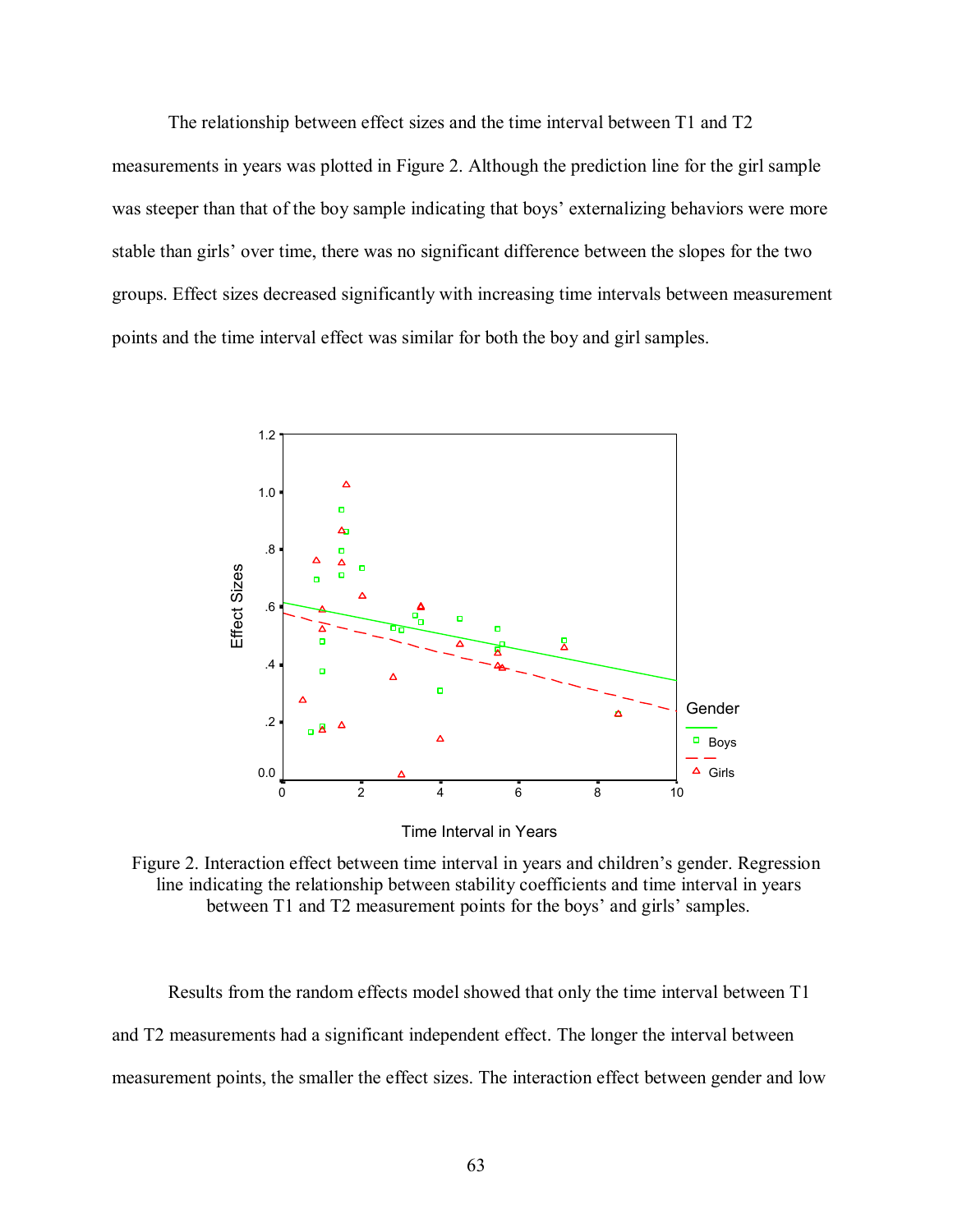The relationship between effect sizes and the time interval between T1 and T2 measurements in years was plotted in Figure 2. Although the prediction line for the girl sample was steeper than that of the boy sample indicating that boys' externalizing behaviors were more stable than girls' over time, there was no significant difference between the slopes for the two groups. Effect sizes decreased significantly with increasing time intervals between measurement points and the time interval effect was similar for both the boy and girl samples.

Figure 2. Interaction effect between time interval in years and children's gender. Regression line indicating the relationship between stability coefficients and time interval in years between T1 and T2 measurement points for the boys' and girls' samples.

Results from the random effects model showed that only the time interval between T1 and T2 measurements had a significant independent effect. The longer the interval between measurement points, the smaller the effect sizes. The interaction effect between gender and low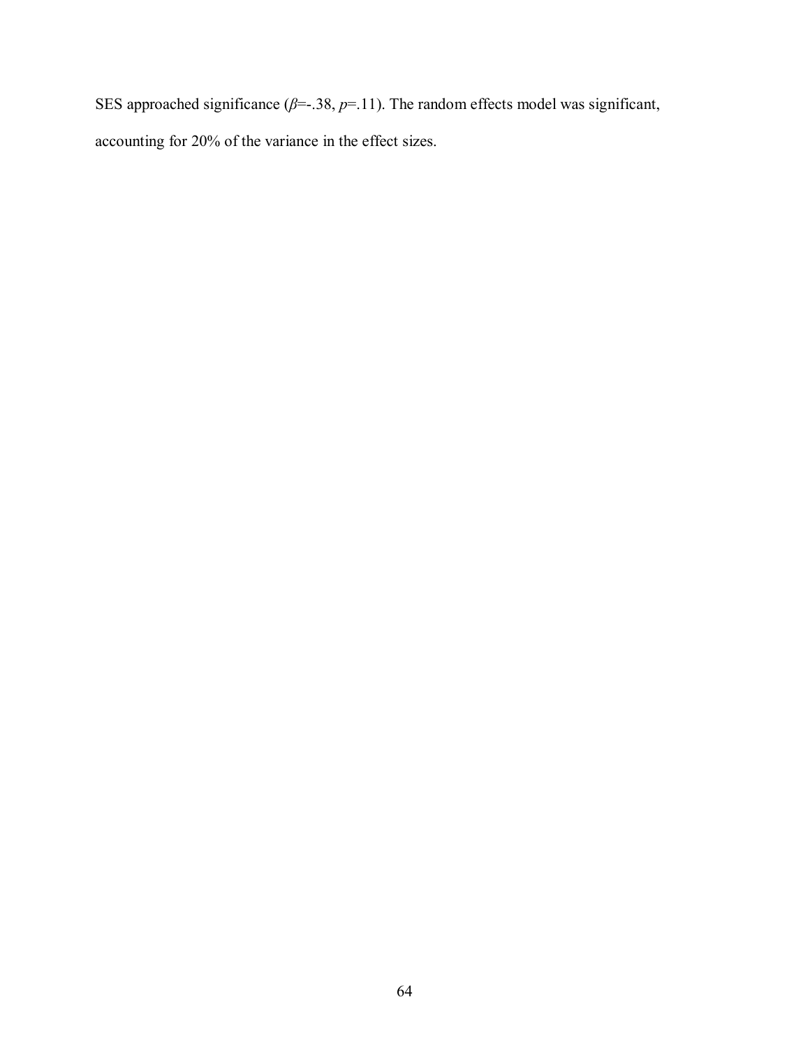SES approached significance ($\beta$=-.38, $p$=.11). The random effects model was significant, accounting for 20% of the variance in the effect sizes.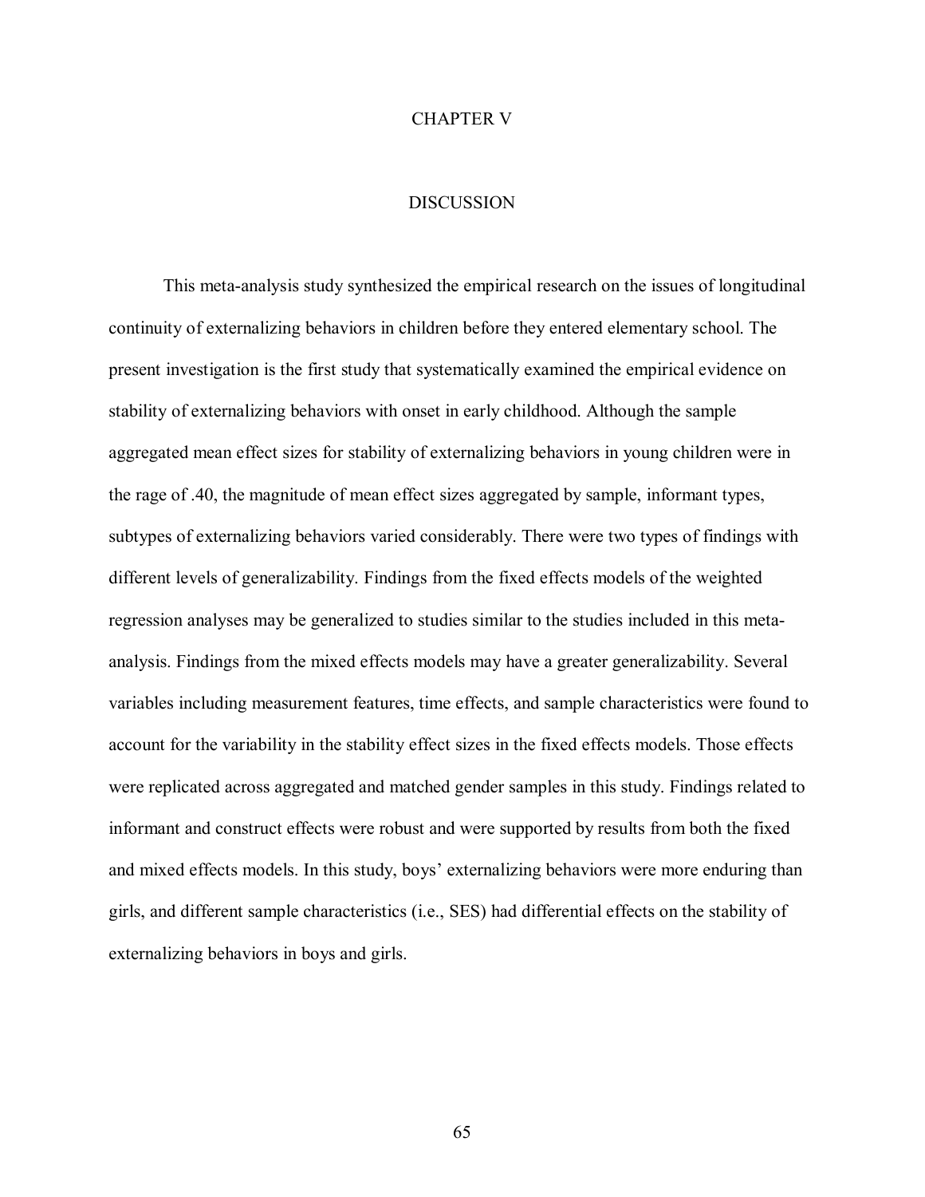# CHAPTER V

# DISCUSSION

This meta-analysis study synthesized the empirical research on the issues of longitudinal continuity of externalizing behaviors in children before they entered elementary school. The present investigation is the first study that systematically examined the empirical evidence on stability of externalizing behaviors with onset in early childhood. Although the sample aggregated mean effect sizes for stability of externalizing behaviors in young children were in the rage of .40, the magnitude of mean effect sizes aggregated by sample, informant types, subtypes of externalizing behaviors varied considerably. There were two types of findings with different levels of generalizability. Findings from the fixed effects models of the weighted regression analyses may be generalized to studies similar to the studies included in this meta-analysis. Findings from the mixed effects models may have a greater generalizability. Several variables including measurement features, time effects, and sample characteristics were found to account for the variability in the stability effect sizes in the fixed effects models. Those effects were replicated across aggregated and matched gender samples in this study. Findings related to informant and construct effects were robust and were supported by results from both the fixed and mixed effects models. In this study, boys' externalizing behaviors were more enduring than girls, and different sample characteristics (i.e., SES) had differential effects on the stability of externalizing behaviors in boys and girls.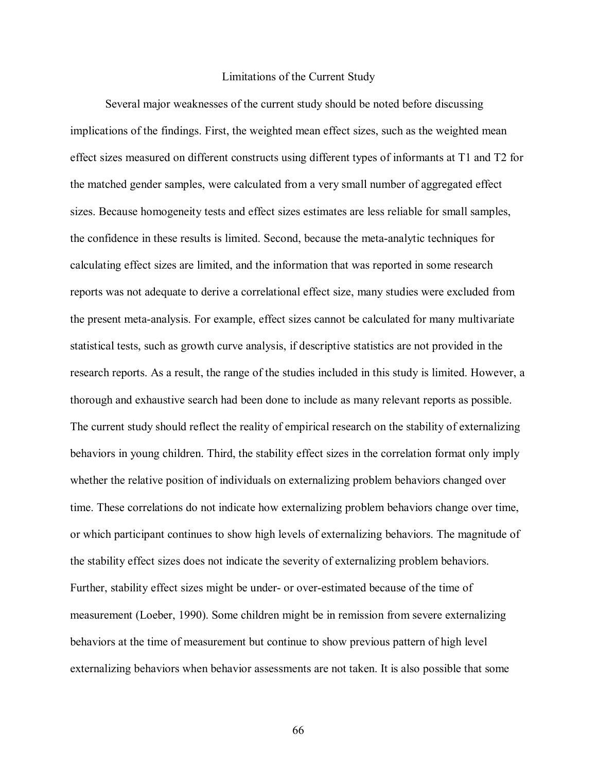## Limitations of the Current Study

Several major weaknesses of the current study should be noted before discussing implications of the findings. First, the weighted mean effect sizes, such as the weighted mean effect sizes measured on different constructs using different types of informants at T1 and T2 for the matched gender samples, were calculated from a very small number of aggregated effect sizes. Because homogeneity tests and effect sizes estimates are less reliable for small samples, the confidence in these results is limited. Second, because the meta-analytic techniques for calculating effect sizes are limited, and the information that was reported in some research reports was not adequate to derive a correlational effect size, many studies were excluded from the present meta-analysis. For example, effect sizes cannot be calculated for many multivariate statistical tests, such as growth curve analysis, if descriptive statistics are not provided in the research reports. As a result, the range of the studies included in this study is limited. However, a thorough and exhaustive search had been done to include as many relevant reports as possible. The current study should reflect the reality of empirical research on the stability of externalizing behaviors in young children. Third, the stability effect sizes in the correlation format only imply whether the relative position of individuals on externalizing problem behaviors changed over time. These correlations do not indicate how externalizing problem behaviors change over time, or which participant continues to show high levels of externalizing behaviors. The magnitude of the stability effect sizes does not indicate the severity of externalizing problem behaviors. Further, stability effect sizes might be under- or over-estimated because of the time of measurement (Loeber, 1990). Some children might be in remission from severe externalizing behaviors at the time of measurement but continue to show previous pattern of high level externalizing behaviors when behavior assessments are not taken. It is also possible that some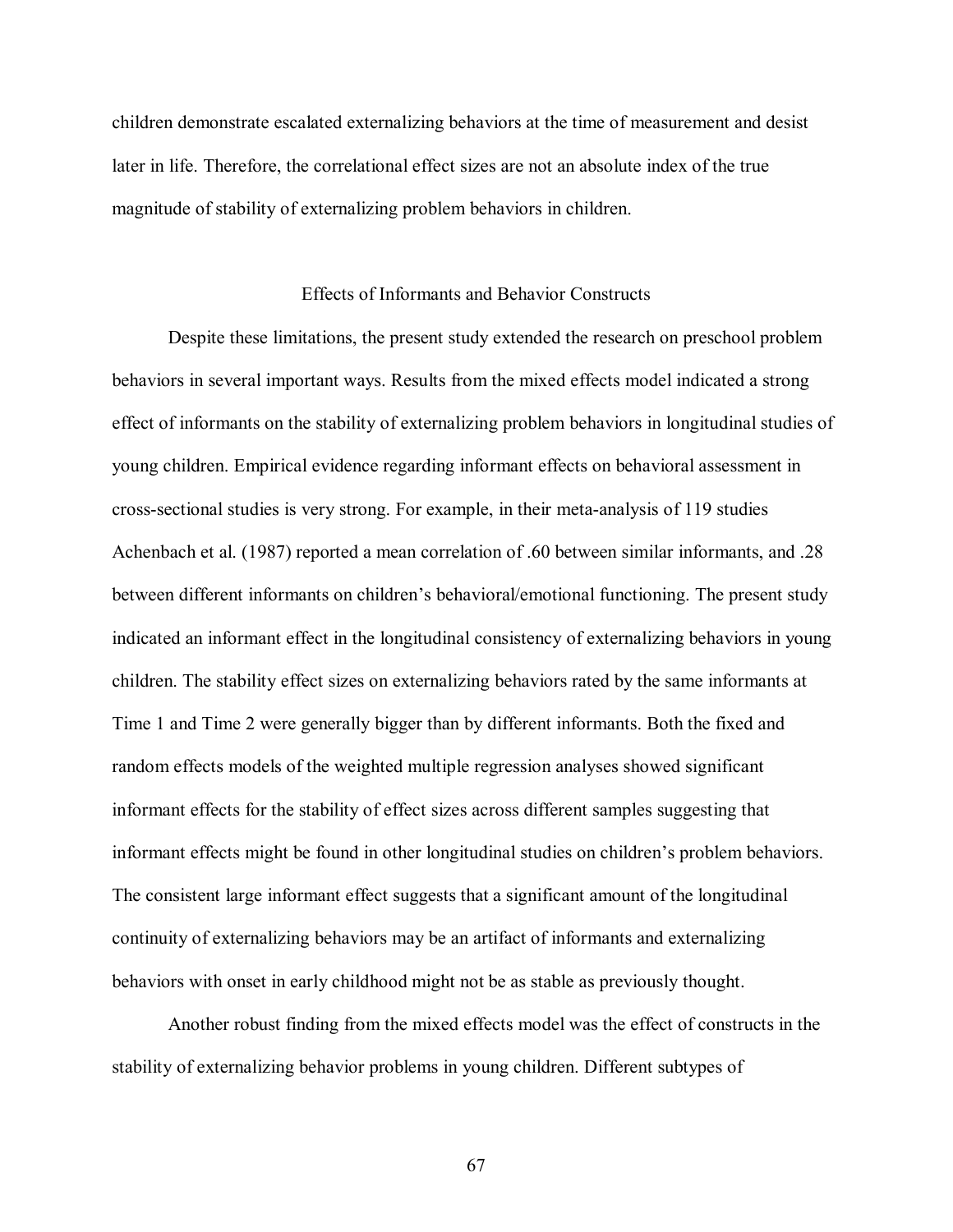children demonstrate escalated externalizing behaviors at the time of measurement and desist later in life. Therefore, the correlational effect sizes are not an absolute index of the true magnitude of stability of externalizing problem behaviors in children.

## Effects of Informants and Behavior Constructs

Despite these limitations, the present study extended the research on preschool problem behaviors in several important ways. Results from the mixed effects model indicated a strong effect of informants on the stability of externalizing problem behaviors in longitudinal studies of young children. Empirical evidence regarding informant effects on behavioral assessment in cross-sectional studies is very strong. For example, in their meta-analysis of 119 studies Achenbach et al. (1987) reported a mean correlation of .60 between similar informants, and .28 between different informants on children's behavioral/emotional functioning. The present study indicated an informant effect in the longitudinal consistency of externalizing behaviors in young children. The stability effect sizes on externalizing behaviors rated by the same informants at Time 1 and Time 2 were generally bigger than by different informants. Both the fixed and random effects models of the weighted multiple regression analyses showed significant informant effects for the stability of effect sizes across different samples suggesting that informant effects might be found in other longitudinal studies on children's problem behaviors. The consistent large informant effect suggests that a significant amount of the longitudinal continuity of externalizing behaviors may be an artifact of informants and externalizing behaviors with onset in early childhood might not be as stable as previously thought.

Another robust finding from the mixed effects model was the effect of constructs in the stability of externalizing behavior problems in young children. Different subtypes of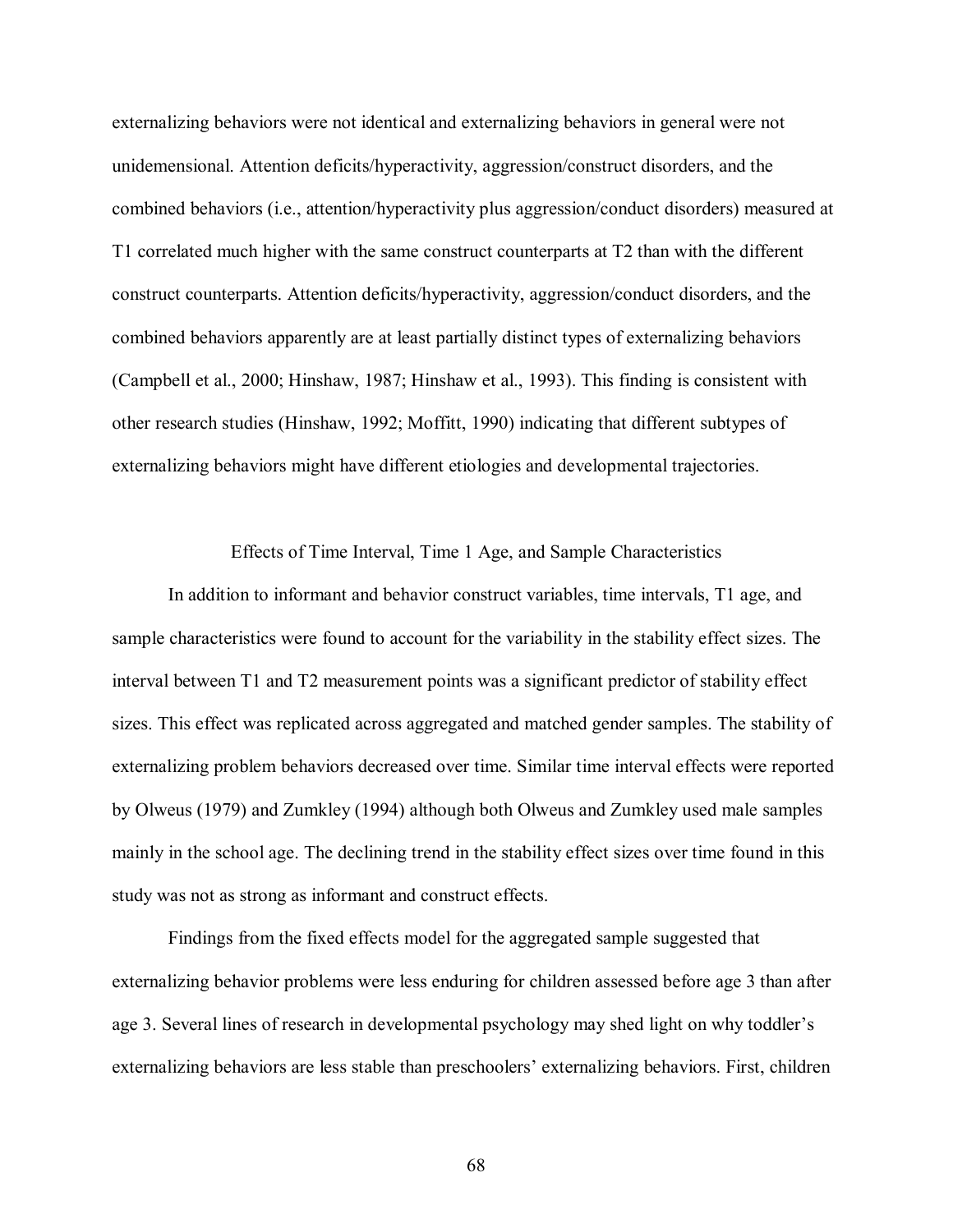externalizing behaviors were not identical and externalizing behaviors in general were not unidemensional. Attention deficits/hyperactivity, aggression/construct disorders, and the combined behaviors (i.e., attention/hyperactivity plus aggression/conduct disorders) measured at T1 correlated much higher with the same construct counterparts at T2 than with the different construct counterparts. Attention deficits/hyperactivity, aggression/conduct disorders, and the combined behaviors apparently are at least partially distinct types of externalizing behaviors (Campbell et al., 2000; Hinshaw, 1987; Hinshaw et al., 1993). This finding is consistent with other research studies (Hinshaw, 1992; Moffitt, 1990) indicating that different subtypes of externalizing behaviors might have different etiologies and developmental trajectories.

## Effects of Time Interval, Time 1 Age, and Sample Characteristics

In addition to informant and behavior construct variables, time intervals, T1 age, and sample characteristics were found to account for the variability in the stability effect sizes. The interval between T1 and T2 measurement points was a significant predictor of stability effect sizes. This effect was replicated across aggregated and matched gender samples. The stability of externalizing problem behaviors decreased over time. Similar time interval effects were reported by Olweus (1979) and Zumkley (1994) although both Olweus and Zumkley used male samples mainly in the school age. The declining trend in the stability effect sizes over time found in this study was not as strong as informant and construct effects.

Findings from the fixed effects model for the aggregated sample suggested that externalizing behavior problems were less enduring for children assessed before age 3 than after age 3. Several lines of research in developmental psychology may shed light on why toddler's externalizing behaviors are less stable than preschoolers' externalizing behaviors. First, children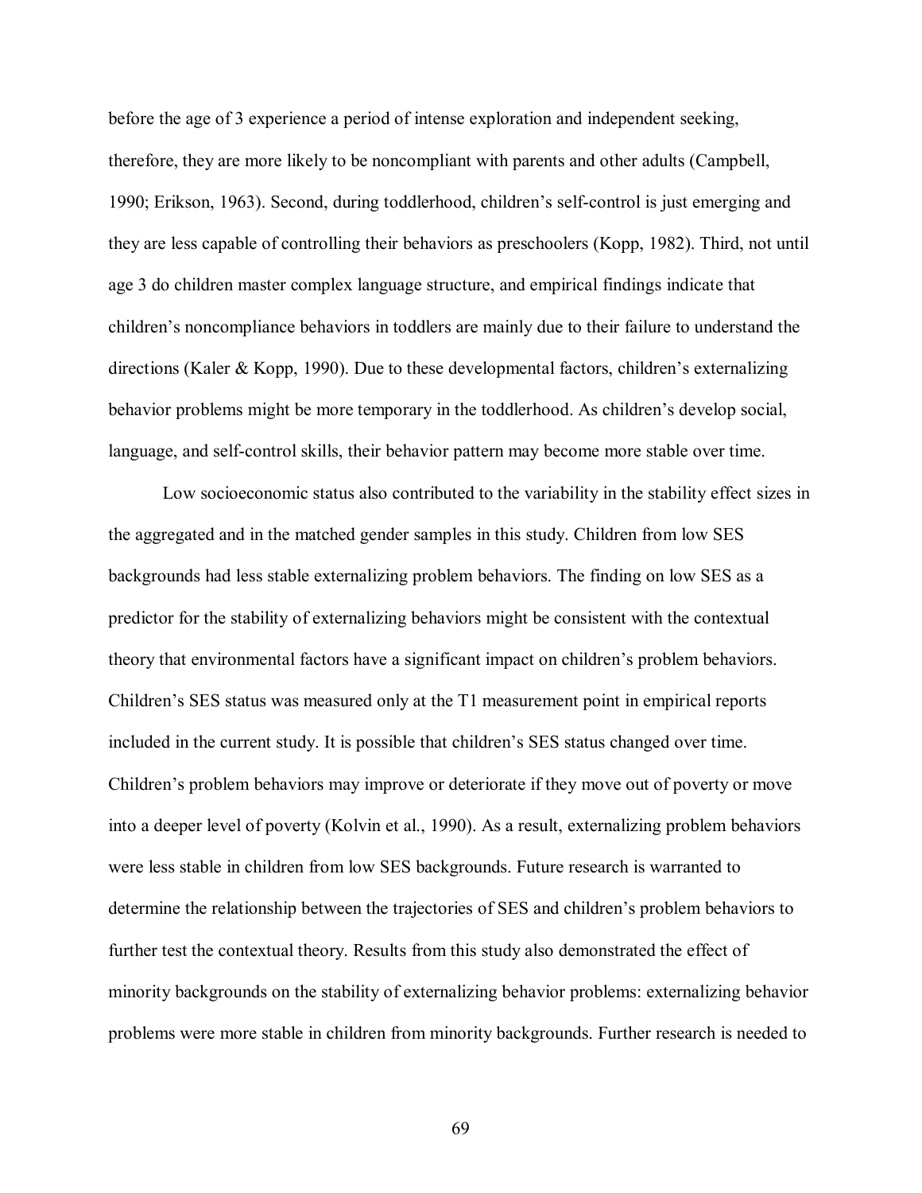before the age of 3 experience a period of intense exploration and independent seeking, therefore, they are more likely to be noncompliant with parents and other adults (Campbell, 1990; Erikson, 1963). Second, during toddlerhood, children's self-control is just emerging and they are less capable of controlling their behaviors as preschoolers (Kopp, 1982). Third, not until age 3 do children master complex language structure, and empirical findings indicate that children's noncompliance behaviors in toddlers are mainly due to their failure to understand the directions (Kaler & Kopp, 1990). Due to these developmental factors, children's externalizing behavior problems might be more temporary in the toddlerhood. As children's develop social, language, and self-control skills, their behavior pattern may become more stable over time.

Low socioeconomic status also contributed to the variability in the stability effect sizes in the aggregated and in the matched gender samples in this study. Children from low SES backgrounds had less stable externalizing problem behaviors. The finding on low SES as a predictor for the stability of externalizing behaviors might be consistent with the contextual theory that environmental factors have a significant impact on children's problem behaviors. Children's SES status was measured only at the T1 measurement point in empirical reports included in the current study. It is possible that children's SES status changed over time. Children's problem behaviors may improve or deteriorate if they move out of poverty or move into a deeper level of poverty (Kolvin et al., 1990). As a result, externalizing problem behaviors were less stable in children from low SES backgrounds. Future research is warranted to determine the relationship between the trajectories of SES and children's problem behaviors to further test the contextual theory. Results from this study also demonstrated the effect of minority backgrounds on the stability of externalizing behavior problems: externalizing behavior problems were more stable in children from minority backgrounds. Further research is needed to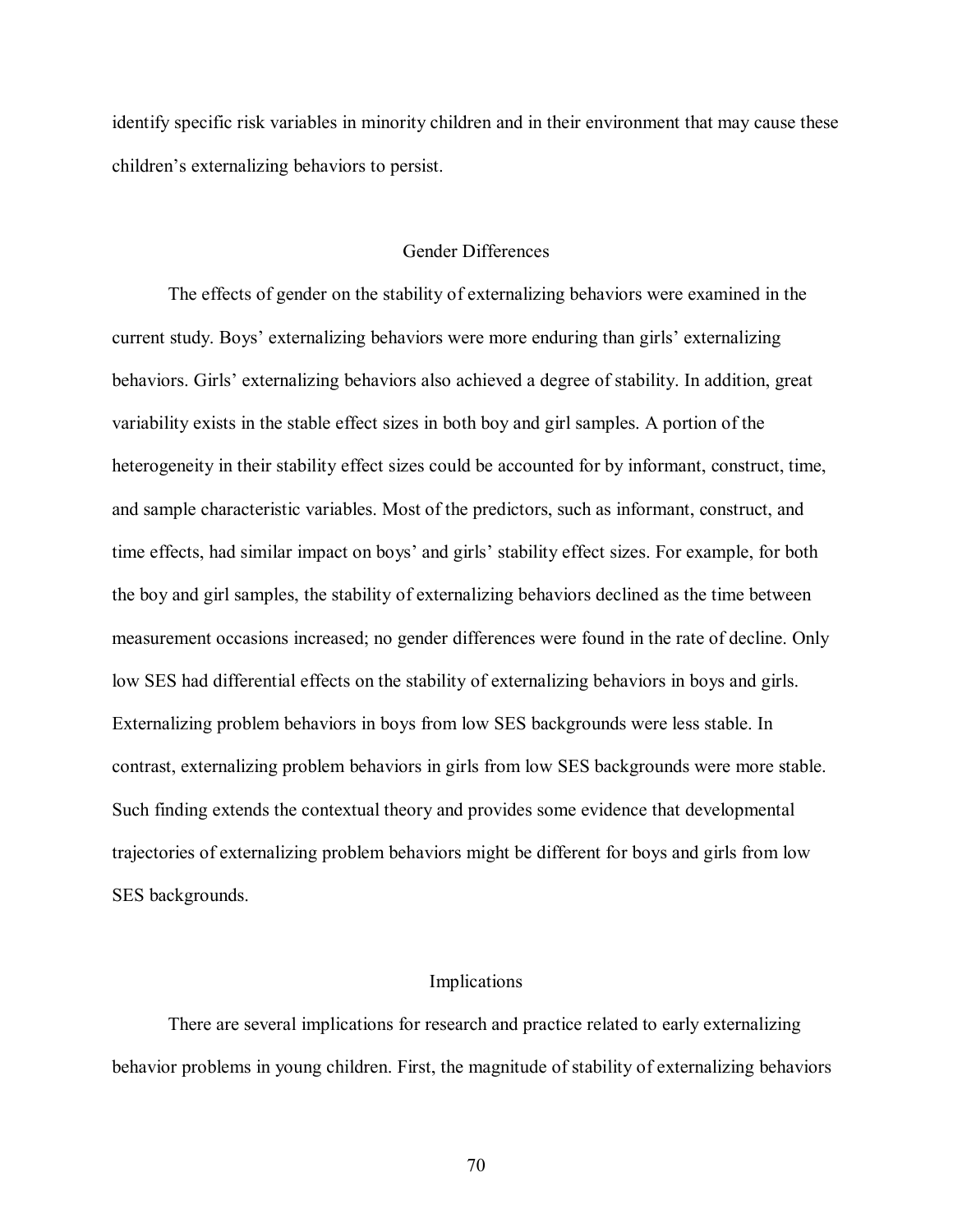identify specific risk variables in minority children and in their environment that may cause these children's externalizing behaviors to persist.

## Gender Differences

The effects of gender on the stability of externalizing behaviors were examined in the current study. Boys' externalizing behaviors were more enduring than girls' externalizing behaviors. Girls' externalizing behaviors also achieved a degree of stability. In addition, great variability exists in the stable effect sizes in both boy and girl samples. A portion of the heterogeneity in their stability effect sizes could be accounted for by informant, construct, time, and sample characteristic variables. Most of the predictors, such as informant, construct, and time effects, had similar impact on boys' and girls' stability effect sizes. For example, for both the boy and girl samples, the stability of externalizing behaviors declined as the time between measurement occasions increased; no gender differences were found in the rate of decline. Only low SES had differential effects on the stability of externalizing behaviors in boys and girls. Externalizing problem behaviors in boys from low SES backgrounds were less stable. In contrast, externalizing problem behaviors in girls from low SES backgrounds were more stable. Such finding extends the contextual theory and provides some evidence that developmental trajectories of externalizing problem behaviors might be different for boys and girls from low SES backgrounds.

## Implications

There are several implications for research and practice related to early externalizing behavior problems in young children. First, the magnitude of stability of externalizing behaviors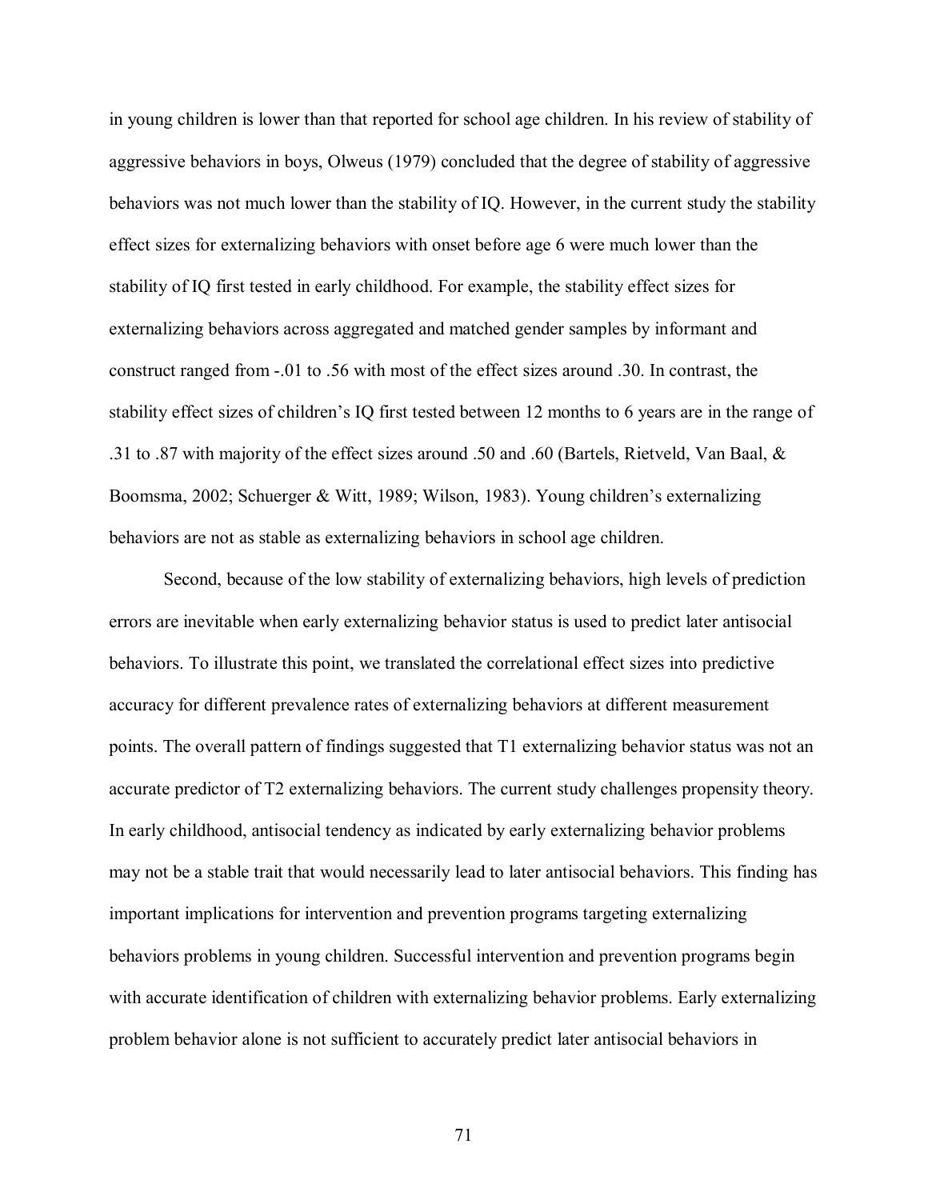in young children is lower than that reported for school age children. In his review of stability of aggressive behaviors in boys, Olweus (1979) concluded that the degree of stability of aggressive behaviors was not much lower than the stability of IQ. However, in the current study the stability effect sizes for externalizing behaviors with onset before age 6 were much lower than the stability of IQ first tested in early childhood. For example, the stability effect sizes for externalizing behaviors across aggregated and matched gender samples by informant and construct ranged from -.01 to .56 with most of the effect sizes around .30. In contrast, the stability effect sizes of children's IQ first tested between 12 months to 6 years are in the range of .31 to .87 with majority of the effect sizes around .50 and .60 (Bartels, Rietveld, Van Baal, & Boomsma, 2002; Schuerger & Witt, 1989; Wilson, 1983). Young children's externalizing behaviors are not as stable as externalizing behaviors in school age children.

Second, because of the low stability of externalizing behaviors, high levels of prediction errors are inevitable when early externalizing behavior status is used to predict later antisocial behaviors. To illustrate this point, we translated the correlational effect sizes into predictive accuracy for different prevalence rates of externalizing behaviors at different measurement points. The overall pattern of findings suggested that T1 externalizing behavior status was not an accurate predictor of T2 externalizing behaviors. The current study challenges propensity theory. In early childhood, antisocial tendency as indicated by early externalizing behavior problems may not be a stable trait that would necessarily lead to later antisocial behaviors. This finding has important implications for intervention and prevention programs targeting externalizing behaviors problems in young children. Successful intervention and prevention programs begin with accurate identification of children with externalizing behavior problems. Early externalizing problem behavior alone is not sufficient to accurately predict later antisocial behaviors in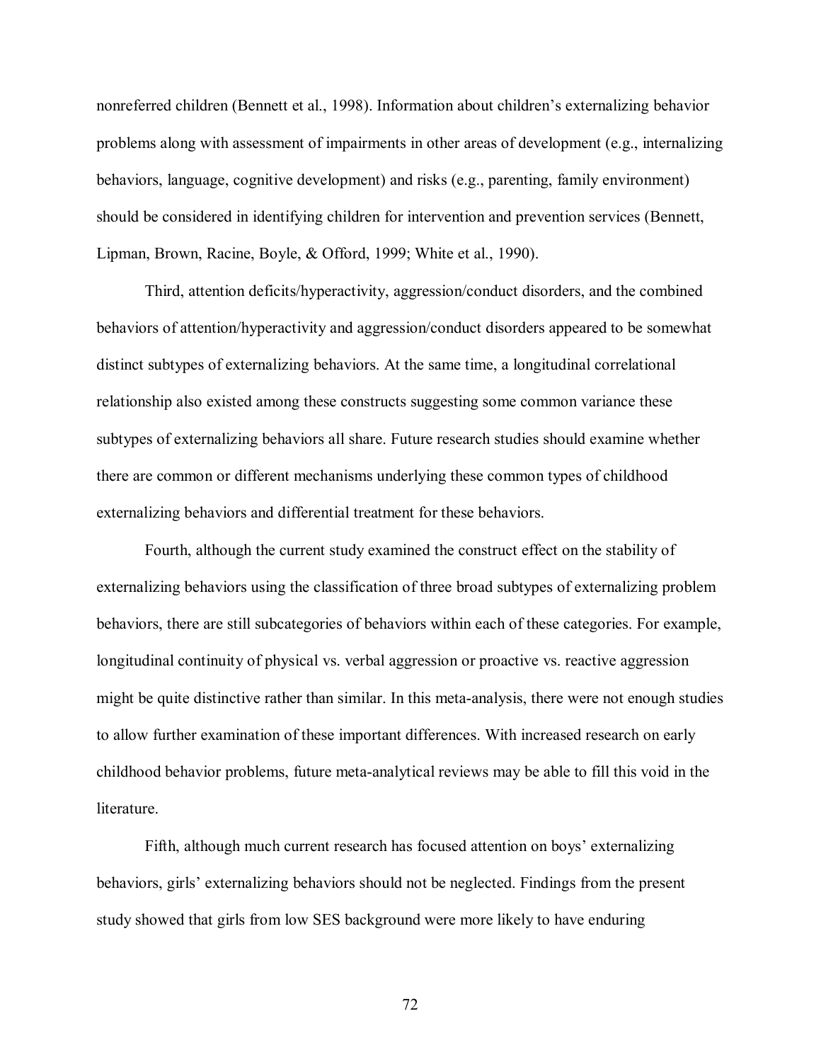nonreferred children (Bennett et al., 1998). Information about children's externalizing behavior problems along with assessment of impairments in other areas of development (e.g., internalizing behaviors, language, cognitive development) and risks (e.g., parenting, family environment) should be considered in identifying children for intervention and prevention services (Bennett, Lipman, Brown, Racine, Boyle, & Offord, 1999; White et al., 1990).

Third, attention deficits/hyperactivity, aggression/conduct disorders, and the combined behaviors of attention/hyperactivity and aggression/conduct disorders appeared to be somewhat distinct subtypes of externalizing behaviors. At the same time, a longitudinal correlational relationship also existed among these constructs suggesting some common variance these subtypes of externalizing behaviors all share. Future research studies should examine whether there are common or different mechanisms underlying these common types of childhood externalizing behaviors and differential treatment for these behaviors.

Fourth, although the current study examined the construct effect on the stability of externalizing behaviors using the classification of three broad subtypes of externalizing problem behaviors, there are still subcategories of behaviors within each of these categories. For example, longitudinal continuity of physical vs. verbal aggression or proactive vs. reactive aggression might be quite distinctive rather than similar. In this meta-analysis, there were not enough studies to allow further examination of these important differences. With increased research on early childhood behavior problems, future meta-analytical reviews may be able to fill this void in the literature.

Fifth, although much current research has focused attention on boys' externalizing behaviors, girls' externalizing behaviors should not be neglected. Findings from the present study showed that girls from low SES background were more likely to have enduring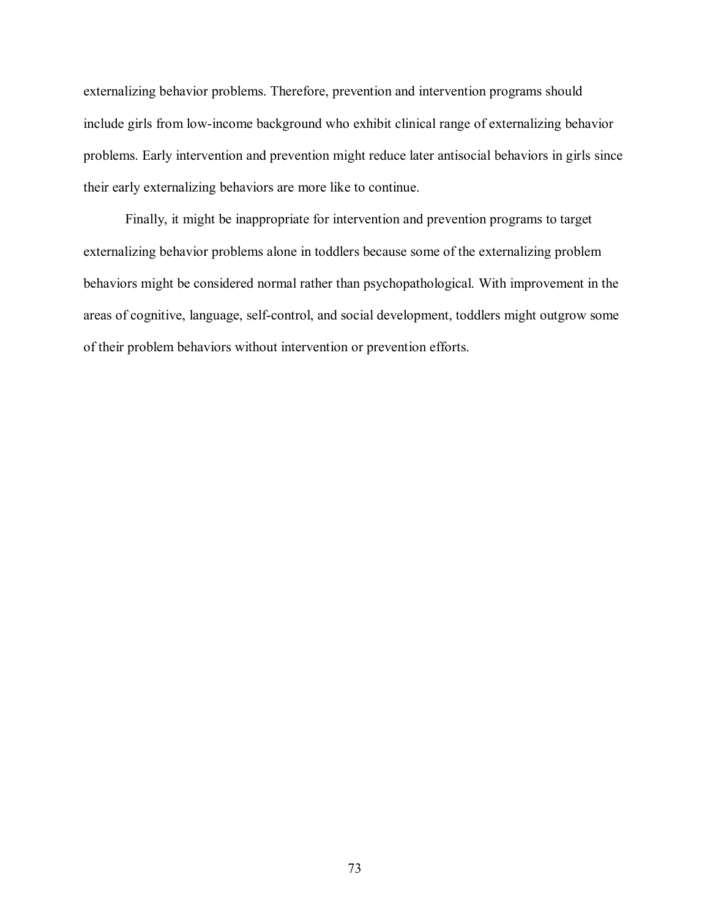externalizing behavior problems. Therefore, prevention and intervention programs should include girls from low-income background who exhibit clinical range of externalizing behavior problems. Early intervention and prevention might reduce later antisocial behaviors in girls since their early externalizing behaviors are more like to continue.

Finally, it might be inappropriate for intervention and prevention programs to target externalizing behavior problems alone in toddlers because some of the externalizing problem behaviors might be considered normal rather than psychopathological. With improvement in the areas of cognitive, language, self-control, and social development, toddlers might outgrow some of their problem behaviors without intervention or prevention efforts.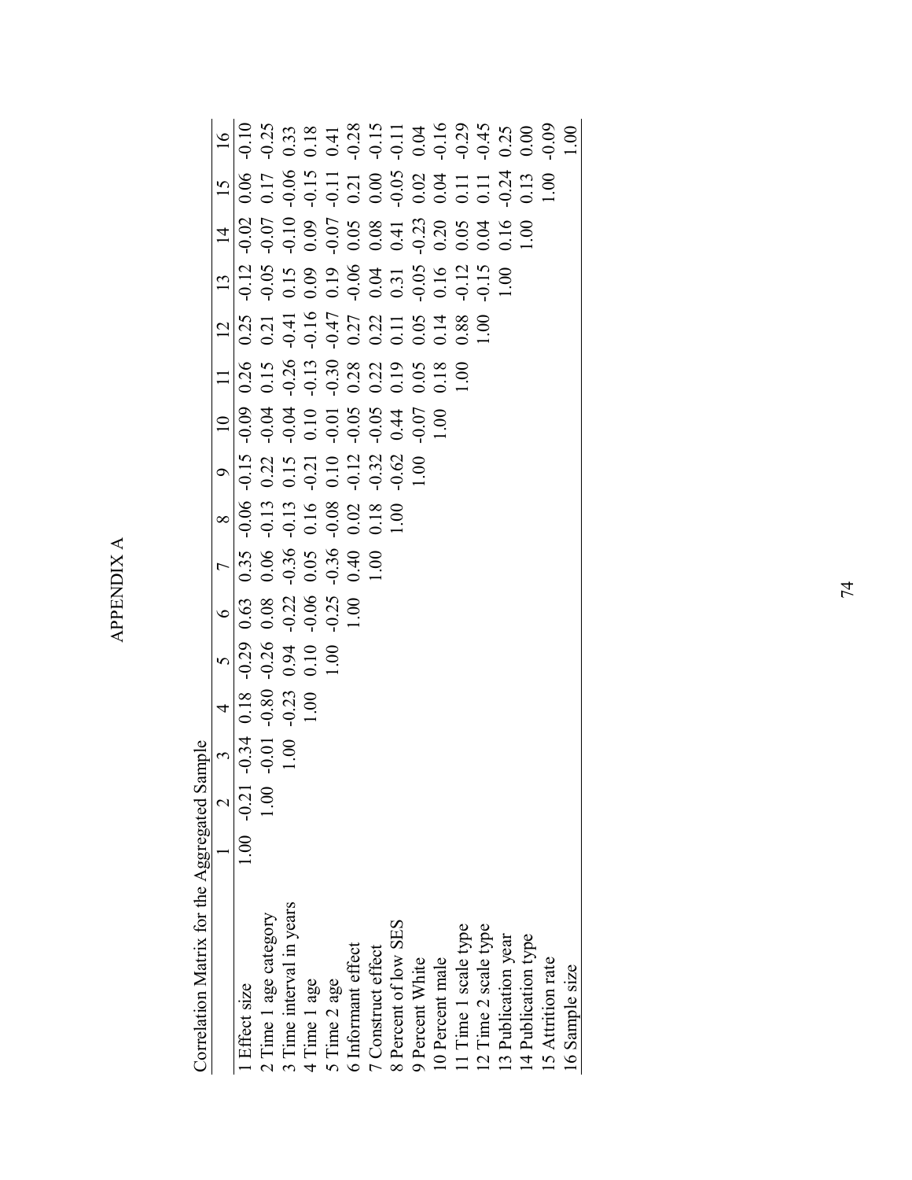# APPENDIX A

Correlation Matrix for the Aggregated Sample

| | 1 | 2 | 3 | 4 | 5 | 6 | 7 | 8 | 9 | 10 | 11 | 12 | 13 | 14 | 15 | 16 |
|---|---|---|---|---|---|---|---|---|---|---|---|---|---|---|---|---|
| 1 Effect size | 1.00 | -0.21 | -0.34 | 0.18 | -0.29 | 0.63 | 0.35 | -0.06 | -0.15 | -0.09 | 0.26 | 0.25 | -0.12 | -0.02 | 0.06 | -0.10 |
| 2 Time 1 age category | | 1.00 | -0.01 | -0.80 | -0.26 | 0.08 | 0.06 | -0.13 | 0.22 | -0.04 | 0.15 | 0.21 | -0.05 | -0.07 | 0.17 | -0.25 |
| 3 Time interval in years | | | 1.00 | -0.23 | 0.94 | -0.22 | -0.36 | -0.13 | 0.15 | -0.04 | -0.26 | -0.41 | 0.15 | -0.10 | -0.06 | 0.33 |
| 4 Time 1 age | | | | 1.00 | 0.10 | -0.06 | 0.05 | 0.16 | -0.21 | 0.10 | -0.13 | -0.16 | 0.09 | 0.09 | -0.15 | 0.18 |
| 5 Time 2 age | | | | | 1.00 | -0.25 | -0.36 | -0.08 | 0.10 | -0.01 | -0.30 | -0.47 | 0.19 | -0.07 | -0.11 | 0.41 |
| 6 Informant effect | | | | | | 1.00 | 0.40 | 0.02 | -0.12 | -0.05 | 0.28 | 0.27 | -0.06 | 0.05 | 0.21 | -0.28 |
| 7 Construct effect | | | | | | | 1.00 | 0.18 | -0.32 | -0.05 | 0.22 | 0.22 | 0.04 | 0.08 | 0.00 | -0.15 |
| 8 Percent of low SES | | | | | | | | 1.00 | -0.62 | 0.44 | 0.19 | 0.11 | 0.31 | 0.41 | -0.05 | -0.11 |
| 9 Percent White | | | | | | | | | 1.00 | -0.07 | 0.05 | 0.05 | -0.05 | -0.23 | 0.02 | 0.04 |
| 10 Percent male | | | | | | | | | | 1.00 | 0.18 | 0.14 | 0.16 | 0.20 | 0.04 | -0.16 |
| 11 Time 1 scale type | | | | | | | | | | | 1.00 | 0.88 | -0.12 | 0.05 | 0.11 | -0.29 |
| 12 Time 2 scale type | | | | | | | | | | | | 1.00 | -0.15 | 0.04 | 0.11 | -0.45 |
| 13 Publication year | | | | | | | | | | | | | 1.00 | 0.16 | -0.24 | 0.25 |
| 14 Publication type | | | | | | | | | | | | | | 1.00 | 0.13 | 0.00 |
| 15 Attrition rate | | | | | | | | | | | | | | | 1.00 | -0.09 |
| 16 Sample size | | | | | | | | | | | | | | | | 1.00 |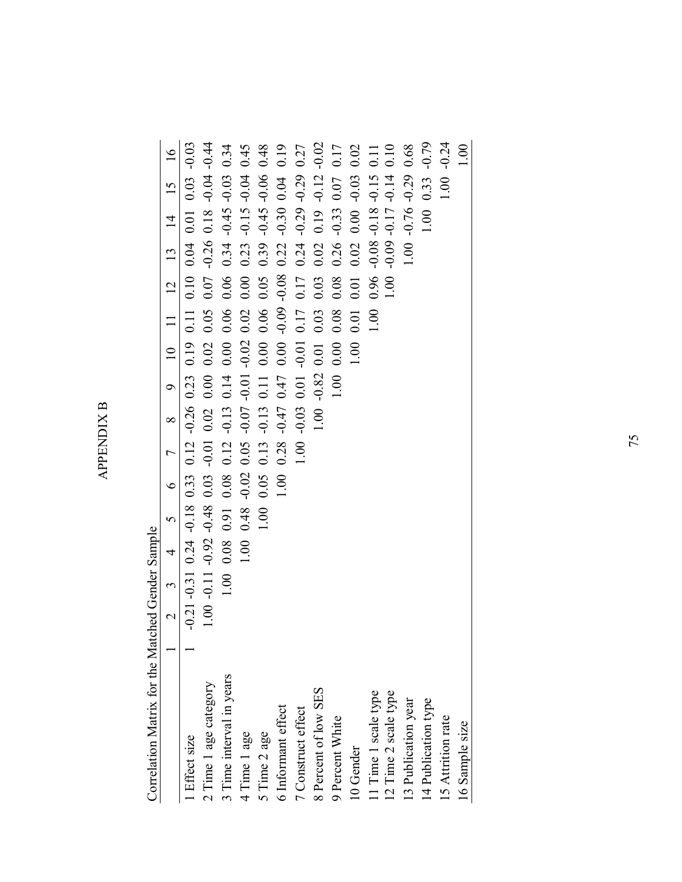# APPENDIX B

Correlation Matrix for the Matched Gender Sample

| | 1 | 2 | 3 | 4 | 5 | 6 | 7 | 8 | 9 | 10 | 11 | 12 | 13 | 14 | 15 | 16 |
|---|---|---|---|---|---|---|---|---|---|---|---|---|---|---|---|---|
| 1 Effect size | 1 | -0.21 | -0.31 | 0.24 | -0.18 | 0.33 | 0.12 | -0.26 | 0.23 | 0.19 | 0.11 | 0.10 | 0.04 | 0.01 | 0.03 | -0.03 |
| 2 Time 1 age category | | 1.00 | -0.11 | -0.92 | -0.48 | 0.03 | -0.01 | 0.02 | 0.00 | 0.02 | 0.05 | 0.07 | -0.26 | 0.18 | -0.04 | -0.44 |
| 3 Time interval in years | | | 1.00 | 0.08 | 0.91 | 0.08 | 0.12 | -0.13 | 0.14 | 0.00 | 0.06 | 0.06 | 0.34 | -0.45 | -0.03 | 0.34 |
| 4 Time 1 age | | | | 1.00 | 0.48 | -0.02 | 0.05 | -0.07 | -0.01 | -0.02 | 0.02 | 0.00 | 0.23 | -0.15 | -0.04 | 0.45 |
| 5 Time 2 age | | | | | 1.00 | 0.05 | 0.13 | -0.13 | 0.11 | 0.00 | 0.06 | 0.05 | 0.39 | -0.45 | -0.06 | 0.48 |
| 6 Informant effect | | | | | | 1.00 | 0.28 | -0.47 | 0.47 | 0.00 | -0.09 | -0.08 | 0.22 | -0.30 | 0.04 | 0.19 |
| 7 Construct effect | | | | | | | 1.00 | -0.03 | 0.01 | -0.01 | 0.17 | 0.17 | 0.24 | -0.29 | -0.29 | 0.27 |
| 8 Percent of low SES | | | | | | | | 1.00 | -0.82 | 0.01 | 0.03 | 0.03 | 0.02 | 0.19 | -0.12 | -0.02 |
| 9 Percent White | | | | | | | | | 1.00 | 0.00 | 0.08 | 0.08 | 0.26 | -0.33 | 0.07 | 0.17 |
| 10 Gender | | | | | | | | | | 1.00 | 0.01 | 0.01 | 0.02 | 0.00 | -0.03 | 0.02 |
| 11 Time 1 scale type | | | | | | | | | | | 1.00 | 0.96 | -0.08 | -0.18 | -0.15 | 0.11 |
| 12 Time 2 scale type | | | | | | | | | | | | 1.00 | -0.09 | -0.17 | -0.14 | 0.10 |
| 13 Publication year | | | | | | | | | | | | | 1.00 | -0.76 | -0.29 | 0.68 |
| 14 Publication type | | | | | | | | | | | | | | 1.00 | 0.33 | -0.79 |
| 15 Attrition rate | | | | | | | | | | | | | | | 1.00 | -0.24 |
| 16 Sample size | | | | | | | | | | | | | | | | 1.00 |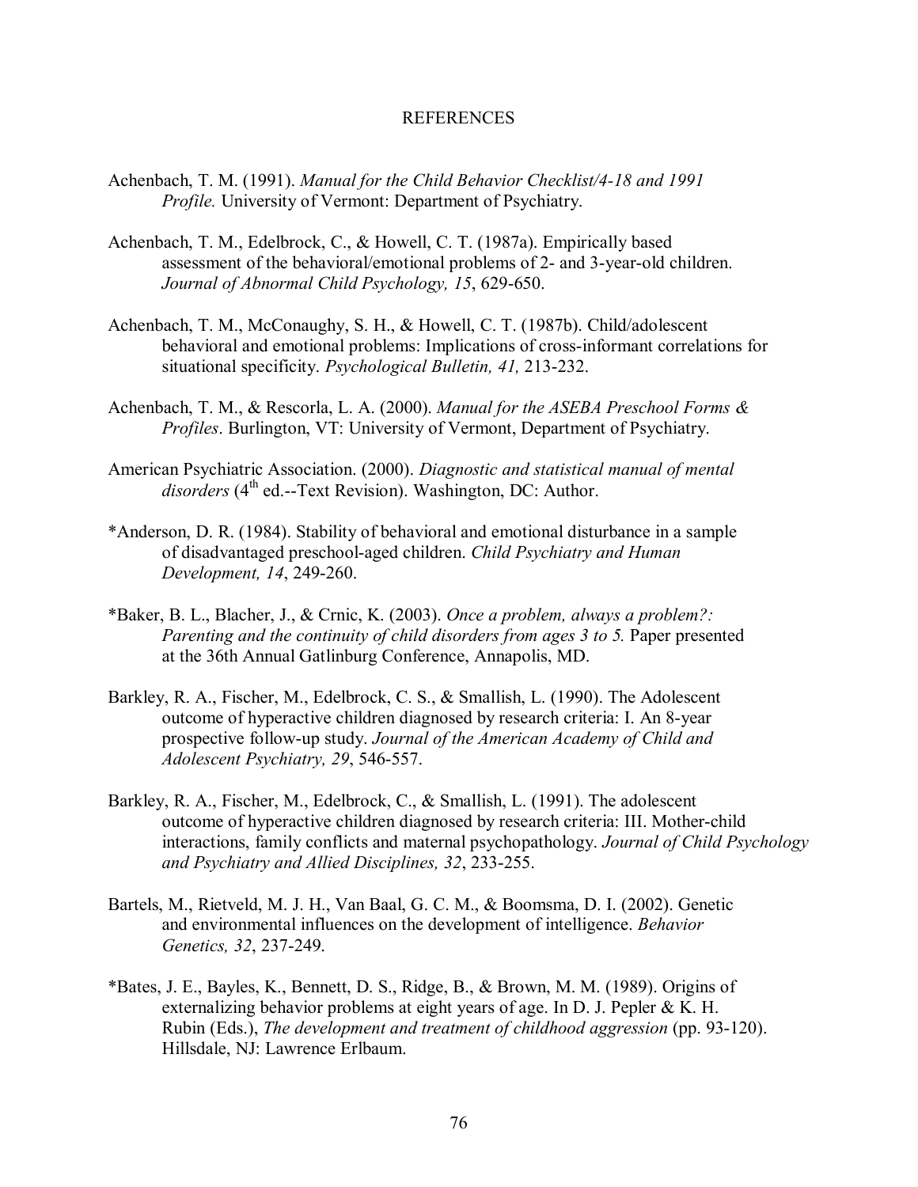# REFERENCES

Achenbach, T. M. (1991). *Manual for the Child Behavior Checklist/4-18 and 1991 Profile.* University of Vermont: Department of Psychiatry.

Achenbach, T. M., Edelbrock, C., & Howell, C. T. (1987a). Empirically based assessment of the behavioral/emotional problems of 2- and 3-year-old children. *Journal of Abnormal Child Psychology, 15*, 629-650.

Achenbach, T. M., McConaughy, S. H., & Howell, C. T. (1987b). Child/adolescent behavioral and emotional problems: Implications of cross-informant correlations for situational specificity. *Psychological Bulletin, 41,* 213-232.

Achenbach, T. M., & Rescorla, L. A. (2000). *Manual for the ASEBA Preschool Forms & Profiles*. Burlington, VT: University of Vermont, Department of Psychiatry.

American Psychiatric Association. (2000). *Diagnostic and statistical manual of mental disorders* (4th ed.--Text Revision). Washington, DC: Author.

*Anderson, D. R. (1984). Stability of behavioral and emotional disturbance in a sample of disadvantaged preschool-aged children. *Child Psychiatry and Human Development, 14*, 249-260.

*Baker, B. L., Blacher, J., & Crnic, K. (2003). *Once a problem, always a problem?: Parenting and the continuity of child disorders from ages 3 to 5.* Paper presented at the 36th Annual Gatlinburg Conference, Annapolis, MD.

Barkley, R. A., Fischer, M., Edelbrock, C. S., & Smallish, L. (1990). The Adolescent outcome of hyperactive children diagnosed by research criteria: I. An 8-year prospective follow-up study. *Journal of the American Academy of Child and Adolescent Psychiatry, 29*, 546-557.

Barkley, R. A., Fischer, M., Edelbrock, C., & Smallish, L. (1991). The adolescent outcome of hyperactive children diagnosed by research criteria: III. Mother-child interactions, family conflicts and maternal psychopathology. *Journal of Child Psychology and Psychiatry and Allied Disciplines, 32*, 233-255.

Bartels, M., Rietveld, M. J. H., Van Baal, G. C. M., & Boomsma, D. I. (2002). Genetic and environmental influences on the development of intelligence. *Behavior Genetics, 32*, 237-249.

*Bates, J. E., Bayles, K., Bennett, D. S., Ridge, B., & Brown, M. M. (1989). Origins of externalizing behavior problems at eight years of age. In D. J. Pepler & K. H. Rubin (Eds.), *The development and treatment of childhood aggression* (pp. 93-120). Hillsdale, NJ: Lawrence Erlbaum.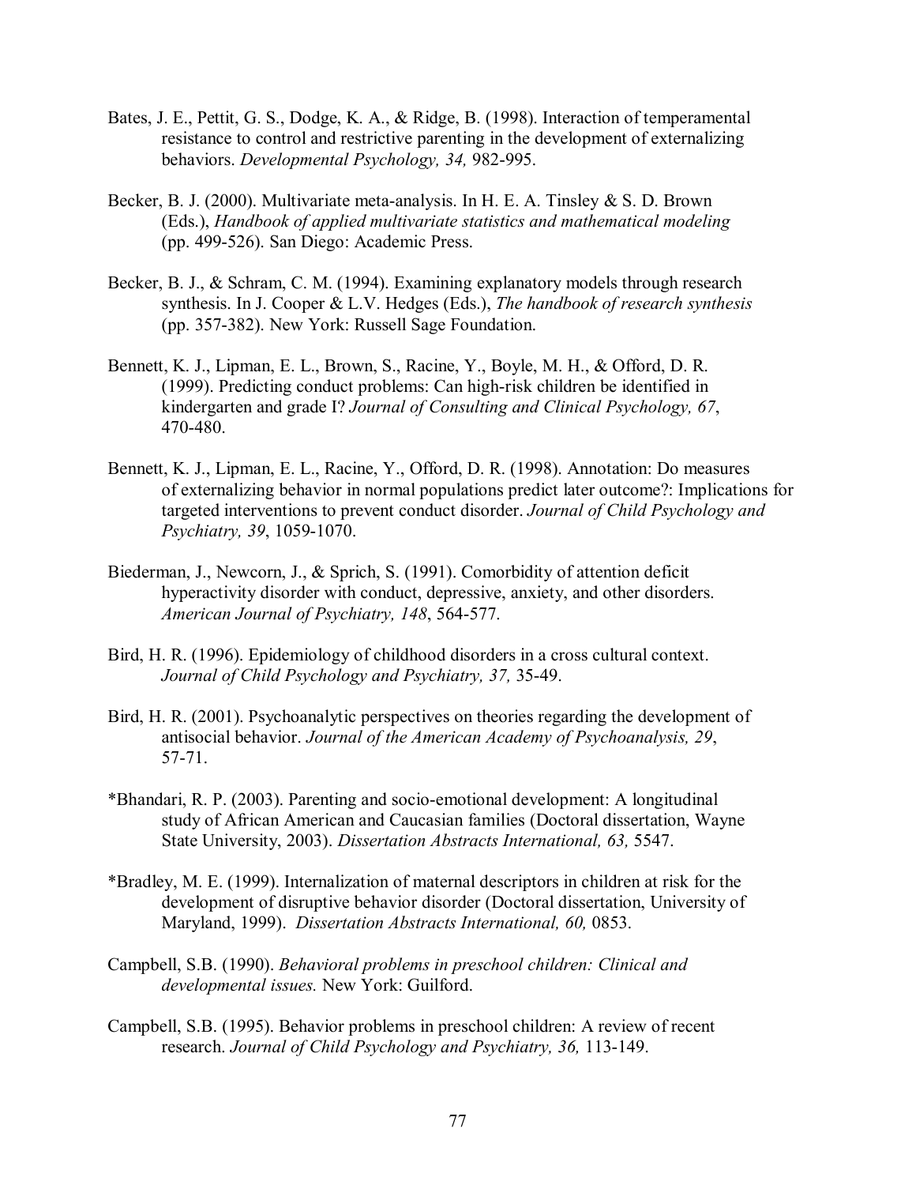Bates, J. E., Pettit, G. S., Dodge, K. A., & Ridge, B. (1998). Interaction of temperamental resistance to control and restrictive parenting in the development of externalizing behaviors. *Developmental Psychology, 34,* 982-995.

Becker, B. J. (2000). Multivariate meta-analysis. In H. E. A. Tinsley & S. D. Brown (Eds.), *Handbook of applied multivariate statistics and mathematical modeling* (pp. 499-526). San Diego: Academic Press.

Becker, B. J., & Schram, C. M. (1994). Examining explanatory models through research synthesis. In J. Cooper & L.V. Hedges (Eds.), *The handbook of research synthesis* (pp. 357-382). New York: Russell Sage Foundation.

Bennett, K. J., Lipman, E. L., Brown, S., Racine, Y., Boyle, M. H., & Offord, D. R. (1999). Predicting conduct problems: Can high-risk children be identified in kindergarten and grade I? *Journal of Consulting and Clinical Psychology, 67*, 470-480.

Bennett, K. J., Lipman, E. L., Racine, Y., Offord, D. R. (1998). Annotation: Do measures of externalizing behavior in normal populations predict later outcome?: Implications for targeted interventions to prevent conduct disorder. *Journal of Child Psychology and Psychiatry, 39*, 1059-1070.

Biederman, J., Newcorn, J., & Sprich, S. (1991). Comorbidity of attention deficit hyperactivity disorder with conduct, depressive, anxiety, and other disorders. *American Journal of Psychiatry, 148*, 564-577.

Bird, H. R. (1996). Epidemiology of childhood disorders in a cross cultural context. *Journal of Child Psychology and Psychiatry, 37,* 35-49.

Bird, H. R. (2001). Psychoanalytic perspectives on theories regarding the development of antisocial behavior. *Journal of the American Academy of Psychoanalysis, 29*, 57-71.

*Bhandari, R. P. (2003). Parenting and socio-emotional development: A longitudinal study of African American and Caucasian families (Doctoral dissertation, Wayne State University, 2003). *Dissertation Abstracts International, 63,* 5547.

*Bradley, M. E. (1999). Internalization of maternal descriptors in children at risk for the development of disruptive behavior disorder (Doctoral dissertation, University of Maryland, 1999). *Dissertation Abstracts International, 60,* 0853.

Campbell, S.B. (1990). *Behavioral problems in preschool children: Clinical and developmental issues.* New York: Guilford.

Campbell, S.B. (1995). Behavior problems in preschool children: A review of recent research. *Journal of Child Psychology and Psychiatry, 36,* 113-149.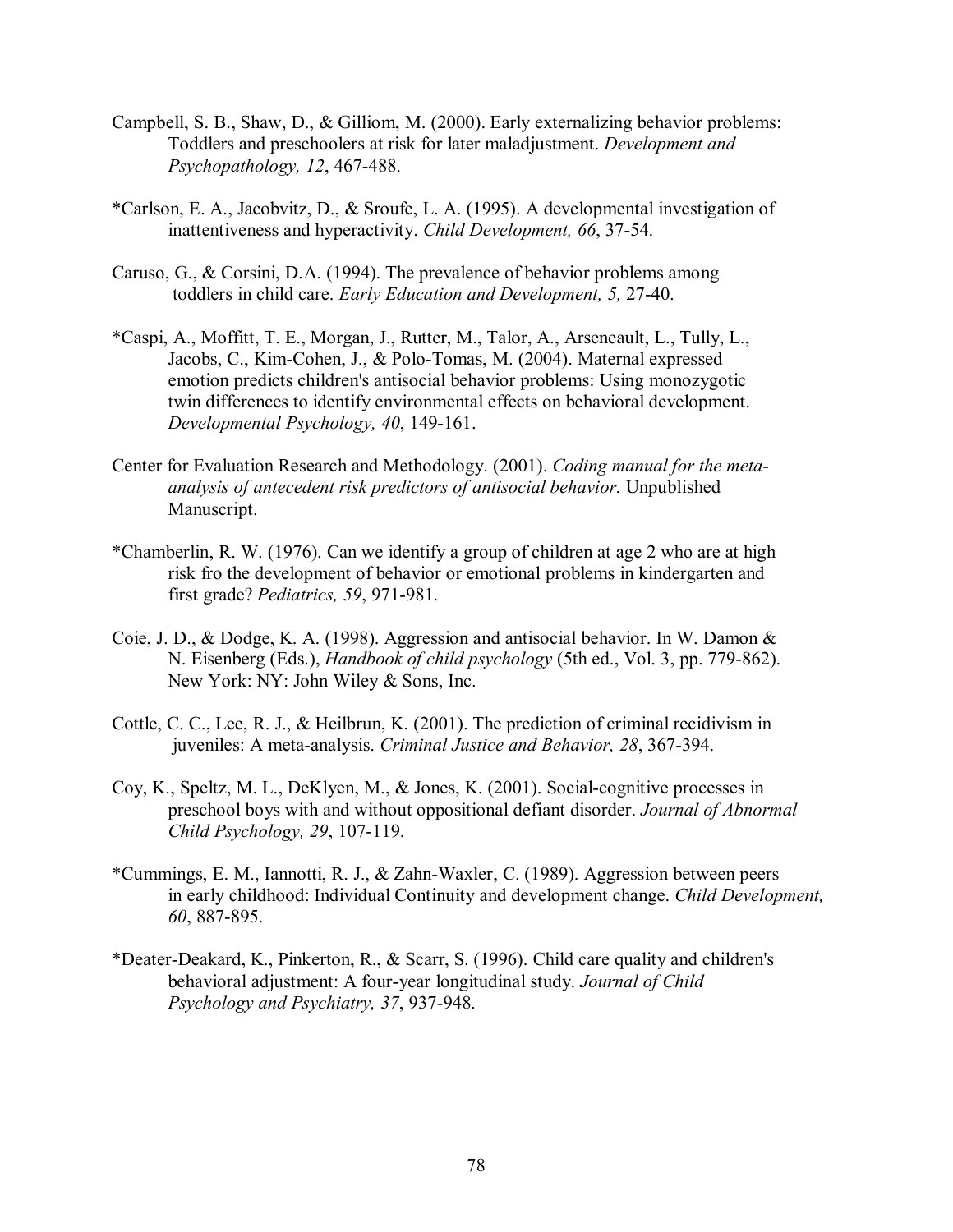Campbell, S. B., Shaw, D., & Gilliom, M. (2000). Early externalizing behavior problems: Toddlers and preschoolers at risk for later maladjustment. *Development and Psychopathology, 12*, 467-488.

*Carlson, E. A., Jacobvitz, D., & Sroufe, L. A. (1995). A developmental investigation of inattentiveness and hyperactivity. *Child Development, 66*, 37-54.

Caruso, G., & Corsini, D.A. (1994). The prevalence of behavior problems among toddlers in child care. *Early Education and Development, 5,* 27-40.

*Caspi, A., Moffitt, T. E., Morgan, J., Rutter, M., Talor, A., Arseneault, L., Tully, L., Jacobs, C., Kim-Cohen, J., & Polo-Tomas, M. (2004). Maternal expressed emotion predicts children's antisocial behavior problems: Using monozygotic twin differences to identify environmental effects on behavioral development. *Developmental Psychology, 40*, 149-161.

Center for Evaluation Research and Methodology. (2001). *Coding manual for the meta-analysis of antecedent risk predictors of antisocial behavior.* Unpublished Manuscript.

*Chamberlin, R. W. (1976). Can we identify a group of children at age 2 who are at high risk fro the development of behavior or emotional problems in kindergarten and first grade? *Pediatrics, 59*, 971-981.

Coie, J. D., & Dodge, K. A. (1998). Aggression and antisocial behavior. In W. Damon & N. Eisenberg (Eds.), *Handbook of child psychology* (5th ed., Vol. 3, pp. 779-862). New York: NY: John Wiley & Sons, Inc.

Cottle, C. C., Lee, R. J., & Heilbrun, K. (2001). The prediction of criminal recidivism in juveniles: A meta-analysis. *Criminal Justice and Behavior, 28*, 367-394.

Coy, K., Speltz, M. L., DeKlyen, M., & Jones, K. (2001). Social-cognitive processes in preschool boys with and without oppositional defiant disorder. *Journal of Abnormal Child Psychology, 29*, 107-119.

*Cummings, E. M., Iannotti, R. J., & Zahn-Waxler, C. (1989). Aggression between peers in early childhood: Individual Continuity and development change. *Child Development, 60*, 887-895.

*Deater-Deakard, K., Pinkerton, R., & Scarr, S. (1996). Child care quality and children's behavioral adjustment: A four-year longitudinal study. *Journal of Child Psychology and Psychiatry, 37*, 937-948.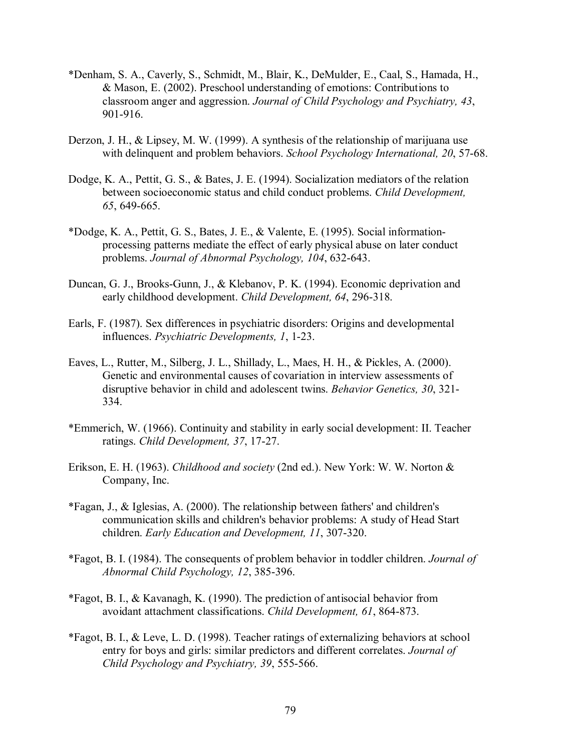*Denham, S. A., Caverly, S., Schmidt, M., Blair, K., DeMulder, E., Caal, S., Hamada, H., & Mason, E. (2002). Preschool understanding of emotions: Contributions to classroom anger and aggression. *Journal of Child Psychology and Psychiatry, 43*, 901-916.

Derzon, J. H., & Lipsey, M. W. (1999). A synthesis of the relationship of marijuana use with delinquent and problem behaviors. *School Psychology International, 20*, 57-68.

Dodge, K. A., Pettit, G. S., & Bates, J. E. (1994). Socialization mediators of the relation between socioeconomic status and child conduct problems. *Child Development, 65*, 649-665.

*Dodge, K. A., Pettit, G. S., Bates, J. E., & Valente, E. (1995). Social information-processing patterns mediate the effect of early physical abuse on later conduct problems. *Journal of Abnormal Psychology, 104*, 632-643.

Duncan, G. J., Brooks-Gunn, J., & Klebanov, P. K. (1994). Economic deprivation and early childhood development. *Child Development, 64*, 296-318.

Earls, F. (1987). Sex differences in psychiatric disorders: Origins and developmental influences. *Psychiatric Developments, 1*, 1-23.

Eaves, L., Rutter, M., Silberg, J. L., Shillady, L., Maes, H. H., & Pickles, A. (2000). Genetic and environmental causes of covariation in interview assessments of disruptive behavior in child and adolescent twins. *Behavior Genetics, 30*, 321-334.

*Emmerich, W. (1966). Continuity and stability in early social development: II. Teacher ratings. *Child Development, 37*, 17-27.

Erikson, E. H. (1963). *Childhood and society* (2nd ed.). New York: W. W. Norton & Company, Inc.

*Fagan, J., & Iglesias, A. (2000). The relationship between fathers' and children's communication skills and children's behavior problems: A study of Head Start children. *Early Education and Development, 11*, 307-320.

*Fagot, B. I. (1984). The consequents of problem behavior in toddler children. *Journal of Abnormal Child Psychology, 12*, 385-396.

*Fagot, B. I., & Kavanagh, K. (1990). The prediction of antisocial behavior from avoidant attachment classifications. *Child Development, 61*, 864-873.

*Fagot, B. I., & Leve, L. D. (1998). Teacher ratings of externalizing behaviors at school entry for boys and girls: similar predictors and different correlates. *Journal of Child Psychology and Psychiatry, 39*, 555-566.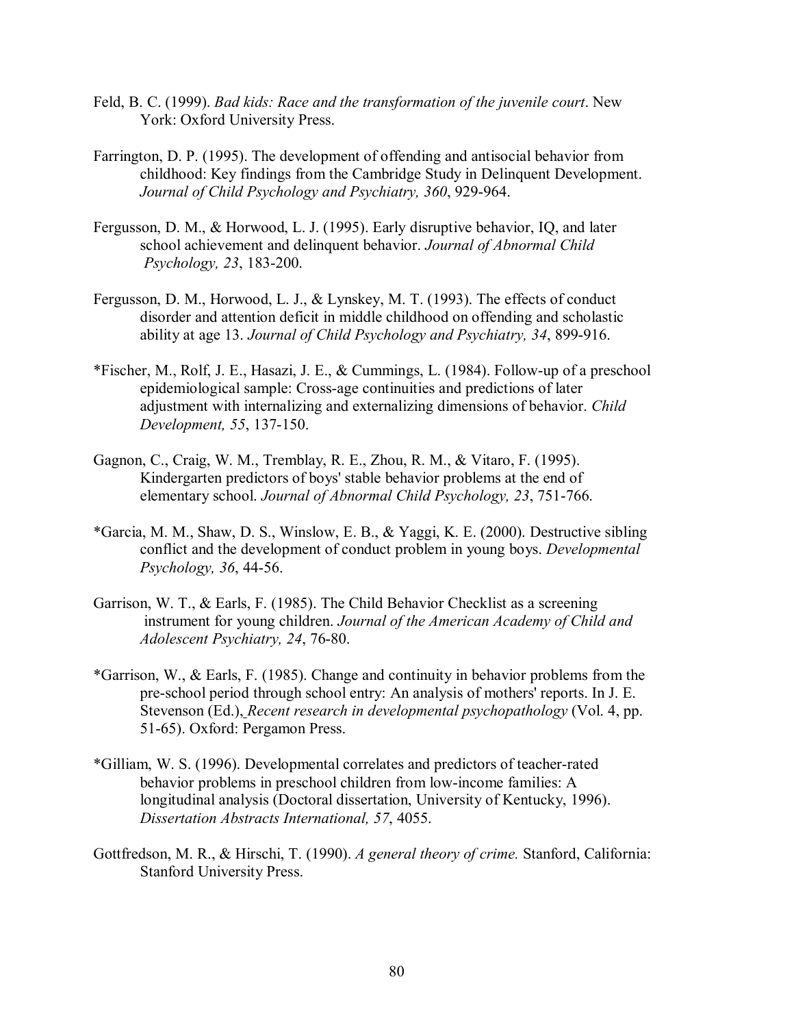Feld, B. C. (1999). *Bad kids: Race and the transformation of the juvenile court*. New York: Oxford University Press.

Farrington, D. P. (1995). The development of offending and antisocial behavior from childhood: Key findings from the Cambridge Study in Delinquent Development. *Journal of Child Psychology and Psychiatry, 360*, 929-964.

Fergusson, D. M., & Horwood, L. J. (1995). Early disruptive behavior, IQ, and later school achievement and delinquent behavior. *Journal of Abnormal Child Psychology, 23*, 183-200.

Fergusson, D. M., Horwood, L. J., & Lynskey, M. T. (1993). The effects of conduct disorder and attention deficit in middle childhood on offending and scholastic ability at age 13. *Journal of Child Psychology and Psychiatry, 34*, 899-916.

*Fischer, M., Rolf, J. E., Hasazi, J. E., & Cummings, L. (1984). Follow-up of a preschool epidemiological sample: Cross-age continuities and predictions of later adjustment with internalizing and externalizing dimensions of behavior. *Child Development, 55*, 137-150.

Gagnon, C., Craig, W. M., Tremblay, R. E., Zhou, R. M., & Vitaro, F. (1995). Kindergarten predictors of boys' stable behavior problems at the end of elementary school. *Journal of Abnormal Child Psychology, 23*, 751-766.

*Garcia, M. M., Shaw, D. S., Winslow, E. B., & Yaggi, K. E. (2000). Destructive sibling conflict and the development of conduct problem in young boys. *Developmental Psychology, 36*, 44-56.

Garrison, W. T., & Earls, F. (1985). The Child Behavior Checklist as a screening instrument for young children. *Journal of the American Academy of Child and Adolescent Psychiatry, 24*, 76-80.

*Garrison, W., & Earls, F. (1985). Change and continuity in behavior problems from the pre-school period through school entry: An analysis of mothers' reports. In J. E. Stevenson (Ed.), *Recent research in developmental psychopathology* (Vol. 4, pp. 51-65). Oxford: Pergamon Press.

*Gilliam, W. S. (1996). Developmental correlates and predictors of teacher-rated behavior problems in preschool children from low-income families: A longitudinal analysis (Doctoral dissertation, University of Kentucky, 1996). *Dissertation Abstracts International, 57*, 4055.

Gottfredson, M. R., & Hirschi, T. (1990). *A general theory of crime.* Stanford, California: Stanford University Press.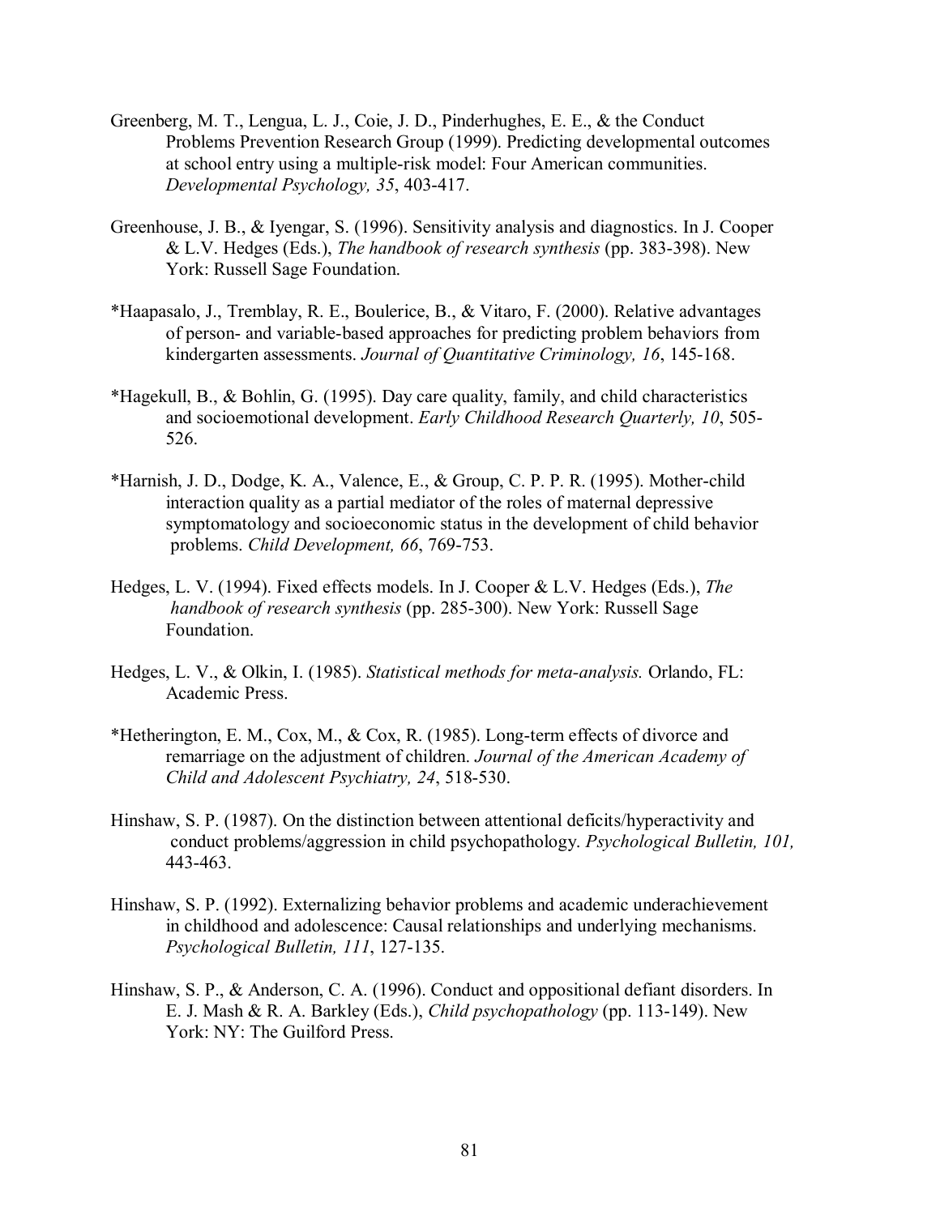Greenberg, M. T., Lengua, L. J., Coie, J. D., Pinderhughes, E. E., & the Conduct Problems Prevention Research Group (1999). Predicting developmental outcomes at school entry using a multiple-risk model: Four American communities. *Developmental Psychology, 35*, 403-417.

Greenhouse, J. B., & Iyengar, S. (1996). Sensitivity analysis and diagnostics. In J. Cooper & L.V. Hedges (Eds.), *The handbook of research synthesis* (pp. 383-398). New York: Russell Sage Foundation.

*Haapasalo, J., Tremblay, R. E., Boulerice, B., & Vitaro, F. (2000). Relative advantages of person- and variable-based approaches for predicting problem behaviors from kindergarten assessments. *Journal of Quantitative Criminology, 16*, 145-168.

*Hagekull, B., & Bohlin, G. (1995). Day care quality, family, and child characteristics and socioemotional development. *Early Childhood Research Quarterly, 10*, 505-526.

*Harnish, J. D., Dodge, K. A., Valence, E., & Group, C. P. P. R. (1995). Mother-child interaction quality as a partial mediator of the roles of maternal depressive symptomatology and socioeconomic status in the development of child behavior problems. *Child Development, 66*, 769-753.

Hedges, L. V. (1994). Fixed effects models. In J. Cooper & L.V. Hedges (Eds.), *The handbook of research synthesis* (pp. 285-300). New York: Russell Sage Foundation.

Hedges, L. V., & Olkin, I. (1985). *Statistical methods for meta-analysis.* Orlando, FL: Academic Press.

*Hetherington, E. M., Cox, M., & Cox, R. (1985). Long-term effects of divorce and remarriage on the adjustment of children. *Journal of the American Academy of Child and Adolescent Psychiatry, 24*, 518-530.

Hinshaw, S. P. (1987). On the distinction between attentional deficits/hyperactivity and conduct problems/aggression in child psychopathology. *Psychological Bulletin, 101,* 443-463.

Hinshaw, S. P. (1992). Externalizing behavior problems and academic underachievement in childhood and adolescence: Causal relationships and underlying mechanisms. *Psychological Bulletin, 111*, 127-135.

Hinshaw, S. P., & Anderson, C. A. (1996). Conduct and oppositional defiant disorders. In E. J. Mash & R. A. Barkley (Eds.), *Child psychopathology* (pp. 113-149). New York: NY: The Guilford Press.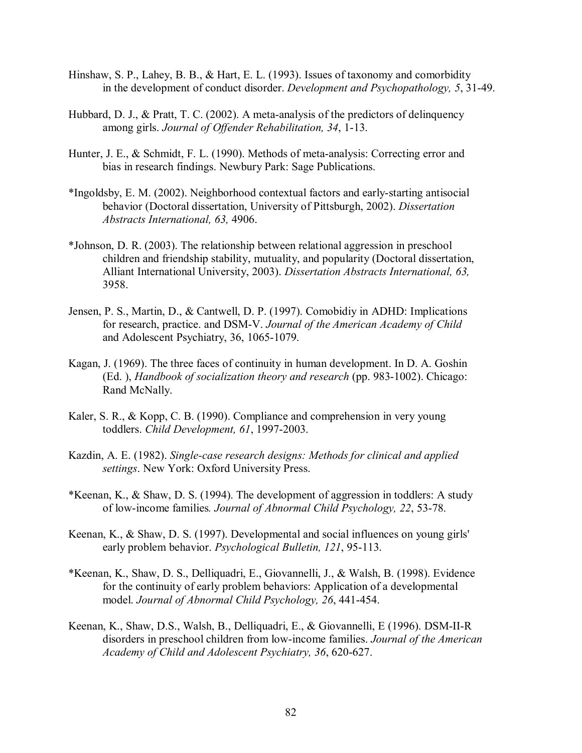Hinshaw, S. P., Lahey, B. B., & Hart, E. L. (1993). Issues of taxonomy and comorbidity in the development of conduct disorder. *Development and Psychopathology, 5*, 31-49.

Hubbard, D. J., & Pratt, T. C. (2002). A meta-analysis of the predictors of delinquency among girls. *Journal of Offender Rehabilitation, 34*, 1-13.

Hunter, J. E., & Schmidt, F. L. (1990). Methods of meta-analysis: Correcting error and bias in research findings. Newbury Park: Sage Publications.

*Ingoldsby, E. M. (2002). Neighborhood contextual factors and early-starting antisocial behavior (Doctoral dissertation, University of Pittsburgh, 2002). *Dissertation Abstracts International, 63,* 4906.

*Johnson, D. R. (2003). The relationship between relational aggression in preschool children and friendship stability, mutuality, and popularity (Doctoral dissertation, Alliant International University, 2003). *Dissertation Abstracts International, 63,* 3958.

Jensen, P. S., Martin, D., & Cantwell, D. P. (1997). Comobidiy in ADHD: Implications for research, practice. and DSM-V. *Journal of the American Academy of Child* and Adolescent Psychiatry, 36, 1065-1079.

Kagan, J. (1969). The three faces of continuity in human development. In D. A. Goshin (Ed. ), *Handbook of socialization theory and research* (pp. 983-1002). Chicago: Rand McNally.

Kaler, S. R., & Kopp, C. B. (1990). Compliance and comprehension in very young toddlers. *Child Development, 61*, 1997-2003.

Kazdin, A. E. (1982). *Single-case research designs: Methods for clinical and applied settings*. New York: Oxford University Press.

*Keenan, K., & Shaw, D. S. (1994). The development of aggression in toddlers: A study of low-income families*. Journal of Abnormal Child Psychology, 22*, 53-78.

Keenan, K., & Shaw, D. S. (1997). Developmental and social influences on young girls' early problem behavior. *Psychological Bulletin, 121*, 95-113.

*Keenan, K., Shaw, D. S., Delliquadri, E., Giovannelli, J., & Walsh, B. (1998). Evidence for the continuity of early problem behaviors: Application of a developmental model. *Journal of Abnormal Child Psychology, 26*, 441-454.

Keenan, K., Shaw, D.S., Walsh, B., Delliquadri, E., & Giovannelli, E (1996). DSM-II-R disorders in preschool children from low-income families. *Journal of the American Academy of Child and Adolescent Psychiatry, 36*, 620-627.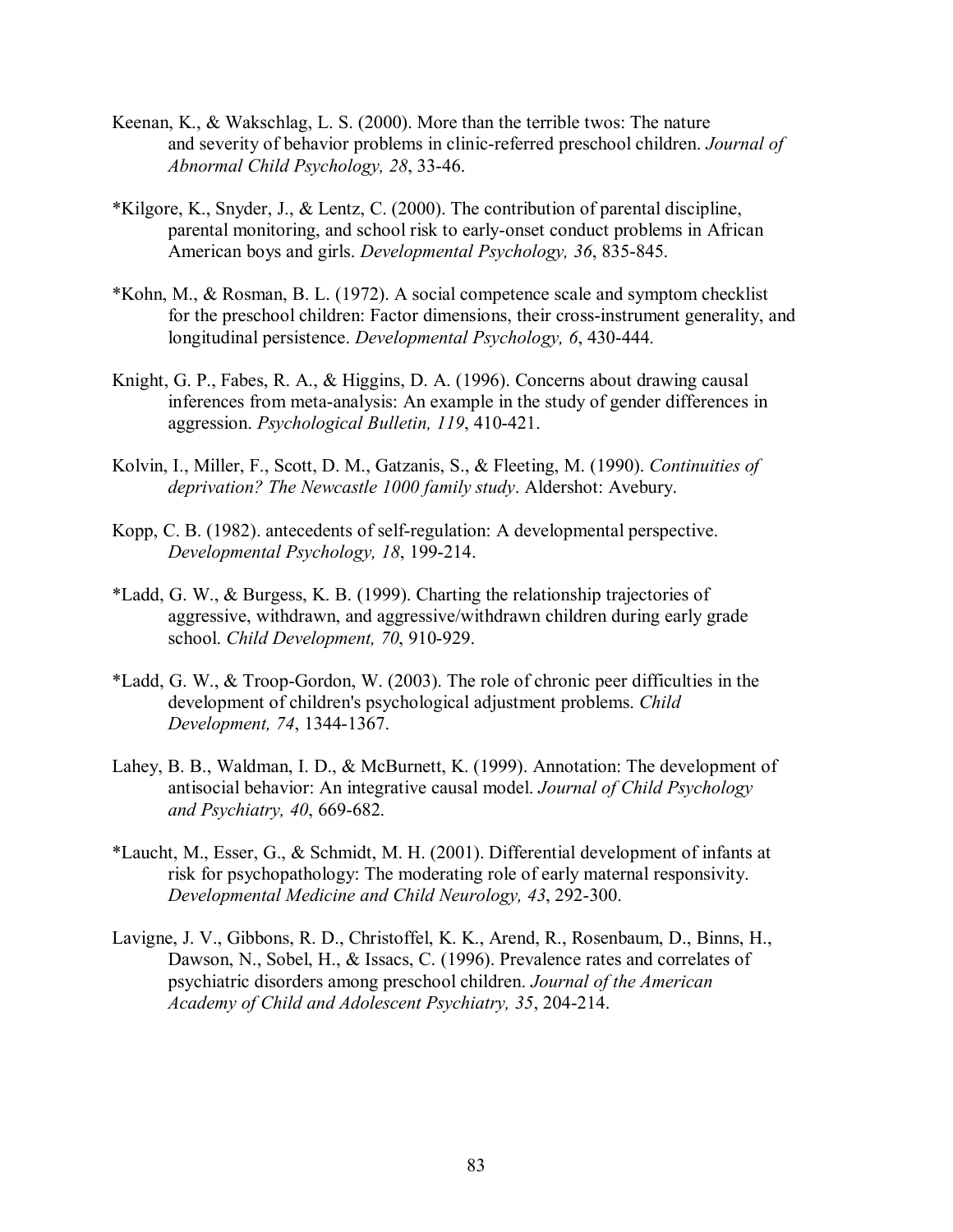Keenan, K., & Wakschlag, L. S. (2000). More than the terrible twos: The nature and severity of behavior problems in clinic-referred preschool children. *Journal of Abnormal Child Psychology, 28*, 33-46.

*Kilgore, K., Snyder, J., & Lentz, C. (2000). The contribution of parental discipline, parental monitoring, and school risk to early-onset conduct problems in African American boys and girls. *Developmental Psychology, 36*, 835-845.

*Kohn, M., & Rosman, B. L. (1972). A social competence scale and symptom checklist for the preschool children: Factor dimensions, their cross-instrument generality, and longitudinal persistence. *Developmental Psychology, 6*, 430-444.

Knight, G. P., Fabes, R. A., & Higgins, D. A. (1996). Concerns about drawing causal inferences from meta-analysis: An example in the study of gender differences in aggression. *Psychological Bulletin, 119*, 410-421.

Kolvin, I., Miller, F., Scott, D. M., Gatzanis, S., & Fleeting, M. (1990). *Continuities of deprivation? The Newcastle 1000 family study*. Aldershot: Avebury.

Kopp, C. B. (1982). antecedents of self-regulation: A developmental perspective. *Developmental Psychology, 18*, 199-214.

*Ladd, G. W., & Burgess, K. B. (1999). Charting the relationship trajectories of aggressive, withdrawn, and aggressive/withdrawn children during early grade school. *Child Development, 70*, 910-929.

*Ladd, G. W., & Troop-Gordon, W. (2003). The role of chronic peer difficulties in the development of children's psychological adjustment problems. *Child Development, 74*, 1344-1367.

Lahey, B. B., Waldman, I. D., & McBurnett, K. (1999). Annotation: The development of antisocial behavior: An integrative causal model. *Journal of Child Psychology and Psychiatry, 40*, 669-682.

*Laucht, M., Esser, G., & Schmidt, M. H. (2001). Differential development of infants at risk for psychopathology: The moderating role of early maternal responsivity. *Developmental Medicine and Child Neurology, 43*, 292-300.

Lavigne, J. V., Gibbons, R. D., Christoffel, K. K., Arend, R., Rosenbaum, D., Binns, H., Dawson, N., Sobel, H., & Issacs, C. (1996). Prevalence rates and correlates of psychiatric disorders among preschool children. *Journal of the American Academy of Child and Adolescent Psychiatry, 35*, 204-214.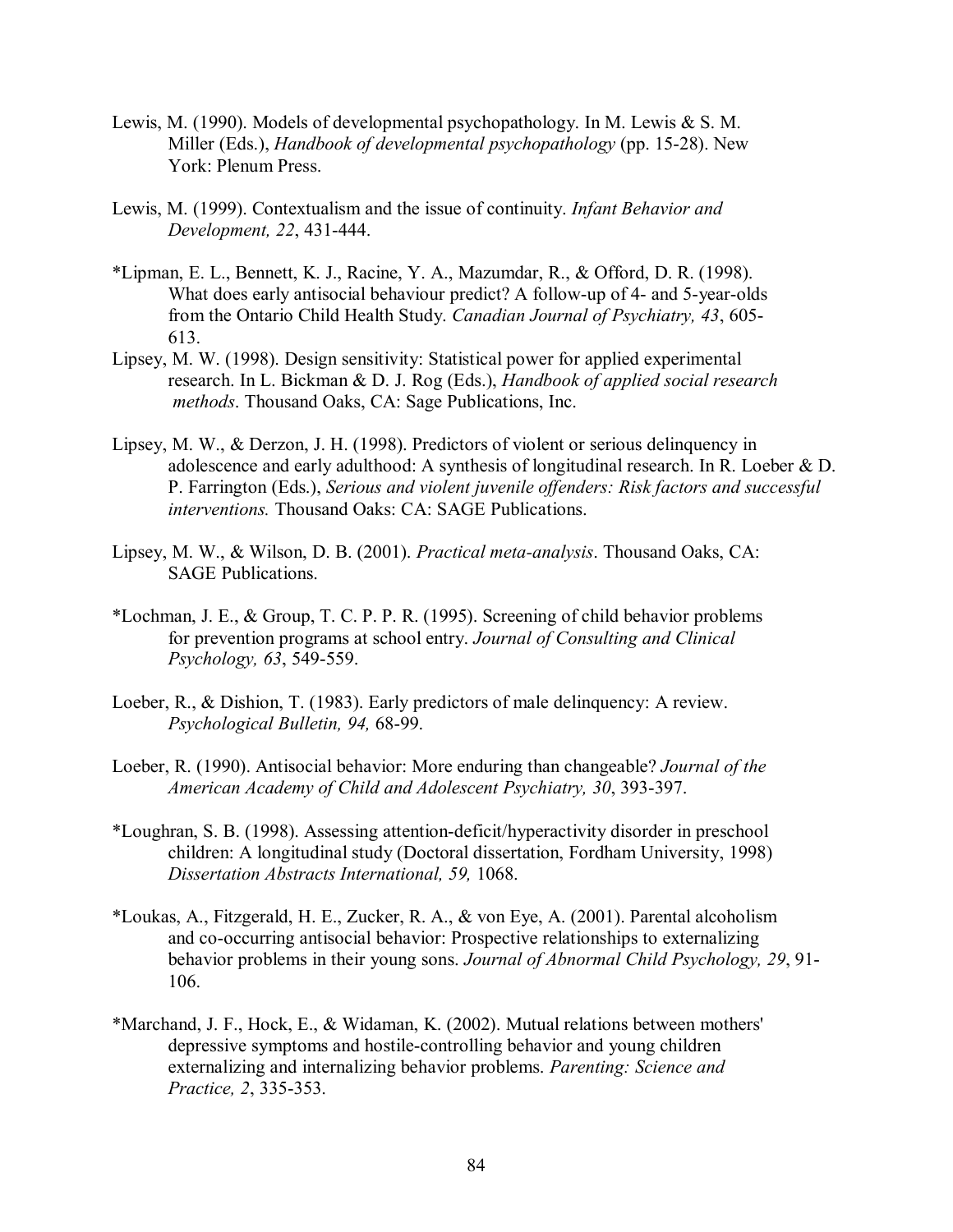Lewis, M. (1990). Models of developmental psychopathology. In M. Lewis & S. M. Miller (Eds.), *Handbook of developmental psychopathology* (pp. 15-28). New York: Plenum Press.

Lewis, M. (1999). Contextualism and the issue of continuity. *Infant Behavior and Development, 22*, 431-444.

*Lipman, E. L., Bennett, K. J., Racine, Y. A., Mazumdar, R., & Offord, D. R. (1998). What does early antisocial behaviour predict? A follow-up of 4- and 5-year-olds from the Ontario Child Health Study. *Canadian Journal of Psychiatry, 43*, 605-613.

Lipsey, M. W. (1998). Design sensitivity: Statistical power for applied experimental research. In L. Bickman & D. J. Rog (Eds.), *Handbook of applied social research methods*. Thousand Oaks, CA: Sage Publications, Inc.

Lipsey, M. W., & Derzon, J. H. (1998). Predictors of violent or serious delinquency in adolescence and early adulthood: A synthesis of longitudinal research. In R. Loeber & D. P. Farrington (Eds.), *Serious and violent juvenile offenders: Risk factors and successful interventions.* Thousand Oaks: CA: SAGE Publications.

Lipsey, M. W., & Wilson, D. B. (2001). *Practical meta-analysis*. Thousand Oaks, CA: SAGE Publications.

*Lochman, J. E., & Group, T. C. P. P. R. (1995). Screening of child behavior problems for prevention programs at school entry. *Journal of Consulting and Clinical Psychology, 63*, 549-559.

Loeber, R., & Dishion, T. (1983). Early predictors of male delinquency: A review. *Psychological Bulletin, 94,* 68-99.

Loeber, R. (1990). Antisocial behavior: More enduring than changeable? *Journal of the American Academy of Child and Adolescent Psychiatry, 30*, 393-397.

*Loughran, S. B. (1998). Assessing attention-deficit/hyperactivity disorder in preschool children: A longitudinal study (Doctoral dissertation, Fordham University, 1998) *Dissertation Abstracts International, 59,* 1068.

*Loukas, A., Fitzgerald, H. E., Zucker, R. A., & von Eye, A. (2001). Parental alcoholism and co-occurring antisocial behavior: Prospective relationships to externalizing behavior problems in their young sons. *Journal of Abnormal Child Psychology, 29*, 91-106.

*Marchand, J. F., Hock, E., & Widaman, K. (2002). Mutual relations between mothers' depressive symptoms and hostile-controlling behavior and young children externalizing and internalizing behavior problems. *Parenting: Science and Practice, 2*, 335-353.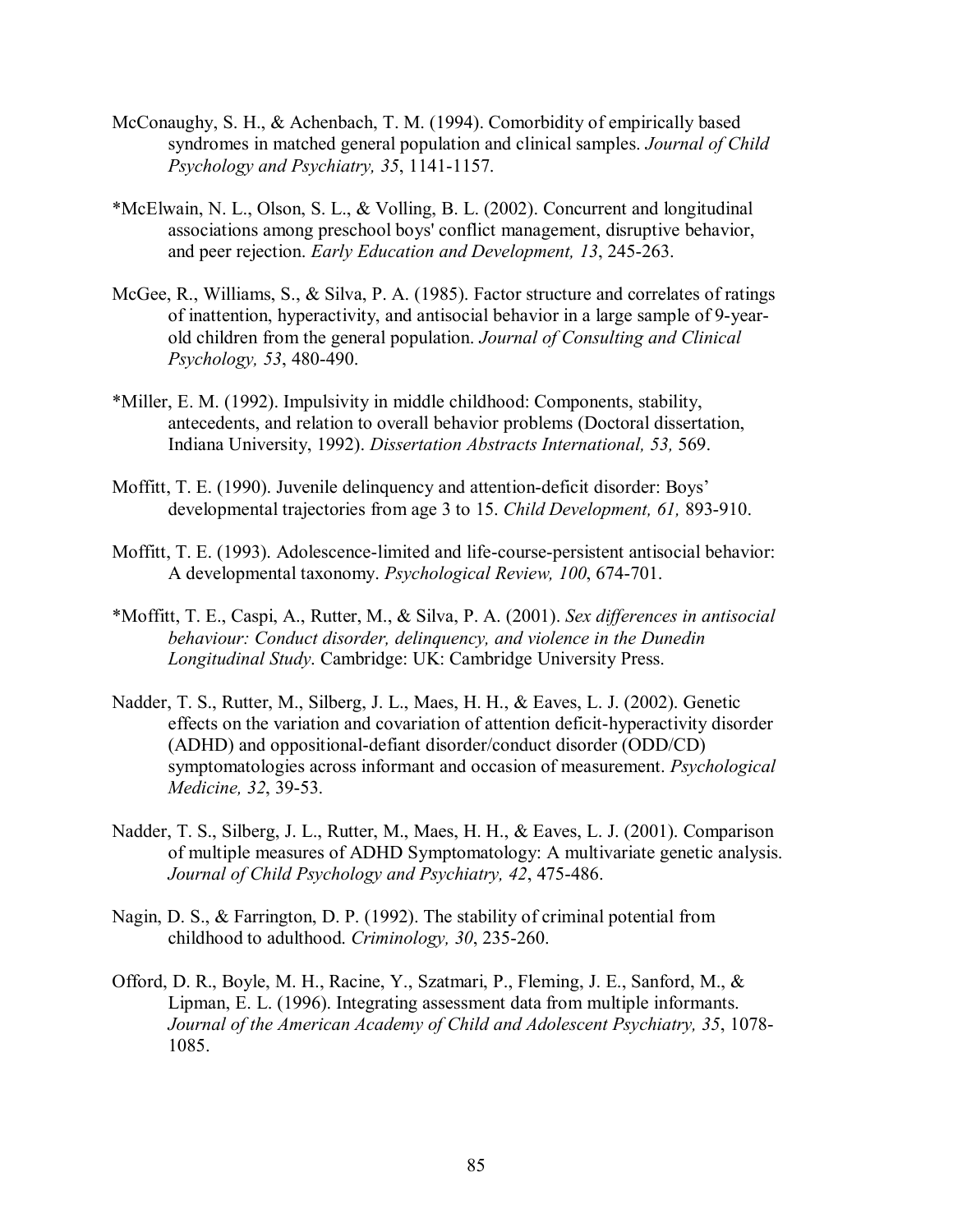McConaughy, S. H., & Achenbach, T. M. (1994). Comorbidity of empirically based syndromes in matched general population and clinical samples. *Journal of Child Psychology and Psychiatry, 35*, 1141-1157.

*McElwain, N. L., Olson, S. L., & Volling, B. L. (2002). Concurrent and longitudinal associations among preschool boys' conflict management, disruptive behavior, and peer rejection. *Early Education and Development, 13*, 245-263.

McGee, R., Williams, S., & Silva, P. A. (1985). Factor structure and correlates of ratings of inattention, hyperactivity, and antisocial behavior in a large sample of 9-year-old children from the general population. *Journal of Consulting and Clinical Psychology, 53*, 480-490.

*Miller, E. M. (1992). Impulsivity in middle childhood: Components, stability, antecedents, and relation to overall behavior problems (Doctoral dissertation, Indiana University, 1992). *Dissertation Abstracts International, 53,* 569.

Moffitt, T. E. (1990). Juvenile delinquency and attention-deficit disorder: Boys' developmental trajectories from age 3 to 15. *Child Development, 61,* 893-910.

Moffitt, T. E. (1993). Adolescence-limited and life-course-persistent antisocial behavior: A developmental taxonomy. *Psychological Review, 100*, 674-701.

*Moffitt, T. E., Caspi, A., Rutter, M., & Silva, P. A. (2001). *Sex differences in antisocial behaviour: Conduct disorder, delinquency, and violence in the Dunedin Longitudinal Study*. Cambridge: UK: Cambridge University Press.

Nadder, T. S., Rutter, M., Silberg, J. L., Maes, H. H., & Eaves, L. J. (2002). Genetic effects on the variation and covariation of attention deficit-hyperactivity disorder (ADHD) and oppositional-defiant disorder/conduct disorder (ODD/CD) symptomatologies across informant and occasion of measurement. *Psychological Medicine, 32*, 39-53.

Nadder, T. S., Silberg, J. L., Rutter, M., Maes, H. H., & Eaves, L. J. (2001). Comparison of multiple measures of ADHD Symptomatology: A multivariate genetic analysis. *Journal of Child Psychology and Psychiatry, 42*, 475-486.

Nagin, D. S., & Farrington, D. P. (1992). The stability of criminal potential from childhood to adulthood. *Criminology, 30*, 235-260.

Offord, D. R., Boyle, M. H., Racine, Y., Szatmari, P., Fleming, J. E., Sanford, M., & Lipman, E. L. (1996). Integrating assessment data from multiple informants. *Journal of the American Academy of Child and Adolescent Psychiatry, 35*, 1078-1085.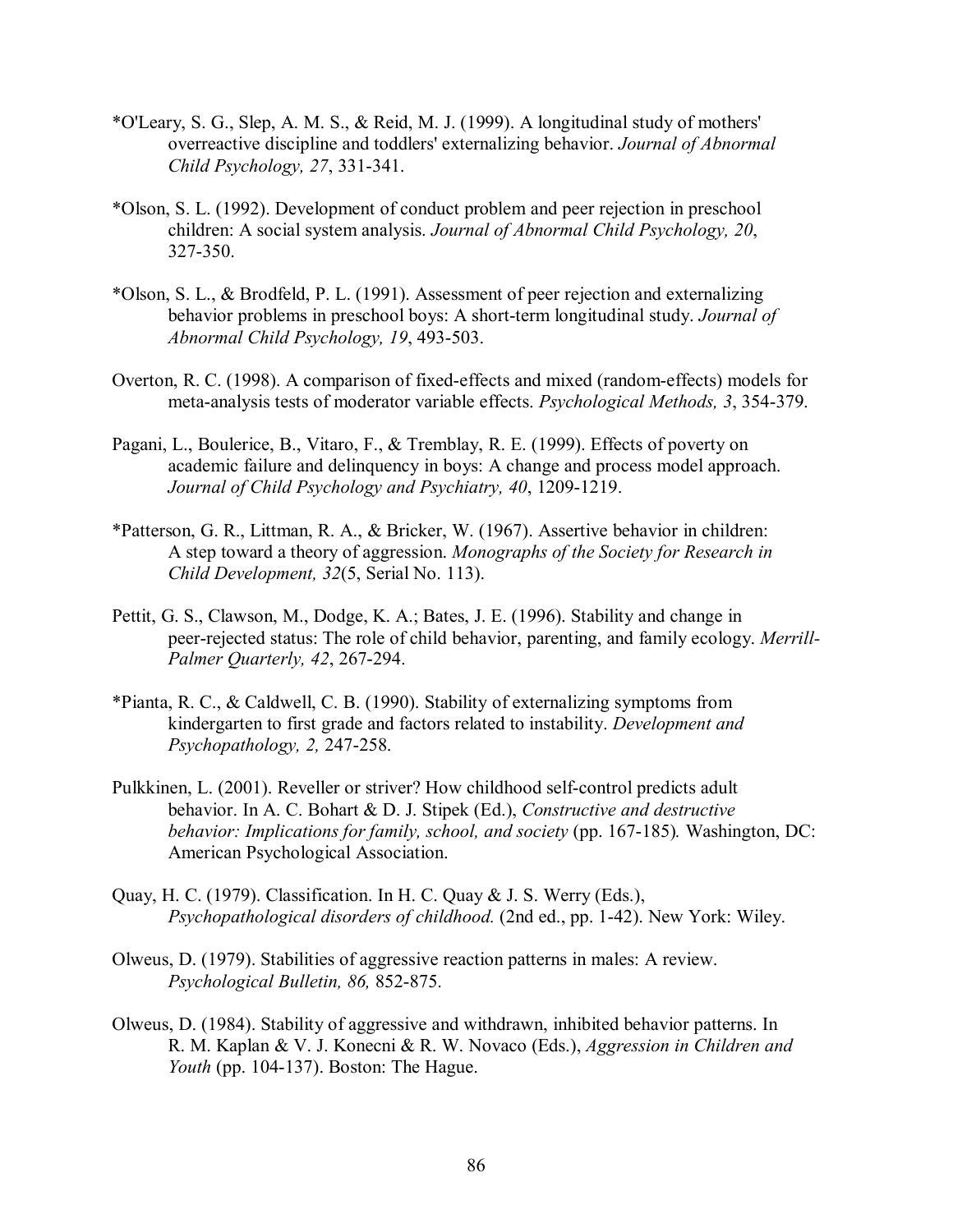*O'Leary, S. G., Slep, A. M. S., & Reid, M. J. (1999). A longitudinal study of mothers' overreactive discipline and toddlers' externalizing behavior. *Journal of Abnormal Child Psychology, 27*, 331-341.

*Olson, S. L. (1992). Development of conduct problem and peer rejection in preschool children: A social system analysis. *Journal of Abnormal Child Psychology, 20*, 327-350.

*Olson, S. L., & Brodfeld, P. L. (1991). Assessment of peer rejection and externalizing behavior problems in preschool boys: A short-term longitudinal study. *Journal of Abnormal Child Psychology, 19*, 493-503.

Overton, R. C. (1998). A comparison of fixed-effects and mixed (random-effects) models for meta-analysis tests of moderator variable effects. *Psychological Methods, 3*, 354-379.

Pagani, L., Boulerice, B., Vitaro, F., & Tremblay, R. E. (1999). Effects of poverty on academic failure and delinquency in boys: A change and process model approach. *Journal of Child Psychology and Psychiatry, 40*, 1209-1219.

*Patterson, G. R., Littman, R. A., & Bricker, W. (1967). Assertive behavior in children: A step toward a theory of aggression. *Monographs of the Society for Research in Child Development, 32*(5, Serial No. 113).

Pettit, G. S., Clawson, M., Dodge, K. A.; Bates, J. E. (1996). Stability and change in peer-rejected status: The role of child behavior, parenting, and family ecology. *Merrill-Palmer Quarterly, 42*, 267-294.

*Pianta, R. C., & Caldwell, C. B. (1990). Stability of externalizing symptoms from kindergarten to first grade and factors related to instability. *Development and Psychopathology, 2,* 247-258.

Pulkkinen, L. (2001). Reveller or striver? How childhood self-control predicts adult behavior. In A. C. Bohart & D. J. Stipek (Ed.), *Constructive and destructive behavior: Implications for family, school, and society* (pp. 167-185)*.* Washington, DC: American Psychological Association.

Quay, H. C. (1979). Classification. In H. C. Quay & J. S. Werry (Eds.), *Psychopathological disorders of childhood.* (2nd ed., pp. 1-42). New York: Wiley.

Olweus, D. (1979). Stabilities of aggressive reaction patterns in males: A review. *Psychological Bulletin, 86,* 852-875.

Olweus, D. (1984). Stability of aggressive and withdrawn, inhibited behavior patterns. In R. M. Kaplan & V. J. Konecni & R. W. Novaco (Eds.), *Aggression in Children and Youth* (pp. 104-137). Boston: The Hague.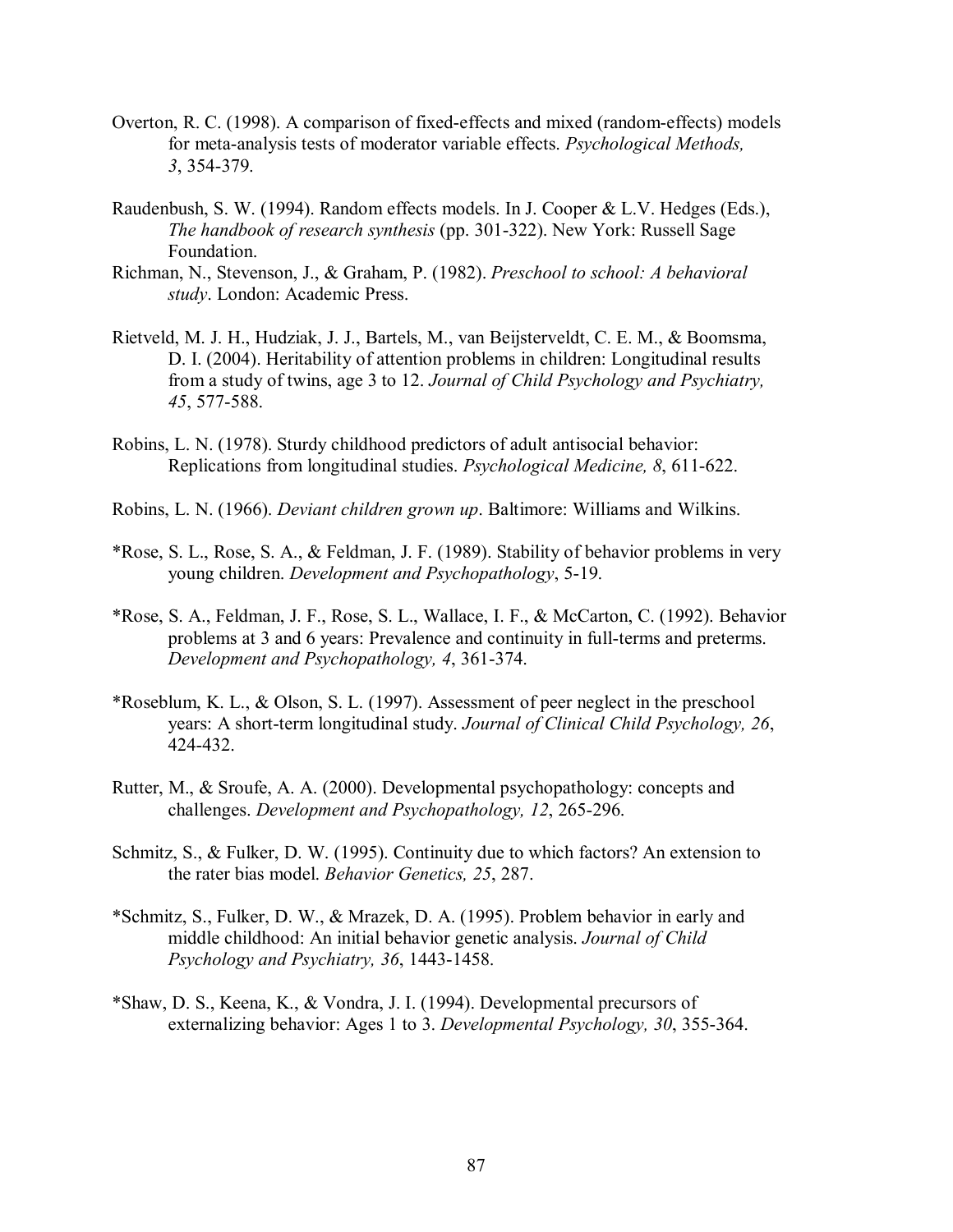Overton, R. C. (1998). A comparison of fixed-effects and mixed (random-effects) models for meta-analysis tests of moderator variable effects. *Psychological Methods, 3*, 354-379.

Raudenbush, S. W. (1994). Random effects models. In J. Cooper & L.V. Hedges (Eds.), *The handbook of research synthesis* (pp. 301-322). New York: Russell Sage Foundation.

Richman, N., Stevenson, J., & Graham, P. (1982). *Preschool to school: A behavioral study*. London: Academic Press.

Rietveld, M. J. H., Hudziak, J. J., Bartels, M., van Beijsterveldt, C. E. M., & Boomsma, D. I. (2004). Heritability of attention problems in children: Longitudinal results from a study of twins, age 3 to 12. *Journal of Child Psychology and Psychiatry, 45*, 577-588.

Robins, L. N. (1978). Sturdy childhood predictors of adult antisocial behavior: Replications from longitudinal studies. *Psychological Medicine, 8*, 611-622.

Robins, L. N. (1966). *Deviant children grown up*. Baltimore: Williams and Wilkins.

*Rose, S. L., Rose, S. A., & Feldman, J. F. (1989). Stability of behavior problems in very young children. *Development and Psychopathology*, 5-19.

*Rose, S. A., Feldman, J. F., Rose, S. L., Wallace, I. F., & McCarton, C. (1992). Behavior problems at 3 and 6 years: Prevalence and continuity in full-terms and preterms. *Development and Psychopathology, 4*, 361-374.

*Roseblum, K. L., & Olson, S. L. (1997). Assessment of peer neglect in the preschool years: A short-term longitudinal study. *Journal of Clinical Child Psychology, 26*, 424-432.

Rutter, M., & Sroufe, A. A. (2000). Developmental psychopathology: concepts and challenges. *Development and Psychopathology, 12*, 265-296.

Schmitz, S., & Fulker, D. W. (1995). Continuity due to which factors? An extension to the rater bias model. *Behavior Genetics, 25*, 287.

*Schmitz, S., Fulker, D. W., & Mrazek, D. A. (1995). Problem behavior in early and middle childhood: An initial behavior genetic analysis. *Journal of Child Psychology and Psychiatry, 36*, 1443-1458.

*Shaw, D. S., Keena, K., & Vondra, J. I. (1994). Developmental precursors of externalizing behavior: Ages 1 to 3. *Developmental Psychology, 30*, 355-364.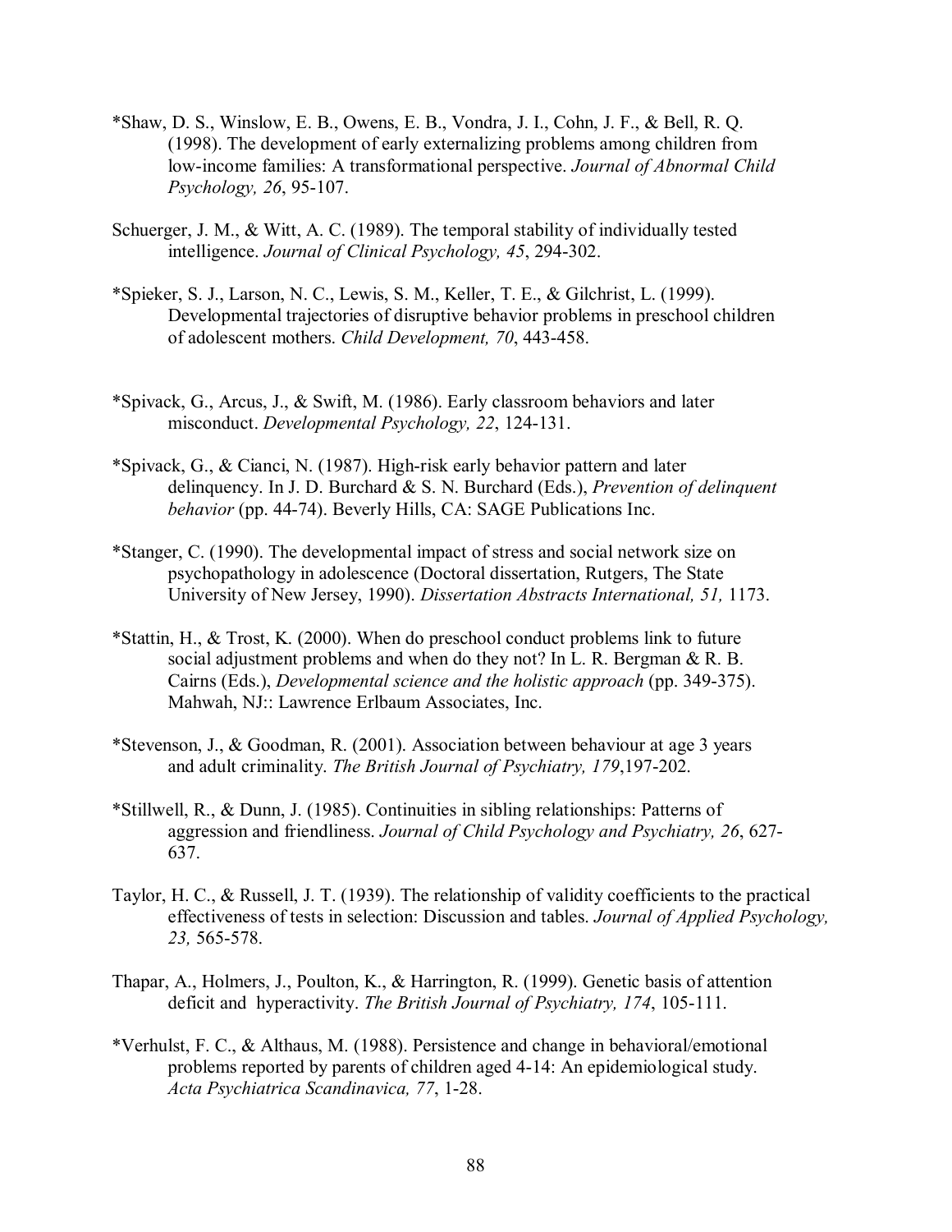*Shaw, D. S., Winslow, E. B., Owens, E. B., Vondra, J. I., Cohn, J. F., & Bell, R. Q. (1998). The development of early externalizing problems among children from low-income families: A transformational perspective. *Journal of Abnormal Child Psychology, 26*, 95-107.

Schuerger, J. M., & Witt, A. C. (1989). The temporal stability of individually tested intelligence. *Journal of Clinical Psychology, 45*, 294-302.

*Spieker, S. J., Larson, N. C., Lewis, S. M., Keller, T. E., & Gilchrist, L. (1999). Developmental trajectories of disruptive behavior problems in preschool children of adolescent mothers. *Child Development, 70*, 443-458.

*Spivack, G., Arcus, J., & Swift, M. (1986). Early classroom behaviors and later misconduct. *Developmental Psychology, 22*, 124-131.

*Spivack, G., & Cianci, N. (1987). High-risk early behavior pattern and later delinquency. In J. D. Burchard & S. N. Burchard (Eds.), *Prevention of delinquent behavior* (pp. 44-74). Beverly Hills, CA: SAGE Publications Inc.

*Stanger, C. (1990). The developmental impact of stress and social network size on psychopathology in adolescence (Doctoral dissertation, Rutgers, The State University of New Jersey, 1990). *Dissertation Abstracts International, 51,* 1173.

*Stattin, H., & Trost, K. (2000). When do preschool conduct problems link to future social adjustment problems and when do they not? In L. R. Bergman & R. B. Cairns (Eds.), *Developmental science and the holistic approach* (pp. 349-375). Mahwah, NJ:: Lawrence Erlbaum Associates, Inc.

*Stevenson, J., & Goodman, R. (2001). Association between behaviour at age 3 years and adult criminality. *The British Journal of Psychiatry, 179*,197-202.

*Stillwell, R., & Dunn, J. (1985). Continuities in sibling relationships: Patterns of aggression and friendliness. *Journal of Child Psychology and Psychiatry, 26*, 627-637.

Taylor, H. C., & Russell, J. T. (1939). The relationship of validity coefficients to the practical effectiveness of tests in selection: Discussion and tables. *Journal of Applied Psychology, 23,* 565-578.

Thapar, A., Holmers, J., Poulton, K., & Harrington, R. (1999). Genetic basis of attention deficit and hyperactivity. *The British Journal of Psychiatry, 174*, 105-111.

*Verhulst, F. C., & Althaus, M. (1988). Persistence and change in behavioral/emotional problems reported by parents of children aged 4-14: An epidemiological study. *Acta Psychiatrica Scandinavica, 77*, 1-28.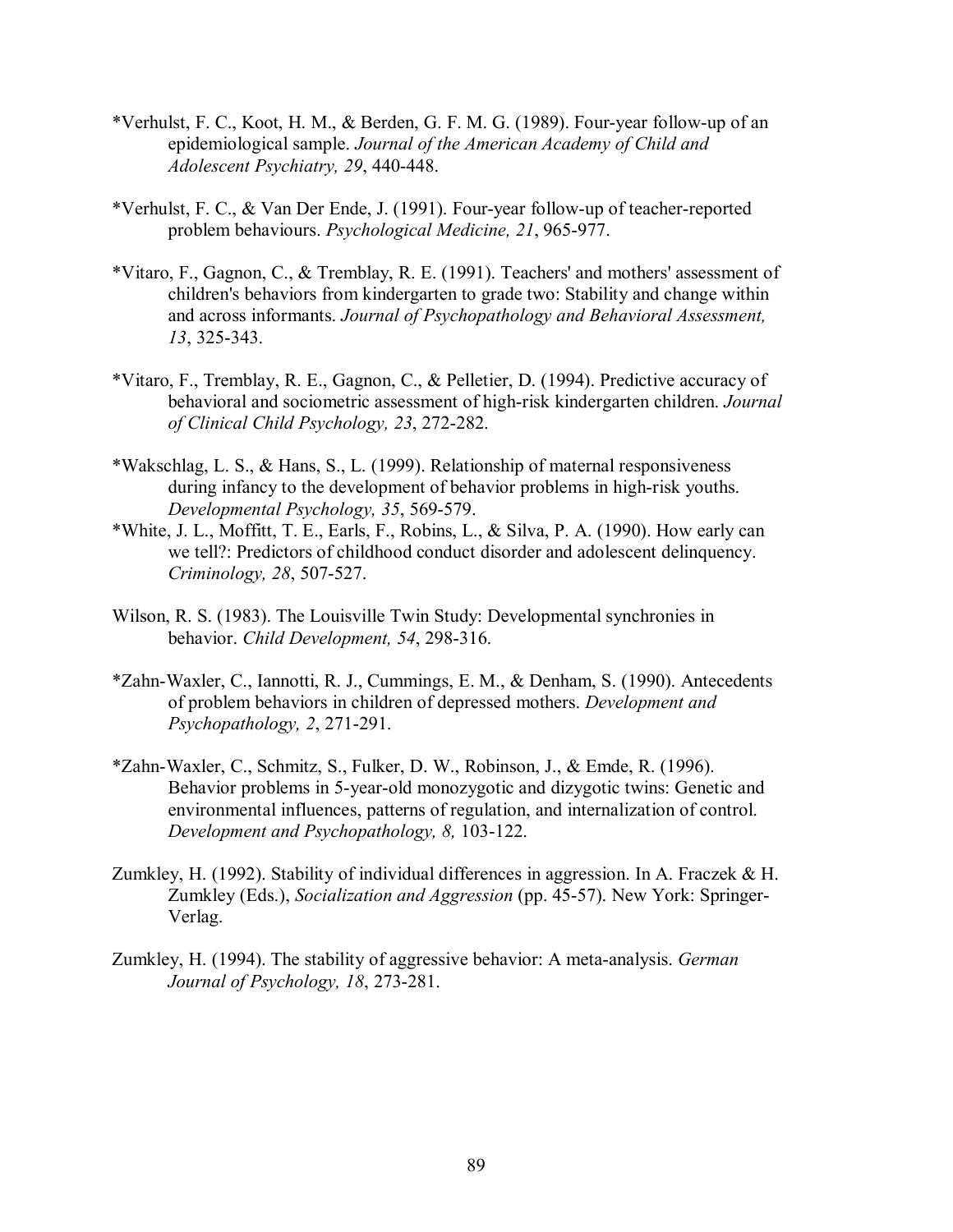*Verhulst, F. C., Koot, H. M., & Berden, G. F. M. G. (1989). Four-year follow-up of an epidemiological sample. *Journal of the American Academy of Child and Adolescent Psychiatry, 29*, 440-448.

*Verhulst, F. C., & Van Der Ende, J. (1991). Four-year follow-up of teacher-reported problem behaviours. *Psychological Medicine, 21*, 965-977.

*Vitaro, F., Gagnon, C., & Tremblay, R. E. (1991). Teachers' and mothers' assessment of children's behaviors from kindergarten to grade two: Stability and change within and across informants. *Journal of Psychopathology and Behavioral Assessment, 13*, 325-343.

*Vitaro, F., Tremblay, R. E., Gagnon, C., & Pelletier, D. (1994). Predictive accuracy of behavioral and sociometric assessment of high-risk kindergarten children. *Journal of Clinical Child Psychology, 23*, 272-282.

*Wakschlag, L. S., & Hans, S., L. (1999). Relationship of maternal responsiveness during infancy to the development of behavior problems in high-risk youths. *Developmental Psychology, 35*, 569-579.

*White, J. L., Moffitt, T. E., Earls, F., Robins, L., & Silva, P. A. (1990). How early can we tell?: Predictors of childhood conduct disorder and adolescent delinquency. *Criminology, 28*, 507-527.

Wilson, R. S. (1983). The Louisville Twin Study: Developmental synchronies in behavior. *Child Development, 54*, 298-316.

*Zahn-Waxler, C., Iannotti, R. J., Cummings, E. M., & Denham, S. (1990). Antecedents of problem behaviors in children of depressed mothers. *Development and Psychopathology, 2*, 271-291.

*Zahn-Waxler, C., Schmitz, S., Fulker, D. W., Robinson, J., & Emde, R. (1996). Behavior problems in 5-year-old monozygotic and dizygotic twins: Genetic and environmental influences, patterns of regulation, and internalization of control. *Development and Psychopathology, 8,* 103-122.

Zumkley, H. (1992). Stability of individual differences in aggression. In A. Fraczek & H. Zumkley (Eds.), *Socialization and Aggression* (pp. 45-57). New York: Springer-Verlag.

Zumkley, H. (1994). The stability of aggressive behavior: A meta-analysis. *German Journal of Psychology, 18*, 273-281.